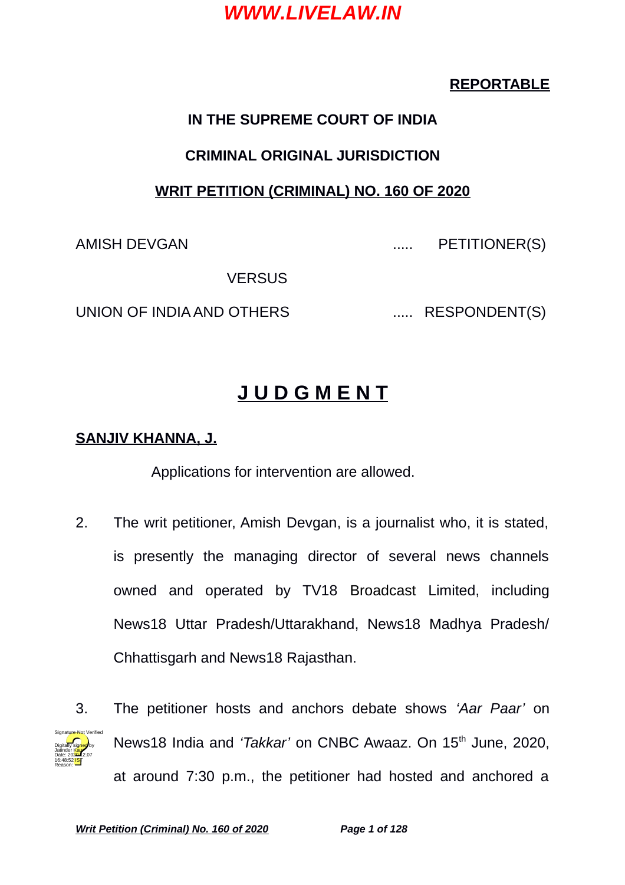**REPORTABLE**

**IN THE SUPREME COURT OF INDIA**

**CRIMINAL ORIGINAL JURISDICTION**

**WRIT PETITION (CRIMINAL) NO. 160 OF 2020**

AMISH DEVGAN ..... PETITIONER(S)

VERSUS

UNION OF INDIA AND OTHERS ..... RESPONDENT(S)

# J U D G M E N T

**SANJIV KHANNA, J.**

Applications for intervention are allowed.

2. The writ petitioner, Amish Devgan, is a journalist who, it is stated, is presently the managing director of several news channels owned and operated by TV18 Broadcast Limited, including News18 Uttar Pradesh/Uttarakhand, News18 Madhya Pradesh/ Chhattisgarh and News18 Rajasthan.

3. The petitioner hosts and anchors debate shows *'Aar Paar'* on News18 India and *'Takkar'* on CNBC Awaaz. On 15th June, 2020, at around 7:30 p.m., the petitioner had hosted and anchored a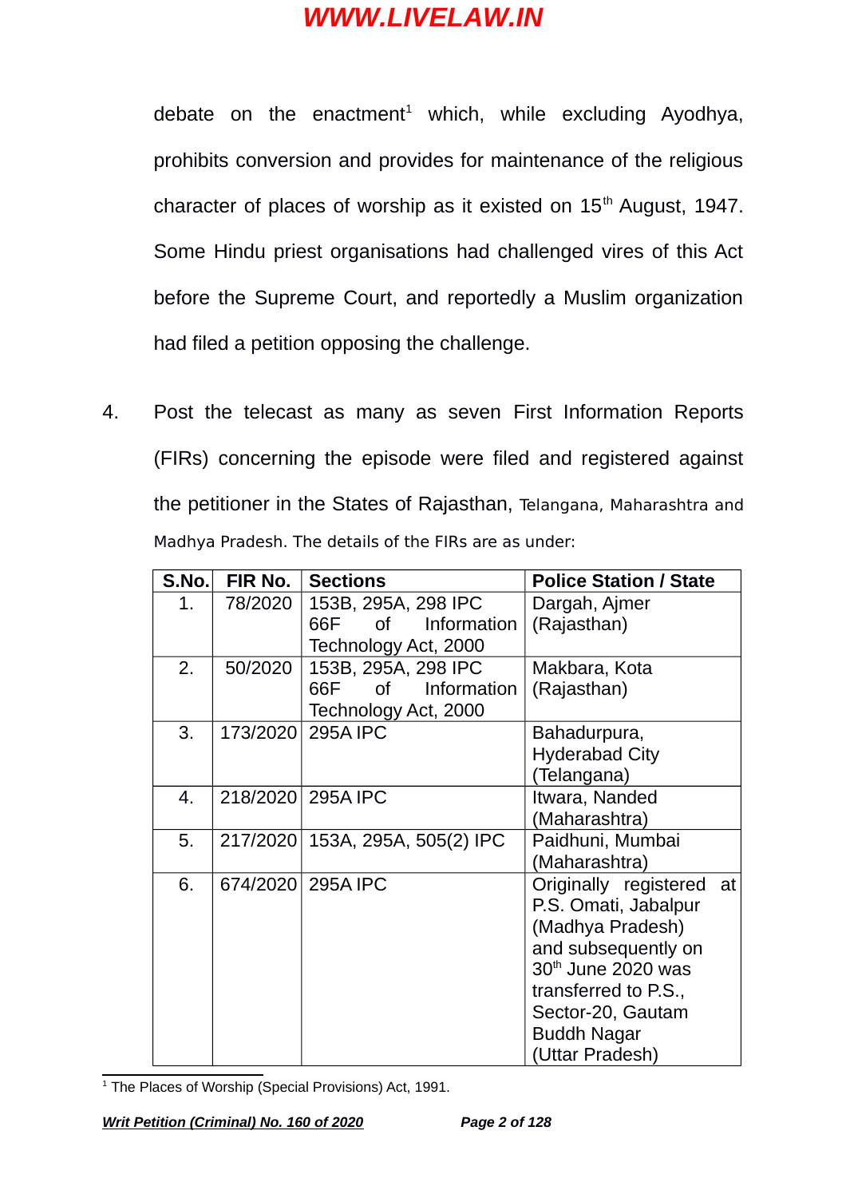debate on the enactment[1] which, while excluding Ayodhya, prohibits conversion and provides for maintenance of the religious character of places of worship as it existed on 15th August, 1947. Some Hindu priest organisations had challenged vires of this Act before the Supreme Court, and reportedly a Muslim organization had filed a petition opposing the challenge.

4. Post the telecast as many as seven First Information Reports (FIRs) concerning the episode were filed and registered against the petitioner in the States of Rajasthan, Telangana, Maharashtra and Madhya Pradesh. The details of the FIRs are as under:

| S.No. | FIR No. | Sections | Police Station / State |
|---|---|---|---|
| 1. | 78/2020 | 153B, 295A, 298 IPC 66F of Information Technology Act, 2000 | Dargah, Ajmer (Rajasthan) |
| 2. | 50/2020 | 153B, 295A, 298 IPC 66F of Information Technology Act, 2000 | Makbara, Kota (Rajasthan) |
| 3. | 173/2020 | 295A IPC | Bahadurpura, Hyderabad City (Telangana) |
| 4. | 218/2020 | 295A IPC | Itwara, Nanded (Maharashtra) |
| 5. | 217/2020 | 153A, 295A, 505(2) IPC | Paidhuni, Mumbai (Maharashtra) |
| 6. | 674/2020 | 295A IPC | Originally registered at P.S. Omati, Jabalpur (Madhya Pradesh) and subsequently on 30th June 2020 was transferred to P.S., Sector-20, Gautam Buddh Nagar (Uttar Pradesh) |

[1] The Places of Worship (Special Provisions) Act, 1991.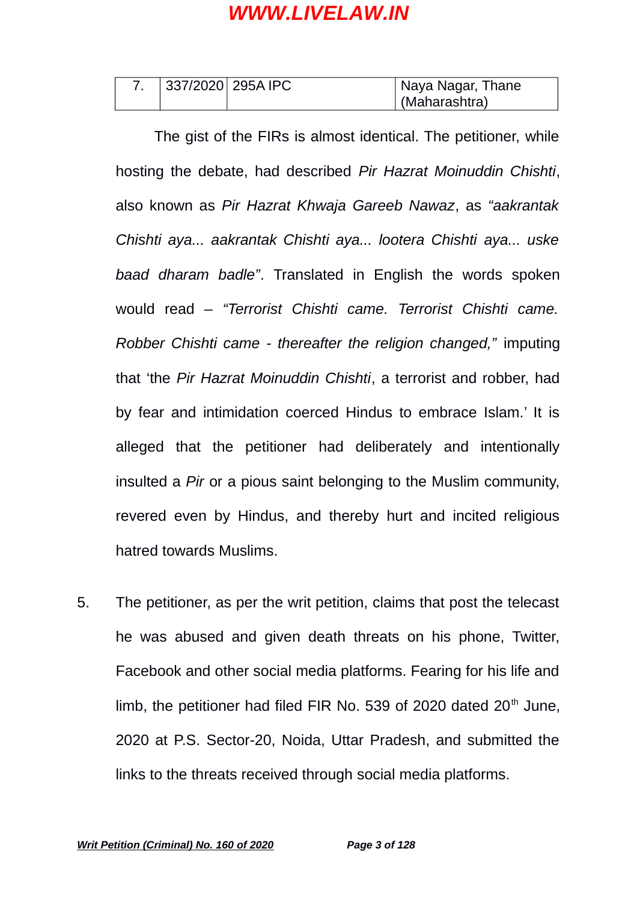| 7. | 337/2020 | 295A IPC | Naya Nagar, Thane (Maharashtra) |
|---|---|---|---|

The gist of the FIRs is almost identical. The petitioner, while hosting the debate, had described *Pir Hazrat Moinuddin Chishti*, also known as *Pir Hazrat Khwaja Gareeb Nawaz*, as *"aakrantak Chishti aya... aakrantak Chishti aya... lootera Chishti aya... uske baad dharam badle"*. Translated in English the words spoken would read – *"Terrorist Chishti came. Terrorist Chishti came. Robber Chishti came - thereafter the religion changed,"* imputing that 'the *Pir Hazrat Moinuddin Chishti*, a terrorist and robber, had by fear and intimidation coerced Hindus to embrace Islam.' It is alleged that the petitioner had deliberately and intentionally insulted a *Pir* or a pious saint belonging to the Muslim community, revered even by Hindus, and thereby hurt and incited religious hatred towards Muslims.

5. The petitioner, as per the writ petition, claims that post the telecast he was abused and given death threats on his phone, Twitter, Facebook and other social media platforms. Fearing for his life and limb, the petitioner had filed FIR No. 539 of 2020 dated 20th June, 2020 at P.S. Sector-20, Noida, Uttar Pradesh, and submitted the links to the threats received through social media platforms.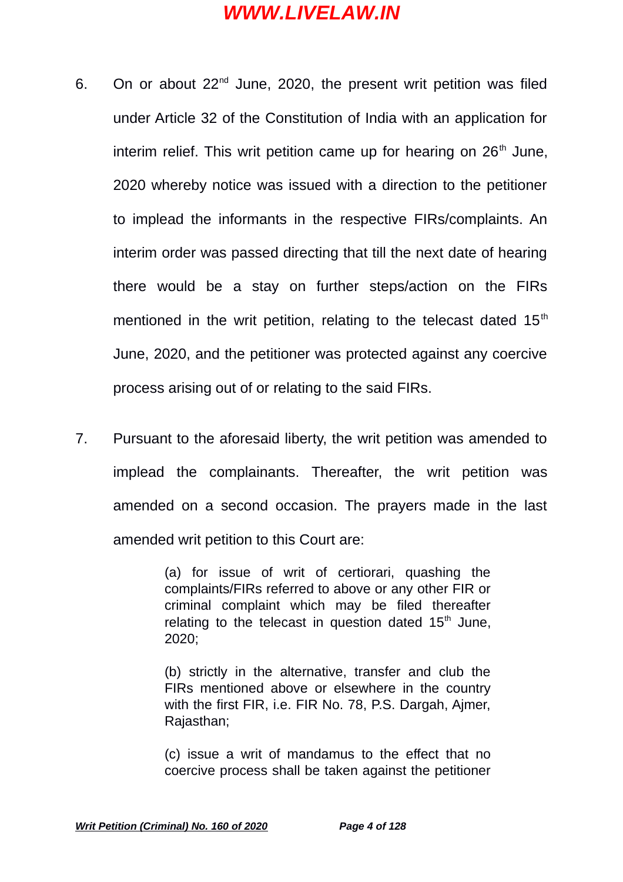6. On or about 22nd June, 2020, the present writ petition was filed under Article 32 of the Constitution of India with an application for interim relief. This writ petition came up for hearing on 26th June, 2020 whereby notice was issued with a direction to the petitioner to implead the informants in the respective FIRs/complaints. An interim order was passed directing that till the next date of hearing there would be a stay on further steps/action on the FIRs mentioned in the writ petition, relating to the telecast dated 15th June, 2020, and the petitioner was protected against any coercive process arising out of or relating to the said FIRs.

7. Pursuant to the aforesaid liberty, the writ petition was amended to implead the complainants. Thereafter, the writ petition was amended on a second occasion. The prayers made in the last amended writ petition to this Court are:

> (a) for issue of writ of certiorari, quashing the complaints/FIRs referred to above or any other FIR or criminal complaint which may be filed thereafter relating to the telecast in question dated 15th June, 2020;
>
> (b) strictly in the alternative, transfer and club the FIRs mentioned above or elsewhere in the country with the first FIR, i.e. FIR No. 78, P.S. Dargah, Ajmer, Rajasthan;
>
> (c) issue a writ of mandamus to the effect that no coercive process shall be taken against the petitioner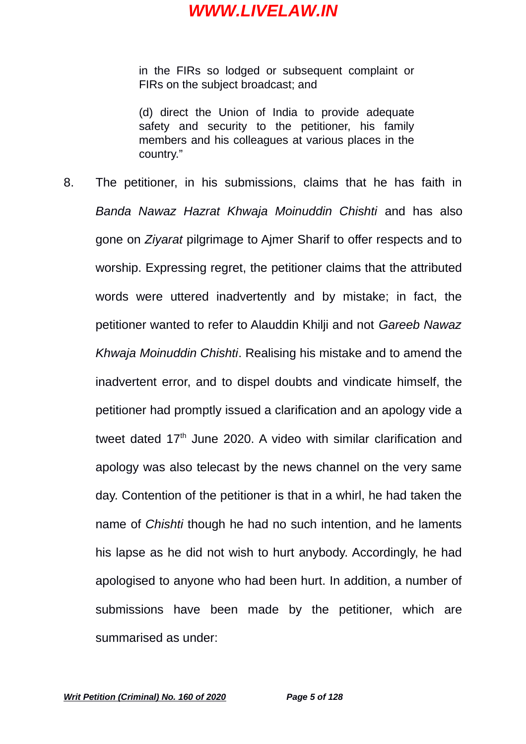in the FIRs so lodged or subsequent complaint or FIRs on the subject broadcast; and

(d) direct the Union of India to provide adequate safety and security to the petitioner, his family members and his colleagues at various places in the country."

8. The petitioner, in his submissions, claims that he has faith in *Banda Nawaz Hazrat Khwaja Moinuddin Chishti* and has also gone on *Ziyarat* pilgrimage to Ajmer Sharif to offer respects and to worship. Expressing regret, the petitioner claims that the attributed words were uttered inadvertently and by mistake; in fact, the petitioner wanted to refer to Alauddin Khilji and not *Gareeb Nawaz Khwaja Moinuddin Chishti*. Realising his mistake and to amend the inadvertent error, and to dispel doubts and vindicate himself, the petitioner had promptly issued a clarification and an apology vide a tweet dated 17th June 2020. A video with similar clarification and apology was also telecast by the news channel on the very same day. Contention of the petitioner is that in a whirl, he had taken the name of *Chishti* though he had no such intention, and he laments his lapse as he did not wish to hurt anybody. Accordingly, he had apologised to anyone who had been hurt. In addition, a number of submissions have been made by the petitioner, which are summarised as under: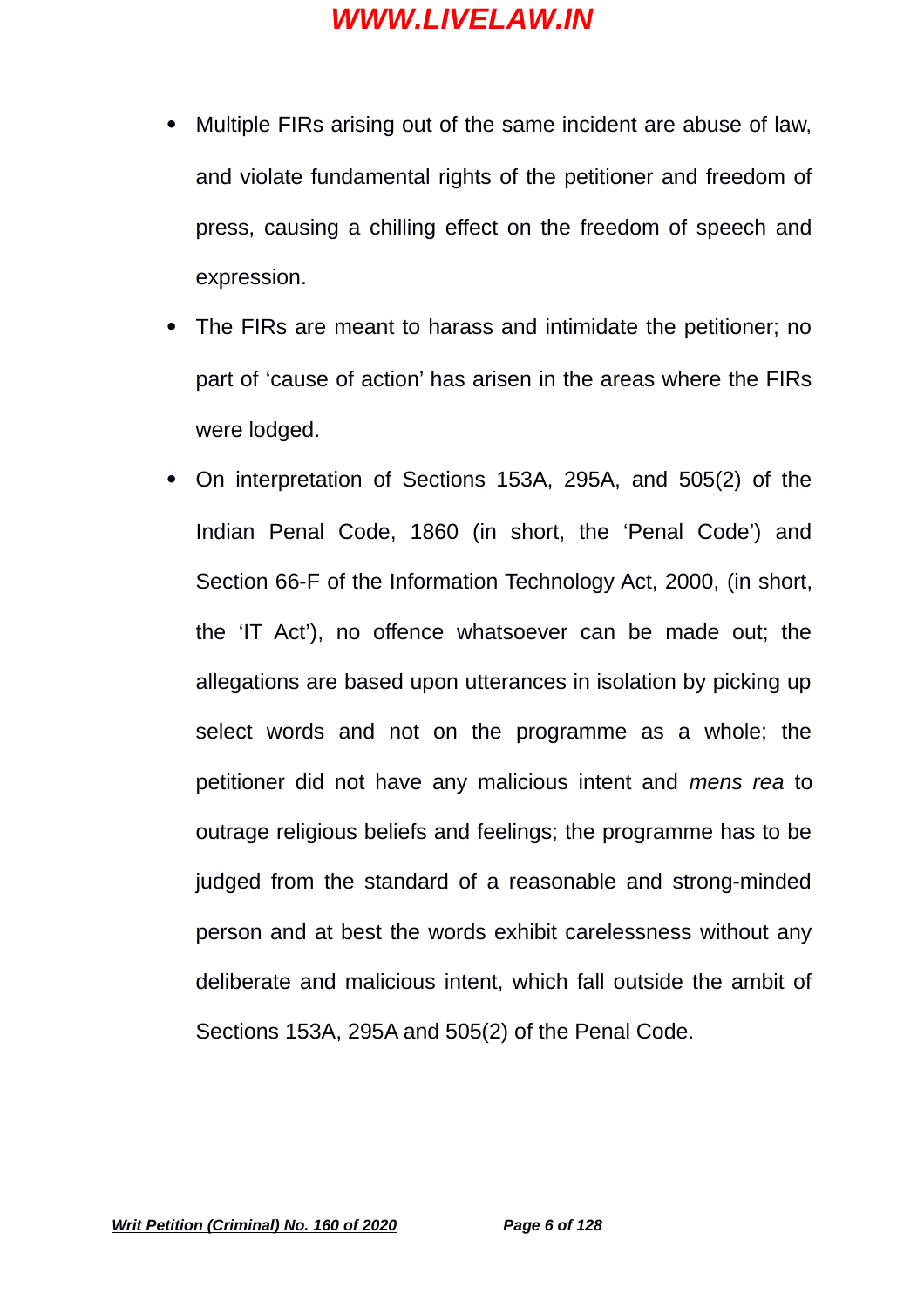- Multiple FIRs arising out of the same incident are abuse of law, and violate fundamental rights of the petitioner and freedom of press, causing a chilling effect on the freedom of speech and expression.
- The FIRs are meant to harass and intimidate the petitioner; no part of 'cause of action' has arisen in the areas where the FIRs were lodged.
- On interpretation of Sections 153A, 295A, and 505(2) of the Indian Penal Code, 1860 (in short, the 'Penal Code') and Section 66-F of the Information Technology Act, 2000, (in short, the 'IT Act'), no offence whatsoever can be made out; the allegations are based upon utterances in isolation by picking up select words and not on the programme as a whole; the petitioner did not have any malicious intent and *mens rea* to outrage religious beliefs and feelings; the programme has to be judged from the standard of a reasonable and strong-minded person and at best the words exhibit carelessness without any deliberate and malicious intent, which fall outside the ambit of Sections 153A, 295A and 505(2) of the Penal Code.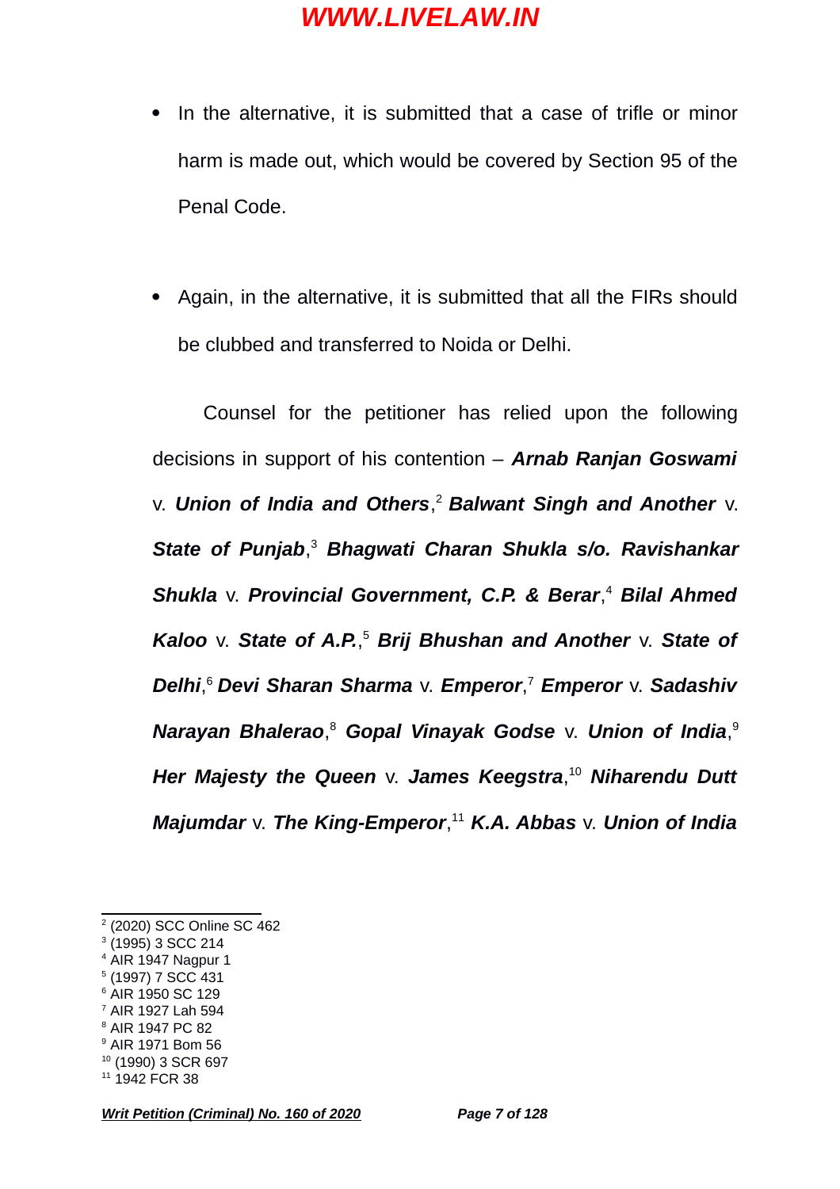- In the alternative, it is submitted that a case of trifle or minor harm is made out, which would be covered by Section 95 of the Penal Code.

- Again, in the alternative, it is submitted that all the FIRs should be clubbed and transferred to Noida or Delhi.

Counsel for the petitioner has relied upon the following decisions in support of his contention – ***Arnab Ranjan Goswami*** v. ***Union of India and Others***,[2] ***Balwant Singh and Another*** v. ***State of Punjab***,[3] ***Bhagwati Charan Shukla s/o. Ravishankar Shukla*** v. ***Provincial Government, C.P. & Berar***,[4] ***Bilal Ahmed Kaloo*** v. ***State of A.P.***,[5] ***Brij Bhushan and Another*** v. ***State of Delhi***,[6] ***Devi Sharan Sharma*** v. ***Emperor***,[7] ***Emperor*** v. ***Sadashiv Narayan Bhalerao***,[8] ***Gopal Vinayak Godse*** v. ***Union of India***,[9] ***Her Majesty the Queen*** v. ***James Keegstra***,[10] ***Niharendu Dutt Majumdar*** v. ***The King-Emperor***,[11] ***K.A. Abbas*** v. ***Union of India***

---

[2] (2020) SCC Online SC 462
[3] (1995) 3 SCC 214
[4] AIR 1947 Nagpur 1
[5] (1997) 7 SCC 431
[6] AIR 1950 SC 129
[7] AIR 1927 Lah 594
[8] AIR 1947 PC 82
[9] AIR 1971 Bom 56
[10] (1990) 3 SCR 697
[11] 1942 FCR 38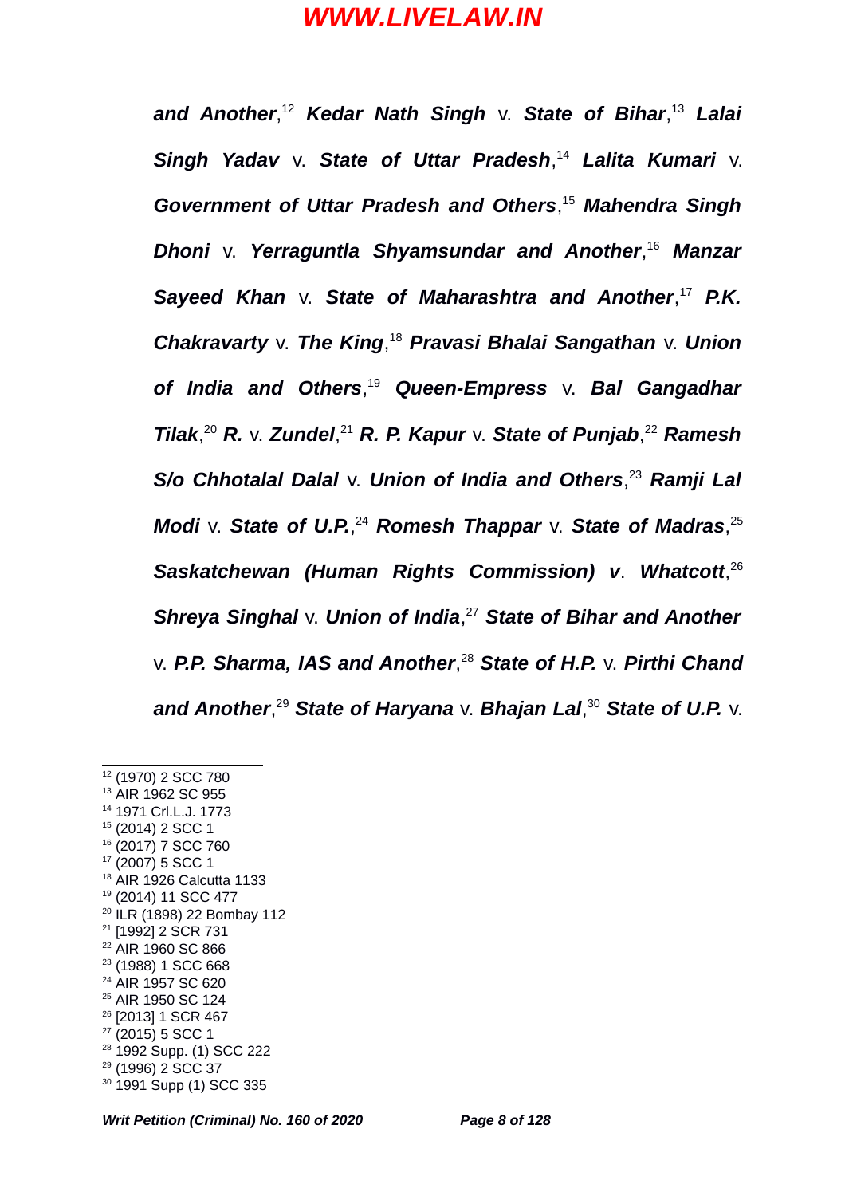***and Another***,[12] ***Kedar Nath Singh*** v. ***State of Bihar***,[13] ***Lalai Singh Yadav*** v. ***State of Uttar Pradesh***,[14] ***Lalita Kumari*** v. ***Government of Uttar Pradesh and Others***,[15] ***Mahendra Singh Dhoni*** v. ***Yerraguntla Shyamsundar and Another***,[16] ***Manzar Sayeed Khan*** v. ***State of Maharashtra and Another***,[17] ***P.K. Chakravarty*** v. ***The King***,[18] ***Pravasi Bhalai Sangathan*** v. ***Union of India and Others***,[19] ***Queen-Empress*** v. ***Bal Gangadhar Tilak***,[20] ***R.*** v. ***Zundel***,[21] ***R. P. Kapur*** v. ***State of Punjab***,[22] ***Ramesh S/o Chhotalal Dalal*** v. ***Union of India and Others***,[23] ***Ramji Lal Modi*** v. ***State of U.P.***,[24] ***Romesh Thappar*** v. ***State of Madras***,[25] ***Saskatchewan (Human Rights Commission) v. Whatcott***,[26] ***Shreya Singhal*** v. ***Union of India***,[27] ***State of Bihar and Another*** v. ***P.P. Sharma, IAS and Another***,[28] ***State of H.P.*** v. ***Pirthi Chand and Another***,[29] ***State of Haryana*** v. ***Bhajan Lal***,[30] ***State of U.P.*** v.

---

[12] (1970) 2 SCC 780
[13] AIR 1962 SC 955
[14] 1971 Crl.L.J. 1773
[15] (2014) 2 SCC 1
[16] (2017) 7 SCC 760
[17] (2007) 5 SCC 1
[18] AIR 1926 Calcutta 1133
[19] (2014) 11 SCC 477
[20] ILR (1898) 22 Bombay 112
[21] [1992] 2 SCR 731
[22] AIR 1960 SC 866
[23] (1988) 1 SCC 668
[24] AIR 1957 SC 620
[25] AIR 1950 SC 124
[26] [2013] 1 SCR 467
[27] (2015) 5 SCC 1
[28] 1992 Supp. (1) SCC 222
[29] (1996) 2 SCC 37
[30] 1991 Supp (1) SCC 335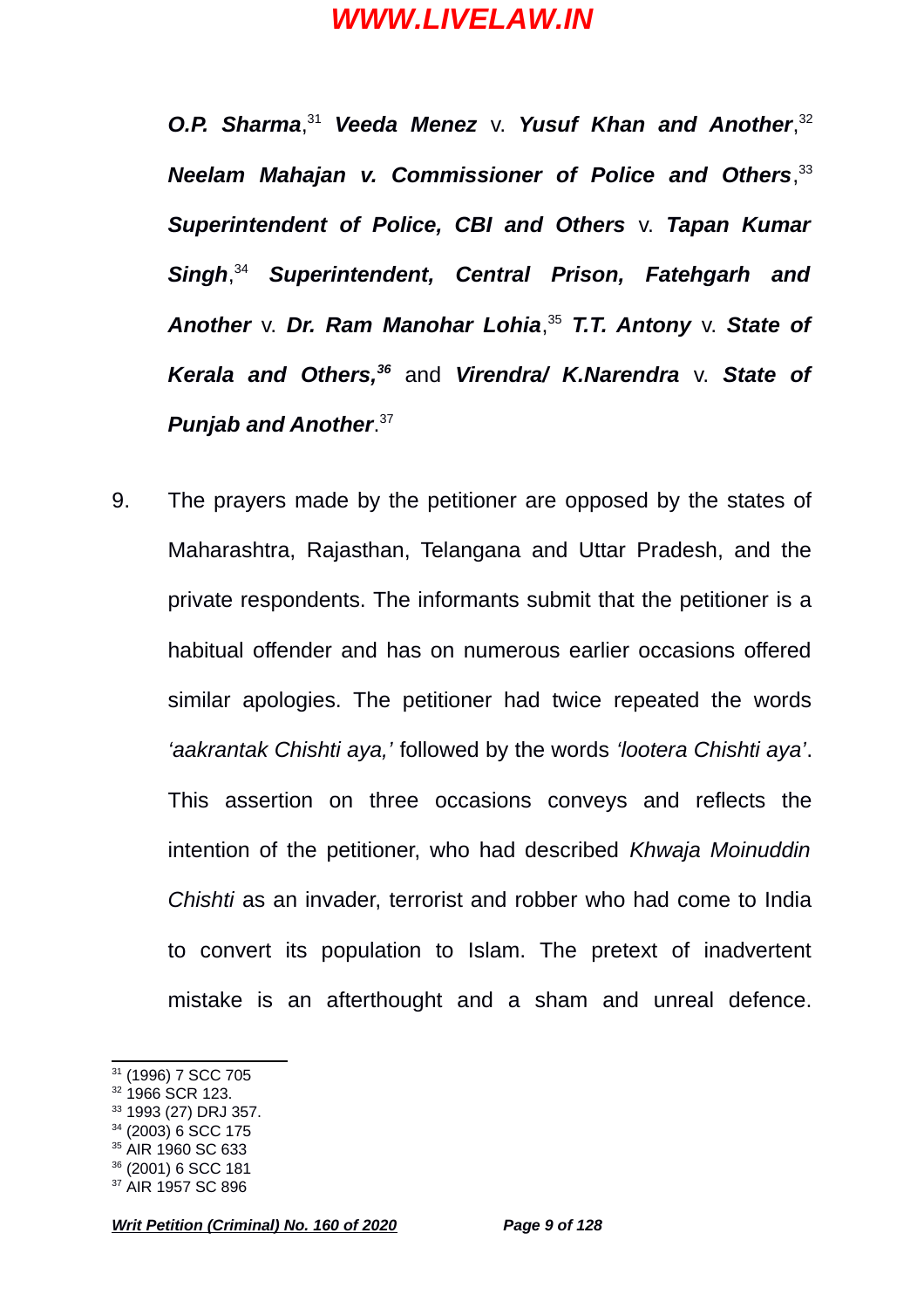***O.P. Sharma***,[31] ***Veeda Menez*** v. ***Yusuf Khan and Another***,[32] ***Neelam Mahajan v. Commissioner of Police and Others***,[33] ***Superintendent of Police, CBI and Others*** v. ***Tapan Kumar Singh***,[34] ***Superintendent, Central Prison, Fatehgarh and Another*** v. ***Dr. Ram Manohar Lohia***,[35] ***T.T. Antony*** v. ***State of Kerala and Others,***[36] and ***Virendra/ K.Narendra*** v. ***State of Punjab and Another***.[37]

9. The prayers made by the petitioner are opposed by the states of Maharashtra, Rajasthan, Telangana and Uttar Pradesh, and the private respondents. The informants submit that the petitioner is a habitual offender and has on numerous earlier occasions offered similar apologies. The petitioner had twice repeated the words *'aakrantak Chishti aya,'* followed by the words *'lootera Chishti aya'*. This assertion on three occasions conveys and reflects the intention of the petitioner, who had described *Khwaja Moinuddin Chishti* as an invader, terrorist and robber who had come to India to convert its population to Islam. The pretext of inadvertent mistake is an afterthought and a sham and unreal defence.

---

[31] (1996) 7 SCC 705
[32] 1966 SCR 123.
[33] 1993 (27) DRJ 357.
[34] (2003) 6 SCC 175
[35] AIR 1960 SC 633
[36] (2001) 6 SCC 181
[37] AIR 1957 SC 896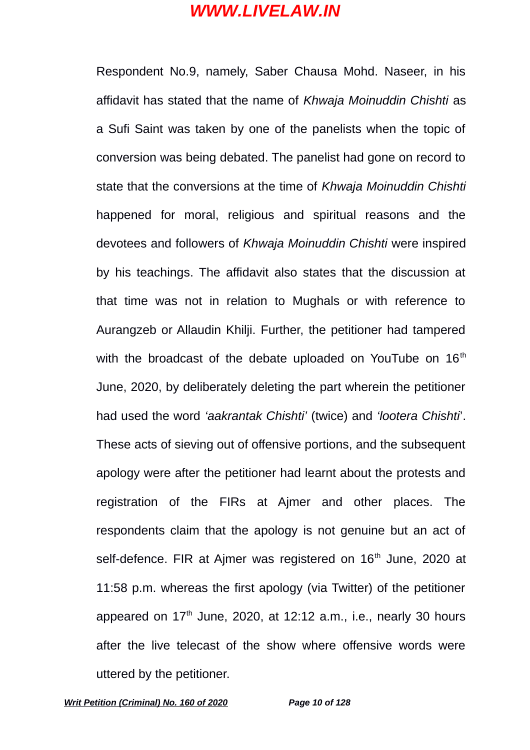Respondent No.9, namely, Saber Chausa Mohd. Naseer, in his affidavit has stated that the name of *Khwaja Moinuddin Chishti* as a Sufi Saint was taken by one of the panelists when the topic of conversion was being debated. The panelist had gone on record to state that the conversions at the time of *Khwaja Moinuddin Chishti* happened for moral, religious and spiritual reasons and the devotees and followers of *Khwaja Moinuddin Chishti* were inspired by his teachings. The affidavit also states that the discussion at that time was not in relation to Mughals or with reference to Aurangzeb or Allaudin Khilji. Further, the petitioner had tampered with the broadcast of the debate uploaded on YouTube on 16th June, 2020, by deliberately deleting the part wherein the petitioner had used the word *'aakrantak Chishti'* (twice) and *'lootera Chishti*'. These acts of sieving out of offensive portions, and the subsequent apology were after the petitioner had learnt about the protests and registration of the FIRs at Ajmer and other places. The respondents claim that the apology is not genuine but an act of self-defence. FIR at Ajmer was registered on 16th June, 2020 at 11:58 p.m. whereas the first apology (via Twitter) of the petitioner appeared on 17th June, 2020, at 12:12 a.m., i.e., nearly 30 hours after the live telecast of the show where offensive words were uttered by the petitioner.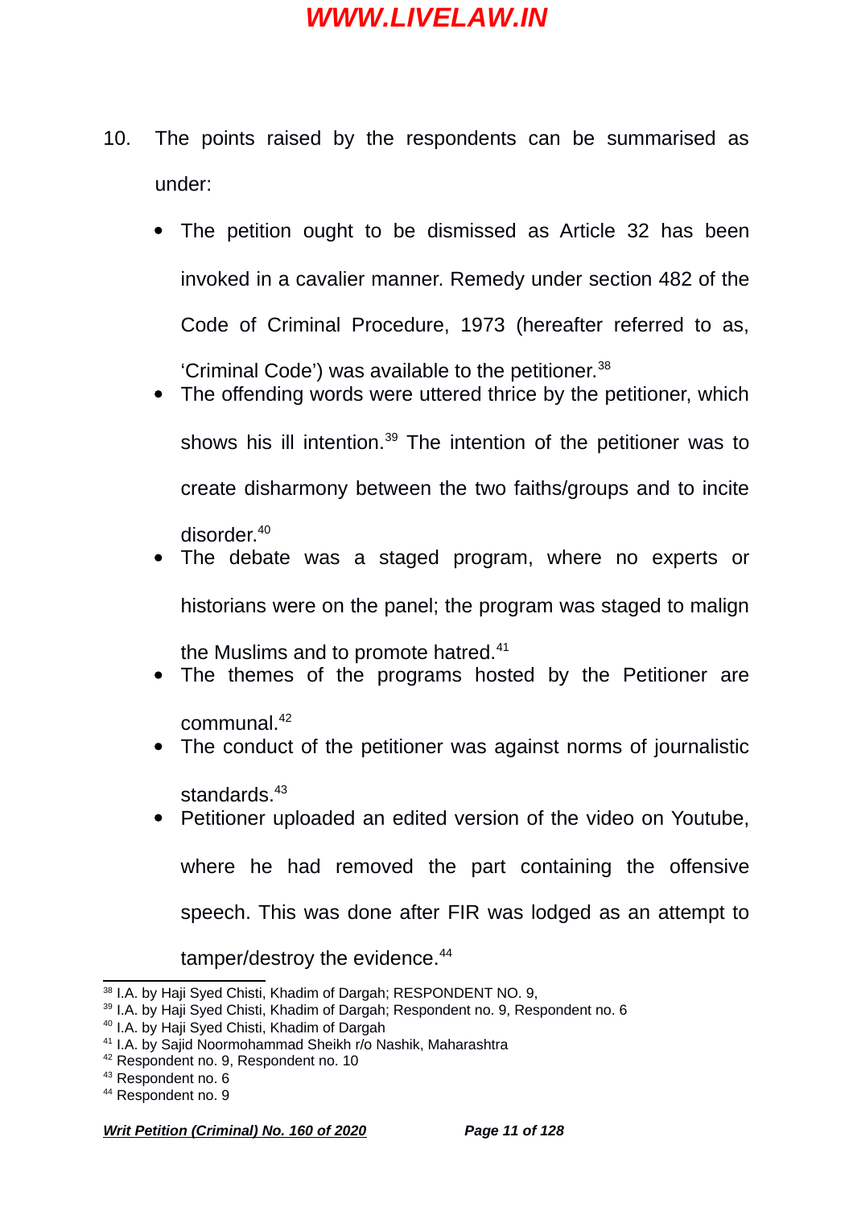10. The points raised by the respondents can be summarised as under:

- The petition ought to be dismissed as Article 32 has been invoked in a cavalier manner. Remedy under section 482 of the Code of Criminal Procedure, 1973 (hereafter referred to as, 'Criminal Code') was available to the petitioner.[38]
- The offending words were uttered thrice by the petitioner, which shows his ill intention.[39] The intention of the petitioner was to create disharmony between the two faiths/groups and to incite disorder.[40]
- The debate was a staged program, where no experts or historians were on the panel; the program was staged to malign the Muslims and to promote hatred.[41]
- The themes of the programs hosted by the Petitioner are communal.[42]
- The conduct of the petitioner was against norms of journalistic standards.[43]
- Petitioner uploaded an edited version of the video on Youtube, where he had removed the part containing the offensive speech. This was done after FIR was lodged as an attempt to tamper/destroy the evidence.[44]

---

[38] I.A. by Haji Syed Chisti, Khadim of Dargah; RESPONDENT NO. 9,

[39] I.A. by Haji Syed Chisti, Khadim of Dargah; Respondent no. 9, Respondent no. 6

[40] I.A. by Haji Syed Chisti, Khadim of Dargah

[41] I.A. by Sajid Noormohammad Sheikh r/o Nashik, Maharashtra

[42] Respondent no. 9, Respondent no. 10

[43] Respondent no. 6

[44] Respondent no. 9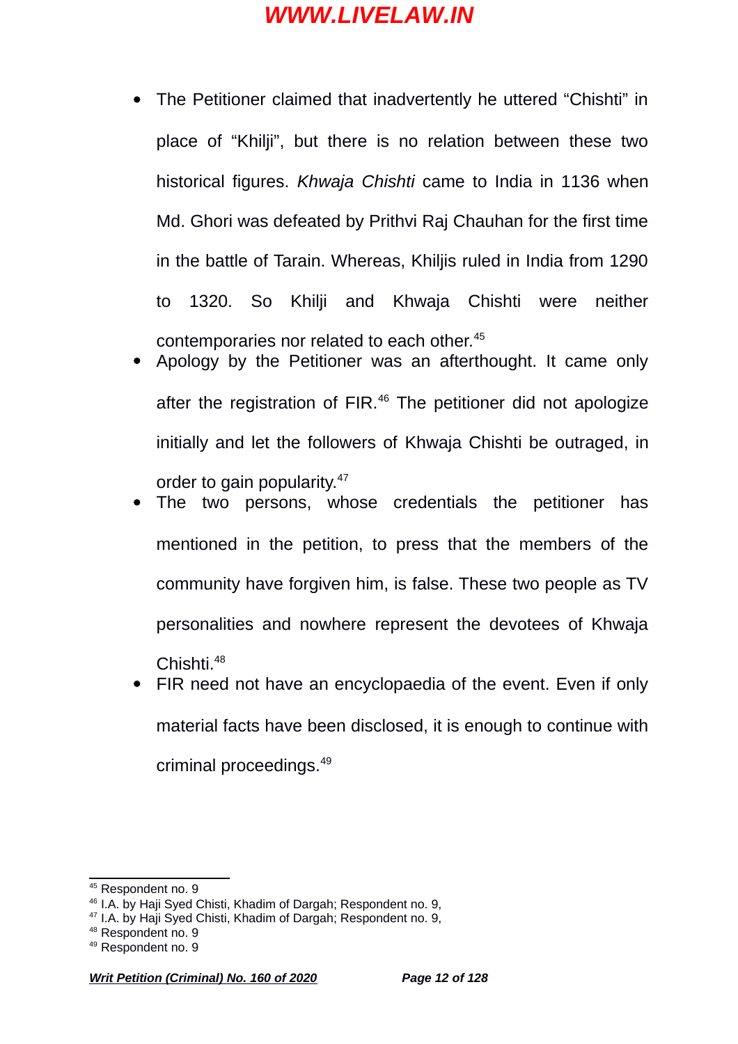- The Petitioner claimed that inadvertently he uttered "Chishti" in place of "Khilji", but there is no relation between these two historical figures. *Khwaja Chishti* came to India in 1136 when Md. Ghori was defeated by Prithvi Raj Chauhan for the first time in the battle of Tarain. Whereas, Khiljis ruled in India from 1290 to 1320. So Khilji and Khwaja Chishti were neither contemporaries nor related to each other.[45]
- Apology by the Petitioner was an afterthought. It came only after the registration of FIR.[46] The petitioner did not apologize initially and let the followers of Khwaja Chishti be outraged, in order to gain popularity.[47]
- The two persons, whose credentials the petitioner has mentioned in the petition, to press that the members of the community have forgiven him, is false. These two people as TV personalities and nowhere represent the devotees of Khwaja Chishti.[48]
- FIR need not have an encyclopaedia of the event. Even if only material facts have been disclosed, it is enough to continue with criminal proceedings.[49]

---

[45] Respondent no. 9
[46] I.A. by Haji Syed Chisti, Khadim of Dargah; Respondent no. 9,
[47] I.A. by Haji Syed Chisti, Khadim of Dargah; Respondent no. 9,
[48] Respondent no. 9
[49] Respondent no. 9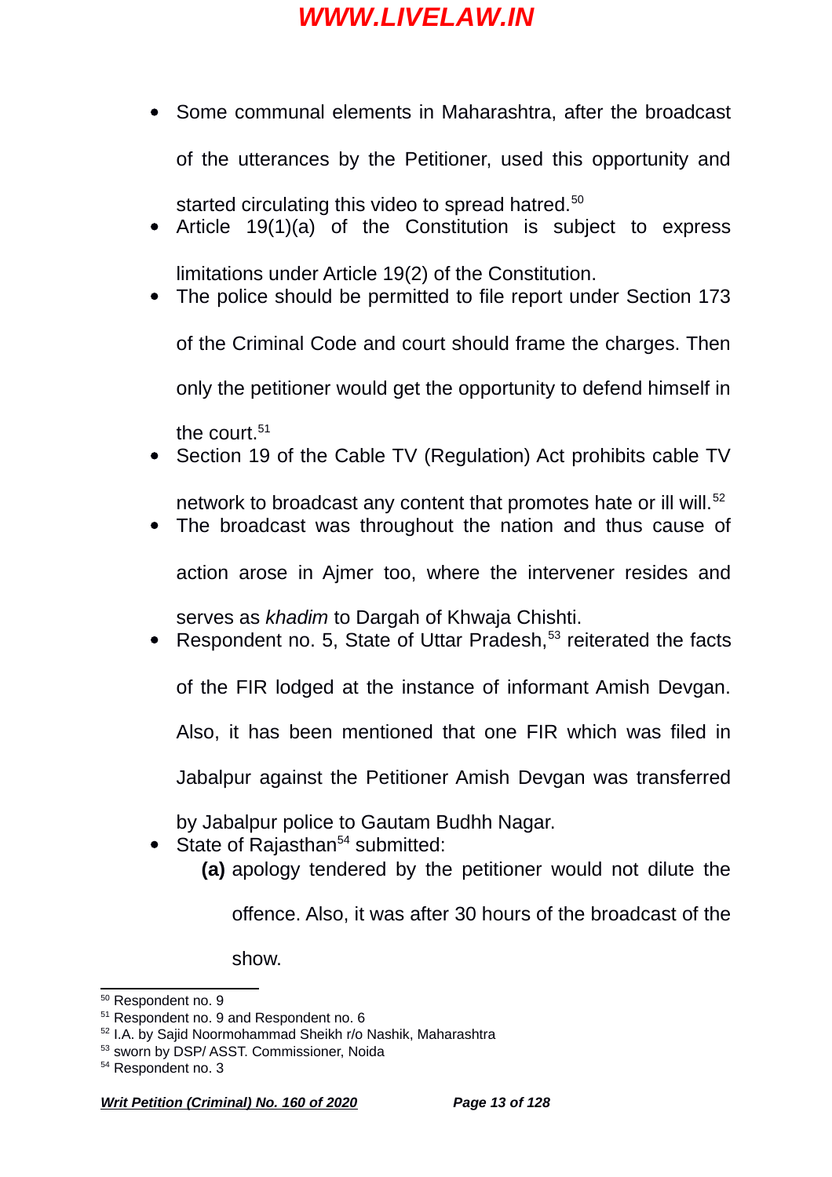- Some communal elements in Maharashtra, after the broadcast of the utterances by the Petitioner, used this opportunity and started circulating this video to spread hatred.[50]
- Article 19(1)(a) of the Constitution is subject to express limitations under Article 19(2) of the Constitution.
- The police should be permitted to file report under Section 173 of the Criminal Code and court should frame the charges. Then only the petitioner would get the opportunity to defend himself in the court.[51]
- Section 19 of the Cable TV (Regulation) Act prohibits cable TV network to broadcast any content that promotes hate or ill will.[52]
- The broadcast was throughout the nation and thus cause of action arose in Ajmer too, where the intervener resides and serves as *khadim* to Dargah of Khwaja Chishti.
- Respondent no. 5, State of Uttar Pradesh,[53] reiterated the facts of the FIR lodged at the instance of informant Amish Devgan. Also, it has been mentioned that one FIR which was filed in Jabalpur against the Petitioner Amish Devgan was transferred by Jabalpur police to Gautam Budhh Nagar.
- State of Rajasthan[54] submitted:

  **(a)** apology tendered by the petitioner would not dilute the offence. Also, it was after 30 hours of the broadcast of the show.

---

[50] Respondent no. 9

[51] Respondent no. 9 and Respondent no. 6

[52] I.A. by Sajid Noormohammad Sheikh r/o Nashik, Maharashtra

[53] sworn by DSP/ ASST. Commissioner, Noida

[54] Respondent no. 3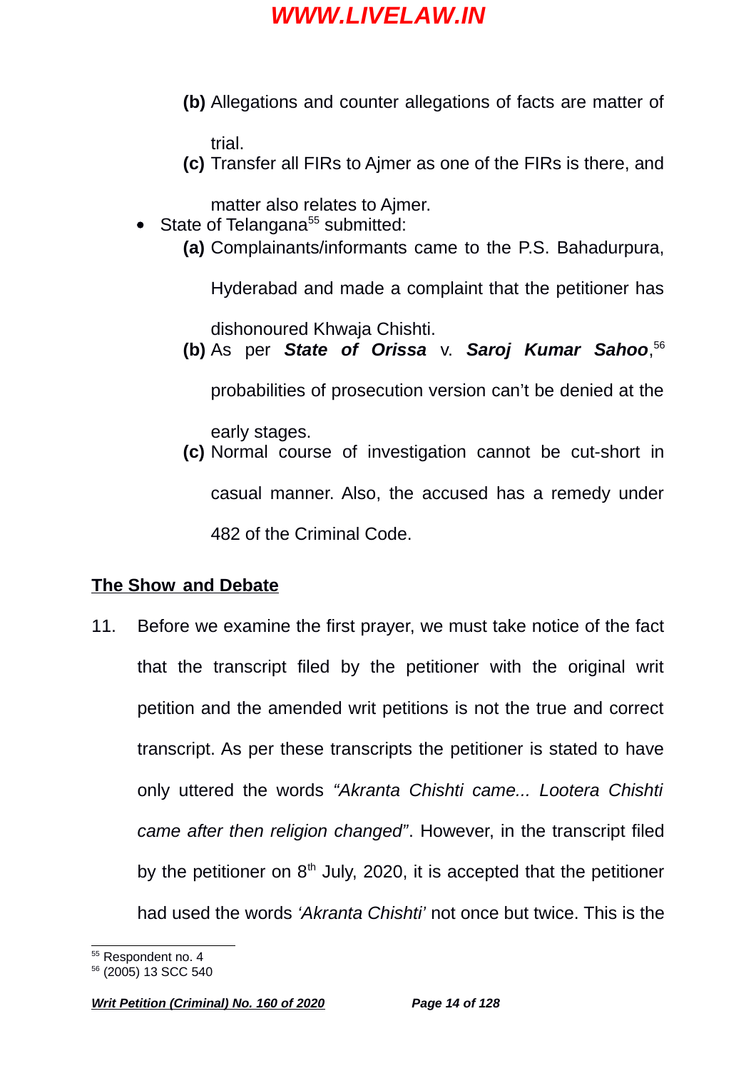(b) Allegations and counter allegations of facts are matter of trial.

(c) Transfer all FIRs to Ajmer as one of the FIRs is there, and matter also relates to Ajmer.

- State of Telangana[55] submitted:

  **(a)** Complainants/informants came to the P.S. Bahadurpura, Hyderabad and made a complaint that the petitioner has dishonoured Khwaja Chishti.

  **(b)** As per ***State of Orissa*** v. ***Saroj Kumar Sahoo***,[56] probabilities of prosecution version can't be denied at the early stages.

  **(c)** Normal course of investigation cannot be cut-short in casual manner. Also, the accused has a remedy under 482 of the Criminal Code.

## The Show and Debate

11. Before we examine the first prayer, we must take notice of the fact that the transcript filed by the petitioner with the original writ petition and the amended writ petitions is not the true and correct transcript. As per these transcripts the petitioner is stated to have only uttered the words *"Akranta Chishti came... Lootera Chishti came after then religion changed"*. However, in the transcript filed by the petitioner on 8th July, 2020, it is accepted that the petitioner had used the words *'Akranta Chishti'* not once but twice. This is the

---

[55] Respondent no. 4

[56] (2005) 13 SCC 540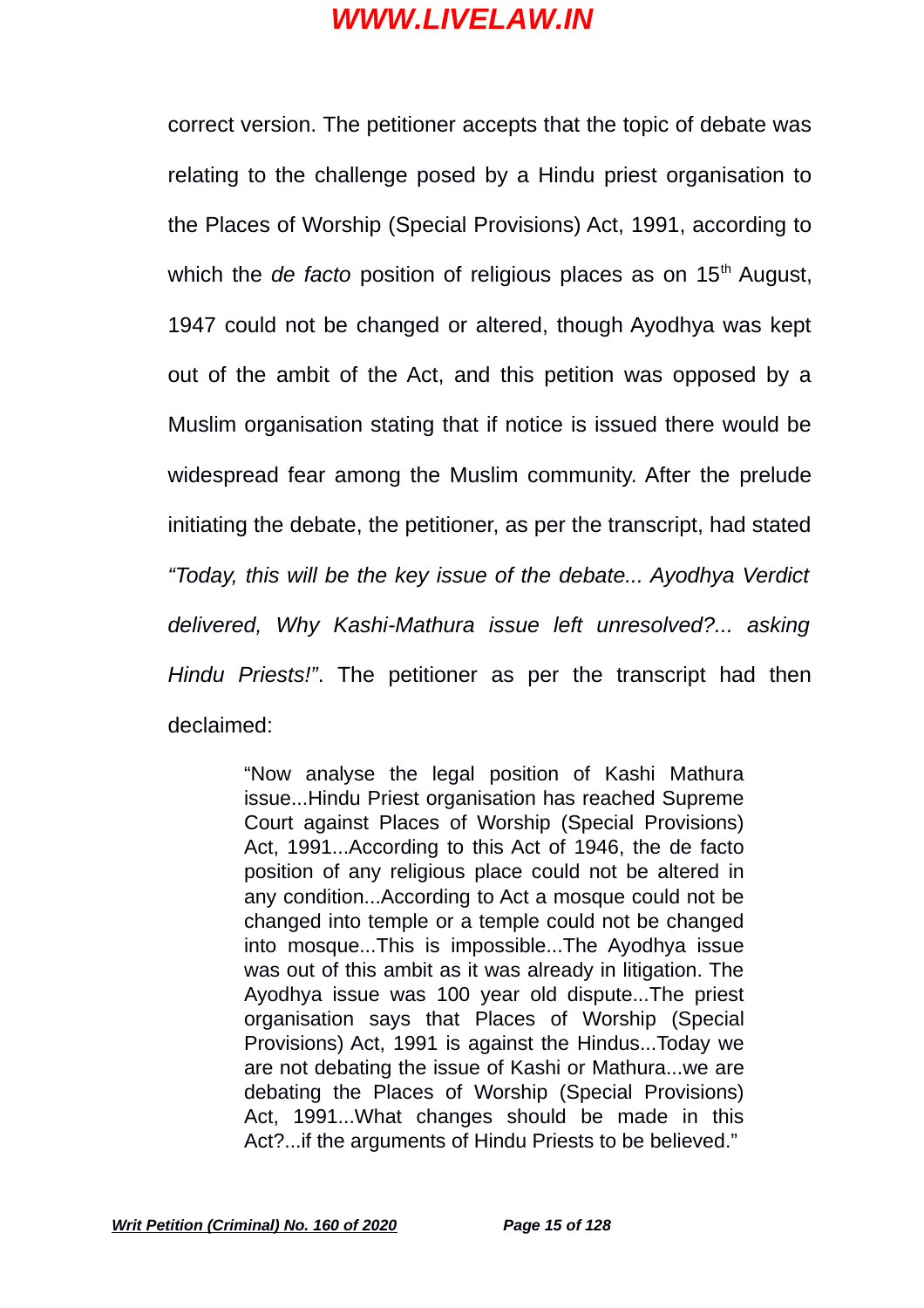correct version. The petitioner accepts that the topic of debate was relating to the challenge posed by a Hindu priest organisation to the Places of Worship (Special Provisions) Act, 1991, according to which the *de facto* position of religious places as on 15th August, 1947 could not be changed or altered, though Ayodhya was kept out of the ambit of the Act, and this petition was opposed by a Muslim organisation stating that if notice is issued there would be widespread fear among the Muslim community. After the prelude initiating the debate, the petitioner, as per the transcript, had stated *"Today, this will be the key issue of the debate... Ayodhya Verdict delivered, Why Kashi-Mathura issue left unresolved?... asking Hindu Priests!"*. The petitioner as per the transcript had then declaimed:

> "Now analyse the legal position of Kashi Mathura issue...Hindu Priest organisation has reached Supreme Court against Places of Worship (Special Provisions) Act, 1991...According to this Act of 1946, the de facto position of any religious place could not be altered in any condition...According to Act a mosque could not be changed into temple or a temple could not be changed into mosque...This is impossible...The Ayodhya issue was out of this ambit as it was already in litigation. The Ayodhya issue was 100 year old dispute...The priest organisation says that Places of Worship (Special Provisions) Act, 1991 is against the Hindus...Today we are not debating the issue of Kashi or Mathura...we are debating the Places of Worship (Special Provisions) Act, 1991...What changes should be made in this Act?...if the arguments of Hindu Priests to be believed."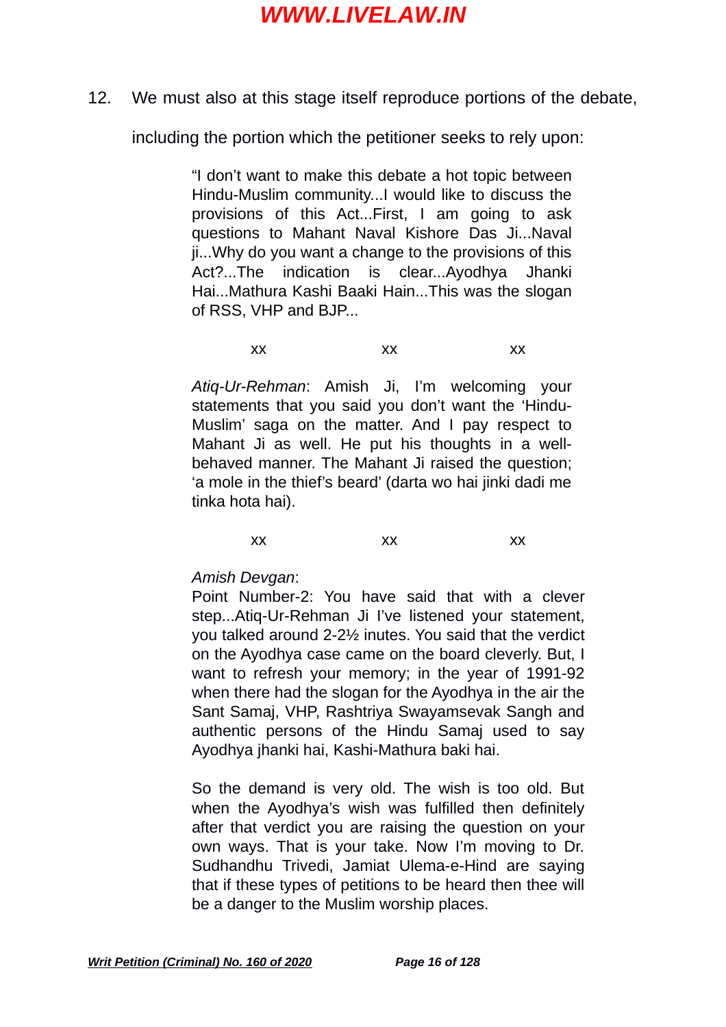12. We must also at this stage itself reproduce portions of the debate, including the portion which the petitioner seeks to rely upon:

> "I don't want to make this debate a hot topic between Hindu-Muslim community...I would like to discuss the provisions of this Act...First, I am going to ask questions to Mahant Naval Kishore Das Ji...Naval ji...Why do you want a change to the provisions of this Act?...The indication is clear...Ayodhya Jhanki Hai...Mathura Kashi Baaki Hain...This was the slogan of RSS, VHP and BJP...
>
> xx xx xx
>
> *Atiq-Ur-Rehman*: Amish Ji, I'm welcoming your statements that you said you don't want the 'Hindu-Muslim' saga on the matter. And I pay respect to Mahant Ji as well. He put his thoughts in a well-behaved manner. The Mahant Ji raised the question; 'a mole in the thief's beard' (darta wo hai jinki dadi me tinka hota hai).
>
> xx xx xx
>
> *Amish Devgan*:
> Point Number-2: You have said that with a clever step...Atiq-Ur-Rehman Ji I've listened your statement, you talked around 2-2½ inutes. You said that the verdict on the Ayodhya case came on the board cleverly. But, I want to refresh your memory; in the year of 1991-92 when there had the slogan for the Ayodhya in the air the Sant Samaj, VHP, Rashtriya Swayamsevak Sangh and authentic persons of the Hindu Samaj used to say Ayodhya jhanki hai, Kashi-Mathura baki hai.
>
> So the demand is very old. The wish is too old. But when the Ayodhya's wish was fulfilled then definitely after that verdict you are raising the question on your own ways. That is your take. Now I'm moving to Dr. Sudhandhu Trivedi, Jamiat Ulema-e-Hind are saying that if these types of petitions to be heard then thee will be a danger to the Muslim worship places.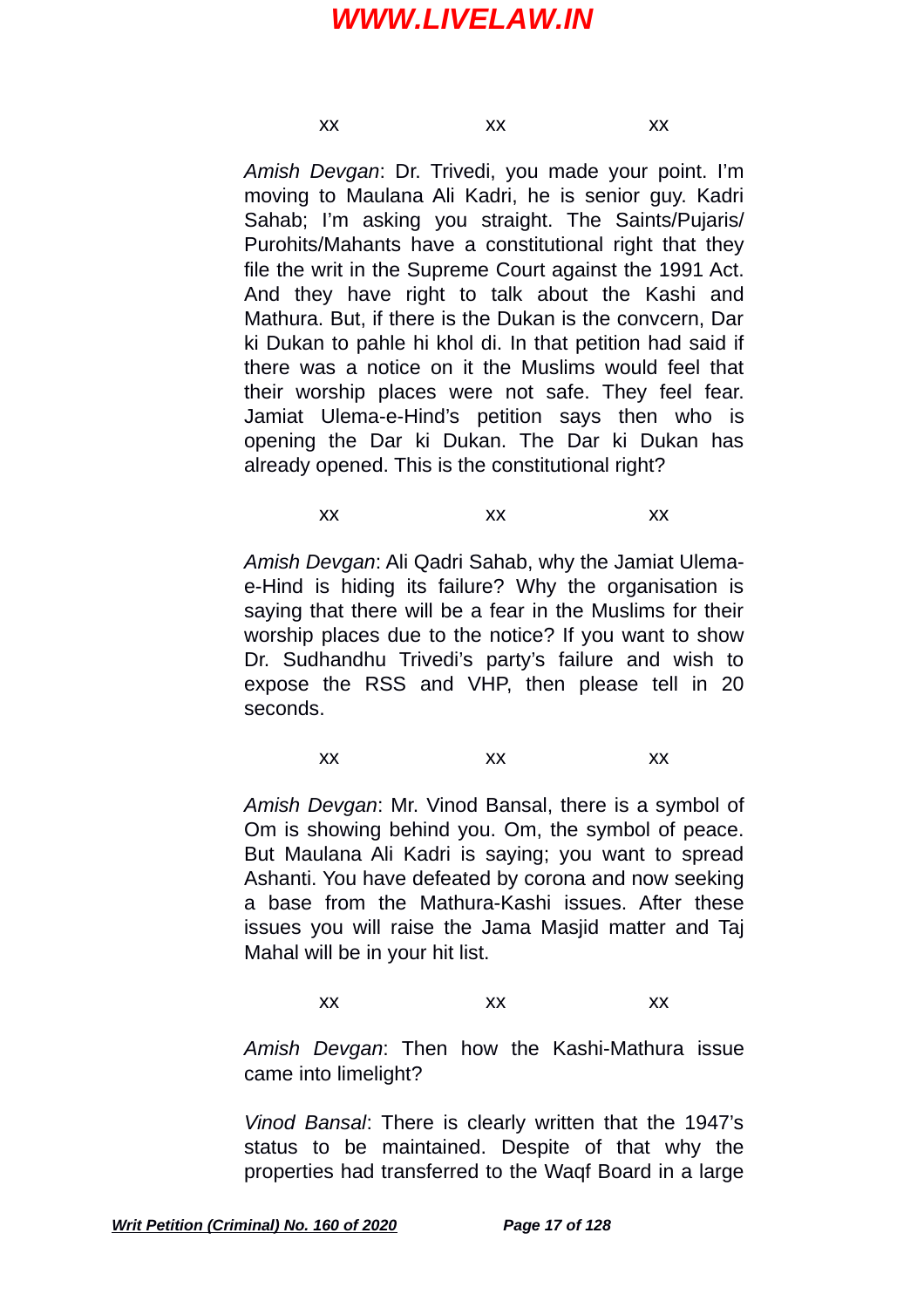xx xx xx

*Amish Devgan*: Dr. Trivedi, you made your point. I'm moving to Maulana Ali Kadri, he is senior guy. Kadri Sahab; I'm asking you straight. The Saints/Pujaris/ Purohits/Mahants have a constitutional right that they file the writ in the Supreme Court against the 1991 Act. And they have right to talk about the Kashi and Mathura. But, if there is the Dukan is the convcern, Dar ki Dukan to pahle hi khol di. In that petition had said if there was a notice on it the Muslims would feel that their worship places were not safe. They feel fear. Jamiat Ulema-e-Hind's petition says then who is opening the Dar ki Dukan. The Dar ki Dukan has already opened. This is the constitutional right?

xx xx xx

*Amish Devgan*: Ali Qadri Sahab, why the Jamiat Ulema-e-Hind is hiding its failure? Why the organisation is saying that there will be a fear in the Muslims for their worship places due to the notice? If you want to show Dr. Sudhandhu Trivedi's party's failure and wish to expose the RSS and VHP, then please tell in 20 seconds.

xx xx xx

*Amish Devgan*: Mr. Vinod Bansal, there is a symbol of Om is showing behind you. Om, the symbol of peace. But Maulana Ali Kadri is saying; you want to spread Ashanti. You have defeated by corona and now seeking a base from the Mathura-Kashi issues. After these issues you will raise the Jama Masjid matter and Taj Mahal will be in your hit list.

xx xx xx

*Amish Devgan*: Then how the Kashi-Mathura issue came into limelight?

*Vinod Bansal*: There is clearly written that the 1947's status to be maintained. Despite of that why the properties had transferred to the Waqf Board in a large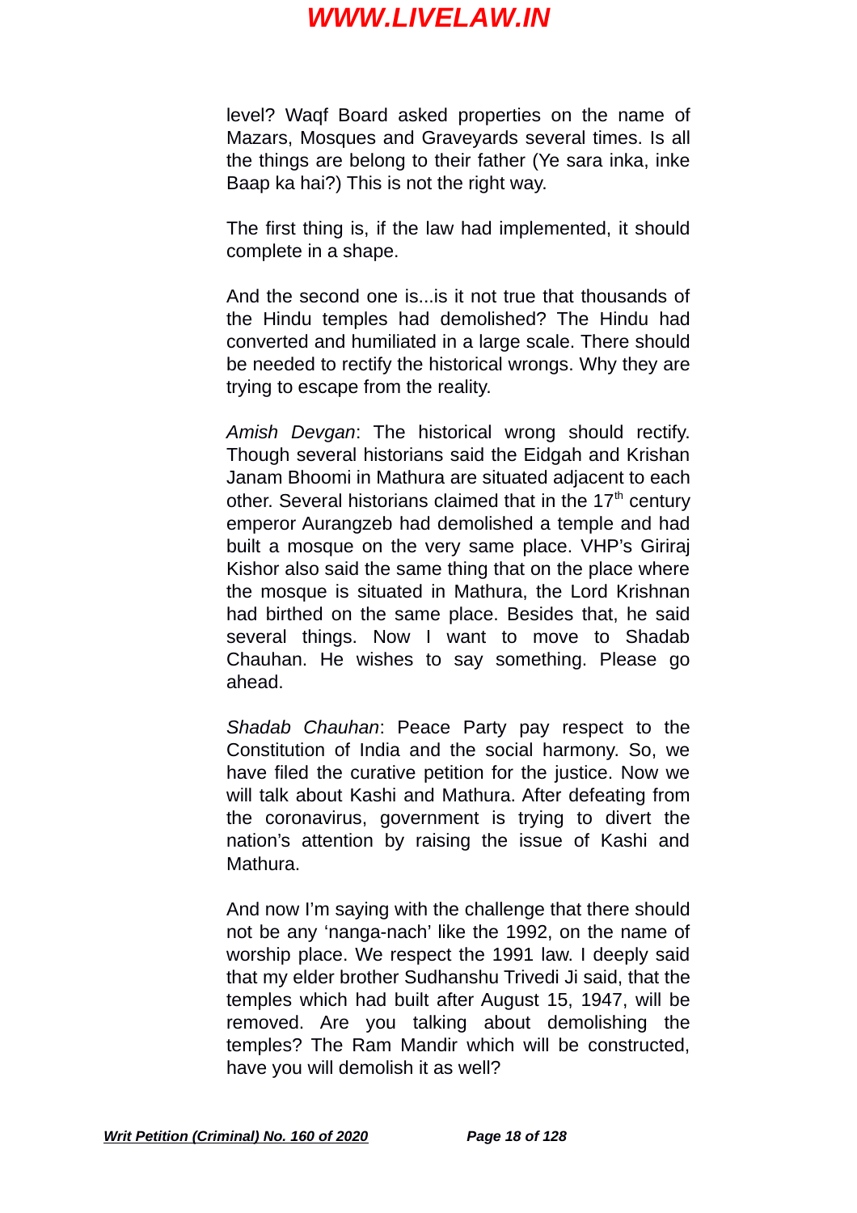level? Waqf Board asked properties on the name of Mazars, Mosques and Graveyards several times. Is all the things are belong to their father (Ye sara inka, inke Baap ka hai?) This is not the right way.

The first thing is, if the law had implemented, it should complete in a shape.

And the second one is...is it not true that thousands of the Hindu temples had demolished? The Hindu had converted and humiliated in a large scale. There should be needed to rectify the historical wrongs. Why they are trying to escape from the reality.

*Amish Devgan*: The historical wrong should rectify. Though several historians said the Eidgah and Krishan Janam Bhoomi in Mathura are situated adjacent to each other. Several historians claimed that in the 17th century emperor Aurangzeb had demolished a temple and had built a mosque on the very same place. VHP's Giriraj Kishor also said the same thing that on the place where the mosque is situated in Mathura, the Lord Krishnan had birthed on the same place. Besides that, he said several things. Now I want to move to Shadab Chauhan. He wishes to say something. Please go ahead.

*Shadab Chauhan*: Peace Party pay respect to the Constitution of India and the social harmony. So, we have filed the curative petition for the justice. Now we will talk about Kashi and Mathura. After defeating from the coronavirus, government is trying to divert the nation's attention by raising the issue of Kashi and Mathura.

And now I'm saying with the challenge that there should not be any 'nanga-nach' like the 1992, on the name of worship place. We respect the 1991 law. I deeply said that my elder brother Sudhanshu Trivedi Ji said, that the temples which had built after August 15, 1947, will be removed. Are you talking about demolishing the temples? The Ram Mandir which will be constructed, have you will demolish it as well?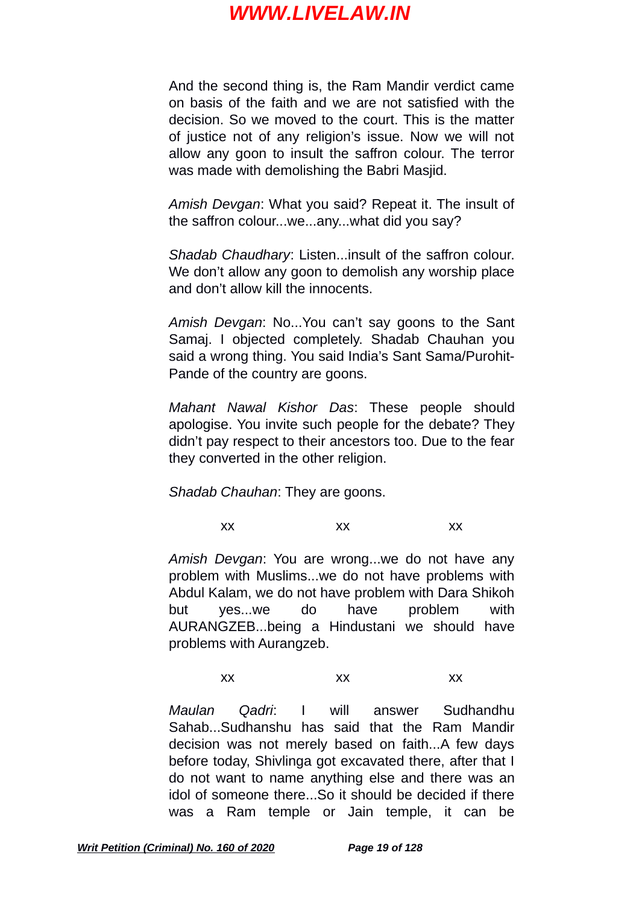And the second thing is, the Ram Mandir verdict came on basis of the faith and we are not satisfied with the decision. So we moved to the court. This is the matter of justice not of any religion's issue. Now we will not allow any goon to insult the saffron colour. The terror was made with demolishing the Babri Masjid.

*Amish Devgan*: What you said? Repeat it. The insult of the saffron colour...we...any...what did you say?

*Shadab Chaudhary*: Listen...insult of the saffron colour. We don't allow any goon to demolish any worship place and don't allow kill the innocents.

*Amish Devgan*: No...You can't say goons to the Sant Samaj. I objected completely. Shadab Chauhan you said a wrong thing. You said India's Sant Sama/Purohit-Pande of the country are goons.

*Mahant Nawal Kishor Das*: These people should apologise. You invite such people for the debate? They didn't pay respect to their ancestors too. Due to the fear they converted in the other religion.

*Shadab Chauhan*: They are goons.

xx xx xx

*Amish Devgan*: You are wrong...we do not have any problem with Muslims...we do not have problems with Abdul Kalam, we do not have problem with Dara Shikoh but yes...we do have problem with AURANGZEB...being a Hindustani we should have problems with Aurangzeb.

xx xx xx

*Maulan Qadri*: I will answer Sudhandhu Sahab...Sudhanshu has said that the Ram Mandir decision was not merely based on faith...A few days before today, Shivlinga got excavated there, after that I do not want to name anything else and there was an idol of someone there...So it should be decided if there was a Ram temple or Jain temple, it can be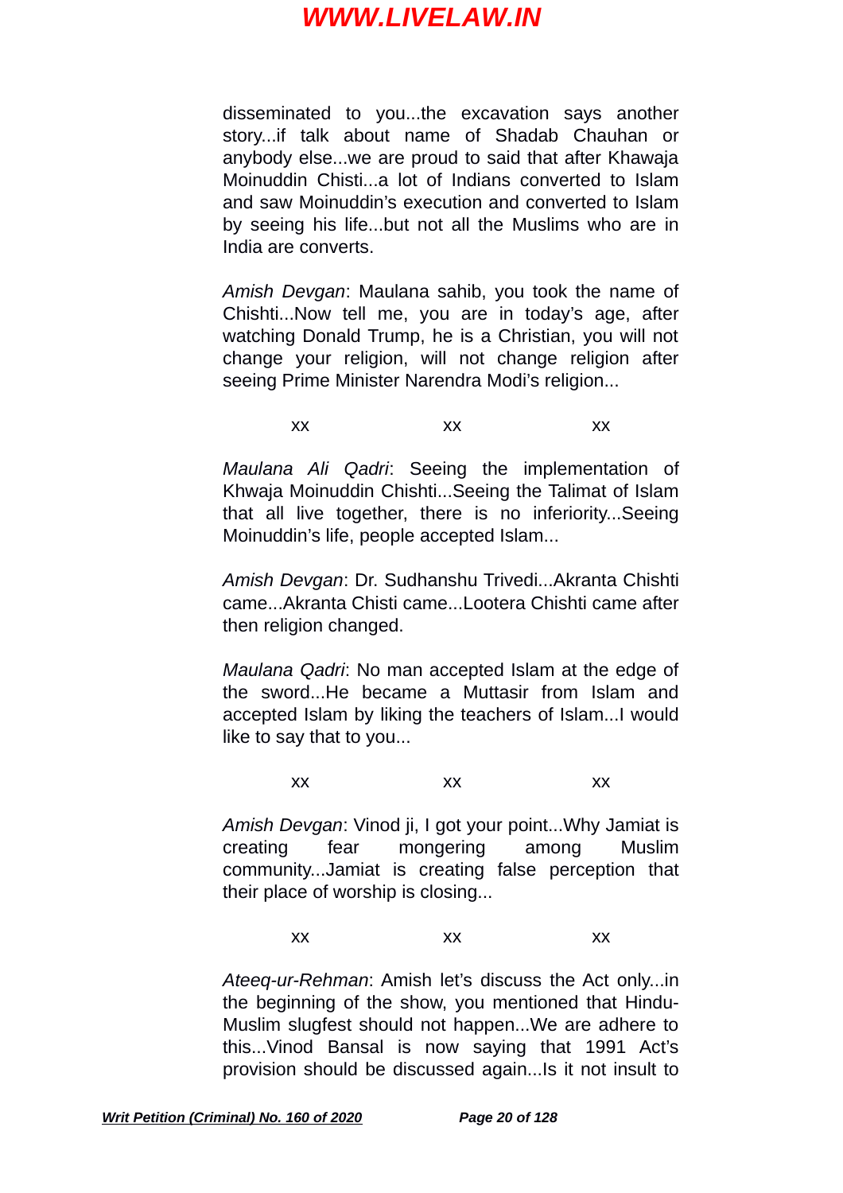disseminated to you...the excavation says another story...if talk about name of Shadab Chauhan or anybody else...we are proud to said that after Khawaja Moinuddin Chisti...a lot of Indians converted to Islam and saw Moinuddin's execution and converted to Islam by seeing his life...but not all the Muslims who are in India are converts.

*Amish Devgan*: Maulana sahib, you took the name of Chishti...Now tell me, you are in today's age, after watching Donald Trump, he is a Christian, you will not change your religion, will not change religion after seeing Prime Minister Narendra Modi's religion...

xx xx xx

*Maulana Ali Qadri*: Seeing the implementation of Khwaja Moinuddin Chishti...Seeing the Talimat of Islam that all live together, there is no inferiority...Seeing Moinuddin's life, people accepted Islam...

*Amish Devgan*: Dr. Sudhanshu Trivedi...Akranta Chishti came...Akranta Chisti came...Lootera Chishti came after then religion changed.

*Maulana Qadri*: No man accepted Islam at the edge of the sword...He became a Muttasir from Islam and accepted Islam by liking the teachers of Islam...I would like to say that to you...

xx xx xx

*Amish Devgan*: Vinod ji, I got your point...Why Jamiat is creating fear mongering among Muslim community...Jamiat is creating false perception that their place of worship is closing...

xx xx xx

*Ateeq-ur-Rehman*: Amish let's discuss the Act only...in the beginning of the show, you mentioned that Hindu-Muslim slugfest should not happen...We are adhere to this...Vinod Bansal is now saying that 1991 Act's provision should be discussed again...Is it not insult to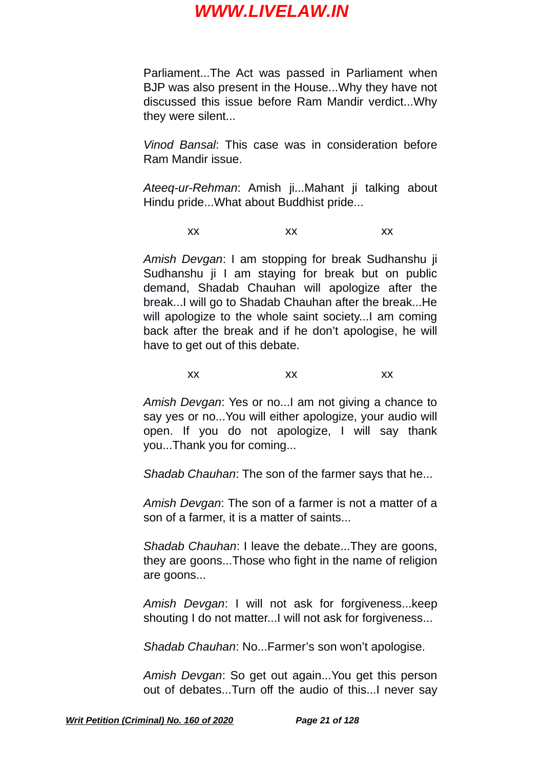Parliament...The Act was passed in Parliament when BJP was also present in the House...Why they have not discussed this issue before Ram Mandir verdict...Why they were silent...

*Vinod Bansal*: This case was in consideration before Ram Mandir issue.

*Ateeq-ur-Rehman*: Amish ji...Mahant ji talking about Hindu pride...What about Buddhist pride...

xx xx xx

*Amish Devgan*: I am stopping for break Sudhanshu ji Sudhanshu ji I am staying for break but on public demand, Shadab Chauhan will apologize after the break...I will go to Shadab Chauhan after the break...He will apologize to the whole saint society...I am coming back after the break and if he don't apologise, he will have to get out of this debate.

xx xx xx

*Amish Devgan*: Yes or no...I am not giving a chance to say yes or no...You will either apologize, your audio will open. If you do not apologize, I will say thank you...Thank you for coming...

*Shadab Chauhan*: The son of the farmer says that he...

*Amish Devgan*: The son of a farmer is not a matter of a son of a farmer, it is a matter of saints...

*Shadab Chauhan*: I leave the debate...They are goons, they are goons...Those who fight in the name of religion are goons...

*Amish Devgan*: I will not ask for forgiveness...keep shouting I do not matter...I will not ask for forgiveness...

*Shadab Chauhan*: No...Farmer's son won't apologise.

*Amish Devgan*: So get out again...You get this person out of debates...Turn off the audio of this...I never say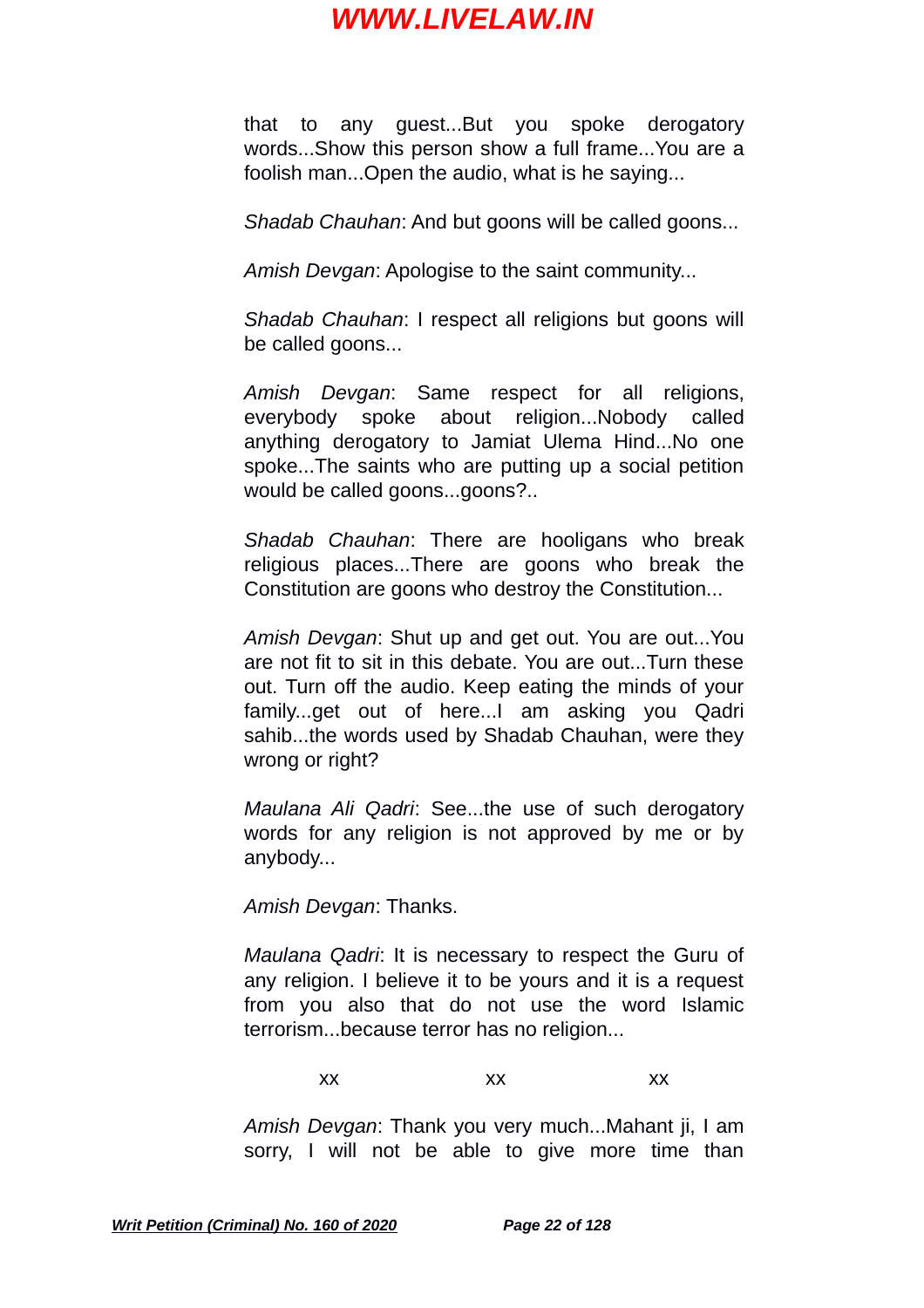that to any guest...But you spoke derogatory words...Show this person show a full frame...You are a foolish man...Open the audio, what is he saying...

*Shadab Chauhan*: And but goons will be called goons...

*Amish Devgan*: Apologise to the saint community...

*Shadab Chauhan*: I respect all religions but goons will be called goons...

*Amish Devgan*: Same respect for all religions, everybody spoke about religion...Nobody called anything derogatory to Jamiat Ulema Hind...No one spoke...The saints who are putting up a social petition would be called goons...goons?..

*Shadab Chauhan*: There are hooligans who break religious places...There are goons who break the Constitution are goons who destroy the Constitution...

*Amish Devgan*: Shut up and get out. You are out...You are not fit to sit in this debate. You are out...Turn these out. Turn off the audio. Keep eating the minds of your family...get out of here...I am asking you Qadri sahib...the words used by Shadab Chauhan, were they wrong or right?

*Maulana Ali Qadri*: See...the use of such derogatory words for any religion is not approved by me or by anybody...

*Amish Devgan*: Thanks.

*Maulana Qadri*: It is necessary to respect the Guru of any religion. I believe it to be yours and it is a request from you also that do not use the word Islamic terrorism...because terror has no religion...

xx xx xx

*Amish Devgan*: Thank you very much...Mahant ji, I am sorry, I will not be able to give more time than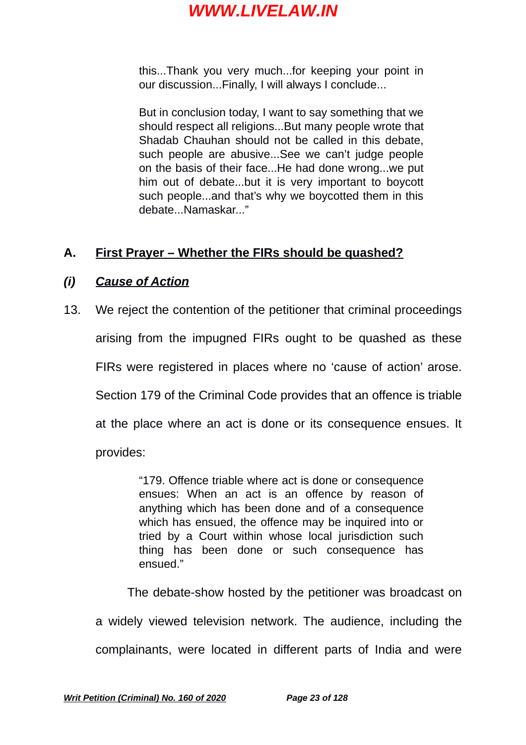> this...Thank you very much...for keeping your point in our discussion...Finally, I will always I conclude...
>
> But in conclusion today, I want to say something that we should respect all religions...But many people wrote that Shadab Chauhan should not be called in this debate, such people are abusive...See we can't judge people on the basis of their face...He had done wrong...we put him out of debate...but it is very important to boycott such people...and that's why we boycotted them in this debate...Namaskar..."

## A. First Prayer – Whether the FIRs should be quashed?

### *(i) Cause of Action*

13. We reject the contention of the petitioner that criminal proceedings arising from the impugned FIRs ought to be quashed as these FIRs were registered in places where no 'cause of action' arose. Section 179 of the Criminal Code provides that an offence is triable at the place where an act is done or its consequence ensues. It provides:

> "179. Offence triable where act is done or consequence ensues: When an act is an offence by reason of anything which has been done and of a consequence which has ensued, the offence may be inquired into or tried by a Court within whose local jurisdiction such thing has been done or such consequence has ensued."

The debate-show hosted by the petitioner was broadcast on a widely viewed television network. The audience, including the complainants, were located in different parts of India and were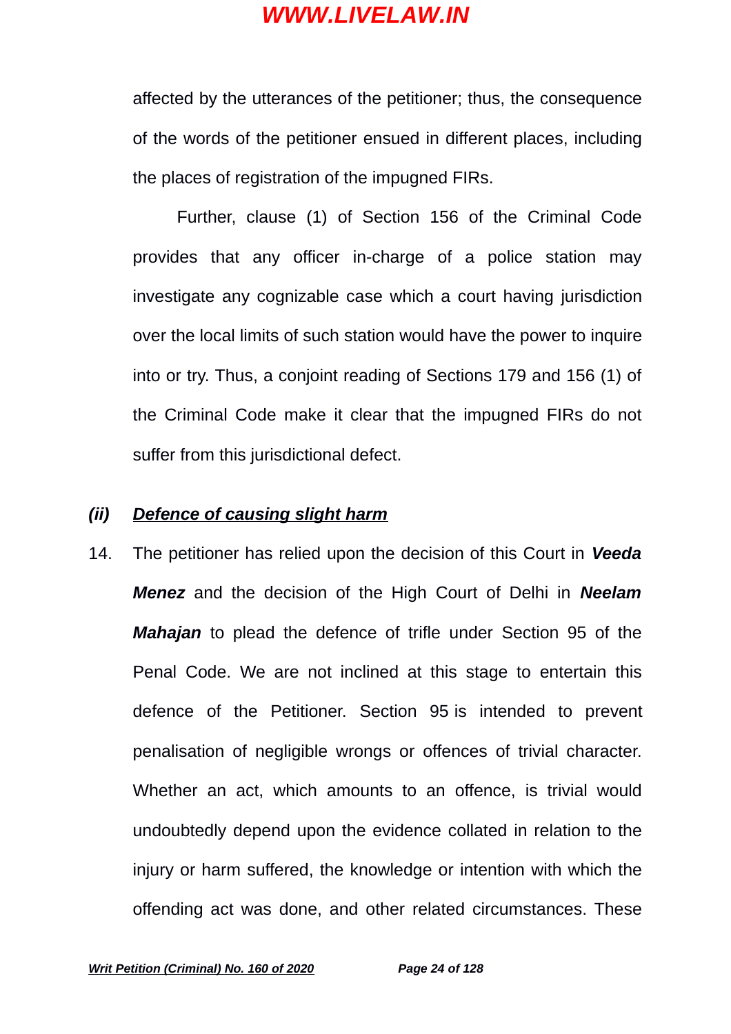affected by the utterances of the petitioner; thus, the consequence of the words of the petitioner ensued in different places, including the places of registration of the impugned FIRs.

Further, clause (1) of Section 156 of the Criminal Code provides that any officer in-charge of a police station may investigate any cognizable case which a court having jurisdiction over the local limits of such station would have the power to inquire into or try. Thus, a conjoint reading of Sections 179 and 156 (1) of the Criminal Code make it clear that the impugned FIRs do not suffer from this jurisdictional defect.

### *(ii)* ***Defence of causing slight harm***

14. The petitioner has relied upon the decision of this Court in ***Veeda Menez*** and the decision of the High Court of Delhi in ***Neelam Mahajan*** to plead the defence of trifle under Section 95 of the Penal Code. We are not inclined at this stage to entertain this defence of the Petitioner. Section 95 is intended to prevent penalisation of negligible wrongs or offences of trivial character. Whether an act, which amounts to an offence, is trivial would undoubtedly depend upon the evidence collated in relation to the injury or harm suffered, the knowledge or intention with which the offending act was done, and other related circumstances. These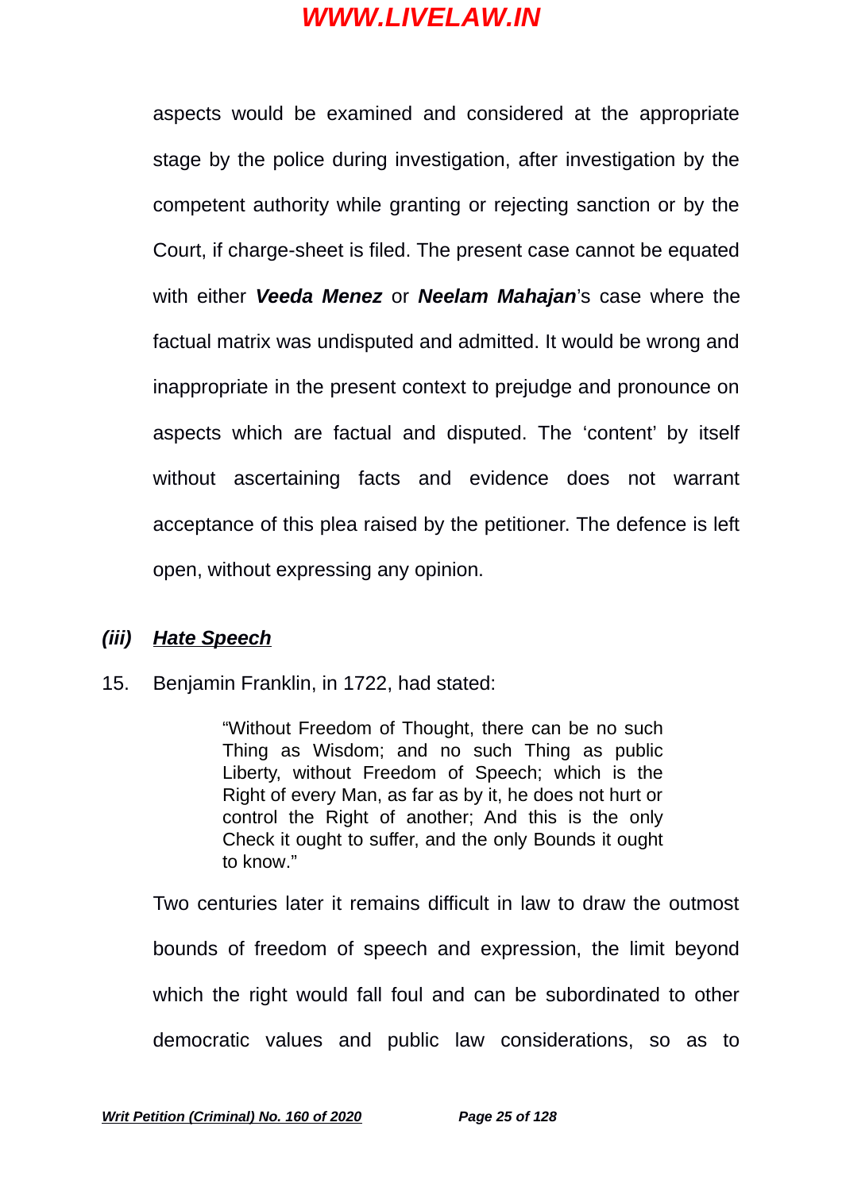aspects would be examined and considered at the appropriate stage by the police during investigation, after investigation by the competent authority while granting or rejecting sanction or by the Court, if charge-sheet is filed. The present case cannot be equated with either ***Veeda Menez*** or ***Neelam Mahajan***'s case where the factual matrix was undisputed and admitted. It would be wrong and inappropriate in the present context to prejudge and pronounce on aspects which are factual and disputed. The 'content' by itself without ascertaining facts and evidence does not warrant acceptance of this plea raised by the petitioner. The defence is left open, without expressing any opinion.

### *(iii)* ***Hate Speech***

15. Benjamin Franklin, in 1722, had stated:

> "Without Freedom of Thought, there can be no such Thing as Wisdom; and no such Thing as public Liberty, without Freedom of Speech; which is the Right of every Man, as far as by it, he does not hurt or control the Right of another; And this is the only Check it ought to suffer, and the only Bounds it ought to know."

Two centuries later it remains difficult in law to draw the outmost bounds of freedom of speech and expression, the limit beyond which the right would fall foul and can be subordinated to other democratic values and public law considerations, so as to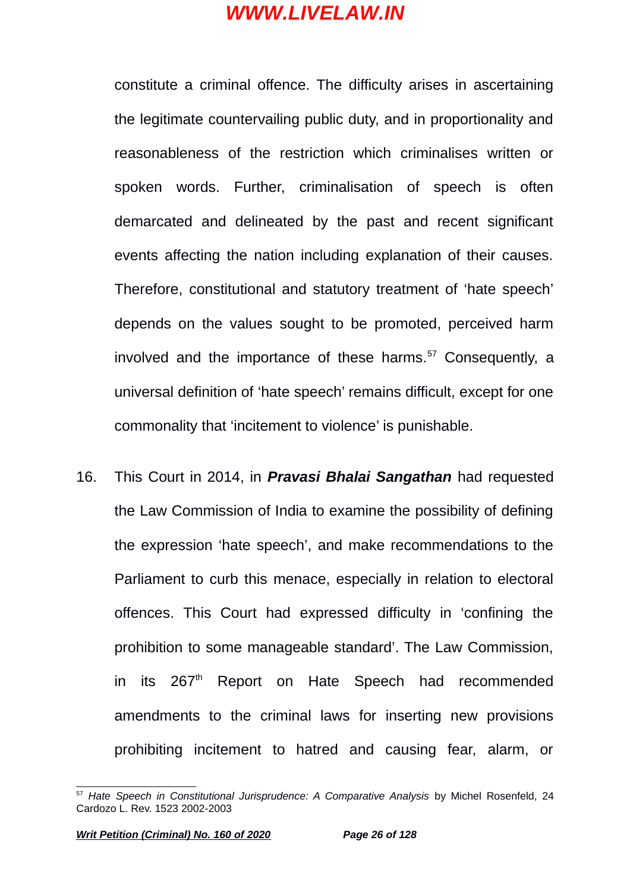constitute a criminal offence. The difficulty arises in ascertaining the legitimate countervailing public duty, and in proportionality and reasonableness of the restriction which criminalises written or spoken words. Further, criminalisation of speech is often demarcated and delineated by the past and recent significant events affecting the nation including explanation of their causes. Therefore, constitutional and statutory treatment of 'hate speech' depends on the values sought to be promoted, perceived harm involved and the importance of these harms.[57] Consequently, a universal definition of 'hate speech' remains difficult, except for one commonality that 'incitement to violence' is punishable.

16. This Court in 2014, in ***Pravasi Bhalai Sangathan*** had requested the Law Commission of India to examine the possibility of defining the expression 'hate speech', and make recommendations to the Parliament to curb this menace, especially in relation to electoral offences. This Court had expressed difficulty in 'confining the prohibition to some manageable standard'. The Law Commission, in its 267th Report on Hate Speech had recommended amendments to the criminal laws for inserting new provisions prohibiting incitement to hatred and causing fear, alarm, or

---

[57] *Hate Speech in Constitutional Jurisprudence: A Comparative Analysis* by Michel Rosenfeld, 24 Cardozo L. Rev. 1523 2002-2003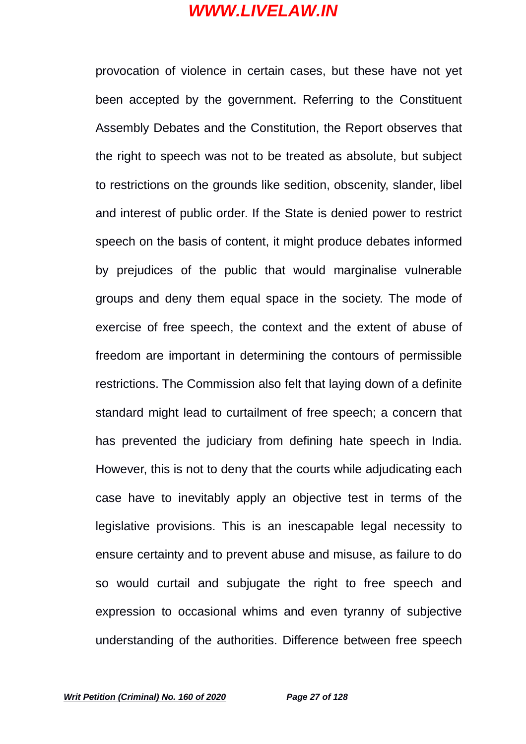provocation of violence in certain cases, but these have not yet been accepted by the government. Referring to the Constituent Assembly Debates and the Constitution, the Report observes that the right to speech was not to be treated as absolute, but subject to restrictions on the grounds like sedition, obscenity, slander, libel and interest of public order. If the State is denied power to restrict speech on the basis of content, it might produce debates informed by prejudices of the public that would marginalise vulnerable groups and deny them equal space in the society. The mode of exercise of free speech, the context and the extent of abuse of freedom are important in determining the contours of permissible restrictions. The Commission also felt that laying down of a definite standard might lead to curtailment of free speech; a concern that has prevented the judiciary from defining hate speech in India. However, this is not to deny that the courts while adjudicating each case have to inevitably apply an objective test in terms of the legislative provisions. This is an inescapable legal necessity to ensure certainty and to prevent abuse and misuse, as failure to do so would curtail and subjugate the right to free speech and expression to occasional whims and even tyranny of subjective understanding of the authorities. Difference between free speech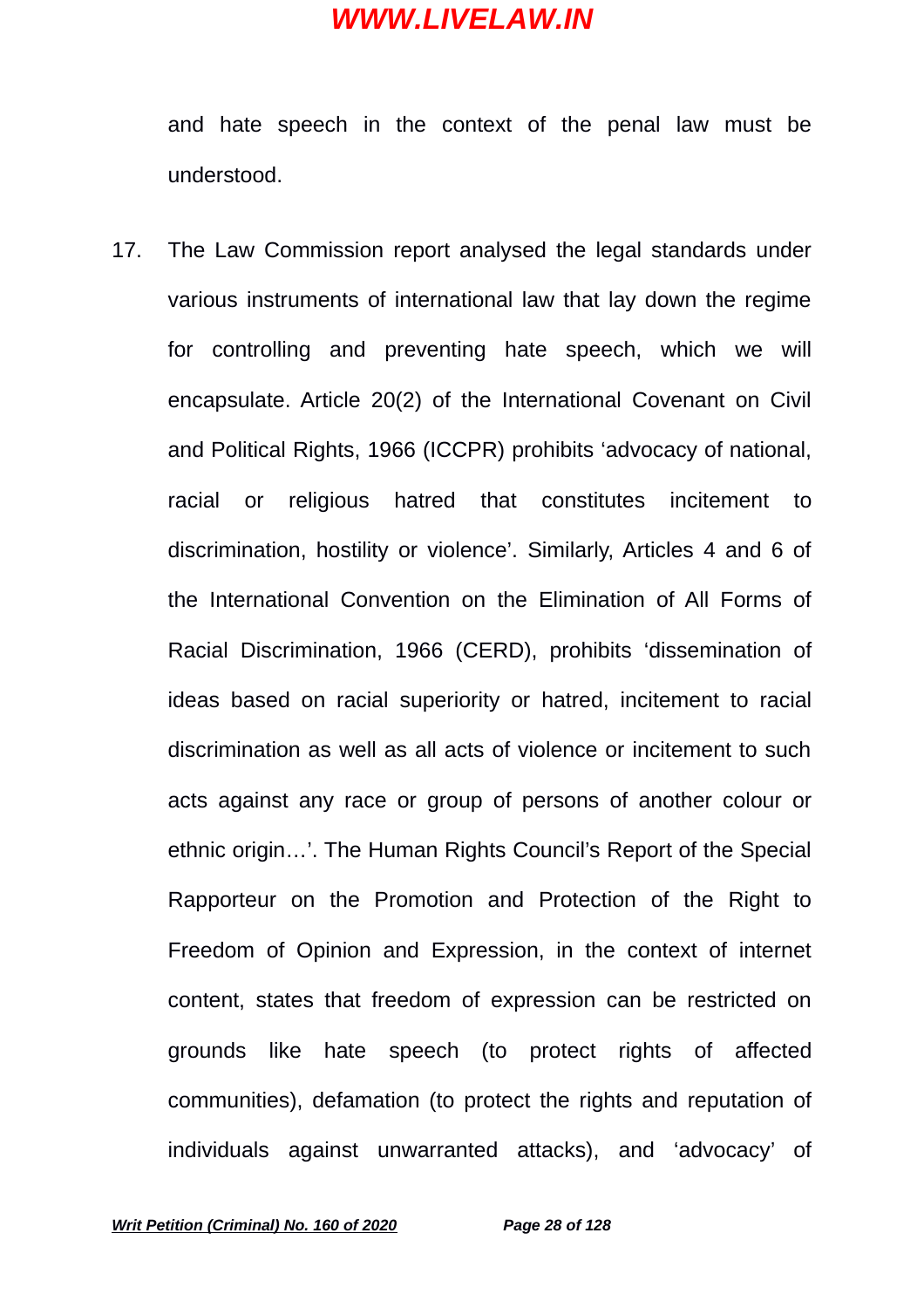and hate speech in the context of the penal law must be understood.

17. The Law Commission report analysed the legal standards under various instruments of international law that lay down the regime for controlling and preventing hate speech, which we will encapsulate. Article 20(2) of the International Covenant on Civil and Political Rights, 1966 (ICCPR) prohibits 'advocacy of national, racial or religious hatred that constitutes incitement to discrimination, hostility or violence'. Similarly, Articles 4 and 6 of the International Convention on the Elimination of All Forms of Racial Discrimination, 1966 (CERD), prohibits 'dissemination of ideas based on racial superiority or hatred, incitement to racial discrimination as well as all acts of violence or incitement to such acts against any race or group of persons of another colour or ethnic origin…'. The Human Rights Council's Report of the Special Rapporteur on the Promotion and Protection of the Right to Freedom of Opinion and Expression, in the context of internet content, states that freedom of expression can be restricted on grounds like hate speech (to protect rights of affected communities), defamation (to protect the rights and reputation of individuals against unwarranted attacks), and 'advocacy' of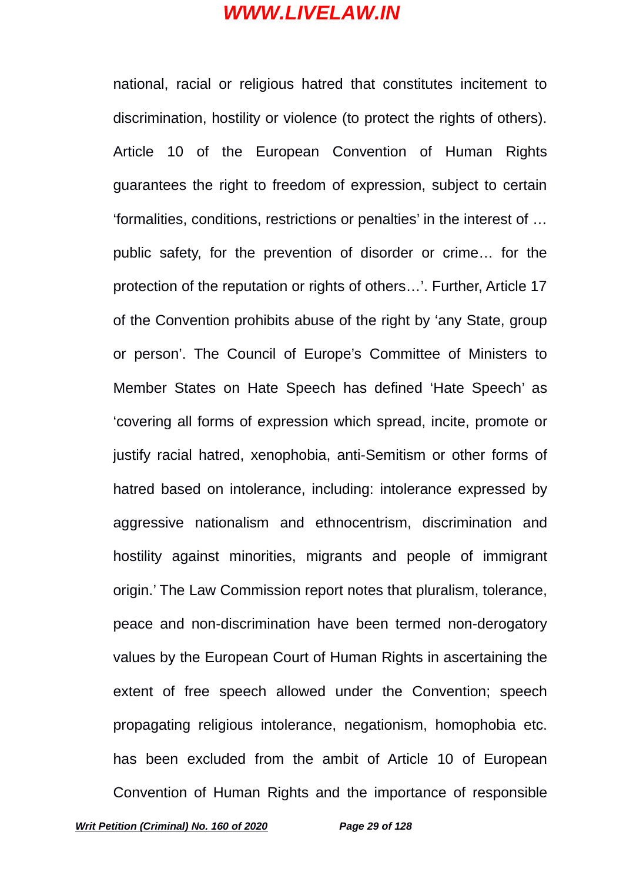national, racial or religious hatred that constitutes incitement to discrimination, hostility or violence (to protect the rights of others). Article 10 of the European Convention of Human Rights guarantees the right to freedom of expression, subject to certain 'formalities, conditions, restrictions or penalties' in the interest of … public safety, for the prevention of disorder or crime… for the protection of the reputation or rights of others…'. Further, Article 17 of the Convention prohibits abuse of the right by 'any State, group or person'. The Council of Europe's Committee of Ministers to Member States on Hate Speech has defined 'Hate Speech' as 'covering all forms of expression which spread, incite, promote or justify racial hatred, xenophobia, anti-Semitism or other forms of hatred based on intolerance, including: intolerance expressed by aggressive nationalism and ethnocentrism, discrimination and hostility against minorities, migrants and people of immigrant origin.' The Law Commission report notes that pluralism, tolerance, peace and non-discrimination have been termed non-derogatory values by the European Court of Human Rights in ascertaining the extent of free speech allowed under the Convention; speech propagating religious intolerance, negationism, homophobia etc. has been excluded from the ambit of Article 10 of European Convention of Human Rights and the importance of responsible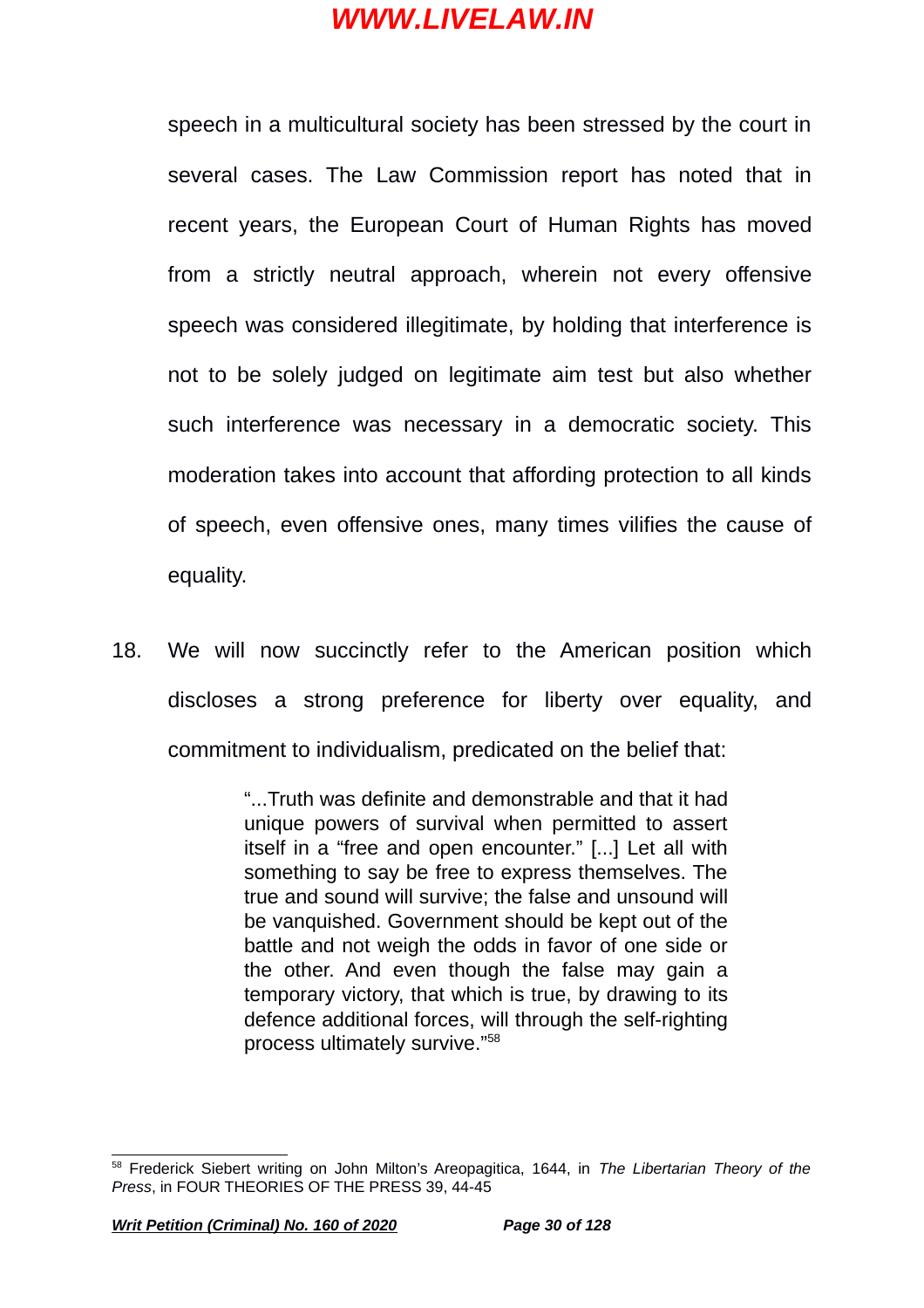speech in a multicultural society has been stressed by the court in several cases. The Law Commission report has noted that in recent years, the European Court of Human Rights has moved from a strictly neutral approach, wherein not every offensive speech was considered illegitimate, by holding that interference is not to be solely judged on legitimate aim test but also whether such interference was necessary in a democratic society. This moderation takes into account that affording protection to all kinds of speech, even offensive ones, many times vilifies the cause of equality.

18. We will now succinctly refer to the American position which discloses a strong preference for liberty over equality, and commitment to individualism, predicated on the belief that:

> "...Truth was definite and demonstrable and that it had unique powers of survival when permitted to assert itself in a "free and open encounter." [...] Let all with something to say be free to express themselves. The true and sound will survive; the false and unsound will be vanquished. Government should be kept out of the battle and not weigh the odds in favor of one side or the other. And even though the false may gain a temporary victory, that which is true, by drawing to its defence additional forces, will through the self-righting process ultimately survive."[58]

---

[58] Frederick Siebert writing on John Milton's Areopagitica, 1644, in *The Libertarian Theory of the Press*, in FOUR THEORIES OF THE PRESS 39, 44-45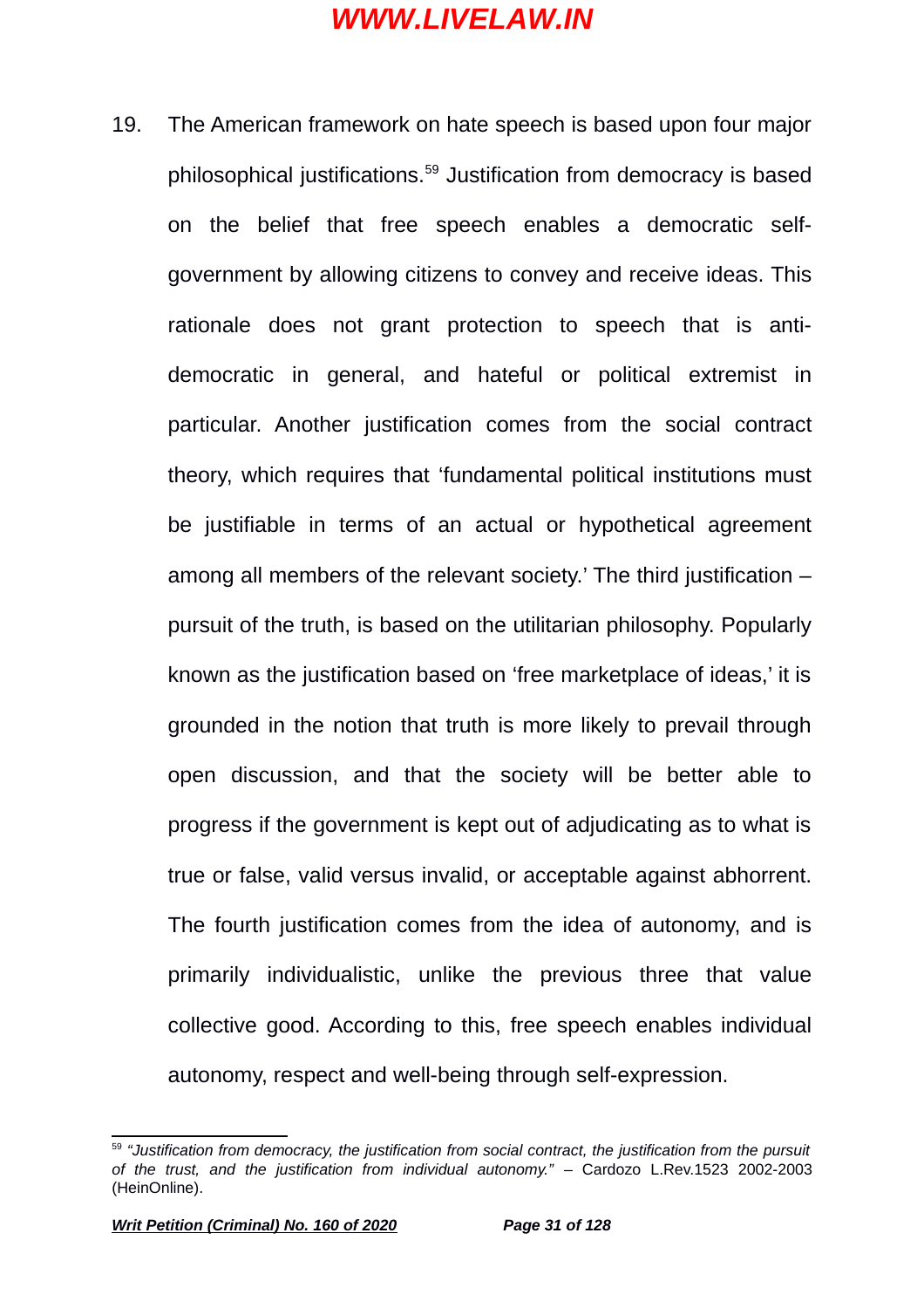19. The American framework on hate speech is based upon four major philosophical justifications.[59] Justification from democracy is based on the belief that free speech enables a democratic self-government by allowing citizens to convey and receive ideas. This rationale does not grant protection to speech that is anti-democratic in general, and hateful or political extremist in particular. Another justification comes from the social contract theory, which requires that 'fundamental political institutions must be justifiable in terms of an actual or hypothetical agreement among all members of the relevant society.' The third justification – pursuit of the truth, is based on the utilitarian philosophy. Popularly known as the justification based on 'free marketplace of ideas,' it is grounded in the notion that truth is more likely to prevail through open discussion, and that the society will be better able to progress if the government is kept out of adjudicating as to what is true or false, valid versus invalid, or acceptable against abhorrent. The fourth justification comes from the idea of autonomy, and is primarily individualistic, unlike the previous three that value collective good. According to this, free speech enables individual autonomy, respect and well-being through self-expression.

---

[59] *"Justification from democracy, the justification from social contract, the justification from the pursuit of the trust, and the justification from individual autonomy."* – Cardozo L.Rev.1523 2002-2003 (HeinOnline).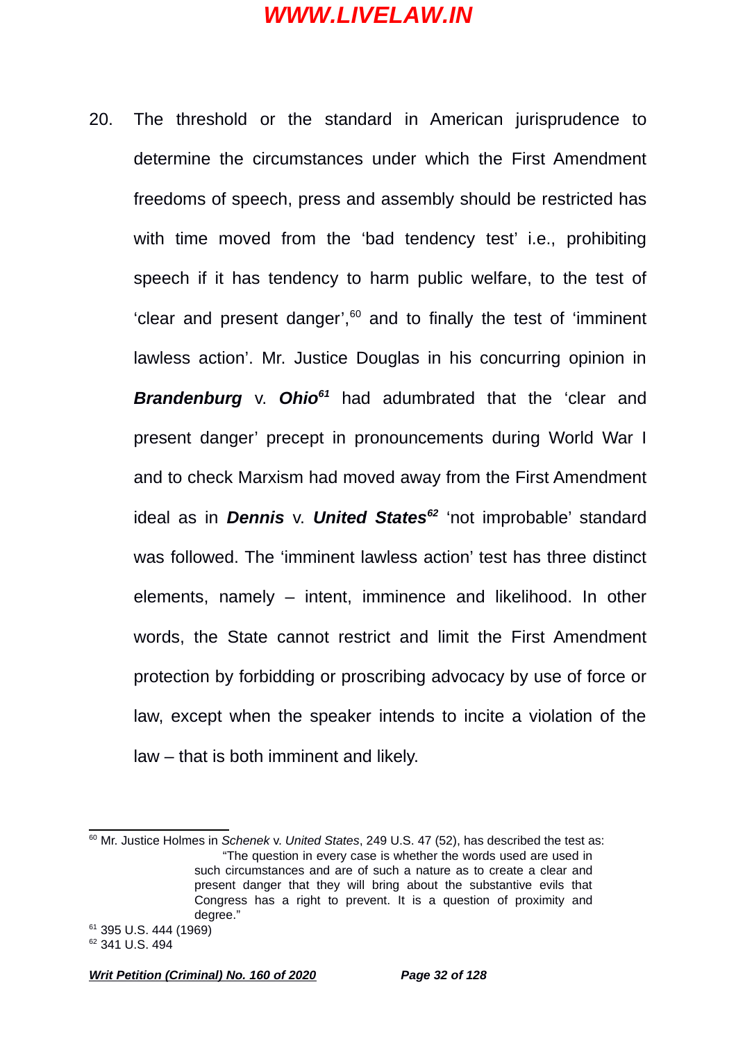20. The threshold or the standard in American jurisprudence to determine the circumstances under which the First Amendment freedoms of speech, press and assembly should be restricted has with time moved from the 'bad tendency test' i.e., prohibiting speech if it has tendency to harm public welfare, to the test of 'clear and present danger',[60] and to finally the test of 'imminent lawless action'. Mr. Justice Douglas in his concurring opinion in ***Brandenburg*** v. ***Ohio***[61] had adumbrated that the 'clear and present danger' precept in pronouncements during World War I and to check Marxism had moved away from the First Amendment ideal as in ***Dennis*** v. ***United States***[62] 'not improbable' standard was followed. The 'imminent lawless action' test has three distinct elements, namely – intent, imminence and likelihood. In other words, the State cannot restrict and limit the First Amendment protection by forbidding or proscribing advocacy by use of force or law, except when the speaker intends to incite a violation of the law – that is both imminent and likely.

---

[60] Mr. Justice Holmes in *Schenek* v. *United States*, 249 U.S. 47 (52), has described the test as:

> "The question in every case is whether the words used are used in such circumstances and are of such a nature as to create a clear and present danger that they will bring about the substantive evils that Congress has a right to prevent. It is a question of proximity and degree."

[61] 395 U.S. 444 (1969)

[62] 341 U.S. 494

***Writ Petition (Criminal) No. 160 of 2020***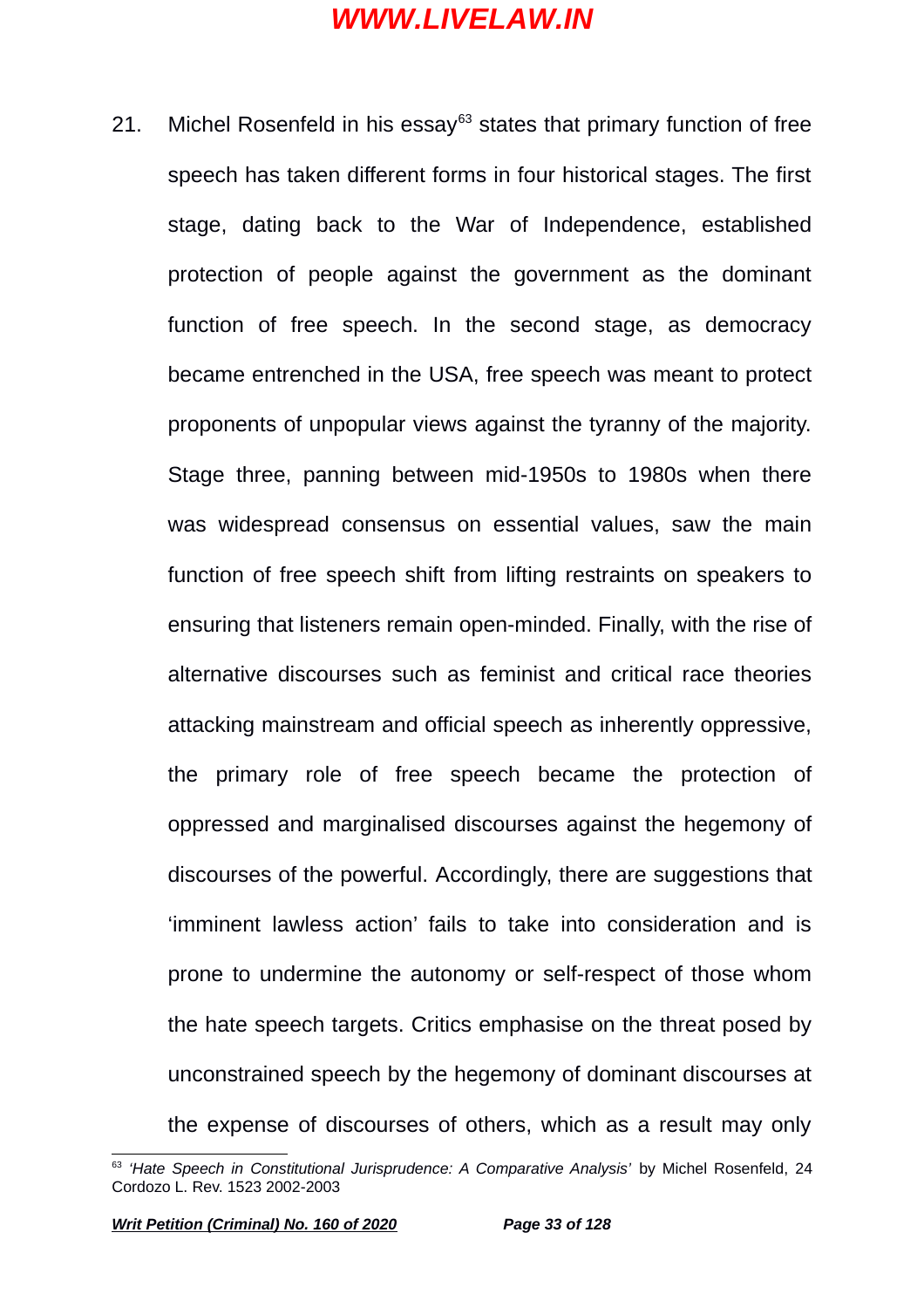21. Michel Rosenfeld in his essay[63] states that primary function of free speech has taken different forms in four historical stages. The first stage, dating back to the War of Independence, established protection of people against the government as the dominant function of free speech. In the second stage, as democracy became entrenched in the USA, free speech was meant to protect proponents of unpopular views against the tyranny of the majority. Stage three, panning between mid-1950s to 1980s when there was widespread consensus on essential values, saw the main function of free speech shift from lifting restraints on speakers to ensuring that listeners remain open-minded. Finally, with the rise of alternative discourses such as feminist and critical race theories attacking mainstream and official speech as inherently oppressive, the primary role of free speech became the protection of oppressed and marginalised discourses against the hegemony of discourses of the powerful. Accordingly, there are suggestions that 'imminent lawless action' fails to take into consideration and is prone to undermine the autonomy or self-respect of those whom the hate speech targets. Critics emphasise on the threat posed by unconstrained speech by the hegemony of dominant discourses at the expense of discourses of others, which as a result may only

---

[63] *'Hate Speech in Constitutional Jurisprudence: A Comparative Analysis'* by Michel Rosenfeld, 24 Cordozo L. Rev. 1523 2002-2003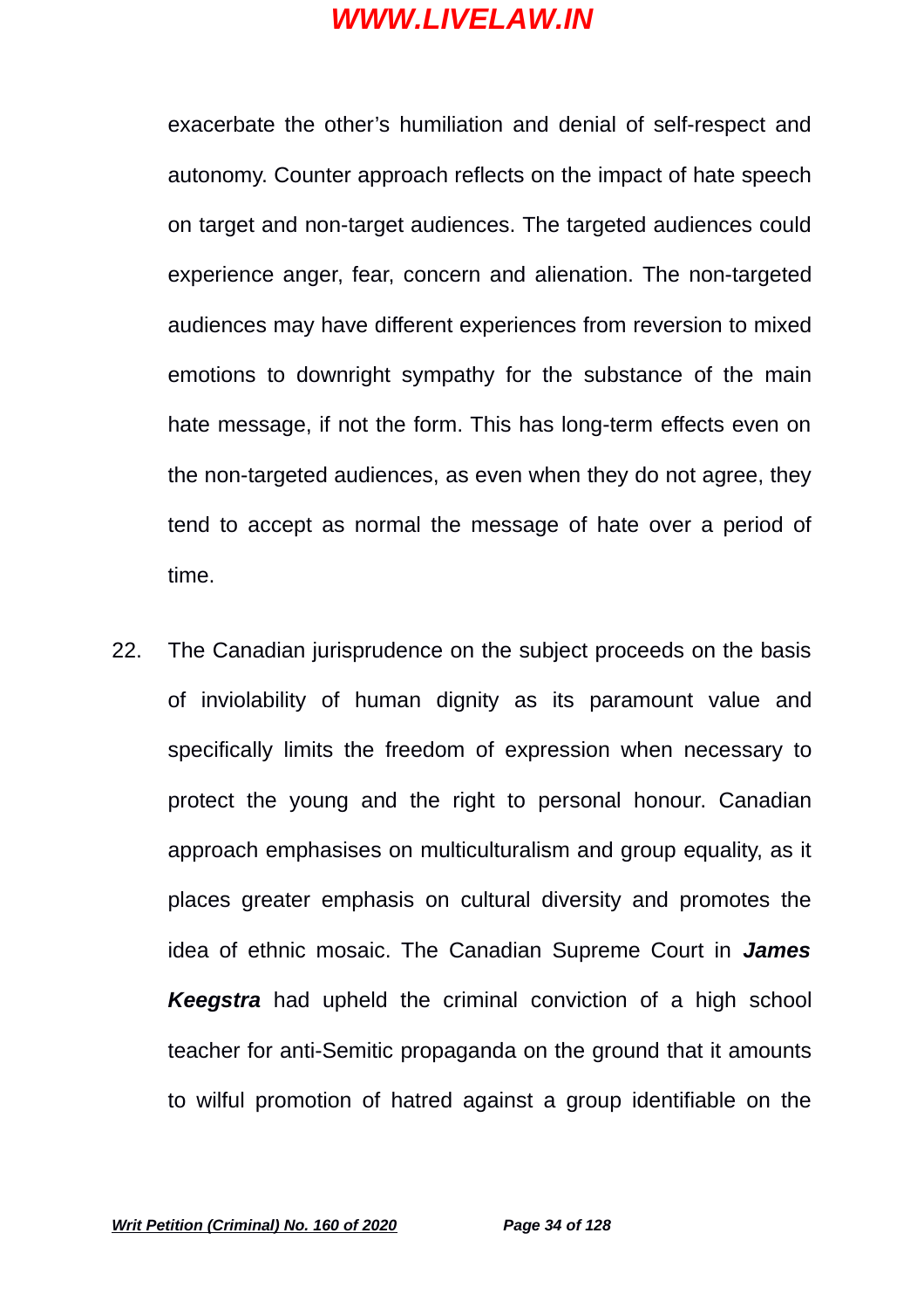exacerbate the other's humiliation and denial of self-respect and autonomy. Counter approach reflects on the impact of hate speech on target and non-target audiences. The targeted audiences could experience anger, fear, concern and alienation. The non-targeted audiences may have different experiences from reversion to mixed emotions to downright sympathy for the substance of the main hate message, if not the form. This has long-term effects even on the non-targeted audiences, as even when they do not agree, they tend to accept as normal the message of hate over a period of time.

22. The Canadian jurisprudence on the subject proceeds on the basis of inviolability of human dignity as its paramount value and specifically limits the freedom of expression when necessary to protect the young and the right to personal honour. Canadian approach emphasises on multiculturalism and group equality, as it places greater emphasis on cultural diversity and promotes the idea of ethnic mosaic. The Canadian Supreme Court in ***James Keegstra*** had upheld the criminal conviction of a high school teacher for anti-Semitic propaganda on the ground that it amounts to wilful promotion of hatred against a group identifiable on the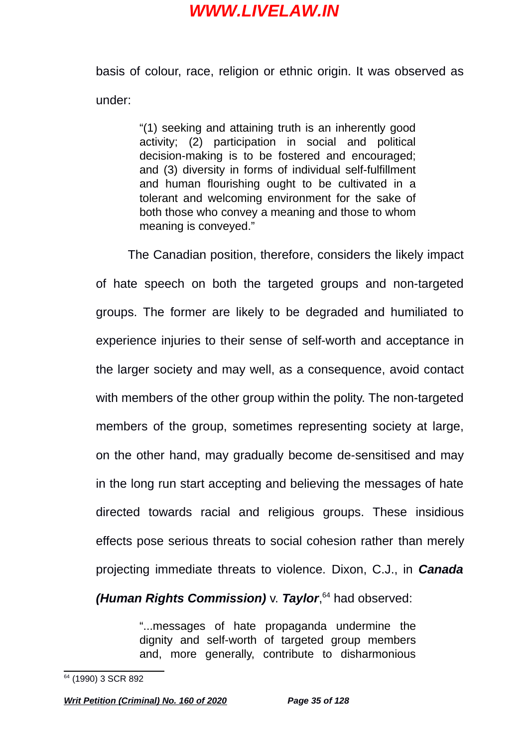basis of colour, race, religion or ethnic origin. It was observed as under:

> "(1) seeking and attaining truth is an inherently good activity; (2) participation in social and political decision-making is to be fostered and encouraged; and (3) diversity in forms of individual self-fulfillment and human flourishing ought to be cultivated in a tolerant and welcoming environment for the sake of both those who convey a meaning and those to whom meaning is conveyed."

The Canadian position, therefore, considers the likely impact of hate speech on both the targeted groups and non-targeted groups. The former are likely to be degraded and humiliated to experience injuries to their sense of self-worth and acceptance in the larger society and may well, as a consequence, avoid contact with members of the other group within the polity. The non-targeted members of the group, sometimes representing society at large, on the other hand, may gradually become de-sensitised and may in the long run start accepting and believing the messages of hate directed towards racial and religious groups. These insidious effects pose serious threats to social cohesion rather than merely projecting immediate threats to violence. Dixon, C.J., in ***Canada (Human Rights Commission)*** v. ***Taylor***,[64] had observed:

> "...messages of hate propaganda undermine the dignity and self-worth of targeted group members and, more generally, contribute to disharmonious

[64] (1990) 3 SCR 892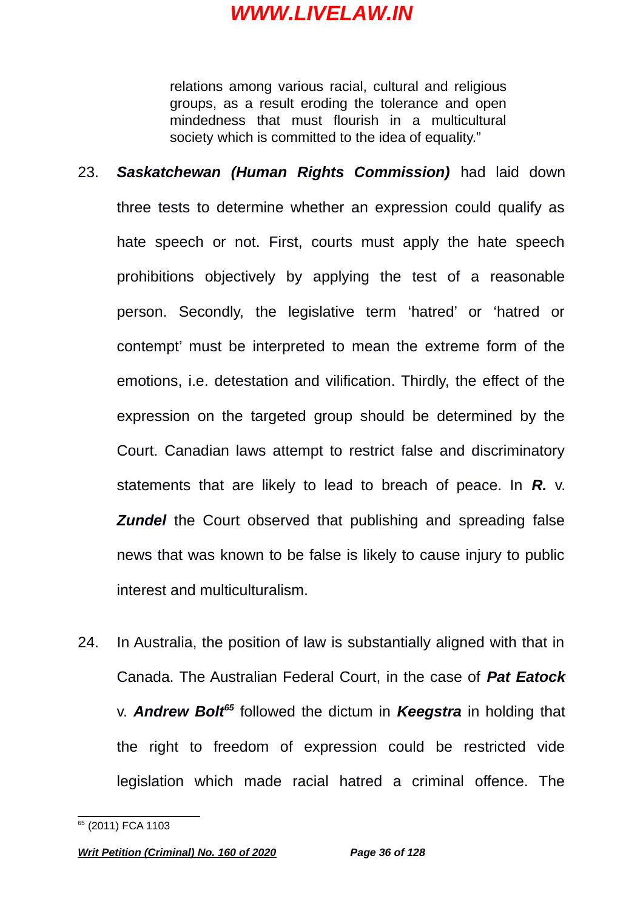relations among various racial, cultural and religious groups, as a result eroding the tolerance and open mindedness that must flourish in a multicultural society which is committed to the idea of equality."

23. ***Saskatchewan (Human Rights Commission)*** had laid down three tests to determine whether an expression could qualify as hate speech or not. First, courts must apply the hate speech prohibitions objectively by applying the test of a reasonable person. Secondly, the legislative term 'hatred' or 'hatred or contempt' must be interpreted to mean the extreme form of the emotions, i.e. detestation and vilification. Thirdly, the effect of the expression on the targeted group should be determined by the Court. Canadian laws attempt to restrict false and discriminatory statements that are likely to lead to breach of peace. In ***R.*** v. ***Zundel*** the Court observed that publishing and spreading false news that was known to be false is likely to cause injury to public interest and multiculturalism.

24. In Australia, the position of law is substantially aligned with that in Canada. The Australian Federal Court, in the case of ***Pat Eatock*** v. ***Andrew Bolt***[65] followed the dictum in ***Keegstra*** in holding that the right to freedom of expression could be restricted vide legislation which made racial hatred a criminal offence. The

---

[65] (2011) FCA 1103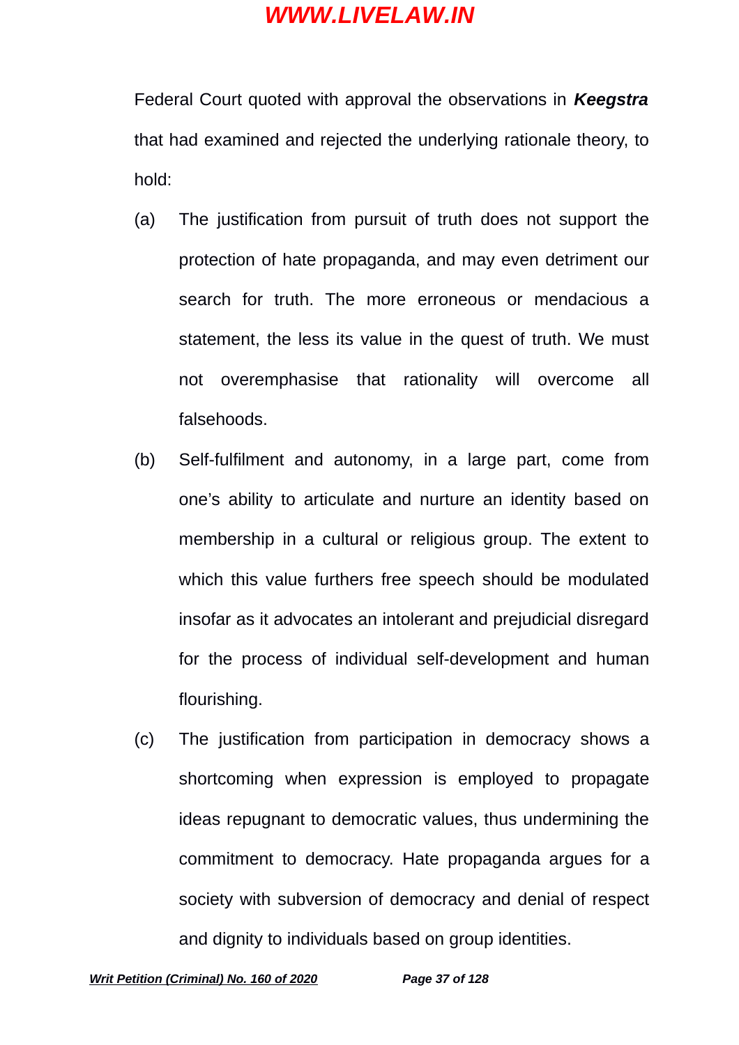Federal Court quoted with approval the observations in ***Keegstra*** that had examined and rejected the underlying rationale theory, to hold:

(a) The justification from pursuit of truth does not support the protection of hate propaganda, and may even detriment our search for truth. The more erroneous or mendacious a statement, the less its value in the quest of truth. We must not overemphasise that rationality will overcome all falsehoods.

(b) Self-fulfilment and autonomy, in a large part, come from one's ability to articulate and nurture an identity based on membership in a cultural or religious group. The extent to which this value furthers free speech should be modulated insofar as it advocates an intolerant and prejudicial disregard for the process of individual self-development and human flourishing.

(c) The justification from participation in democracy shows a shortcoming when expression is employed to propagate ideas repugnant to democratic values, thus undermining the commitment to democracy. Hate propaganda argues for a society with subversion of democracy and denial of respect and dignity to individuals based on group identities.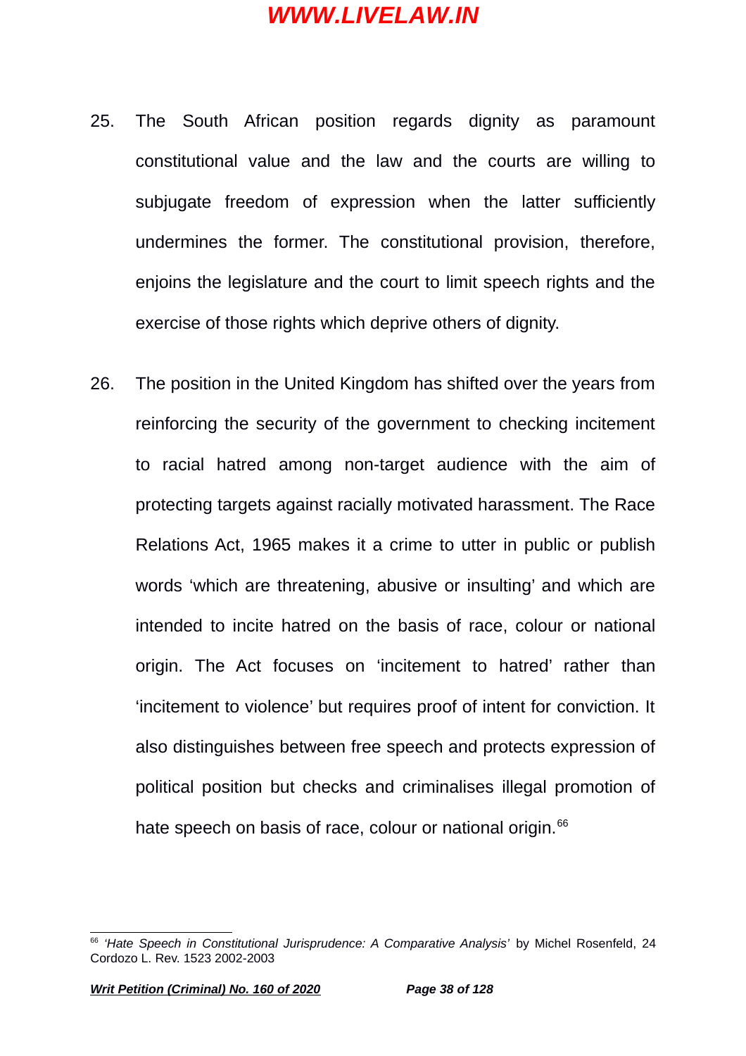25. The South African position regards dignity as paramount constitutional value and the law and the courts are willing to subjugate freedom of expression when the latter sufficiently undermines the former. The constitutional provision, therefore, enjoins the legislature and the court to limit speech rights and the exercise of those rights which deprive others of dignity.

26. The position in the United Kingdom has shifted over the years from reinforcing the security of the government to checking incitement to racial hatred among non-target audience with the aim of protecting targets against racially motivated harassment. The Race Relations Act, 1965 makes it a crime to utter in public or publish words 'which are threatening, abusive or insulting' and which are intended to incite hatred on the basis of race, colour or national origin. The Act focuses on 'incitement to hatred' rather than 'incitement to violence' but requires proof of intent for conviction. It also distinguishes between free speech and protects expression of political position but checks and criminalises illegal promotion of hate speech on basis of race, colour or national origin.[66]

---

[66] *'Hate Speech in Constitutional Jurisprudence: A Comparative Analysis'* by Michel Rosenfeld, 24 Cordozo L. Rev. 1523 2002-2003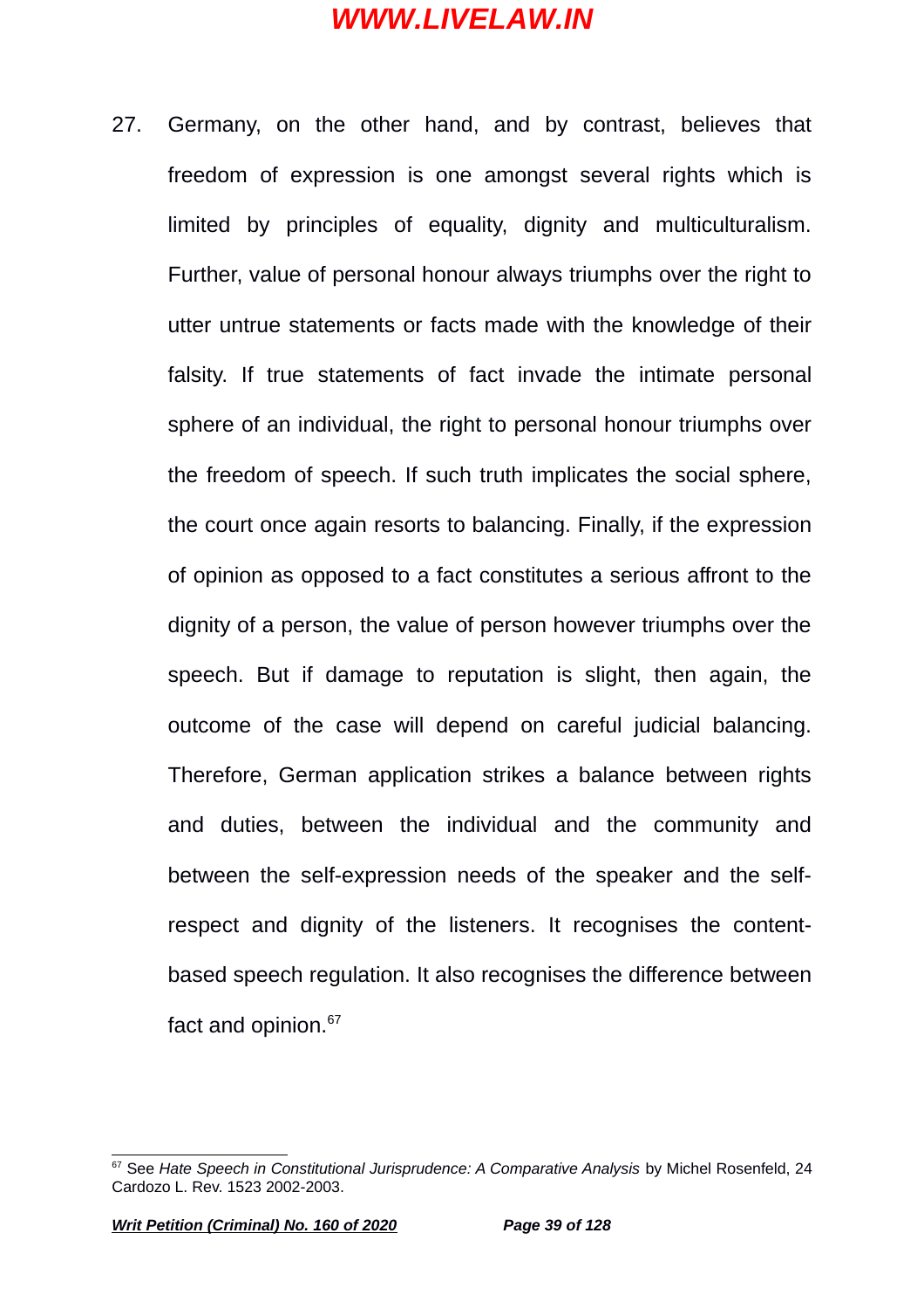27. Germany, on the other hand, and by contrast, believes that freedom of expression is one amongst several rights which is limited by principles of equality, dignity and multiculturalism. Further, value of personal honour always triumphs over the right to utter untrue statements or facts made with the knowledge of their falsity. If true statements of fact invade the intimate personal sphere of an individual, the right to personal honour triumphs over the freedom of speech. If such truth implicates the social sphere, the court once again resorts to balancing. Finally, if the expression of opinion as opposed to a fact constitutes a serious affront to the dignity of a person, the value of person however triumphs over the speech. But if damage to reputation is slight, then again, the outcome of the case will depend on careful judicial balancing. Therefore, German application strikes a balance between rights and duties, between the individual and the community and between the self-expression needs of the speaker and the self-respect and dignity of the listeners. It recognises the content-based speech regulation. It also recognises the difference between fact and opinion.[67]

---

[67] See *Hate Speech in Constitutional Jurisprudence: A Comparative Analysis* by Michel Rosenfeld, 24 Cardozo L. Rev. 1523 2002-2003.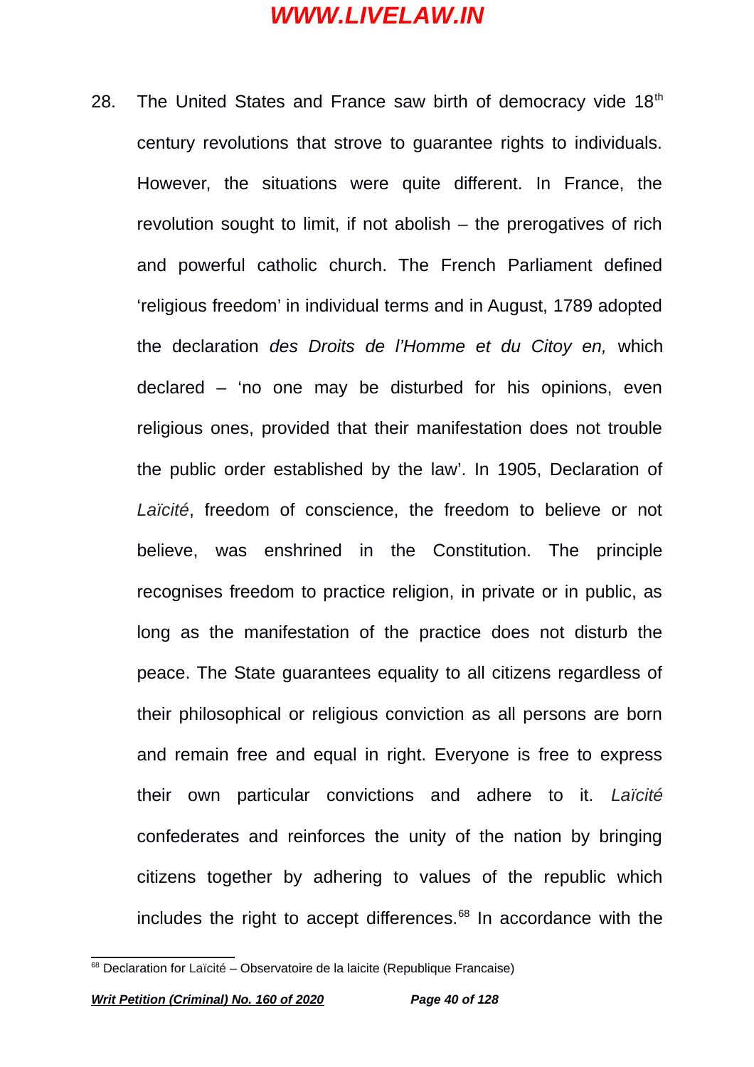28. The United States and France saw birth of democracy vide 18th century revolutions that strove to guarantee rights to individuals. However, the situations were quite different. In France, the revolution sought to limit, if not abolish – the prerogatives of rich and powerful catholic church. The French Parliament defined 'religious freedom' in individual terms and in August, 1789 adopted the declaration *des Droits de l'Homme et du Citoy en,* which declared – 'no one may be disturbed for his opinions, even religious ones, provided that their manifestation does not trouble the public order established by the law'. In 1905, Declaration of *Laïcité*, freedom of conscience, the freedom to believe or not believe, was enshrined in the Constitution. The principle recognises freedom to practice religion, in private or in public, as long as the manifestation of the practice does not disturb the peace. The State guarantees equality to all citizens regardless of their philosophical or religious conviction as all persons are born and remain free and equal in right. Everyone is free to express their own particular convictions and adhere to it. *Laïcité* confederates and reinforces the unity of the nation by bringing citizens together by adhering to values of the republic which includes the right to accept differences.[68] In accordance with the

---

[68] Declaration for Laïcité – Observatoire de la laicite (Republique Francaise)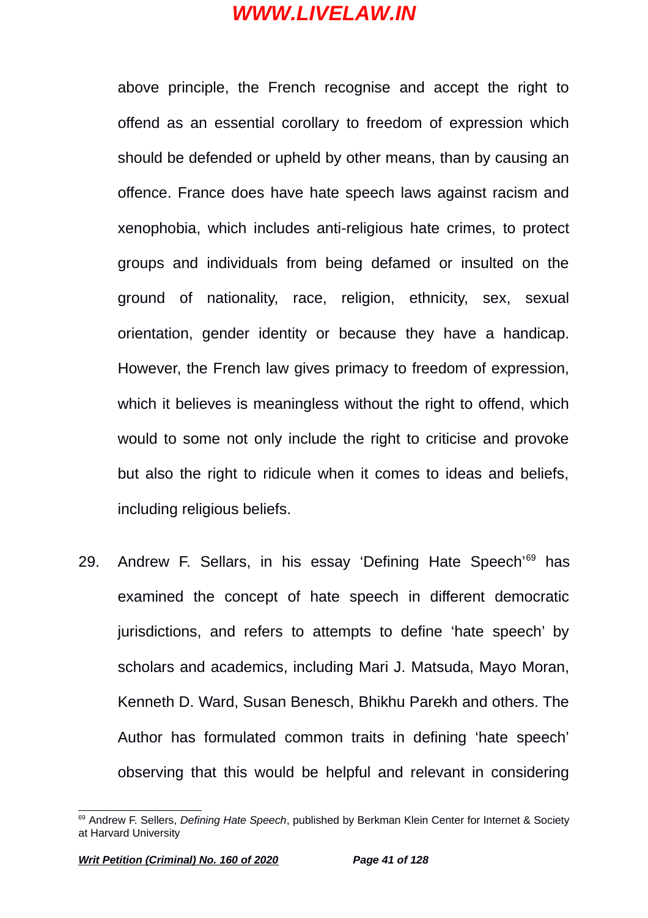above principle, the French recognise and accept the right to offend as an essential corollary to freedom of expression which should be defended or upheld by other means, than by causing an offence. France does have hate speech laws against racism and xenophobia, which includes anti-religious hate crimes, to protect groups and individuals from being defamed or insulted on the ground of nationality, race, religion, ethnicity, sex, sexual orientation, gender identity or because they have a handicap. However, the French law gives primacy to freedom of expression, which it believes is meaningless without the right to offend, which would to some not only include the right to criticise and provoke but also the right to ridicule when it comes to ideas and beliefs, including religious beliefs.

29. Andrew F. Sellars, in his essay 'Defining Hate Speech'[69] has examined the concept of hate speech in different democratic jurisdictions, and refers to attempts to define 'hate speech' by scholars and academics, including Mari J. Matsuda, Mayo Moran, Kenneth D. Ward, Susan Benesch, Bhikhu Parekh and others. The Author has formulated common traits in defining 'hate speech' observing that this would be helpful and relevant in considering

---

[69] Andrew F. Sellers, *Defining Hate Speech*, published by Berkman Klein Center for Internet & Society at Harvard University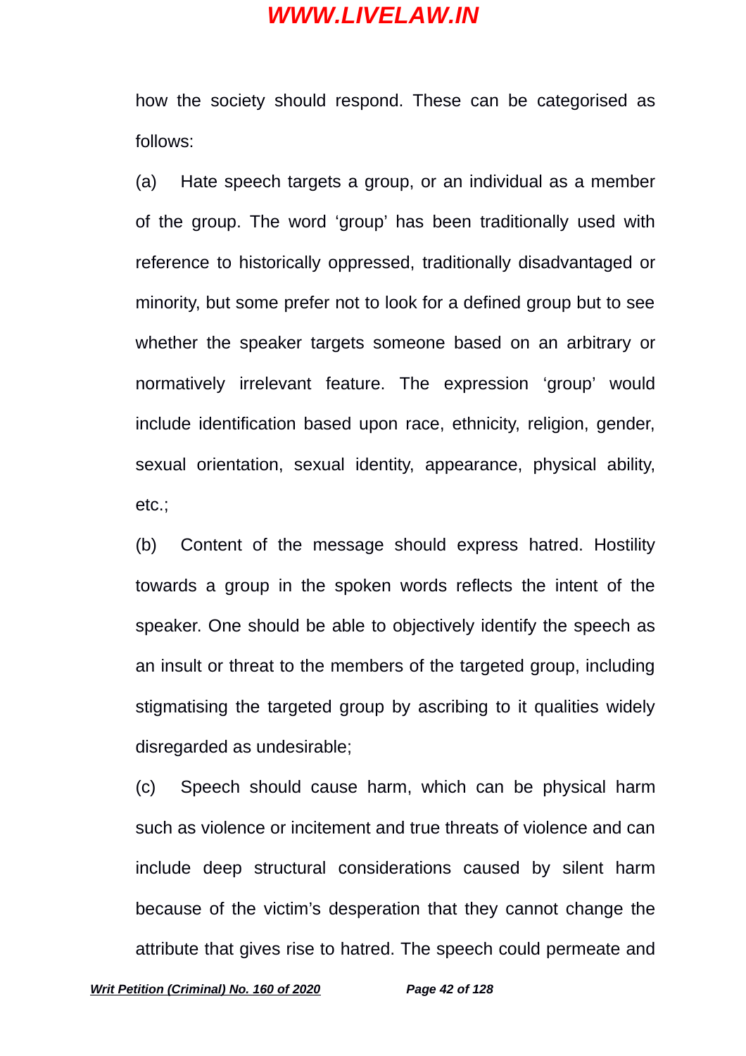how the society should respond. These can be categorised as follows:

(a) Hate speech targets a group, or an individual as a member of the group. The word ‘group’ has been traditionally used with reference to historically oppressed, traditionally disadvantaged or minority, but some prefer not to look for a defined group but to see whether the speaker targets someone based on an arbitrary or normatively irrelevant feature. The expression ‘group’ would include identification based upon race, ethnicity, religion, gender, sexual orientation, sexual identity, appearance, physical ability, etc.;

(b) Content of the message should express hatred. Hostility towards a group in the spoken words reflects the intent of the speaker. One should be able to objectively identify the speech as an insult or threat to the members of the targeted group, including stigmatising the targeted group by ascribing to it qualities widely disregarded as undesirable;

(c) Speech should cause harm, which can be physical harm such as violence or incitement and true threats of violence and can include deep structural considerations caused by silent harm because of the victim’s desperation that they cannot change the attribute that gives rise to hatred. The speech could permeate and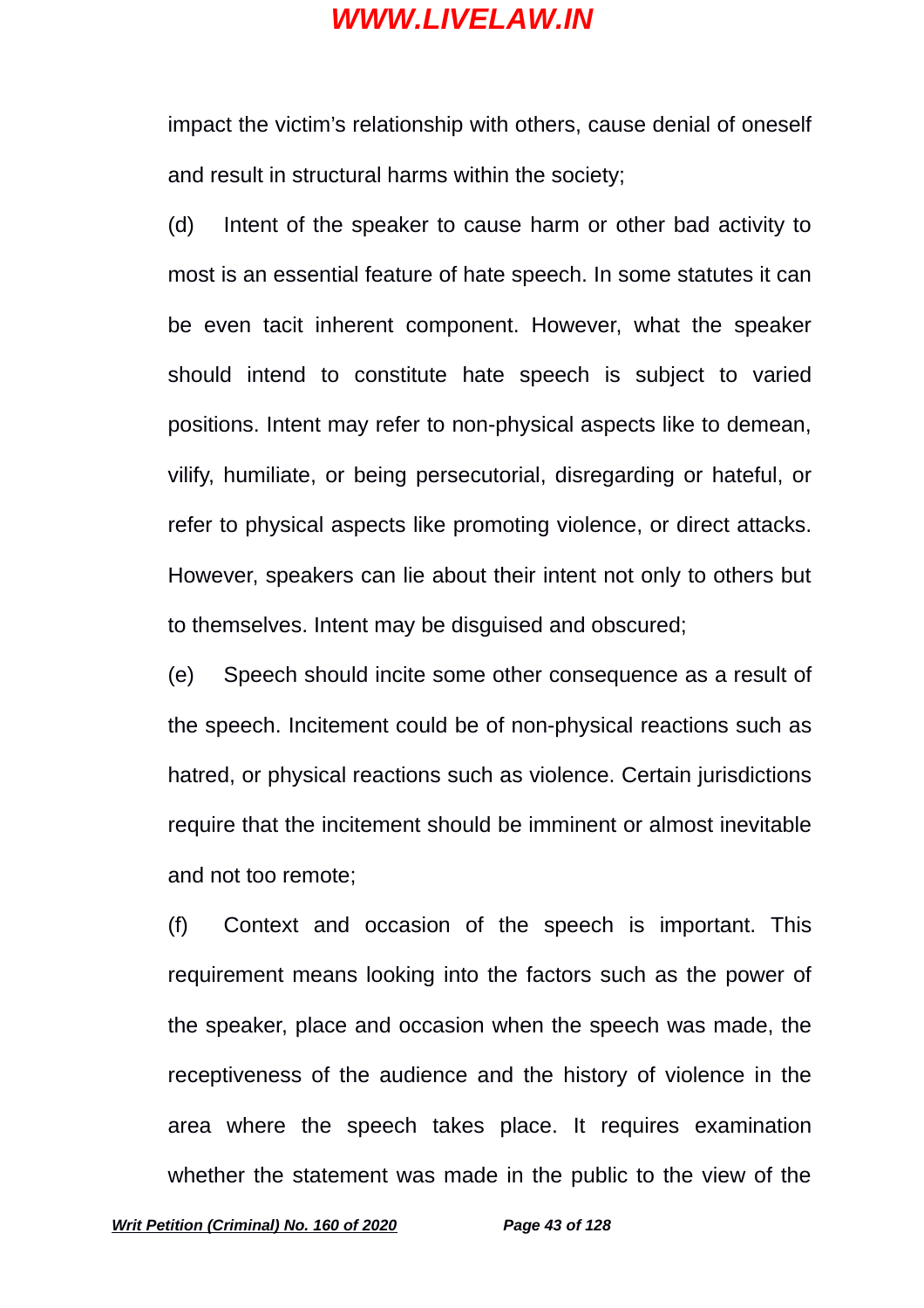impact the victim's relationship with others, cause denial of oneself and result in structural harms within the society;

(d) Intent of the speaker to cause harm or other bad activity to most is an essential feature of hate speech. In some statutes it can be even tacit inherent component. However, what the speaker should intend to constitute hate speech is subject to varied positions. Intent may refer to non-physical aspects like to demean, vilify, humiliate, or being persecutorial, disregarding or hateful, or refer to physical aspects like promoting violence, or direct attacks. However, speakers can lie about their intent not only to others but to themselves. Intent may be disguised and obscured;

(e) Speech should incite some other consequence as a result of the speech. Incitement could be of non-physical reactions such as hatred, or physical reactions such as violence. Certain jurisdictions require that the incitement should be imminent or almost inevitable and not too remote;

(f) Context and occasion of the speech is important. This requirement means looking into the factors such as the power of the speaker, place and occasion when the speech was made, the receptiveness of the audience and the history of violence in the area where the speech takes place. It requires examination whether the statement was made in the public to the view of the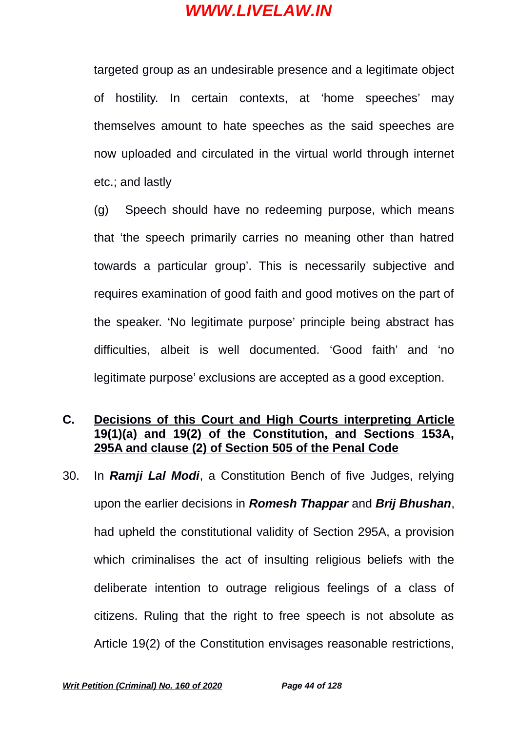targeted group as an undesirable presence and a legitimate object of hostility. In certain contexts, at 'home speeches' may themselves amount to hate speeches as the said speeches are now uploaded and circulated in the virtual world through internet etc.; and lastly

(g) Speech should have no redeeming purpose, which means that 'the speech primarily carries no meaning other than hatred towards a particular group'. This is necessarily subjective and requires examination of good faith and good motives on the part of the speaker. 'No legitimate purpose' principle being abstract has difficulties, albeit is well documented. 'Good faith' and 'no legitimate purpose' exclusions are accepted as a good exception.

## C. Decisions of this Court and High Courts interpreting Article 19(1)(a) and 19(2) of the Constitution, and Sections 153A, 295A and clause (2) of Section 505 of the Penal Code

30. In ***Ramji Lal Modi***, a Constitution Bench of five Judges, relying upon the earlier decisions in ***Romesh Thappar*** and ***Brij Bhushan***, had upheld the constitutional validity of Section 295A, a provision which criminalises the act of insulting religious beliefs with the deliberate intention to outrage religious feelings of a class of citizens. Ruling that the right to free speech is not absolute as Article 19(2) of the Constitution envisages reasonable restrictions,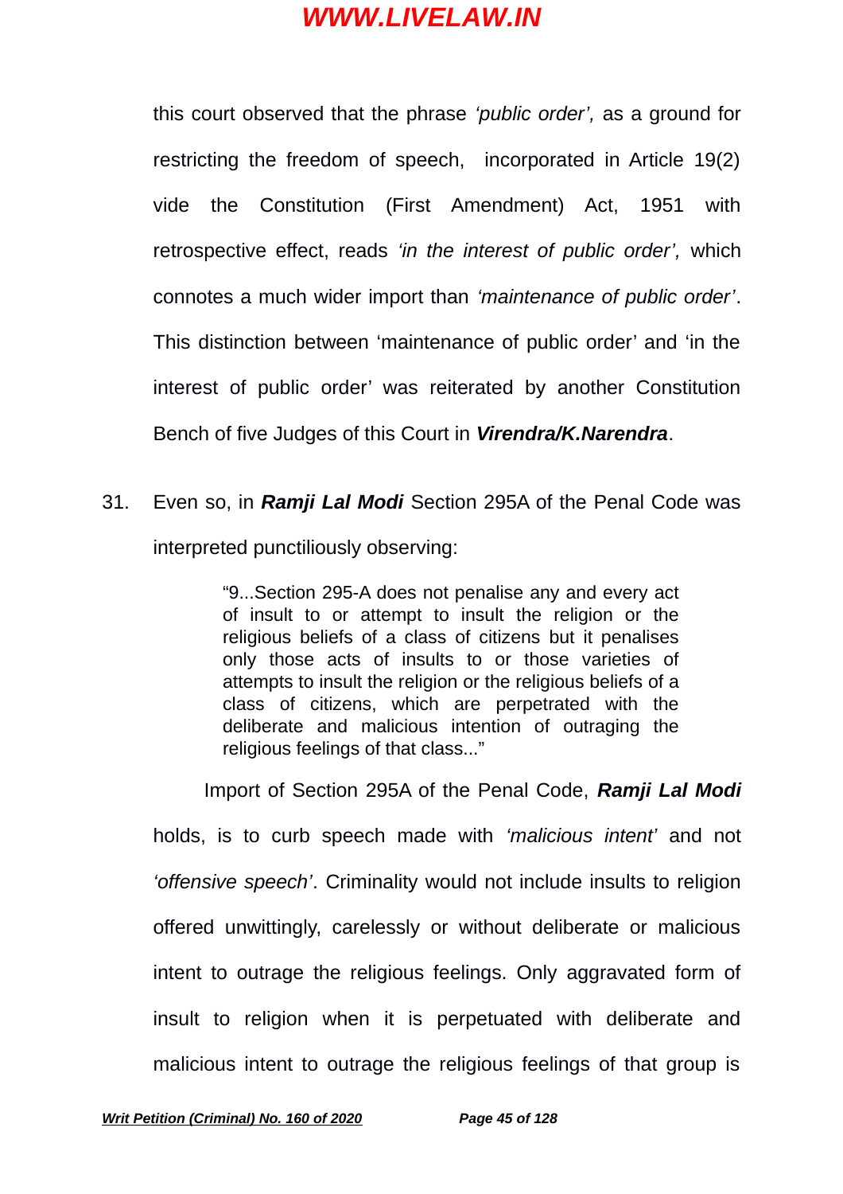this court observed that the phrase *'public order',* as a ground for restricting the freedom of speech, incorporated in Article 19(2) vide the Constitution (First Amendment) Act, 1951 with retrospective effect, reads *'in the interest of public order',* which connotes a much wider import than *'maintenance of public order'*. This distinction between 'maintenance of public order' and 'in the interest of public order' was reiterated by another Constitution Bench of five Judges of this Court in ***Virendra/K.Narendra***.

31. Even so, in ***Ramji Lal Modi*** Section 295A of the Penal Code was interpreted punctiliously observing:

> "9...Section 295-A does not penalise any and every act of insult to or attempt to insult the religion or the religious beliefs of a class of citizens but it penalises only those acts of insults to or those varieties of attempts to insult the religion or the religious beliefs of a class of citizens, which are perpetrated with the deliberate and malicious intention of outraging the religious feelings of that class..."

Import of Section 295A of the Penal Code, ***Ramji Lal Modi*** holds, is to curb speech made with *'malicious intent'* and not *'offensive speech'*. Criminality would not include insults to religion offered unwittingly, carelessly or without deliberate or malicious intent to outrage the religious feelings. Only aggravated form of insult to religion when it is perpetuated with deliberate and malicious intent to outrage the religious feelings of that group is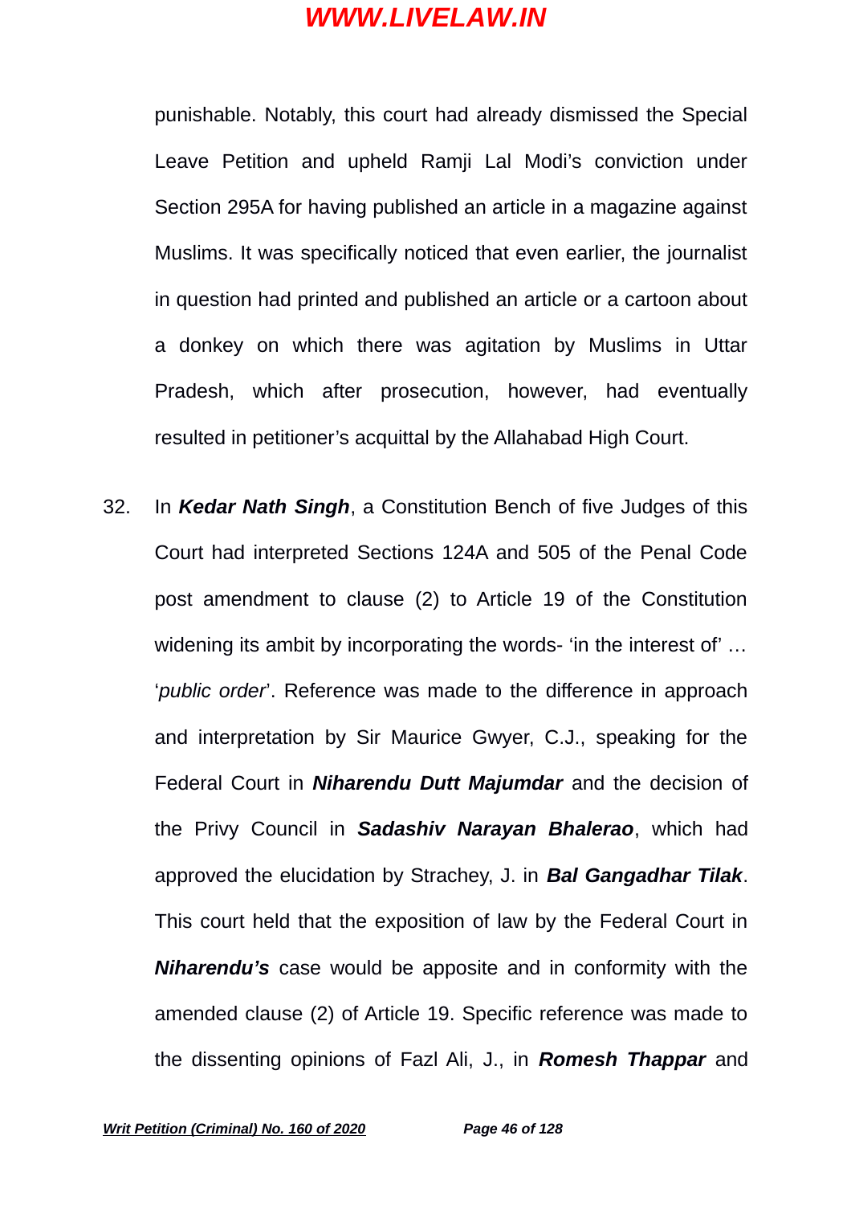punishable. Notably, this court had already dismissed the Special Leave Petition and upheld Ramji Lal Modi's conviction under Section 295A for having published an article in a magazine against Muslims. It was specifically noticed that even earlier, the journalist in question had printed and published an article or a cartoon about a donkey on which there was agitation by Muslims in Uttar Pradesh, which after prosecution, however, had eventually resulted in petitioner's acquittal by the Allahabad High Court.

32. In ***Kedar Nath Singh***, a Constitution Bench of five Judges of this Court had interpreted Sections 124A and 505 of the Penal Code post amendment to clause (2) to Article 19 of the Constitution widening its ambit by incorporating the words- 'in the interest of' … '*public order*'. Reference was made to the difference in approach and interpretation by Sir Maurice Gwyer, C.J., speaking for the Federal Court in ***Niharendu Dutt Majumdar*** and the decision of the Privy Council in ***Sadashiv Narayan Bhalerao***, which had approved the elucidation by Strachey, J. in ***Bal Gangadhar Tilak***. This court held that the exposition of law by the Federal Court in ***Niharendu's*** case would be apposite and in conformity with the amended clause (2) of Article 19. Specific reference was made to the dissenting opinions of Fazl Ali, J., in ***Romesh Thappar*** and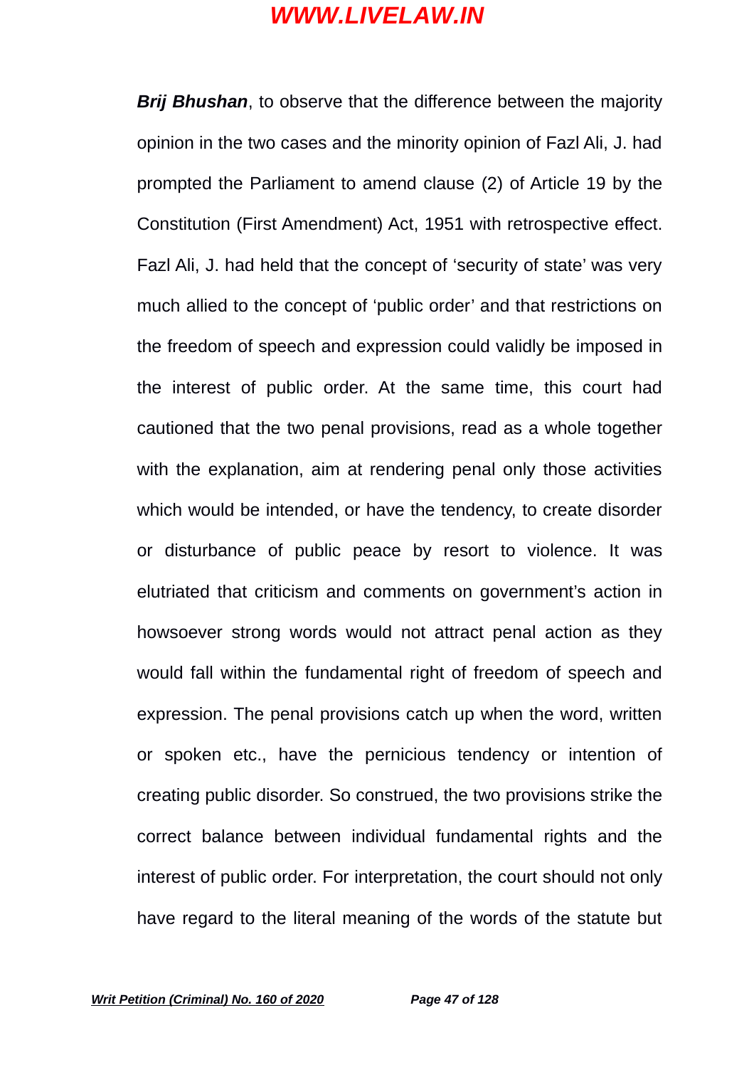**Brij Bhushan**, to observe that the difference between the majority opinion in the two cases and the minority opinion of Fazl Ali, J. had prompted the Parliament to amend clause (2) of Article 19 by the Constitution (First Amendment) Act, 1951 with retrospective effect. Fazl Ali, J. had held that the concept of 'security of state' was very much allied to the concept of 'public order' and that restrictions on the freedom of speech and expression could validly be imposed in the interest of public order. At the same time, this court had cautioned that the two penal provisions, read as a whole together with the explanation, aim at rendering penal only those activities which would be intended, or have the tendency, to create disorder or disturbance of public peace by resort to violence. It was elutriated that criticism and comments on government's action in howsoever strong words would not attract penal action as they would fall within the fundamental right of freedom of speech and expression. The penal provisions catch up when the word, written or spoken etc., have the pernicious tendency or intention of creating public disorder. So construed, the two provisions strike the correct balance between individual fundamental rights and the interest of public order. For interpretation, the court should not only have regard to the literal meaning of the words of the statute but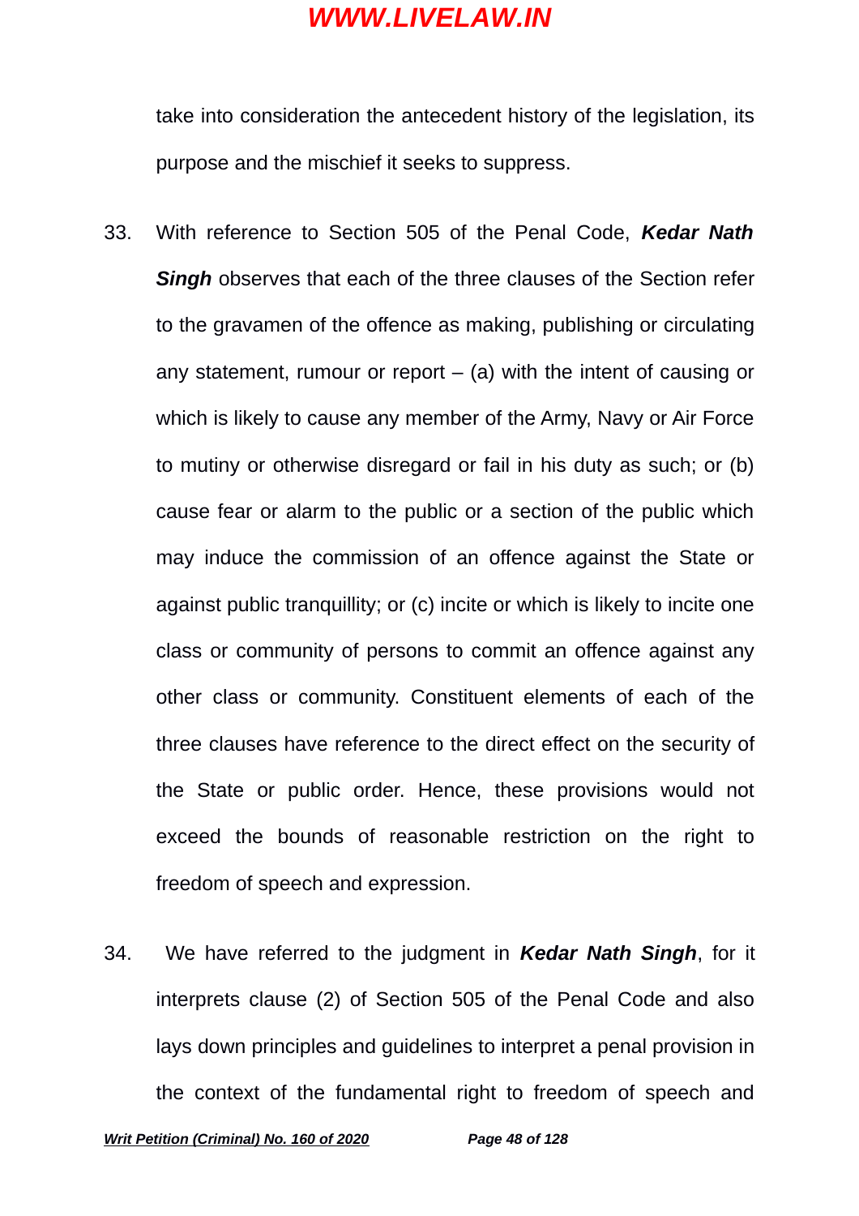take into consideration the antecedent history of the legislation, its purpose and the mischief it seeks to suppress.

33. With reference to Section 505 of the Penal Code, ***Kedar Nath Singh*** observes that each of the three clauses of the Section refer to the gravamen of the offence as making, publishing or circulating any statement, rumour or report – (a) with the intent of causing or which is likely to cause any member of the Army, Navy or Air Force to mutiny or otherwise disregard or fail in his duty as such; or (b) cause fear or alarm to the public or a section of the public which may induce the commission of an offence against the State or against public tranquillity; or (c) incite or which is likely to incite one class or community of persons to commit an offence against any other class or community. Constituent elements of each of the three clauses have reference to the direct effect on the security of the State or public order. Hence, these provisions would not exceed the bounds of reasonable restriction on the right to freedom of speech and expression.

34. We have referred to the judgment in ***Kedar Nath Singh***, for it interprets clause (2) of Section 505 of the Penal Code and also lays down principles and guidelines to interpret a penal provision in the context of the fundamental right to freedom of speech and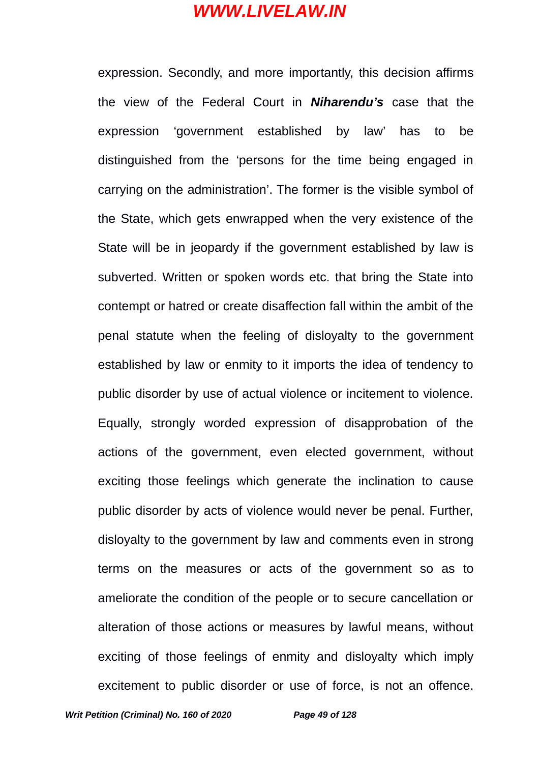expression. Secondly, and more importantly, this decision affirms the view of the Federal Court in ***Niharendu's*** case that the expression 'government established by law' has to be distinguished from the 'persons for the time being engaged in carrying on the administration'. The former is the visible symbol of the State, which gets enwrapped when the very existence of the State will be in jeopardy if the government established by law is subverted. Written or spoken words etc. that bring the State into contempt or hatred or create disaffection fall within the ambit of the penal statute when the feeling of disloyalty to the government established by law or enmity to it imports the idea of tendency to public disorder by use of actual violence or incitement to violence. Equally, strongly worded expression of disapprobation of the actions of the government, even elected government, without exciting those feelings which generate the inclination to cause public disorder by acts of violence would never be penal. Further, disloyalty to the government by law and comments even in strong terms on the measures or acts of the government so as to ameliorate the condition of the people or to secure cancellation or alteration of those actions or measures by lawful means, without exciting of those feelings of enmity and disloyalty which imply excitement to public disorder or use of force, is not an offence.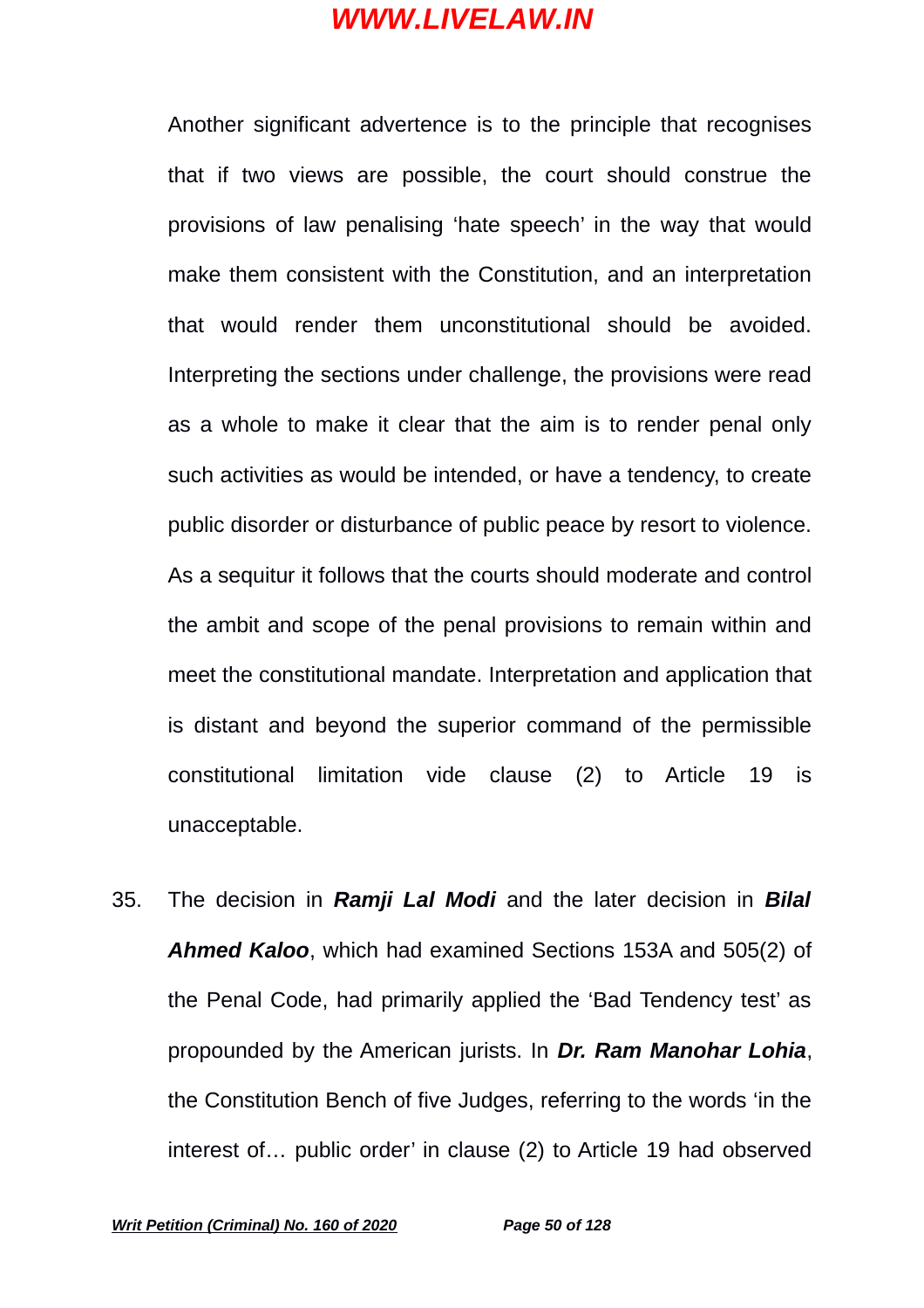Another significant advertence is to the principle that recognises that if two views are possible, the court should construe the provisions of law penalising 'hate speech' in the way that would make them consistent with the Constitution, and an interpretation that would render them unconstitutional should be avoided. Interpreting the sections under challenge, the provisions were read as a whole to make it clear that the aim is to render penal only such activities as would be intended, or have a tendency, to create public disorder or disturbance of public peace by resort to violence. As a sequitur it follows that the courts should moderate and control the ambit and scope of the penal provisions to remain within and meet the constitutional mandate. Interpretation and application that is distant and beyond the superior command of the permissible constitutional limitation vide clause (2) to Article 19 is unacceptable.

35. The decision in ***Ramji Lal Modi*** and the later decision in ***Bilal Ahmed Kaloo***, which had examined Sections 153A and 505(2) of the Penal Code, had primarily applied the 'Bad Tendency test' as propounded by the American jurists. In ***Dr. Ram Manohar Lohia***, the Constitution Bench of five Judges, referring to the words 'in the interest of… public order' in clause (2) to Article 19 had observed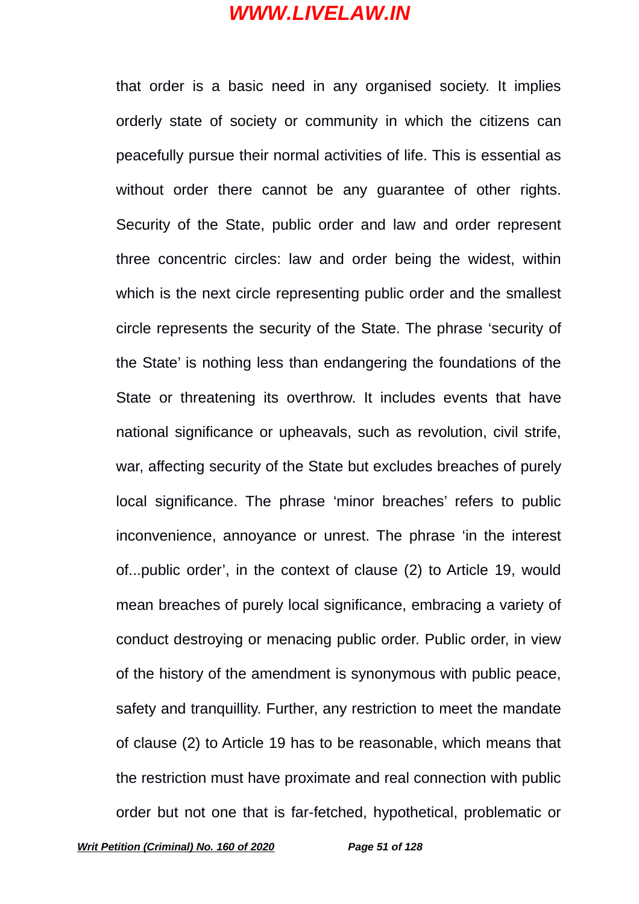that order is a basic need in any organised society. It implies orderly state of society or community in which the citizens can peacefully pursue their normal activities of life. This is essential as without order there cannot be any guarantee of other rights. Security of the State, public order and law and order represent three concentric circles: law and order being the widest, within which is the next circle representing public order and the smallest circle represents the security of the State. The phrase 'security of the State' is nothing less than endangering the foundations of the State or threatening its overthrow. It includes events that have national significance or upheavals, such as revolution, civil strife, war, affecting security of the State but excludes breaches of purely local significance. The phrase 'minor breaches' refers to public inconvenience, annoyance or unrest. The phrase 'in the interest of...public order', in the context of clause (2) to Article 19, would mean breaches of purely local significance, embracing a variety of conduct destroying or menacing public order. Public order, in view of the history of the amendment is synonymous with public peace, safety and tranquillity. Further, any restriction to meet the mandate of clause (2) to Article 19 has to be reasonable, which means that the restriction must have proximate and real connection with public order but not one that is far-fetched, hypothetical, problematic or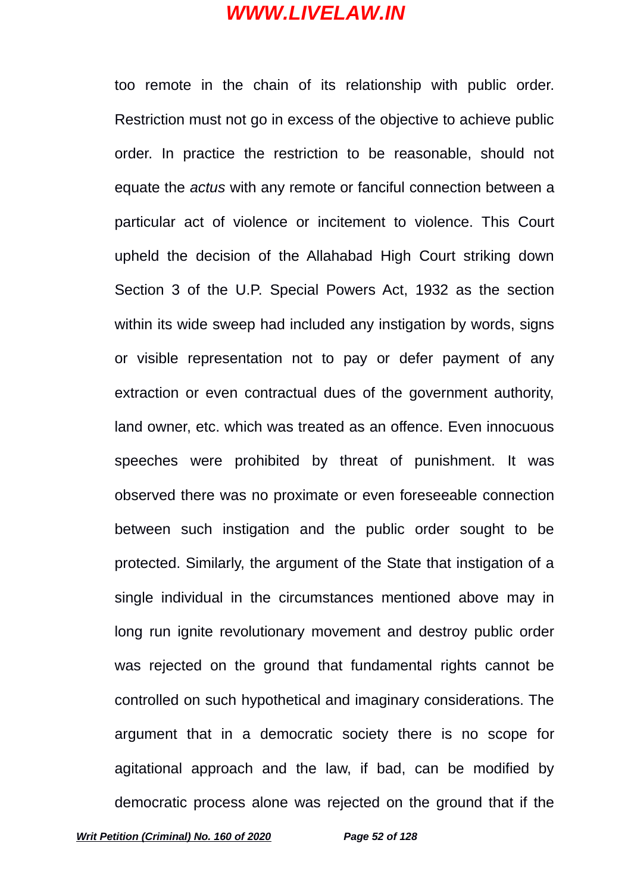too remote in the chain of its relationship with public order. Restriction must not go in excess of the objective to achieve public order. In practice the restriction to be reasonable, should not equate the *actus* with any remote or fanciful connection between a particular act of violence or incitement to violence. This Court upheld the decision of the Allahabad High Court striking down Section 3 of the U.P. Special Powers Act, 1932 as the section within its wide sweep had included any instigation by words, signs or visible representation not to pay or defer payment of any extraction or even contractual dues of the government authority, land owner, etc. which was treated as an offence. Even innocuous speeches were prohibited by threat of punishment. It was observed there was no proximate or even foreseeable connection between such instigation and the public order sought to be protected. Similarly, the argument of the State that instigation of a single individual in the circumstances mentioned above may in long run ignite revolutionary movement and destroy public order was rejected on the ground that fundamental rights cannot be controlled on such hypothetical and imaginary considerations. The argument that in a democratic society there is no scope for agitational approach and the law, if bad, can be modified by democratic process alone was rejected on the ground that if the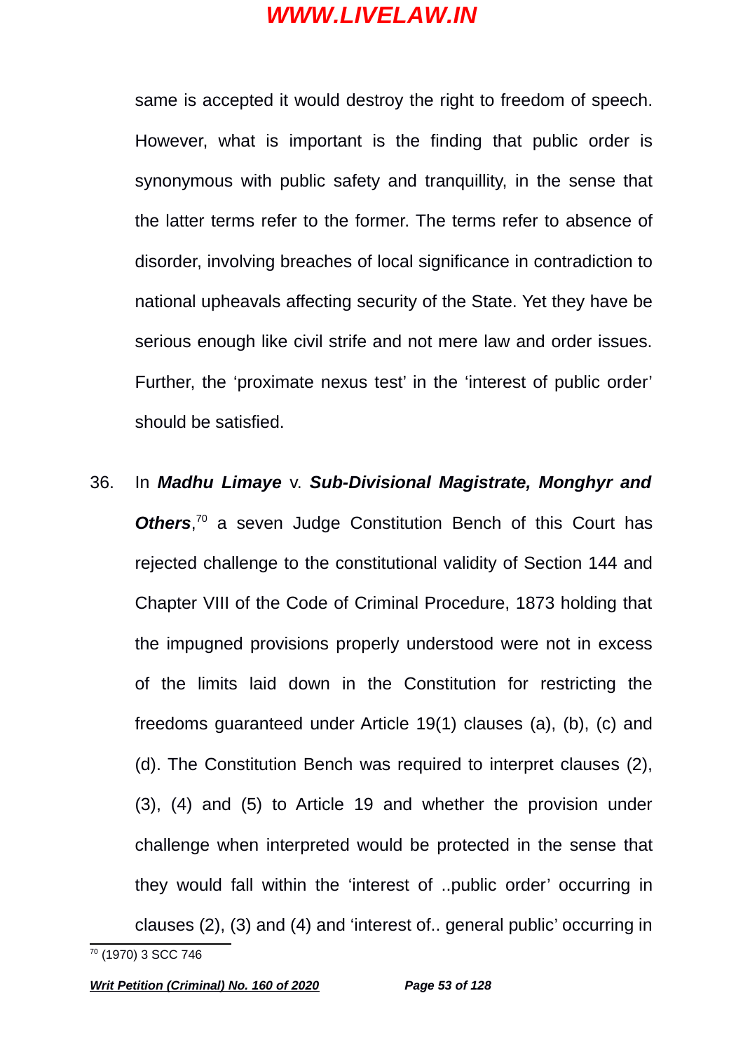same is accepted it would destroy the right to freedom of speech. However, what is important is the finding that public order is synonymous with public safety and tranquillity, in the sense that the latter terms refer to the former. The terms refer to absence of disorder, involving breaches of local significance in contradiction to national upheavals affecting security of the State. Yet they have be serious enough like civil strife and not mere law and order issues. Further, the 'proximate nexus test' in the 'interest of public order' should be satisfied.

36. In ***Madhu Limaye*** v. ***Sub-Divisional Magistrate, Monghyr and Others***,[70] a seven Judge Constitution Bench of this Court has rejected challenge to the constitutional validity of Section 144 and Chapter VIII of the Code of Criminal Procedure, 1873 holding that the impugned provisions properly understood were not in excess of the limits laid down in the Constitution for restricting the freedoms guaranteed under Article 19(1) clauses (a), (b), (c) and (d). The Constitution Bench was required to interpret clauses (2), (3), (4) and (5) to Article 19 and whether the provision under challenge when interpreted would be protected in the sense that they would fall within the 'interest of ..public order' occurring in clauses (2), (3) and (4) and 'interest of.. general public' occurring in

---

[70] (1970) 3 SCC 746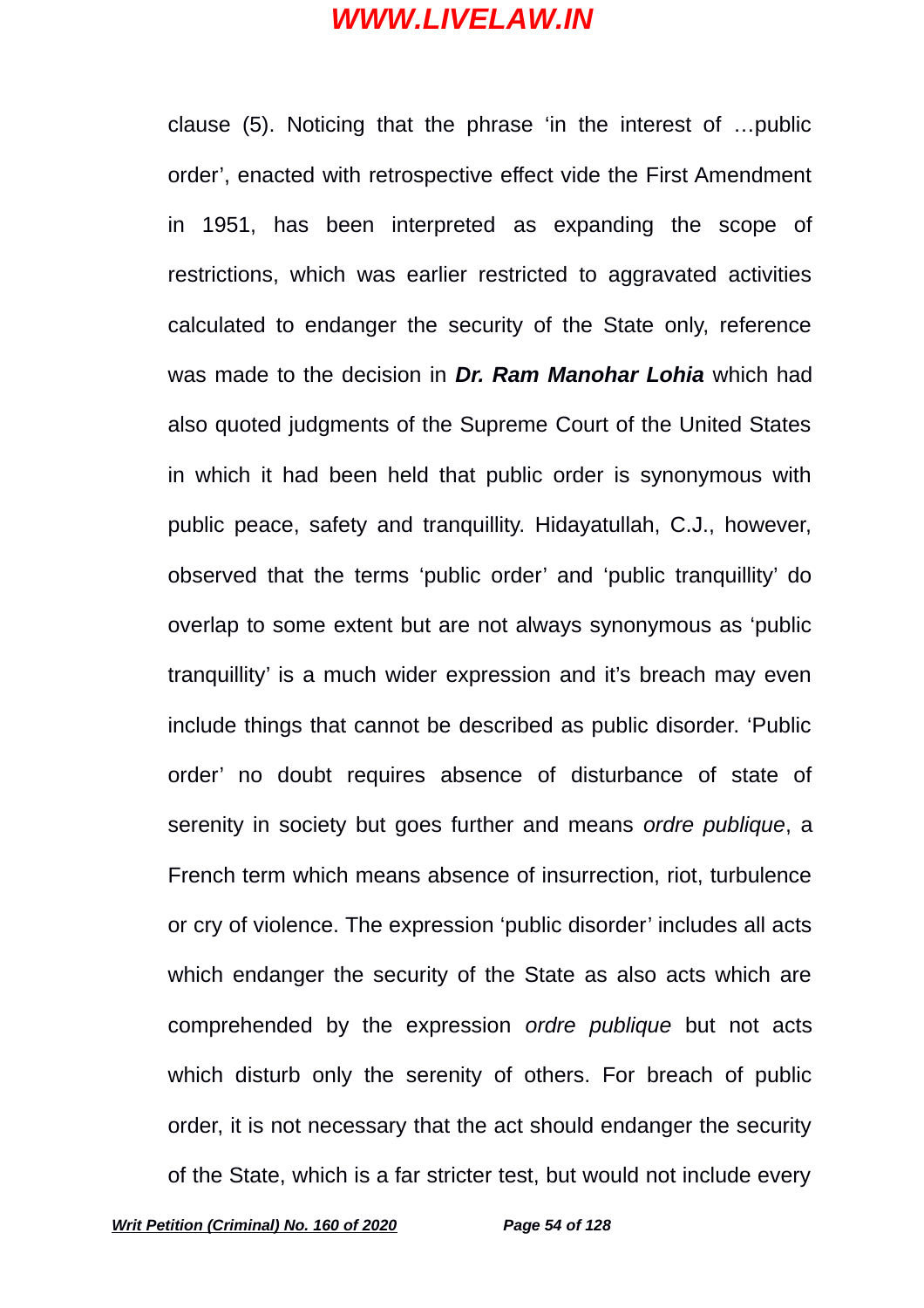clause (5). Noticing that the phrase 'in the interest of …public order', enacted with retrospective effect vide the First Amendment in 1951, has been interpreted as expanding the scope of restrictions, which was earlier restricted to aggravated activities calculated to endanger the security of the State only, reference was made to the decision in ***Dr. Ram Manohar Lohia*** which had also quoted judgments of the Supreme Court of the United States in which it had been held that public order is synonymous with public peace, safety and tranquillity. Hidayatullah, C.J., however, observed that the terms 'public order' and 'public tranquillity' do overlap to some extent but are not always synonymous as 'public tranquillity' is a much wider expression and it's breach may even include things that cannot be described as public disorder. 'Public order' no doubt requires absence of disturbance of state of serenity in society but goes further and means *ordre publique*, a French term which means absence of insurrection, riot, turbulence or cry of violence. The expression 'public disorder' includes all acts which endanger the security of the State as also acts which are comprehended by the expression *ordre publique* but not acts which disturb only the serenity of others. For breach of public order, it is not necessary that the act should endanger the security of the State, which is a far stricter test, but would not include every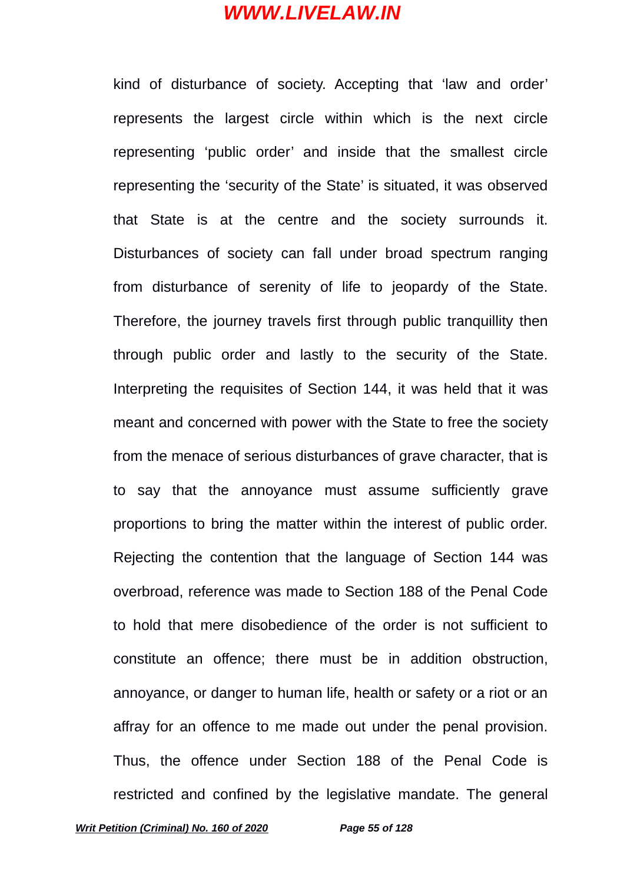kind of disturbance of society. Accepting that 'law and order' represents the largest circle within which is the next circle representing 'public order' and inside that the smallest circle representing the 'security of the State' is situated, it was observed that State is at the centre and the society surrounds it. Disturbances of society can fall under broad spectrum ranging from disturbance of serenity of life to jeopardy of the State. Therefore, the journey travels first through public tranquillity then through public order and lastly to the security of the State. Interpreting the requisites of Section 144, it was held that it was meant and concerned with power with the State to free the society from the menace of serious disturbances of grave character, that is to say that the annoyance must assume sufficiently grave proportions to bring the matter within the interest of public order. Rejecting the contention that the language of Section 144 was overbroad, reference was made to Section 188 of the Penal Code to hold that mere disobedience of the order is not sufficient to constitute an offence; there must be in addition obstruction, annoyance, or danger to human life, health or safety or a riot or an affray for an offence to me made out under the penal provision. Thus, the offence under Section 188 of the Penal Code is restricted and confined by the legislative mandate. The general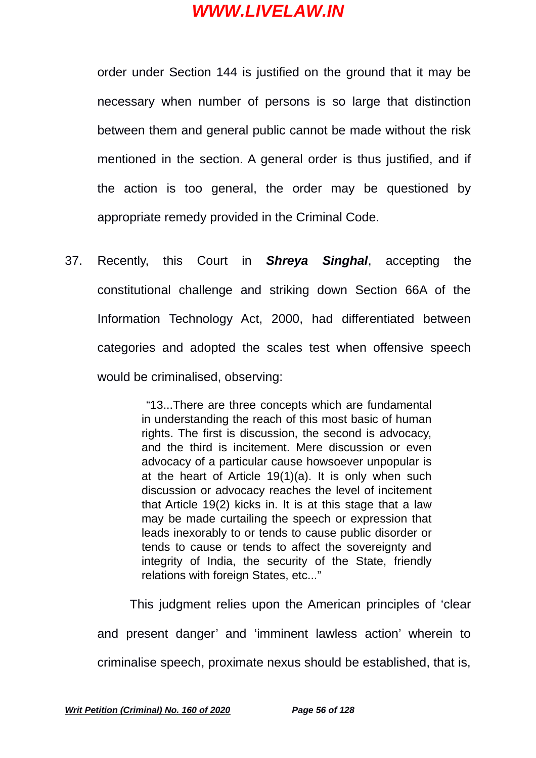order under Section 144 is justified on the ground that it may be necessary when number of persons is so large that distinction between them and general public cannot be made without the risk mentioned in the section. A general order is thus justified, and if the action is too general, the order may be questioned by appropriate remedy provided in the Criminal Code.

37. Recently, this Court in ***Shreya Singhal***, accepting the constitutional challenge and striking down Section 66A of the Information Technology Act, 2000, had differentiated between categories and adopted the scales test when offensive speech would be criminalised, observing:

> "13...There are three concepts which are fundamental in understanding the reach of this most basic of human rights. The first is discussion, the second is advocacy, and the third is incitement. Mere discussion or even advocacy of a particular cause howsoever unpopular is at the heart of Article 19(1)(a). It is only when such discussion or advocacy reaches the level of incitement that Article 19(2) kicks in. It is at this stage that a law may be made curtailing the speech or expression that leads inexorably to or tends to cause public disorder or tends to cause or tends to affect the sovereignty and integrity of India, the security of the State, friendly relations with foreign States, etc..."

This judgment relies upon the American principles of 'clear and present danger' and 'imminent lawless action' wherein to criminalise speech, proximate nexus should be established, that is,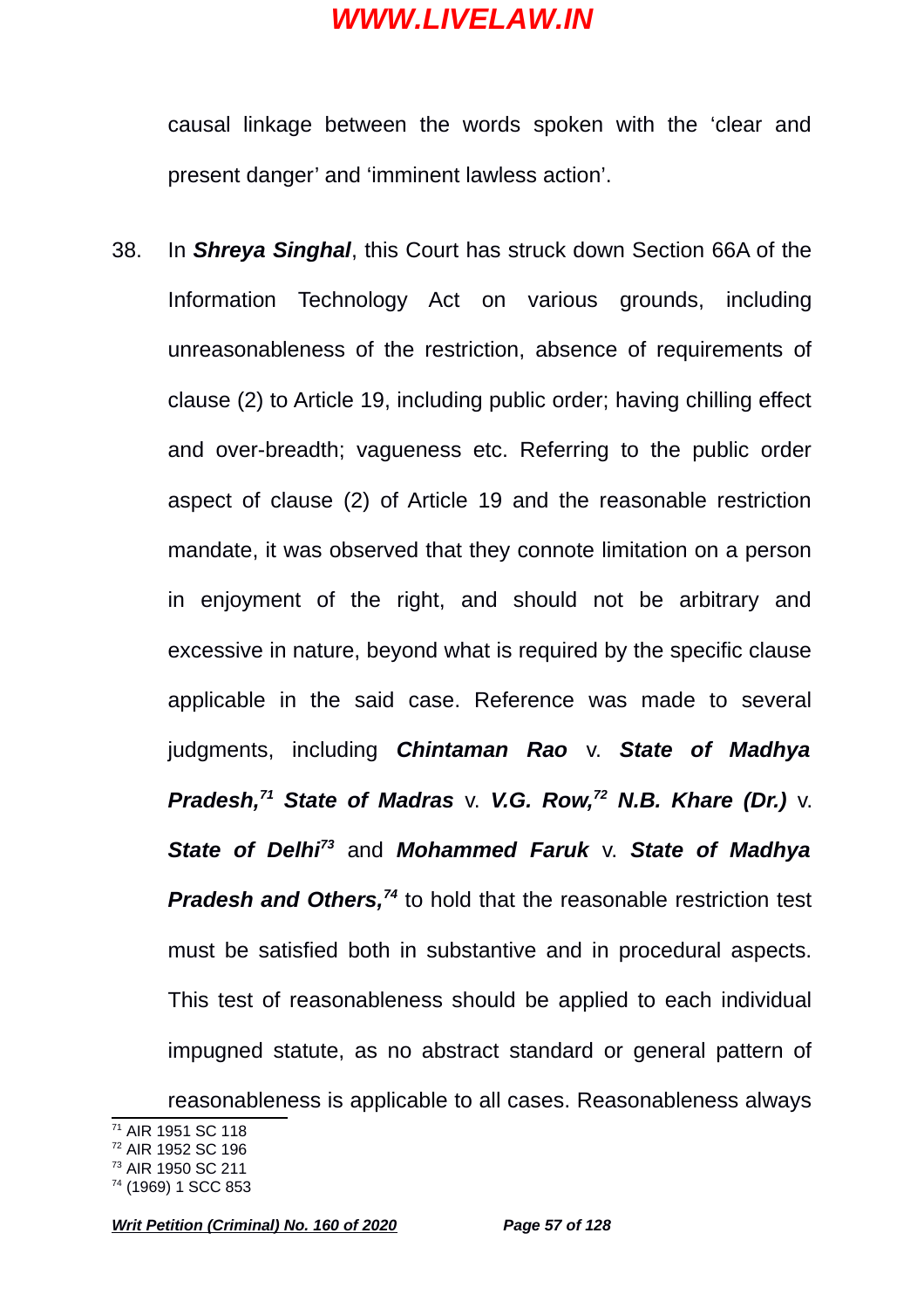causal linkage between the words spoken with the 'clear and present danger' and 'imminent lawless action'.

38. In ***Shreya Singhal***, this Court has struck down Section 66A of the Information Technology Act on various grounds, including unreasonableness of the restriction, absence of requirements of clause (2) to Article 19, including public order; having chilling effect and over-breadth; vagueness etc. Referring to the public order aspect of clause (2) of Article 19 and the reasonable restriction mandate, it was observed that they connote limitation on a person in enjoyment of the right, and should not be arbitrary and excessive in nature, beyond what is required by the specific clause applicable in the said case. Reference was made to several judgments, including ***Chintaman Rao*** v. ***State of Madhya Pradesh,***[71] ***State of Madras*** v. ***V.G. Row,***[72] ***N.B. Khare (Dr.)*** v. ***State of Delhi***[73] and ***Mohammed Faruk*** v. ***State of Madhya Pradesh and Others,***[74] to hold that the reasonable restriction test must be satisfied both in substantive and in procedural aspects. This test of reasonableness should be applied to each individual impugned statute, as no abstract standard or general pattern of reasonableness is applicable to all cases. Reasonableness always

---

[71] AIR 1951 SC 118
[72] AIR 1952 SC 196
[73] AIR 1950 SC 211
[74] (1969) 1 SCC 853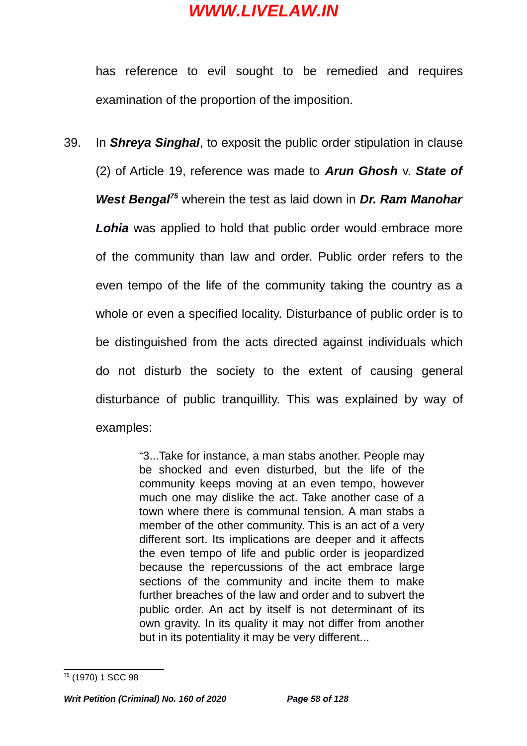has reference to evil sought to be remedied and requires examination of the proportion of the imposition.

39. In ***Shreya Singhal***, to exposit the public order stipulation in clause (2) of Article 19, reference was made to ***Arun Ghosh*** v. ***State of West Bengal***[75] wherein the test as laid down in ***Dr. Ram Manohar Lohia*** was applied to hold that public order would embrace more of the community than law and order. Public order refers to the even tempo of the life of the community taking the country as a whole or even a specified locality. Disturbance of public order is to be distinguished from the acts directed against individuals which do not disturb the society to the extent of causing general disturbance of public tranquillity. This was explained by way of examples:

> "3...Take for instance, a man stabs another. People may be shocked and even disturbed, but the life of the community keeps moving at an even tempo, however much one may dislike the act. Take another case of a town where there is communal tension. A man stabs a member of the other community. This is an act of a very different sort. Its implications are deeper and it affects the even tempo of life and public order is jeopardized because the repercussions of the act embrace large sections of the community and incite them to make further breaches of the law and order and to subvert the public order. An act by itself is not determinant of its own gravity. In its quality it may not differ from another but in its potentiality it may be very different...

[75] (1970) 1 SCC 98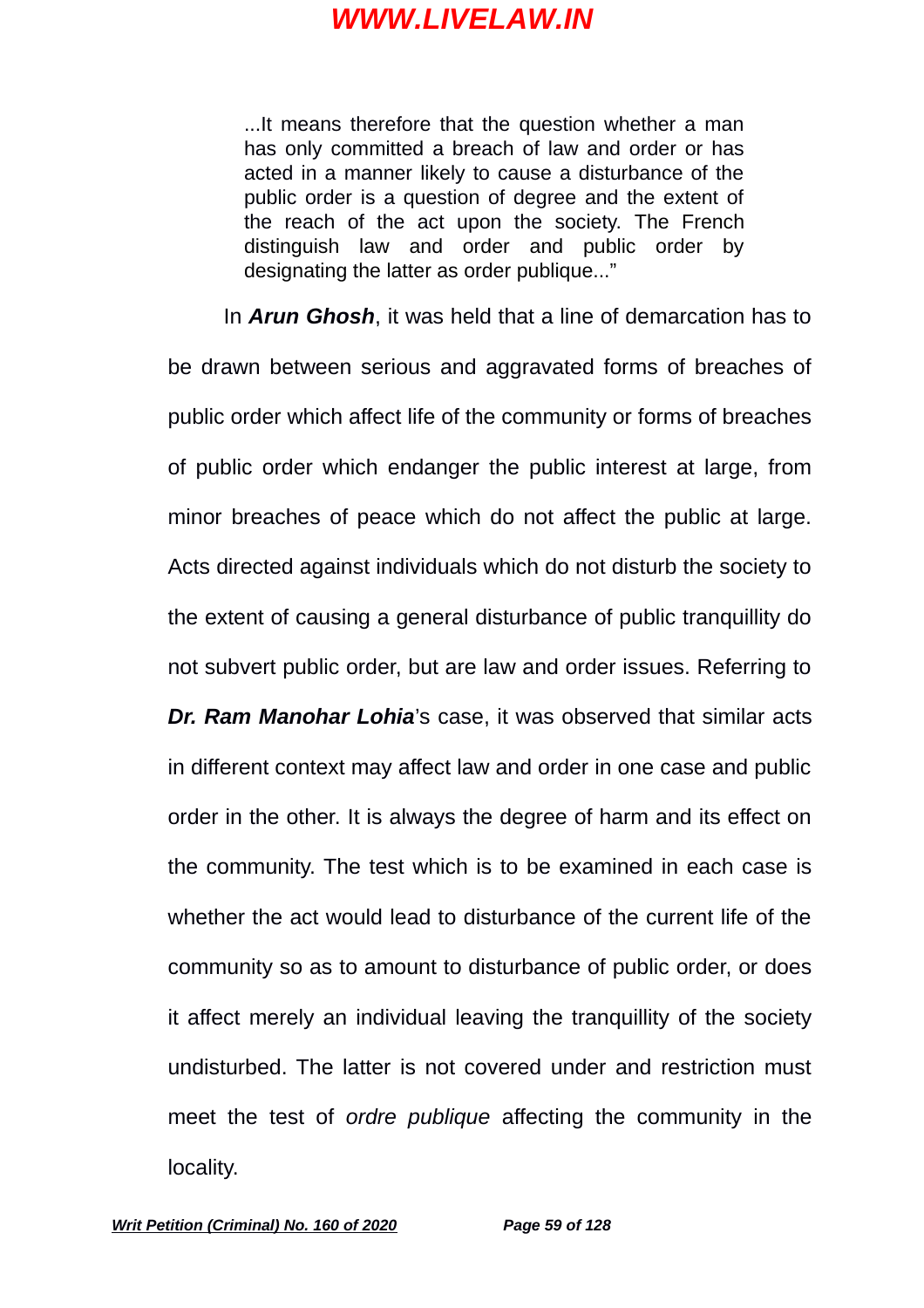> ...It means therefore that the question whether a man has only committed a breach of law and order or has acted in a manner likely to cause a disturbance of the public order is a question of degree and the extent of the reach of the act upon the society. The French distinguish law and order and public order by designating the latter as order publique..."

In ***Arun Ghosh***, it was held that a line of demarcation has to be drawn between serious and aggravated forms of breaches of public order which affect life of the community or forms of breaches of public order which endanger the public interest at large, from minor breaches of peace which do not affect the public at large. Acts directed against individuals which do not disturb the society to the extent of causing a general disturbance of public tranquillity do not subvert public order, but are law and order issues. Referring to ***Dr. Ram Manohar Lohia***'s case, it was observed that similar acts in different context may affect law and order in one case and public order in the other. It is always the degree of harm and its effect on the community. The test which is to be examined in each case is whether the act would lead to disturbance of the current life of the community so as to amount to disturbance of public order, or does it affect merely an individual leaving the tranquillity of the society undisturbed. The latter is not covered under and restriction must meet the test of *ordre publique* affecting the community in the locality.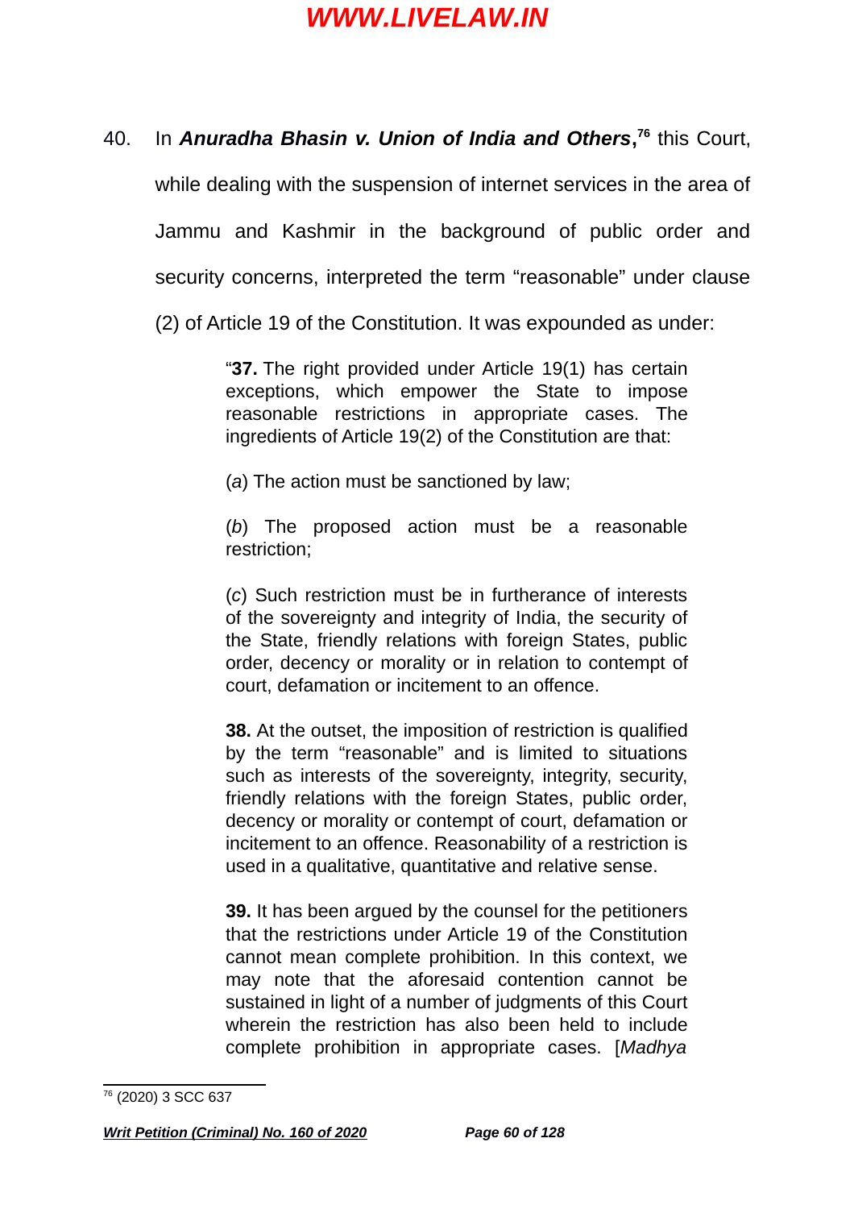40. In ***Anuradha Bhasin v. Union of India and Others*,**[76] this Court, while dealing with the suspension of internet services in the area of Jammu and Kashmir in the background of public order and security concerns, interpreted the term "reasonable" under clause (2) of Article 19 of the Constitution. It was expounded as under:

> "**37.** The right provided under Article 19(1) has certain exceptions, which empower the State to impose reasonable restrictions in appropriate cases. The ingredients of Article 19(2) of the Constitution are that:
>
> (*a*) The action must be sanctioned by law;
>
> (*b*) The proposed action must be a reasonable restriction;
>
> (*c*) Such restriction must be in furtherance of interests of the sovereignty and integrity of India, the security of the State, friendly relations with foreign States, public order, decency or morality or in relation to contempt of court, defamation or incitement to an offence.
>
> **38.** At the outset, the imposition of restriction is qualified by the term "reasonable" and is limited to situations such as interests of the sovereignty, integrity, security, friendly relations with the foreign States, public order, decency or morality or contempt of court, defamation or incitement to an offence. Reasonability of a restriction is used in a qualitative, quantitative and relative sense.
>
> **39.** It has been argued by the counsel for the petitioners that the restrictions under Article 19 of the Constitution cannot mean complete prohibition. In this context, we may note that the aforesaid contention cannot be sustained in light of a number of judgments of this Court wherein the restriction has also been held to include complete prohibition in appropriate cases. [*Madhya*

[76] (2020) 3 SCC 637

***Writ Petition (Criminal) No. 160 of 2020***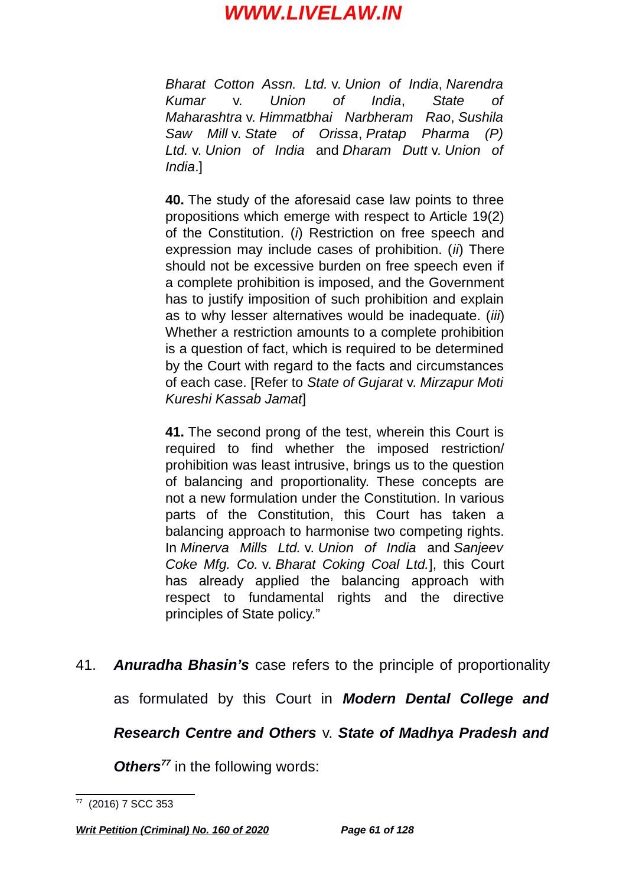> *Bharat Cotton Assn. Ltd.* v. *Union of India*, *Narendra Kumar* v. *Union of India*, *State of Maharashtra* v. *Himmatbhai Narbheram Rao*, *Sushila Saw Mill* v. *State of Orissa*, *Pratap Pharma (P) Ltd.* v. *Union of India* and *Dharam Dutt* v. *Union of India*.]
>
> **40.** The study of the aforesaid case law points to three propositions which emerge with respect to Article 19(2) of the Constitution. (*i*) Restriction on free speech and expression may include cases of prohibition. (*ii*) There should not be excessive burden on free speech even if a complete prohibition is imposed, and the Government has to justify imposition of such prohibition and explain as to why lesser alternatives would be inadequate. (*iii*) Whether a restriction amounts to a complete prohibition is a question of fact, which is required to be determined by the Court with regard to the facts and circumstances of each case. [Refer to *State of Gujarat* v. *Mirzapur Moti Kureshi Kassab Jamat*]
>
> **41.** The second prong of the test, wherein this Court is required to find whether the imposed restriction/ prohibition was least intrusive, brings us to the question of balancing and proportionality. These concepts are not a new formulation under the Constitution. In various parts of the Constitution, this Court has taken a balancing approach to harmonise two competing rights. In *Minerva Mills Ltd.* v. *Union of India* and *Sanjeev Coke Mfg. Co.* v. *Bharat Coking Coal Ltd.*], this Court has already applied the balancing approach with respect to fundamental rights and the directive principles of State policy."

41. ***Anuradha Bhasin's*** case refers to the principle of proportionality as formulated by this Court in ***Modern Dental College and Research Centre and Others*** v. ***State of Madhya Pradesh and Others***[77] in the following words:

---

[77] (2016) 7 SCC 353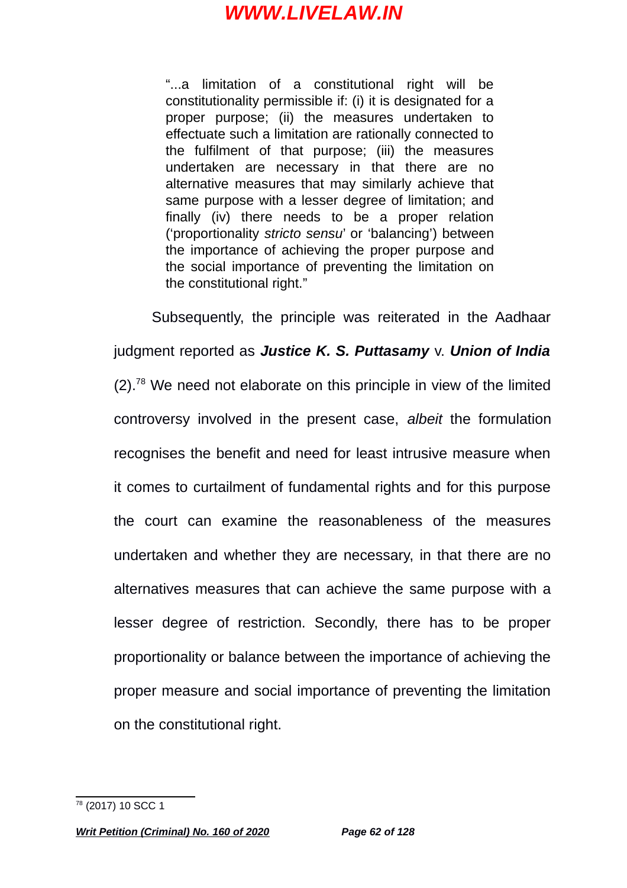> "...a limitation of a constitutional right will be constitutionality permissible if: (i) it is designated for a proper purpose; (ii) the measures undertaken to effectuate such a limitation are rationally connected to the fulfilment of that purpose; (iii) the measures undertaken are necessary in that there are no alternative measures that may similarly achieve that same purpose with a lesser degree of limitation; and finally (iv) there needs to be a proper relation ('proportionality *stricto sensu*' or 'balancing') between the importance of achieving the proper purpose and the social importance of preventing the limitation on the constitutional right."

Subsequently, the principle was reiterated in the Aadhaar judgment reported as ***Justice K. S. Puttasamy*** v. ***Union of India*** (2).[78] We need not elaborate on this principle in view of the limited controversy involved in the present case, *albeit* the formulation recognises the benefit and need for least intrusive measure when it comes to curtailment of fundamental rights and for this purpose the court can examine the reasonableness of the measures undertaken and whether they are necessary, in that there are no alternatives measures that can achieve the same purpose with a lesser degree of restriction. Secondly, there has to be proper proportionality or balance between the importance of achieving the proper measure and social importance of preventing the limitation on the constitutional right.

---

[78] (2017) 10 SCC 1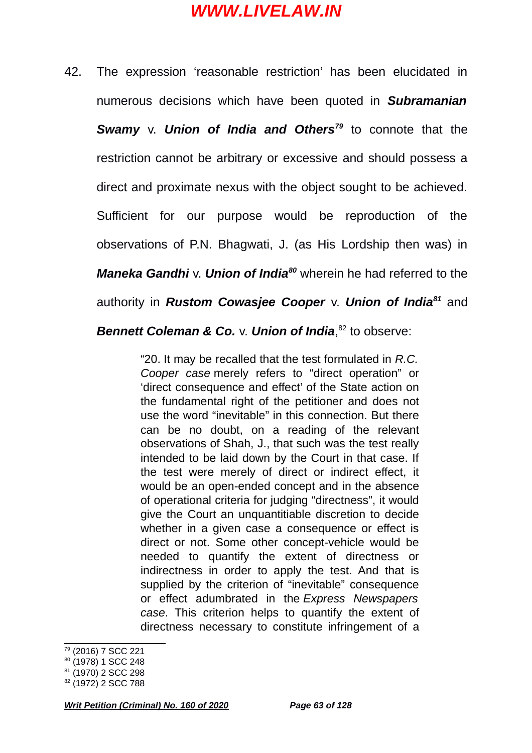42. The expression 'reasonable restriction' has been elucidated in numerous decisions which have been quoted in ***Subramanian Swamy*** v. ***Union of India and Others***[79] to connote that the restriction cannot be arbitrary or excessive and should possess a direct and proximate nexus with the object sought to be achieved. Sufficient for our purpose would be reproduction of the observations of P.N. Bhagwati, J. (as His Lordship then was) in ***Maneka Gandhi*** v. ***Union of India***[80] wherein he had referred to the authority in ***Rustom Cowasjee Cooper*** v. ***Union of India***[81] and ***Bennett Coleman & Co.*** v. ***Union of India***,[82] to observe:

> "20. It may be recalled that the test formulated in *R.C. Cooper case* merely refers to "direct operation" or 'direct consequence and effect' of the State action on the fundamental right of the petitioner and does not use the word "inevitable" in this connection. But there can be no doubt, on a reading of the relevant observations of Shah, J., that such was the test really intended to be laid down by the Court in that case. If the test were merely of direct or indirect effect, it would be an open-ended concept and in the absence of operational criteria for judging "directness", it would give the Court an unquantitiable discretion to decide whether in a given case a consequence or effect is direct or not. Some other concept-vehicle would be needed to quantify the extent of directness or indirectness in order to apply the test. And that is supplied by the criterion of "inevitable" consequence or effect adumbrated in the *Express Newspapers case*. This criterion helps to quantify the extent of directness necessary to constitute infringement of a

---

[79] (2016) 7 SCC 221
[80] (1978) 1 SCC 248
[81] (1970) 2 SCC 298
[82] (1972) 2 SCC 788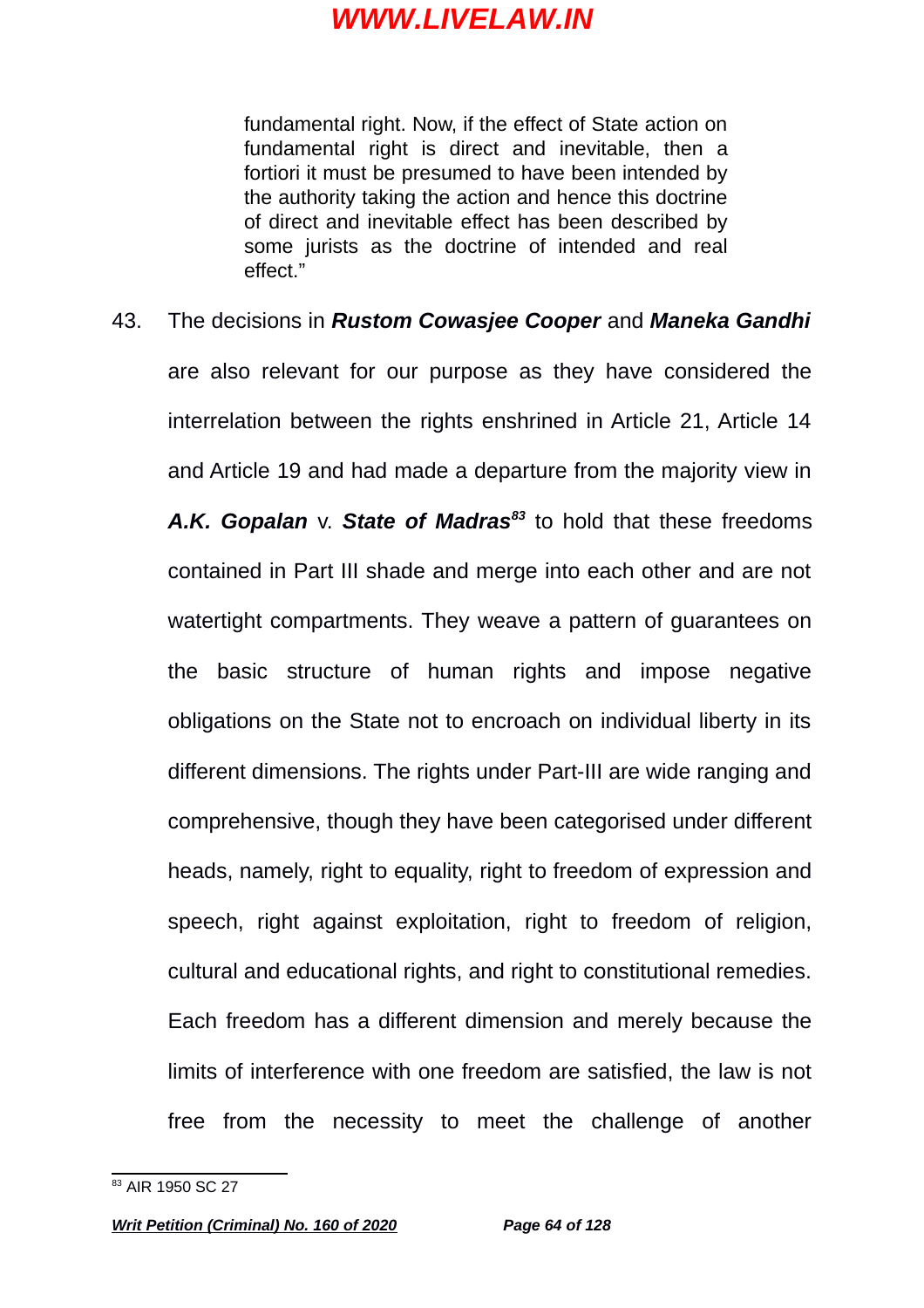> fundamental right. Now, if the effect of State action on fundamental right is direct and inevitable, then a fortiori it must be presumed to have been intended by the authority taking the action and hence this doctrine of direct and inevitable effect has been described by some jurists as the doctrine of intended and real effect."

43. The decisions in ***Rustom Cowasjee Cooper*** and ***Maneka Gandhi*** are also relevant for our purpose as they have considered the interrelation between the rights enshrined in Article 21, Article 14 and Article 19 and had made a departure from the majority view in ***A.K. Gopalan*** v. ***State of Madras***[83] to hold that these freedoms contained in Part III shade and merge into each other and are not watertight compartments. They weave a pattern of guarantees on the basic structure of human rights and impose negative obligations on the State not to encroach on individual liberty in its different dimensions. The rights under Part-III are wide ranging and comprehensive, though they have been categorised under different heads, namely, right to equality, right to freedom of expression and speech, right against exploitation, right to freedom of religion, cultural and educational rights, and right to constitutional remedies. Each freedom has a different dimension and merely because the limits of interference with one freedom are satisfied, the law is not free from the necessity to meet the challenge of another

---

[83] AIR 1950 SC 27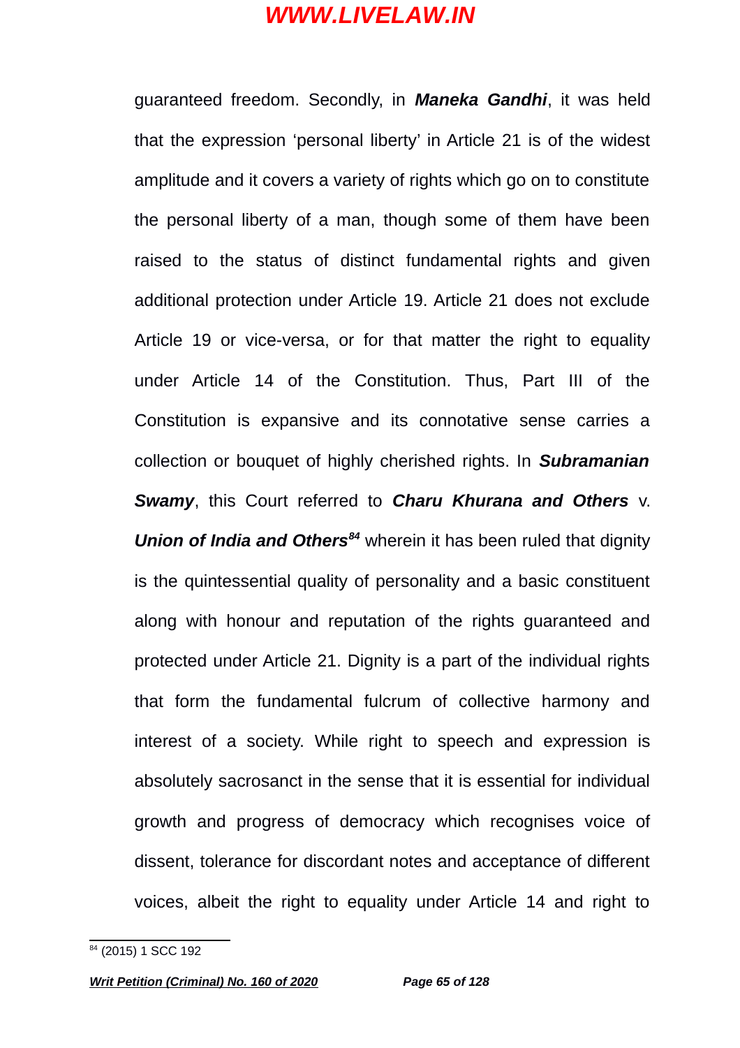guaranteed freedom. Secondly, in ***Maneka Gandhi***, it was held that the expression 'personal liberty' in Article 21 is of the widest amplitude and it covers a variety of rights which go on to constitute the personal liberty of a man, though some of them have been raised to the status of distinct fundamental rights and given additional protection under Article 19. Article 21 does not exclude Article 19 or vice-versa, or for that matter the right to equality under Article 14 of the Constitution. Thus, Part III of the Constitution is expansive and its connotative sense carries a collection or bouquet of highly cherished rights. In ***Subramanian Swamy***, this Court referred to ***Charu Khurana and Others*** v. ***Union of India and Others***[84] wherein it has been ruled that dignity is the quintessential quality of personality and a basic constituent along with honour and reputation of the rights guaranteed and protected under Article 21. Dignity is a part of the individual rights that form the fundamental fulcrum of collective harmony and interest of a society. While right to speech and expression is absolutely sacrosanct in the sense that it is essential for individual growth and progress of democracy which recognises voice of dissent, tolerance for discordant notes and acceptance of different voices, albeit the right to equality under Article 14 and right to

---

[84] (2015) 1 SCC 192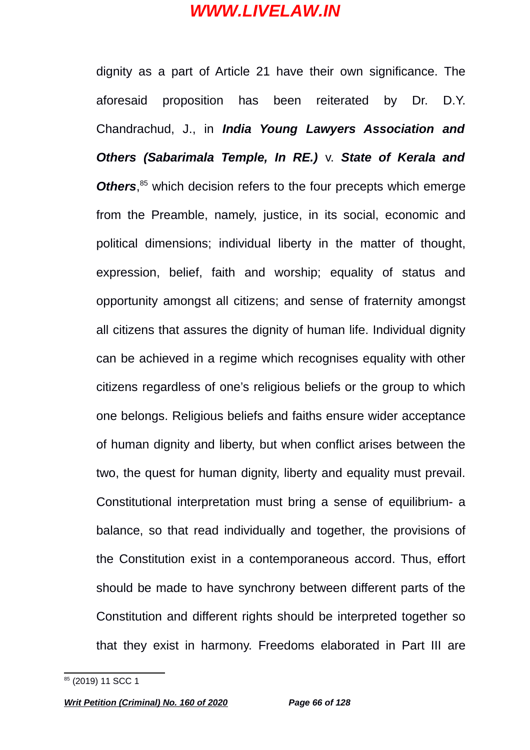dignity as a part of Article 21 have their own significance. The aforesaid proposition has been reiterated by Dr. D.Y. Chandrachud, J., in ***India Young Lawyers Association and Others (Sabarimala Temple, In RE.)*** v. ***State of Kerala and Others***,[85] which decision refers to the four precepts which emerge from the Preamble, namely, justice, in its social, economic and political dimensions; individual liberty in the matter of thought, expression, belief, faith and worship; equality of status and opportunity amongst all citizens; and sense of fraternity amongst all citizens that assures the dignity of human life. Individual dignity can be achieved in a regime which recognises equality with other citizens regardless of one's religious beliefs or the group to which one belongs. Religious beliefs and faiths ensure wider acceptance of human dignity and liberty, but when conflict arises between the two, the quest for human dignity, liberty and equality must prevail. Constitutional interpretation must bring a sense of equilibrium- a balance, so that read individually and together, the provisions of the Constitution exist in a contemporaneous accord. Thus, effort should be made to have synchrony between different parts of the Constitution and different rights should be interpreted together so that they exist in harmony. Freedoms elaborated in Part III are

---

[85] (2019) 11 SCC 1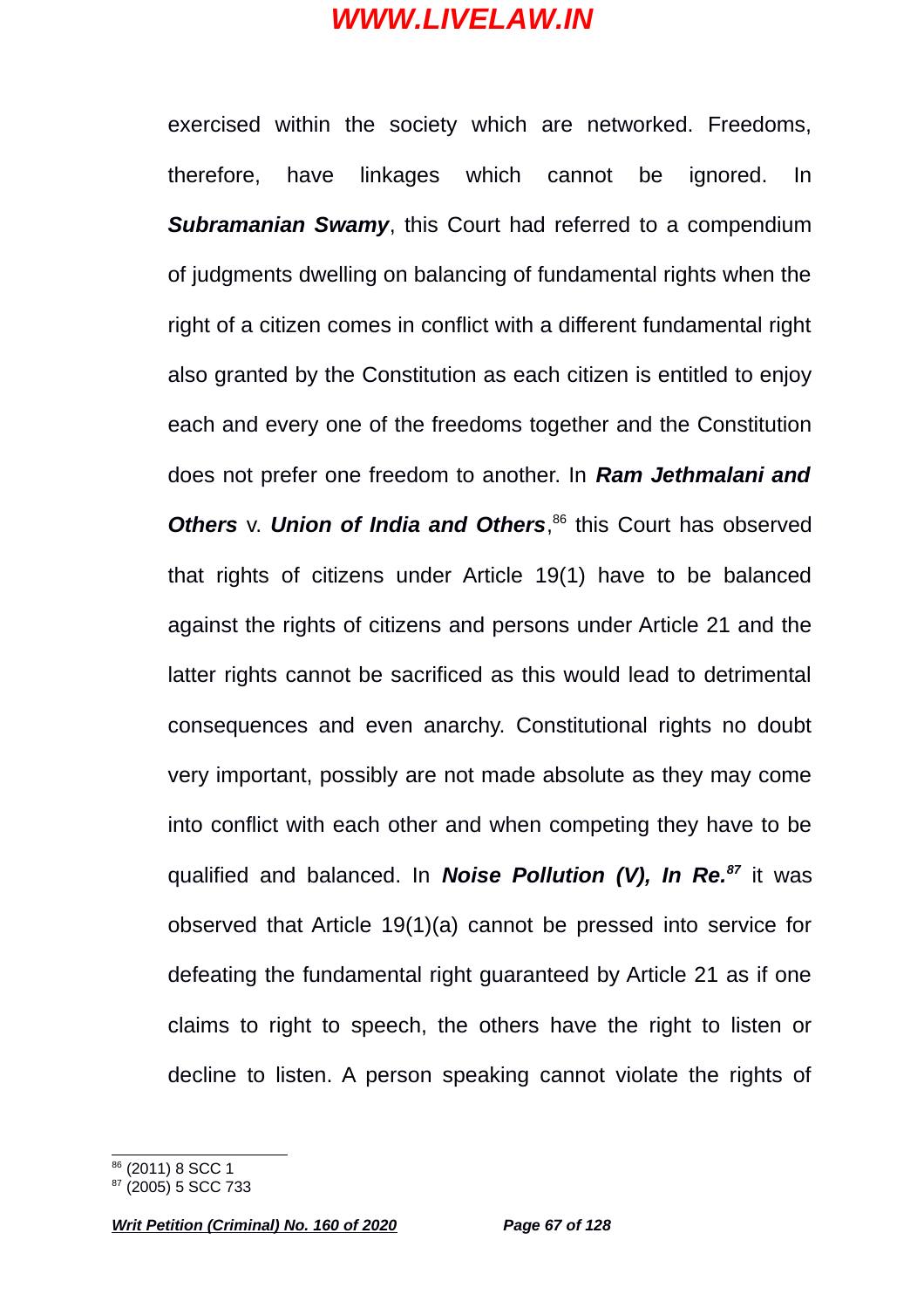exercised within the society which are networked. Freedoms, therefore, have linkages which cannot be ignored. In ***Subramanian Swamy***, this Court had referred to a compendium of judgments dwelling on balancing of fundamental rights when the right of a citizen comes in conflict with a different fundamental right also granted by the Constitution as each citizen is entitled to enjoy each and every one of the freedoms together and the Constitution does not prefer one freedom to another. In ***Ram Jethmalani and Others*** v. ***Union of India and Others***,[86] this Court has observed that rights of citizens under Article 19(1) have to be balanced against the rights of citizens and persons under Article 21 and the latter rights cannot be sacrificed as this would lead to detrimental consequences and even anarchy. Constitutional rights no doubt very important, possibly are not made absolute as they may come into conflict with each other and when competing they have to be qualified and balanced. In ***Noise Pollution (V), In Re.***[87] it was observed that Article 19(1)(a) cannot be pressed into service for defeating the fundamental right guaranteed by Article 21 as if one claims to right to speech, the others have the right to listen or decline to listen. A person speaking cannot violate the rights of

---

[86] (2011) 8 SCC 1

[87] (2005) 5 SCC 733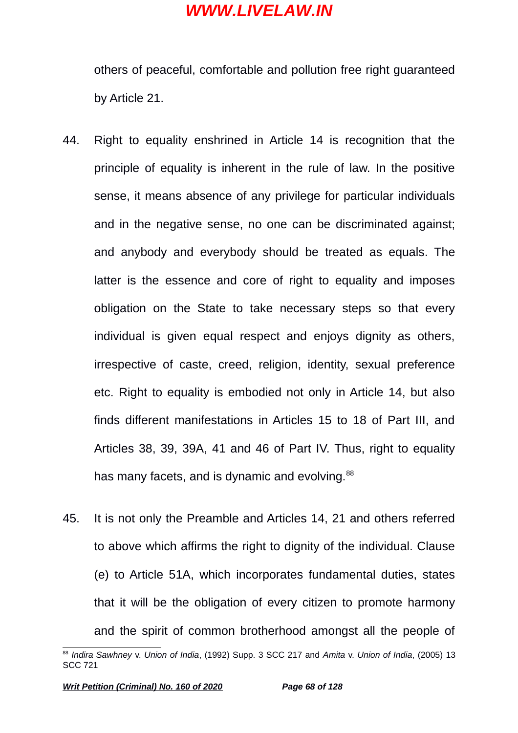others of peaceful, comfortable and pollution free right guaranteed by Article 21.

44. Right to equality enshrined in Article 14 is recognition that the principle of equality is inherent in the rule of law. In the positive sense, it means absence of any privilege for particular individuals and in the negative sense, no one can be discriminated against; and anybody and everybody should be treated as equals. The latter is the essence and core of right to equality and imposes obligation on the State to take necessary steps so that every individual is given equal respect and enjoys dignity as others, irrespective of caste, creed, religion, identity, sexual preference etc. Right to equality is embodied not only in Article 14, but also finds different manifestations in Articles 15 to 18 of Part III, and Articles 38, 39, 39A, 41 and 46 of Part IV. Thus, right to equality has many facets, and is dynamic and evolving.[88]

45. It is not only the Preamble and Articles 14, 21 and others referred to above which affirms the right to dignity of the individual. Clause (e) to Article 51A, which incorporates fundamental duties, states that it will be the obligation of every citizen to promote harmony and the spirit of common brotherhood amongst all the people of

---

[88] *Indira Sawhney* v. *Union of India*, (1992) Supp. 3 SCC 217 and *Amita* v. *Union of India*, (2005) 13 SCC 721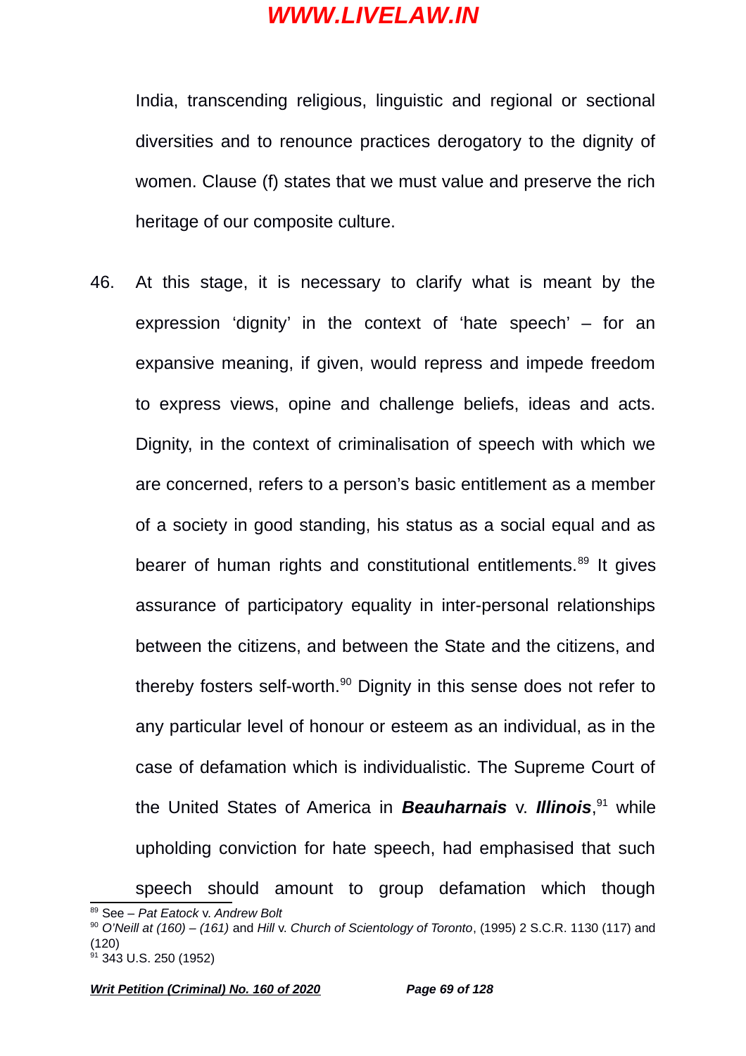India, transcending religious, linguistic and regional or sectional diversities and to renounce practices derogatory to the dignity of women. Clause (f) states that we must value and preserve the rich heritage of our composite culture.

46. At this stage, it is necessary to clarify what is meant by the expression 'dignity' in the context of 'hate speech' – for an expansive meaning, if given, would repress and impede freedom to express views, opine and challenge beliefs, ideas and acts. Dignity, in the context of criminalisation of speech with which we are concerned, refers to a person's basic entitlement as a member of a society in good standing, his status as a social equal and as bearer of human rights and constitutional entitlements.[89] It gives assurance of participatory equality in inter-personal relationships between the citizens, and between the State and the citizens, and thereby fosters self-worth.[90] Dignity in this sense does not refer to any particular level of honour or esteem as an individual, as in the case of defamation which is individualistic. The Supreme Court of the United States of America in ***Beauharnais*** v. ***Illinois***,[91] while upholding conviction for hate speech, had emphasised that such speech should amount to group defamation which though

---

[89] See – *Pat Eatock* v. *Andrew Bolt*

[90] *O'Neill at (160) – (161)* and *Hill* v. *Church of Scientology of Toronto*, (1995) 2 S.C.R. 1130 (117) and (120)

[91] 343 U.S. 250 (1952)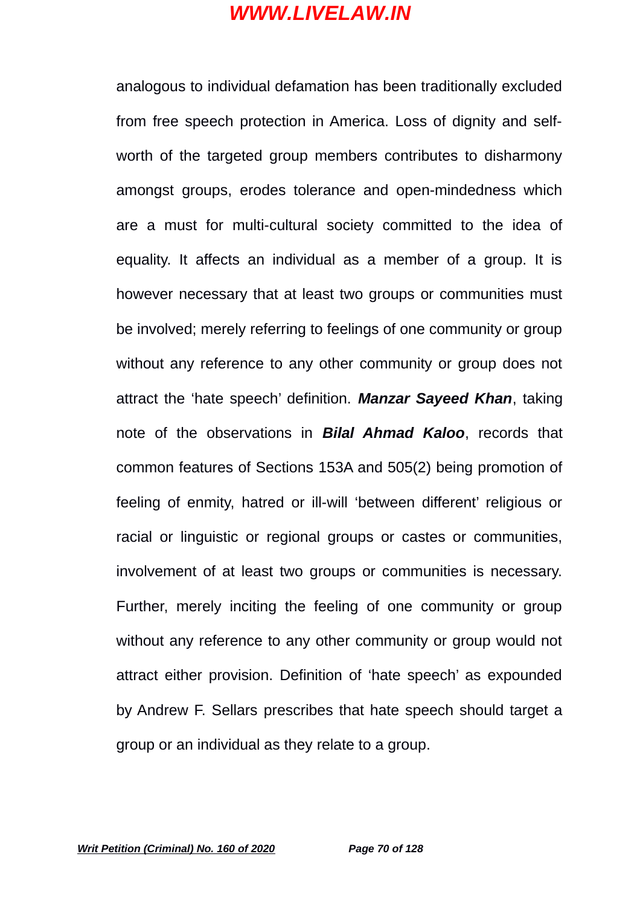analogous to individual defamation has been traditionally excluded from free speech protection in America. Loss of dignity and self-worth of the targeted group members contributes to disharmony amongst groups, erodes tolerance and open-mindedness which are a must for multi-cultural society committed to the idea of equality. It affects an individual as a member of a group. It is however necessary that at least two groups or communities must be involved; merely referring to feelings of one community or group without any reference to any other community or group does not attract the 'hate speech' definition. ***Manzar Sayeed Khan***, taking note of the observations in ***Bilal Ahmad Kaloo***, records that common features of Sections 153A and 505(2) being promotion of feeling of enmity, hatred or ill-will 'between different' religious or racial or linguistic or regional groups or castes or communities, involvement of at least two groups or communities is necessary. Further, merely inciting the feeling of one community or group without any reference to any other community or group would not attract either provision. Definition of 'hate speech' as expounded by Andrew F. Sellars prescribes that hate speech should target a group or an individual as they relate to a group.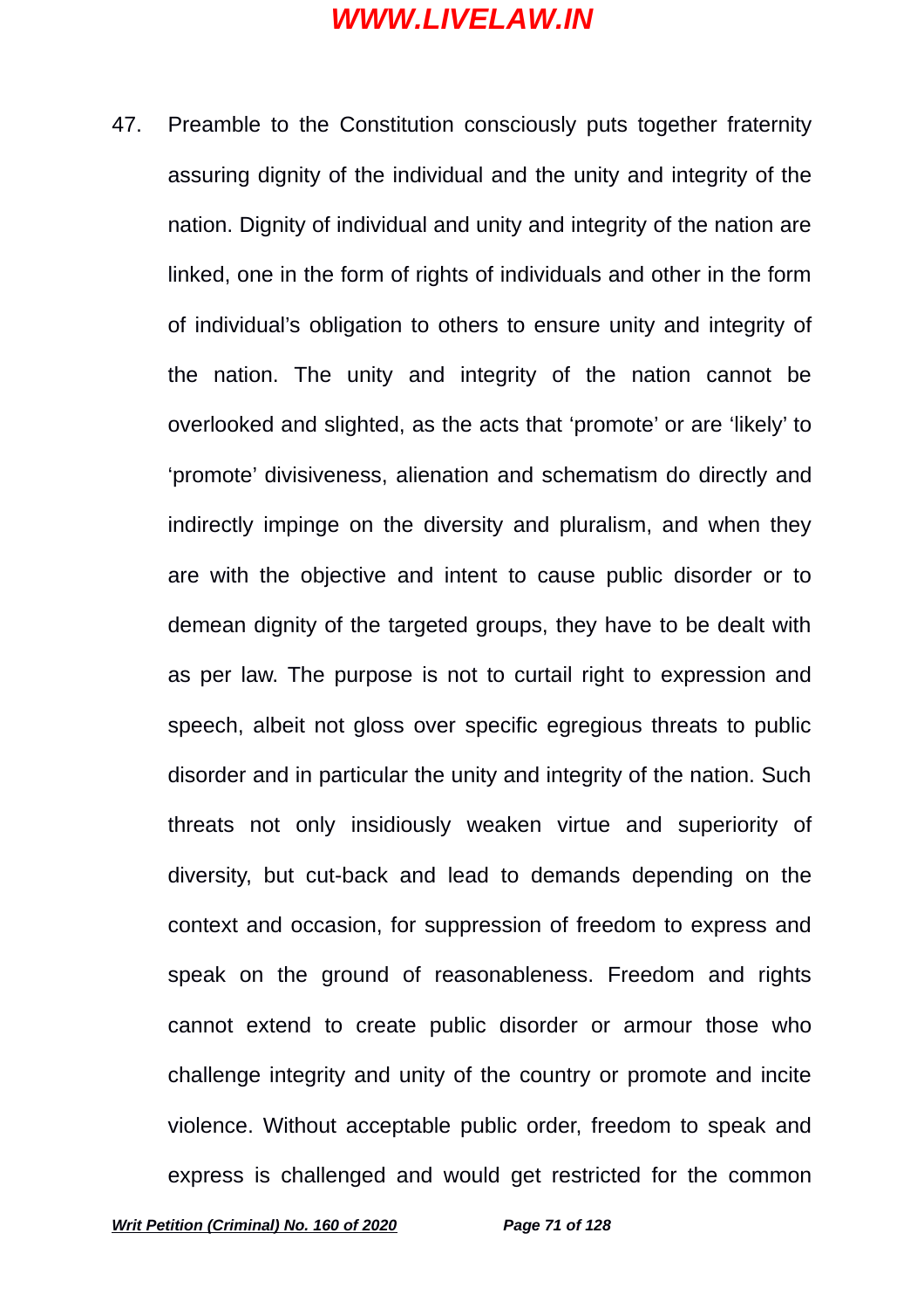47. Preamble to the Constitution consciously puts together fraternity assuring dignity of the individual and the unity and integrity of the nation. Dignity of individual and unity and integrity of the nation are linked, one in the form of rights of individuals and other in the form of individual's obligation to others to ensure unity and integrity of the nation. The unity and integrity of the nation cannot be overlooked and slighted, as the acts that 'promote' or are 'likely' to 'promote' divisiveness, alienation and schematism do directly and indirectly impinge on the diversity and pluralism, and when they are with the objective and intent to cause public disorder or to demean dignity of the targeted groups, they have to be dealt with as per law. The purpose is not to curtail right to expression and speech, albeit not gloss over specific egregious threats to public disorder and in particular the unity and integrity of the nation. Such threats not only insidiously weaken virtue and superiority of diversity, but cut-back and lead to demands depending on the context and occasion, for suppression of freedom to express and speak on the ground of reasonableness. Freedom and rights cannot extend to create public disorder or armour those who challenge integrity and unity of the country or promote and incite violence. Without acceptable public order, freedom to speak and express is challenged and would get restricted for the common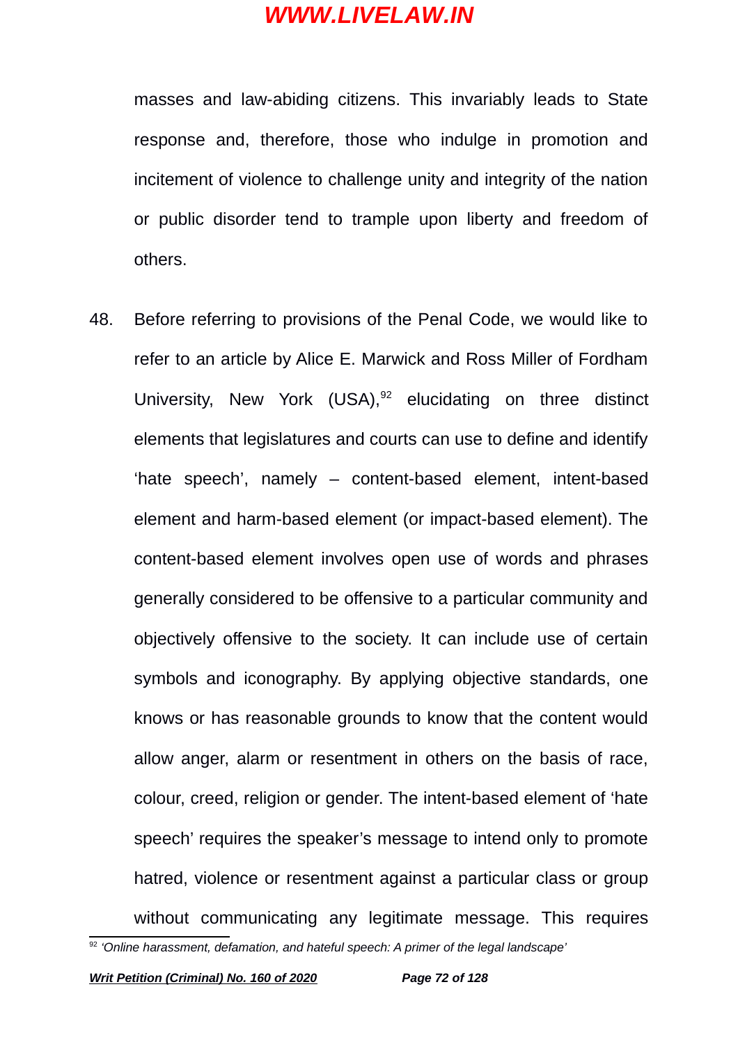masses and law-abiding citizens. This invariably leads to State response and, therefore, those who indulge in promotion and incitement of violence to challenge unity and integrity of the nation or public disorder tend to trample upon liberty and freedom of others.

48. Before referring to provisions of the Penal Code, we would like to refer to an article by Alice E. Marwick and Ross Miller of Fordham University, New York (USA),[92] elucidating on three distinct elements that legislatures and courts can use to define and identify 'hate speech', namely – content-based element, intent-based element and harm-based element (or impact-based element). The content-based element involves open use of words and phrases generally considered to be offensive to a particular community and objectively offensive to the society. It can include use of certain symbols and iconography. By applying objective standards, one knows or has reasonable grounds to know that the content would allow anger, alarm or resentment in others on the basis of race, colour, creed, religion or gender. The intent-based element of 'hate speech' requires the speaker's message to intend only to promote hatred, violence or resentment against a particular class or group without communicating any legitimate message. This requires

[92] *'Online harassment, defamation, and hateful speech: A primer of the legal landscape'*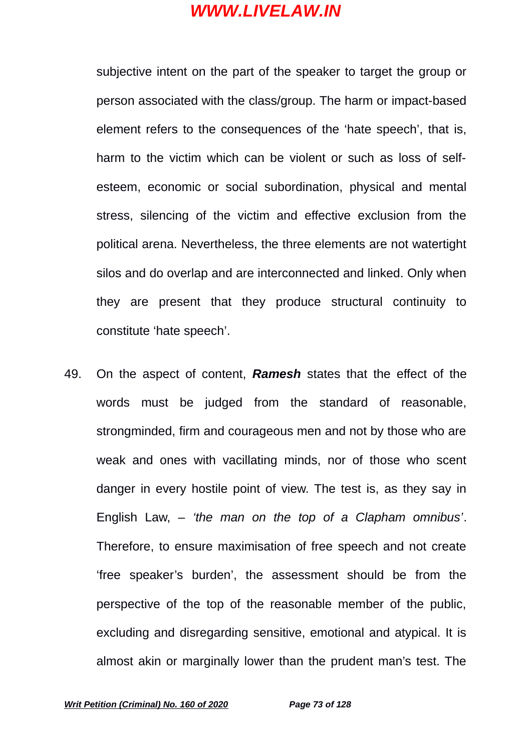subjective intent on the part of the speaker to target the group or person associated with the class/group. The harm or impact-based element refers to the consequences of the 'hate speech', that is, harm to the victim which can be violent or such as loss of self-esteem, economic or social subordination, physical and mental stress, silencing of the victim and effective exclusion from the political arena. Nevertheless, the three elements are not watertight silos and do overlap and are interconnected and linked. Only when they are present that they produce structural continuity to constitute 'hate speech'.

49. On the aspect of content, ***Ramesh*** states that the effect of the words must be judged from the standard of reasonable, strongminded, firm and courageous men and not by those who are weak and ones with vacillating minds, nor of those who scent danger in every hostile point of view. The test is, as they say in English Law, – *'the man on the top of a Clapham omnibus'*. Therefore, to ensure maximisation of free speech and not create 'free speaker's burden', the assessment should be from the perspective of the top of the reasonable member of the public, excluding and disregarding sensitive, emotional and atypical. It is almost akin or marginally lower than the prudent man's test. The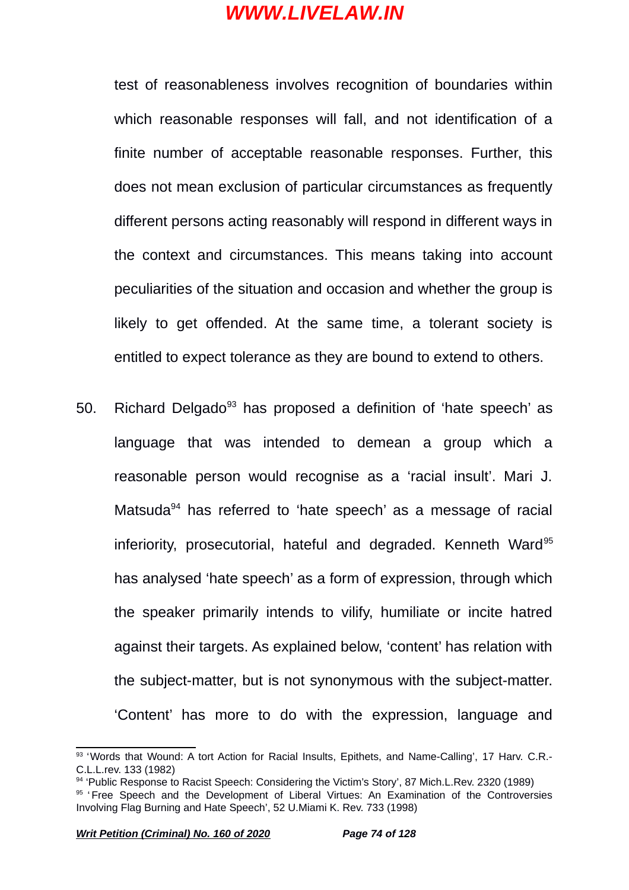test of reasonableness involves recognition of boundaries within which reasonable responses will fall, and not identification of a finite number of acceptable reasonable responses. Further, this does not mean exclusion of particular circumstances as frequently different persons acting reasonably will respond in different ways in the context and circumstances. This means taking into account peculiarities of the situation and occasion and whether the group is likely to get offended. At the same time, a tolerant society is entitled to expect tolerance as they are bound to extend to others.

50. Richard Delgado[93] has proposed a definition of 'hate speech' as language that was intended to demean a group which a reasonable person would recognise as a 'racial insult'. Mari J. Matsuda[94] has referred to 'hate speech' as a message of racial inferiority, prosecutorial, hateful and degraded. Kenneth Ward[95] has analysed 'hate speech' as a form of expression, through which the speaker primarily intends to vilify, humiliate or incite hatred against their targets. As explained below, 'content' has relation with the subject-matter, but is not synonymous with the subject-matter. 'Content' has more to do with the expression, language and

---

[93] 'Words that Wound: A tort Action for Racial Insults, Epithets, and Name-Calling', 17 Harv. C.R.-C.L.L.rev. 133 (1982)

[94] 'Public Response to Racist Speech: Considering the Victim's Story', 87 Mich.L.Rev. 2320 (1989)

[95] 'Free Speech and the Development of Liberal Virtues: An Examination of the Controversies Involving Flag Burning and Hate Speech', 52 U.Miami K. Rev. 733 (1998)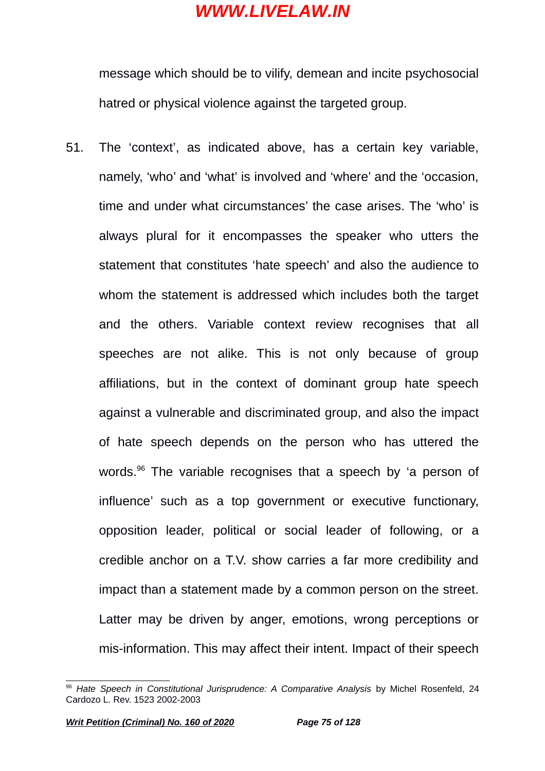message which should be to vilify, demean and incite psychosocial hatred or physical violence against the targeted group.

51. The 'context', as indicated above, has a certain key variable, namely, 'who' and 'what' is involved and 'where' and the 'occasion, time and under what circumstances' the case arises. The 'who' is always plural for it encompasses the speaker who utters the statement that constitutes 'hate speech' and also the audience to whom the statement is addressed which includes both the target and the others. Variable context review recognises that all speeches are not alike. This is not only because of group affiliations, but in the context of dominant group hate speech against a vulnerable and discriminated group, and also the impact of hate speech depends on the person who has uttered the words.[96] The variable recognises that a speech by 'a person of influence' such as a top government or executive functionary, opposition leader, political or social leader of following, or a credible anchor on a T.V. show carries a far more credibility and impact than a statement made by a common person on the street. Latter may be driven by anger, emotions, wrong perceptions or mis-information. This may affect their intent. Impact of their speech

---

[96] *Hate Speech in Constitutional Jurisprudence: A Comparative Analysis* by Michel Rosenfeld, 24 Cardozo L. Rev. 1523 2002-2003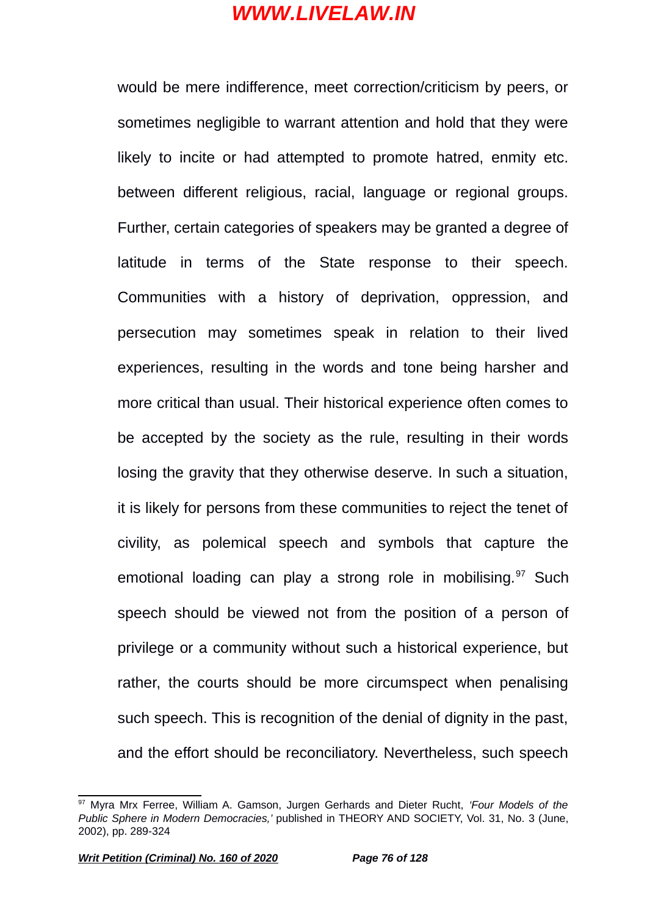would be mere indifference, meet correction/criticism by peers, or sometimes negligible to warrant attention and hold that they were likely to incite or had attempted to promote hatred, enmity etc. between different religious, racial, language or regional groups. Further, certain categories of speakers may be granted a degree of latitude in terms of the State response to their speech. Communities with a history of deprivation, oppression, and persecution may sometimes speak in relation to their lived experiences, resulting in the words and tone being harsher and more critical than usual. Their historical experience often comes to be accepted by the society as the rule, resulting in their words losing the gravity that they otherwise deserve. In such a situation, it is likely for persons from these communities to reject the tenet of civility, as polemical speech and symbols that capture the emotional loading can play a strong role in mobilising.[97] Such speech should be viewed not from the position of a person of privilege or a community without such a historical experience, but rather, the courts should be more circumspect when penalising such speech. This is recognition of the denial of dignity in the past, and the effort should be reconciliatory. Nevertheless, such speech

---

[97] Myra Mrx Ferree, William A. Gamson, Jurgen Gerhards and Dieter Rucht, *'Four Models of the Public Sphere in Modern Democracies,'* published in THEORY AND SOCIETY, Vol. 31, No. 3 (June, 2002), pp. 289-324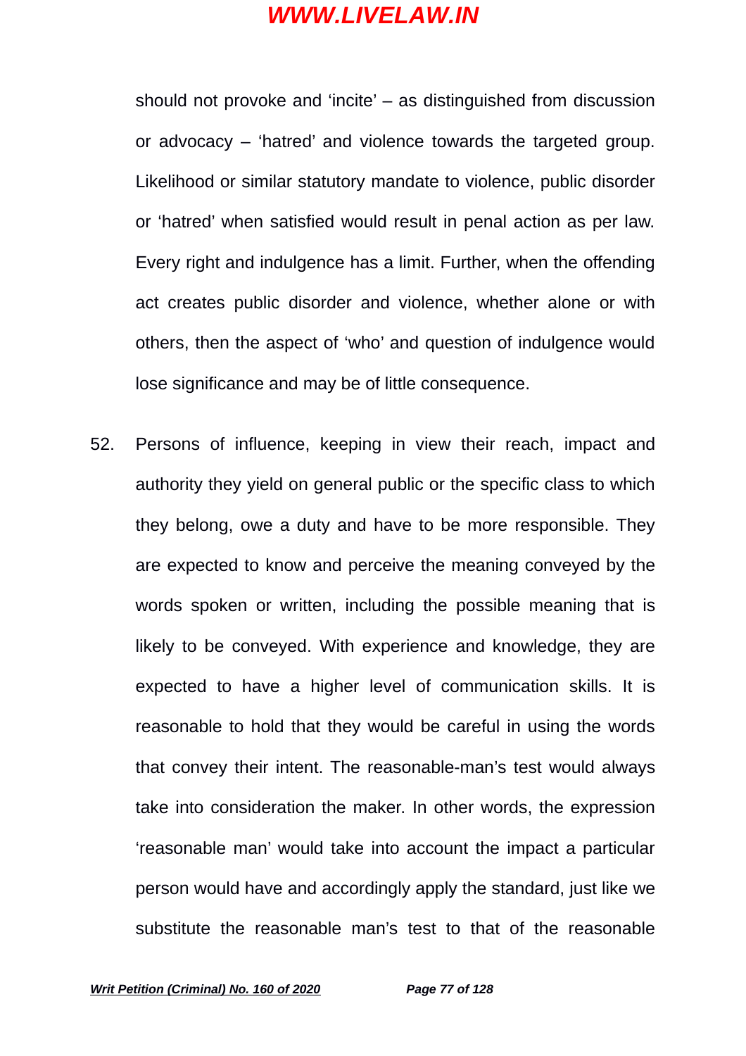should not provoke and 'incite' – as distinguished from discussion or advocacy – 'hatred' and violence towards the targeted group. Likelihood or similar statutory mandate to violence, public disorder or 'hatred' when satisfied would result in penal action as per law. Every right and indulgence has a limit. Further, when the offending act creates public disorder and violence, whether alone or with others, then the aspect of 'who' and question of indulgence would lose significance and may be of little consequence.

52. Persons of influence, keeping in view their reach, impact and authority they yield on general public or the specific class to which they belong, owe a duty and have to be more responsible. They are expected to know and perceive the meaning conveyed by the words spoken or written, including the possible meaning that is likely to be conveyed. With experience and knowledge, they are expected to have a higher level of communication skills. It is reasonable to hold that they would be careful in using the words that convey their intent. The reasonable-man's test would always take into consideration the maker. In other words, the expression 'reasonable man' would take into account the impact a particular person would have and accordingly apply the standard, just like we substitute the reasonable man's test to that of the reasonable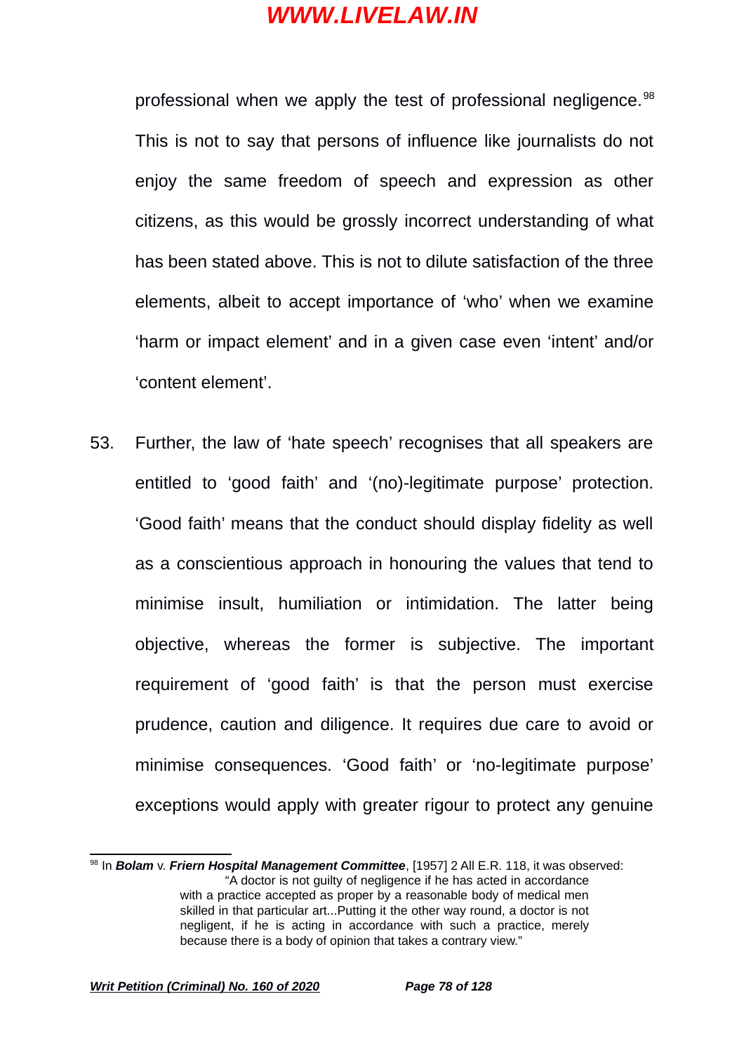professional when we apply the test of professional negligence.[98] This is not to say that persons of influence like journalists do not enjoy the same freedom of speech and expression as other citizens, as this would be grossly incorrect understanding of what has been stated above. This is not to dilute satisfaction of the three elements, albeit to accept importance of 'who' when we examine 'harm or impact element' and in a given case even 'intent' and/or 'content element'.

53. Further, the law of 'hate speech' recognises that all speakers are entitled to 'good faith' and '(no)-legitimate purpose' protection. 'Good faith' means that the conduct should display fidelity as well as a conscientious approach in honouring the values that tend to minimise insult, humiliation or intimidation. The latter being objective, whereas the former is subjective. The important requirement of 'good faith' is that the person must exercise prudence, caution and diligence. It requires due care to avoid or minimise consequences. 'Good faith' or 'no-legitimate purpose' exceptions would apply with greater rigour to protect any genuine

---

[98] In ***Bolam*** v. ***Friern Hospital Management Committee***, [1957] 2 All E.R. 118, it was observed:

> "A doctor is not guilty of negligence if he has acted in accordance with a practice accepted as proper by a reasonable body of medical men skilled in that particular art...Putting it the other way round, a doctor is not negligent, if he is acting in accordance with such a practice, merely because there is a body of opinion that takes a contrary view."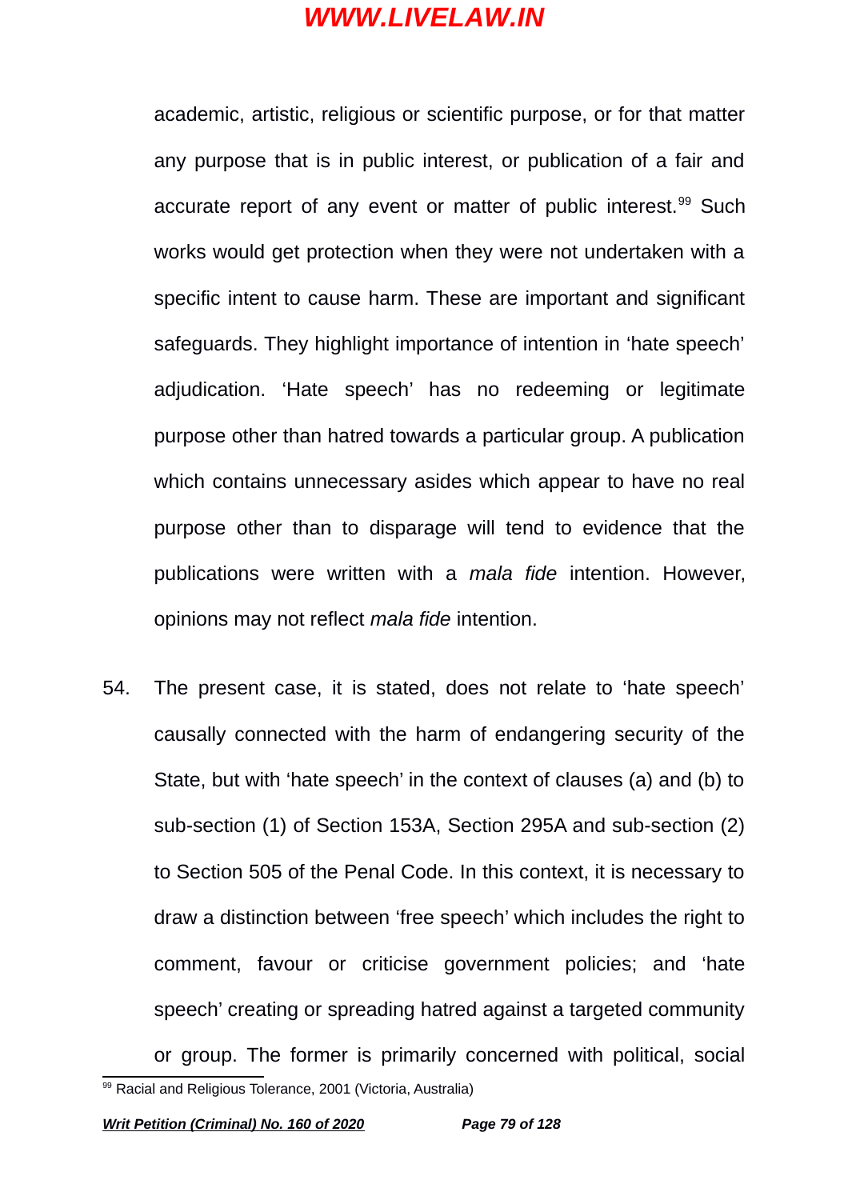academic, artistic, religious or scientific purpose, or for that matter any purpose that is in public interest, or publication of a fair and accurate report of any event or matter of public interest.[99] Such works would get protection when they were not undertaken with a specific intent to cause harm. These are important and significant safeguards. They highlight importance of intention in 'hate speech' adjudication. 'Hate speech' has no redeeming or legitimate purpose other than hatred towards a particular group. A publication which contains unnecessary asides which appear to have no real purpose other than to disparage will tend to evidence that the publications were written with a *mala fide* intention. However, opinions may not reflect *mala fide* intention.

54. The present case, it is stated, does not relate to 'hate speech' causally connected with the harm of endangering security of the State, but with 'hate speech' in the context of clauses (a) and (b) to sub-section (1) of Section 153A, Section 295A and sub-section (2) to Section 505 of the Penal Code. In this context, it is necessary to draw a distinction between 'free speech' which includes the right to comment, favour or criticise government policies; and 'hate speech' creating or spreading hatred against a targeted community or group. The former is primarily concerned with political, social

---

[99] Racial and Religious Tolerance, 2001 (Victoria, Australia)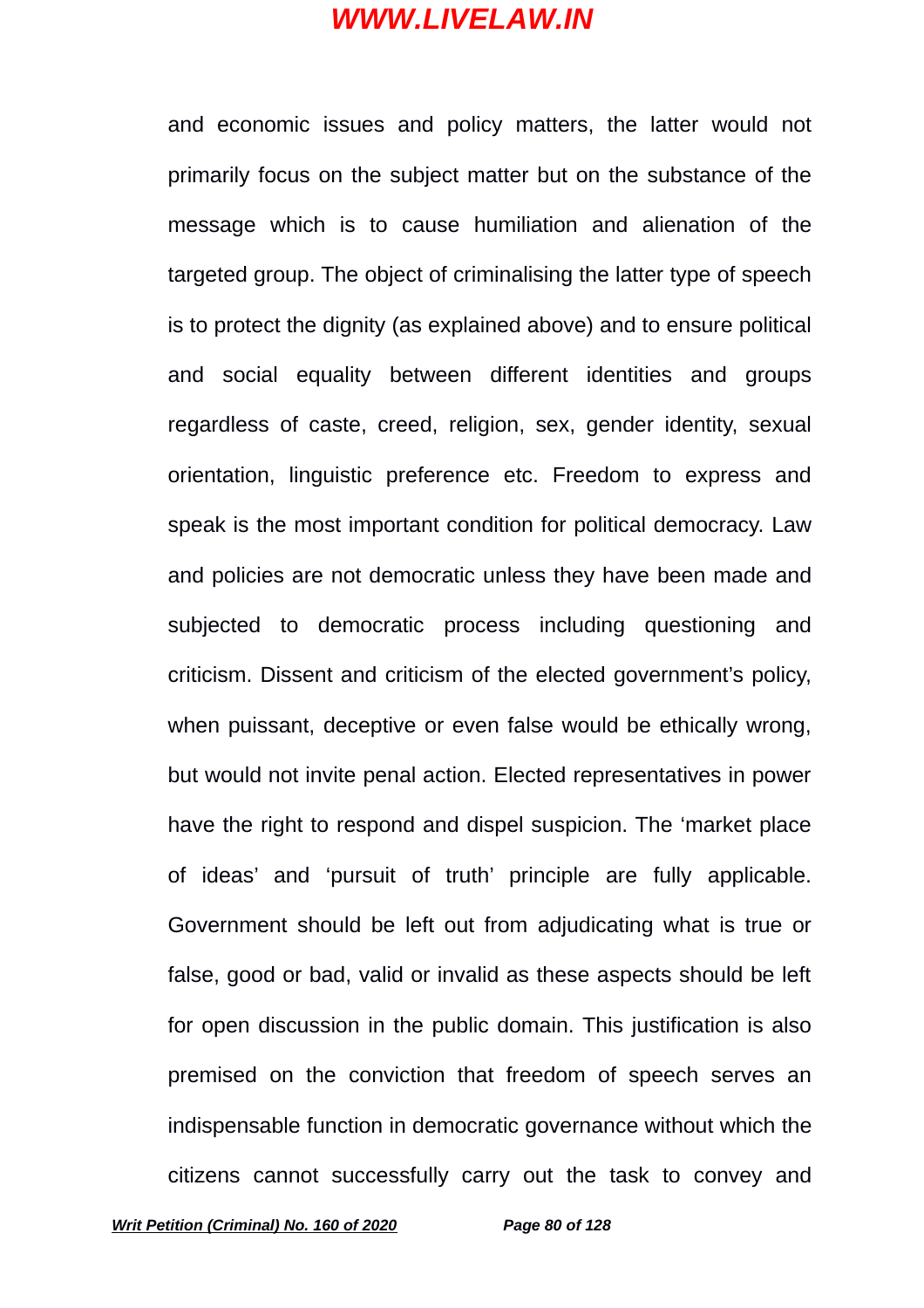and economic issues and policy matters, the latter would not primarily focus on the subject matter but on the substance of the message which is to cause humiliation and alienation of the targeted group. The object of criminalising the latter type of speech is to protect the dignity (as explained above) and to ensure political and social equality between different identities and groups regardless of caste, creed, religion, sex, gender identity, sexual orientation, linguistic preference etc. Freedom to express and speak is the most important condition for political democracy. Law and policies are not democratic unless they have been made and subjected to democratic process including questioning and criticism. Dissent and criticism of the elected government's policy, when puissant, deceptive or even false would be ethically wrong, but would not invite penal action. Elected representatives in power have the right to respond and dispel suspicion. The 'market place of ideas' and 'pursuit of truth' principle are fully applicable. Government should be left out from adjudicating what is true or false, good or bad, valid or invalid as these aspects should be left for open discussion in the public domain. This justification is also premised on the conviction that freedom of speech serves an indispensable function in democratic governance without which the citizens cannot successfully carry out the task to convey and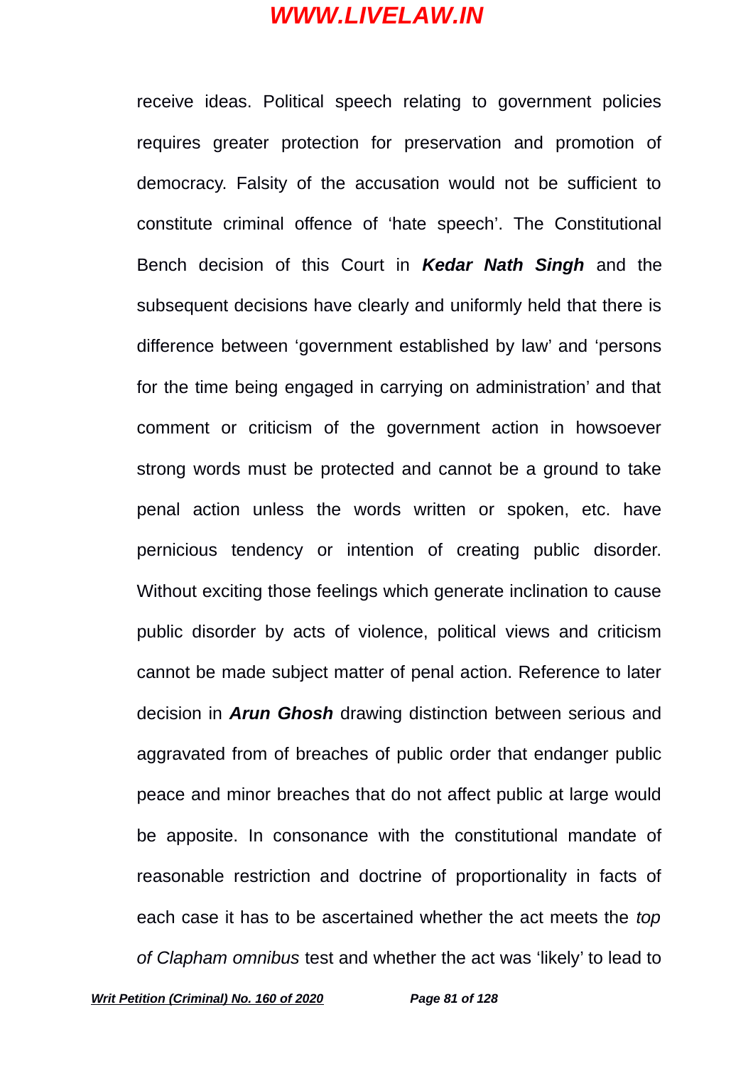receive ideas. Political speech relating to government policies requires greater protection for preservation and promotion of democracy. Falsity of the accusation would not be sufficient to constitute criminal offence of 'hate speech'. The Constitutional Bench decision of this Court in ***Kedar Nath Singh*** and the subsequent decisions have clearly and uniformly held that there is difference between 'government established by law' and 'persons for the time being engaged in carrying on administration' and that comment or criticism of the government action in howsoever strong words must be protected and cannot be a ground to take penal action unless the words written or spoken, etc. have pernicious tendency or intention of creating public disorder. Without exciting those feelings which generate inclination to cause public disorder by acts of violence, political views and criticism cannot be made subject matter of penal action. Reference to later decision in ***Arun Ghosh*** drawing distinction between serious and aggravated from of breaches of public order that endanger public peace and minor breaches that do not affect public at large would be apposite. In consonance with the constitutional mandate of reasonable restriction and doctrine of proportionality in facts of each case it has to be ascertained whether the act meets the *top of Clapham omnibus* test and whether the act was 'likely' to lead to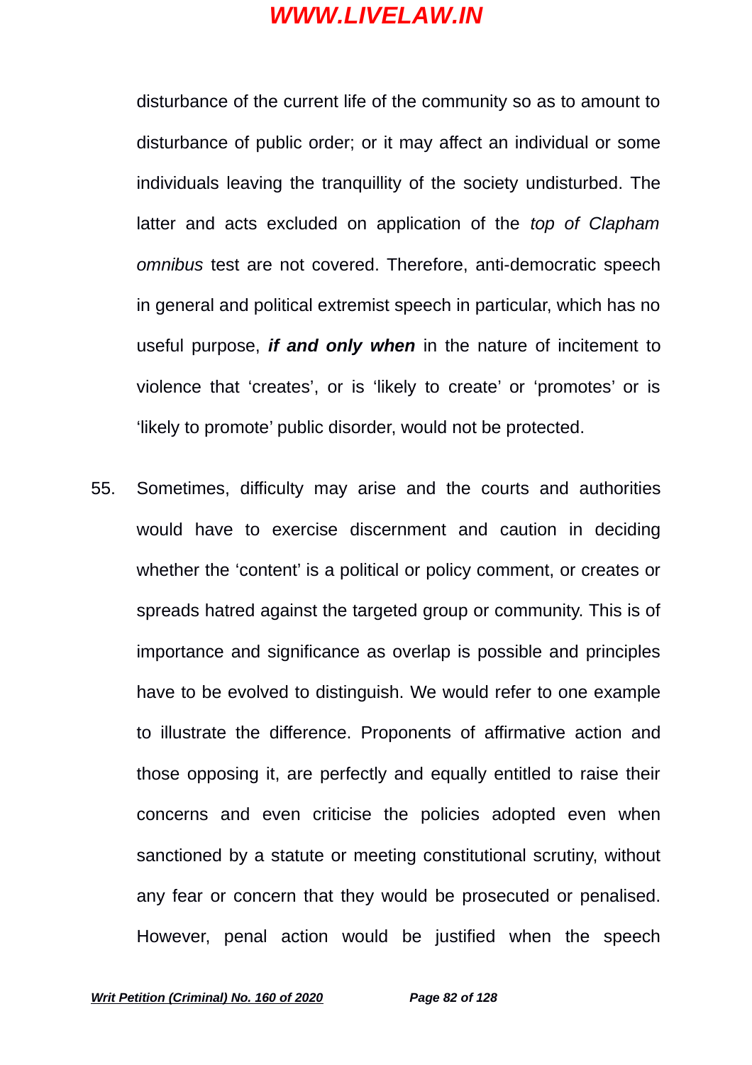disturbance of the current life of the community so as to amount to disturbance of public order; or it may affect an individual or some individuals leaving the tranquillity of the society undisturbed. The latter and acts excluded on application of the *top of Clapham omnibus* test are not covered. Therefore, anti-democratic speech in general and political extremist speech in particular, which has no useful purpose, ***if and only when*** in the nature of incitement to violence that 'creates', or is 'likely to create' or 'promotes' or is 'likely to promote' public disorder, would not be protected.

55. Sometimes, difficulty may arise and the courts and authorities would have to exercise discernment and caution in deciding whether the 'content' is a political or policy comment, or creates or spreads hatred against the targeted group or community. This is of importance and significance as overlap is possible and principles have to be evolved to distinguish. We would refer to one example to illustrate the difference. Proponents of affirmative action and those opposing it, are perfectly and equally entitled to raise their concerns and even criticise the policies adopted even when sanctioned by a statute or meeting constitutional scrutiny, without any fear or concern that they would be prosecuted or penalised. However, penal action would be justified when the speech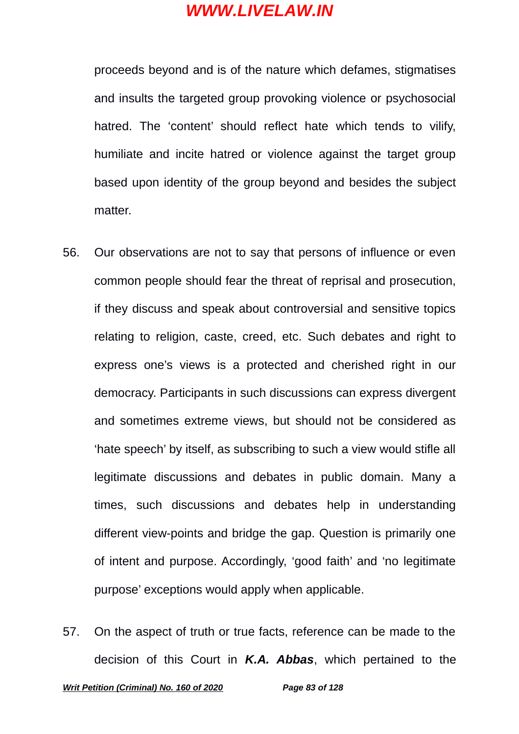proceeds beyond and is of the nature which defames, stigmatises and insults the targeted group provoking violence or psychosocial hatred. The 'content' should reflect hate which tends to vilify, humiliate and incite hatred or violence against the target group based upon identity of the group beyond and besides the subject matter.

56. Our observations are not to say that persons of influence or even common people should fear the threat of reprisal and prosecution, if they discuss and speak about controversial and sensitive topics relating to religion, caste, creed, etc. Such debates and right to express one's views is a protected and cherished right in our democracy. Participants in such discussions can express divergent and sometimes extreme views, but should not be considered as 'hate speech' by itself, as subscribing to such a view would stifle all legitimate discussions and debates in public domain. Many a times, such discussions and debates help in understanding different view-points and bridge the gap. Question is primarily one of intent and purpose. Accordingly, 'good faith' and 'no legitimate purpose' exceptions would apply when applicable.

57. On the aspect of truth or true facts, reference can be made to the decision of this Court in ***K.A. Abbas***, which pertained to the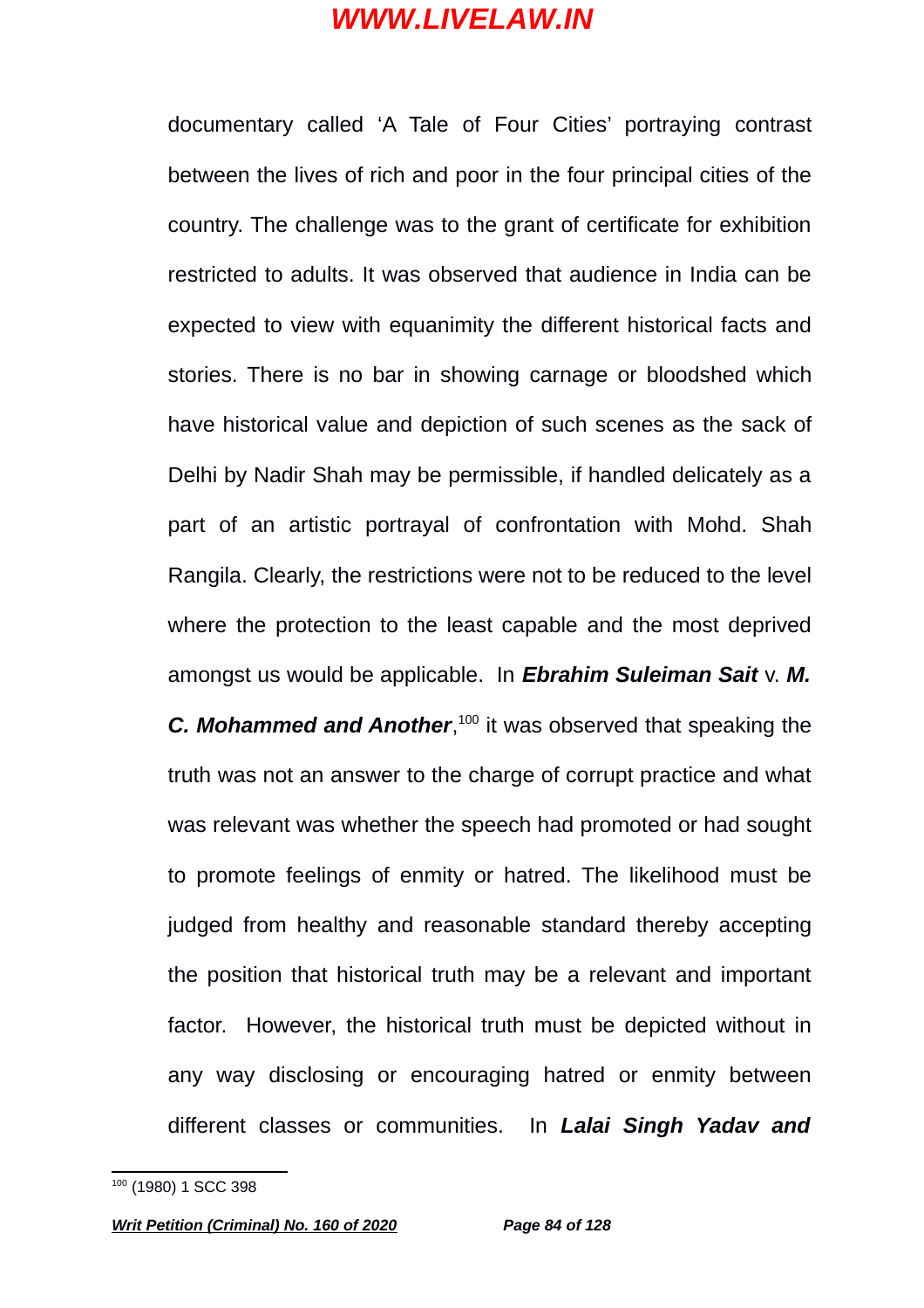documentary called 'A Tale of Four Cities' portraying contrast between the lives of rich and poor in the four principal cities of the country. The challenge was to the grant of certificate for exhibition restricted to adults. It was observed that audience in India can be expected to view with equanimity the different historical facts and stories. There is no bar in showing carnage or bloodshed which have historical value and depiction of such scenes as the sack of Delhi by Nadir Shah may be permissible, if handled delicately as a part of an artistic portrayal of confrontation with Mohd. Shah Rangila. Clearly, the restrictions were not to be reduced to the level where the protection to the least capable and the most deprived amongst us would be applicable. In ***Ebrahim Suleiman Sait*** v. ***M. C. Mohammed and Another***,[100] it was observed that speaking the truth was not an answer to the charge of corrupt practice and what was relevant was whether the speech had promoted or had sought to promote feelings of enmity or hatred. The likelihood must be judged from healthy and reasonable standard thereby accepting the position that historical truth may be a relevant and important factor. However, the historical truth must be depicted without in any way disclosing or encouraging hatred or enmity between different classes or communities. In ***Lalai Singh Yadav and***

[100] (1980) 1 SCC 398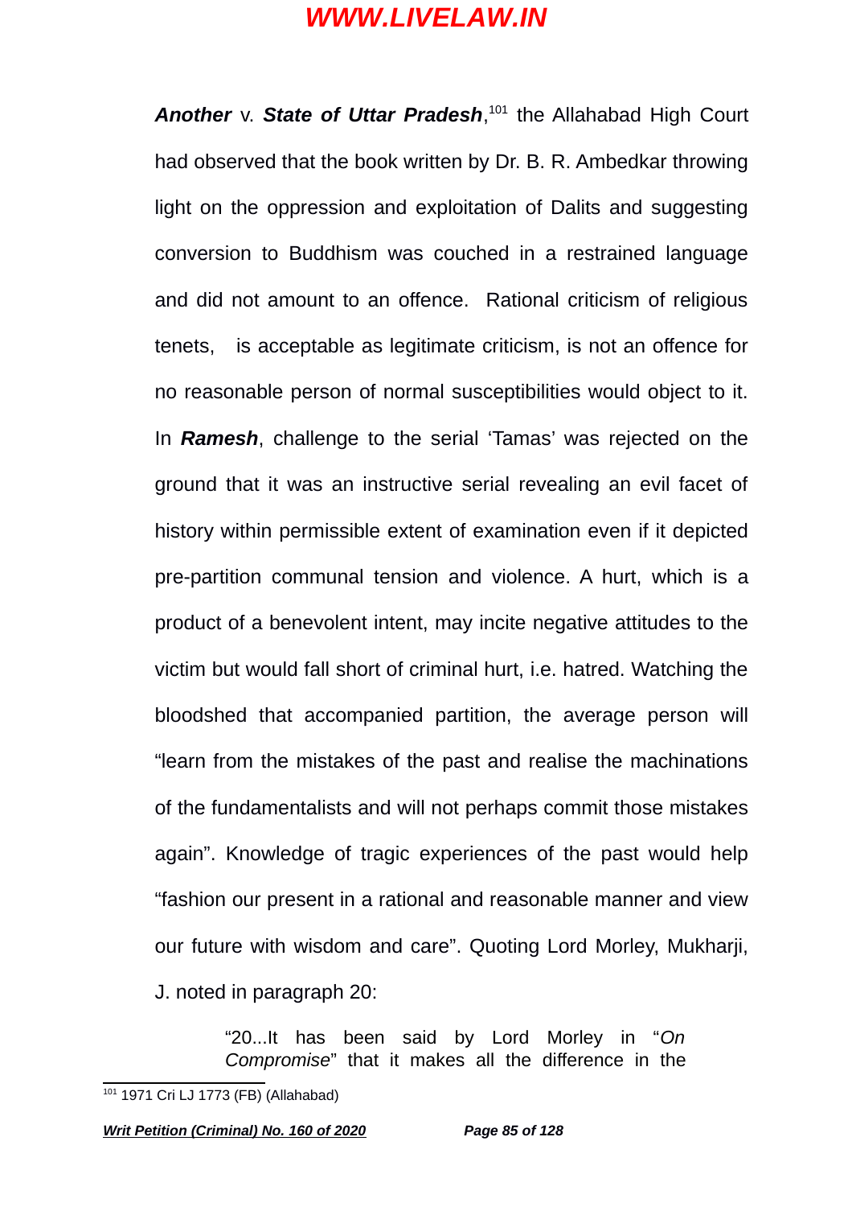***Another*** v. ***State of Uttar Pradesh***,[101] the Allahabad High Court had observed that the book written by Dr. B. R. Ambedkar throwing light on the oppression and exploitation of Dalits and suggesting conversion to Buddhism was couched in a restrained language and did not amount to an offence. Rational criticism of religious tenets, is acceptable as legitimate criticism, is not an offence for no reasonable person of normal susceptibilities would object to it. In ***Ramesh***, challenge to the serial 'Tamas' was rejected on the ground that it was an instructive serial revealing an evil facet of history within permissible extent of examination even if it depicted pre-partition communal tension and violence. A hurt, which is a product of a benevolent intent, may incite negative attitudes to the victim but would fall short of criminal hurt, i.e. hatred. Watching the bloodshed that accompanied partition, the average person will "learn from the mistakes of the past and realise the machinations of the fundamentalists and will not perhaps commit those mistakes again". Knowledge of tragic experiences of the past would help "fashion our present in a rational and reasonable manner and view our future with wisdom and care". Quoting Lord Morley, Mukharji, J. noted in paragraph 20:

> "20...It has been said by Lord Morley in "*On Compromise*" that it makes all the difference in the

[101] 1971 Cri LJ 1773 (FB) (Allahabad)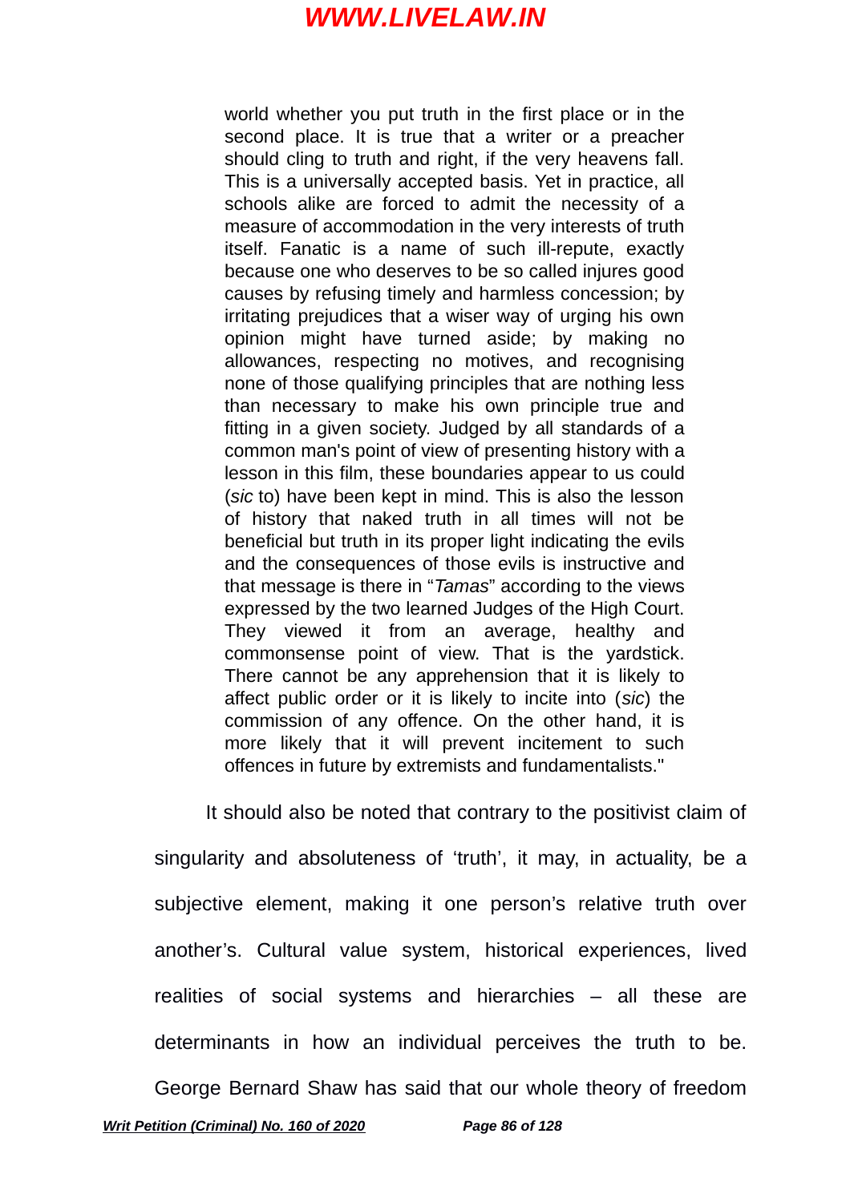> world whether you put truth in the first place or in the second place. It is true that a writer or a preacher should cling to truth and right, if the very heavens fall. This is a universally accepted basis. Yet in practice, all schools alike are forced to admit the necessity of a measure of accommodation in the very interests of truth itself. Fanatic is a name of such ill-repute, exactly because one who deserves to be so called injures good causes by refusing timely and harmless concession; by irritating prejudices that a wiser way of urging his own opinion might have turned aside; by making no allowances, respecting no motives, and recognising none of those qualifying principles that are nothing less than necessary to make his own principle true and fitting in a given society. Judged by all standards of a common man's point of view of presenting history with a lesson in this film, these boundaries appear to us could (*sic* to) have been kept in mind. This is also the lesson of history that naked truth in all times will not be beneficial but truth in its proper light indicating the evils and the consequences of those evils is instructive and that message is there in "*Tamas*" according to the views expressed by the two learned Judges of the High Court. They viewed it from an average, healthy and commonsense point of view. That is the yardstick. There cannot be any apprehension that it is likely to affect public order or it is likely to incite into (*sic*) the commission of any offence. On the other hand, it is more likely that it will prevent incitement to such offences in future by extremists and fundamentalists."

It should also be noted that contrary to the positivist claim of singularity and absoluteness of 'truth', it may, in actuality, be a subjective element, making it one person's relative truth over another's. Cultural value system, historical experiences, lived realities of social systems and hierarchies – all these are determinants in how an individual perceives the truth to be. George Bernard Shaw has said that our whole theory of freedom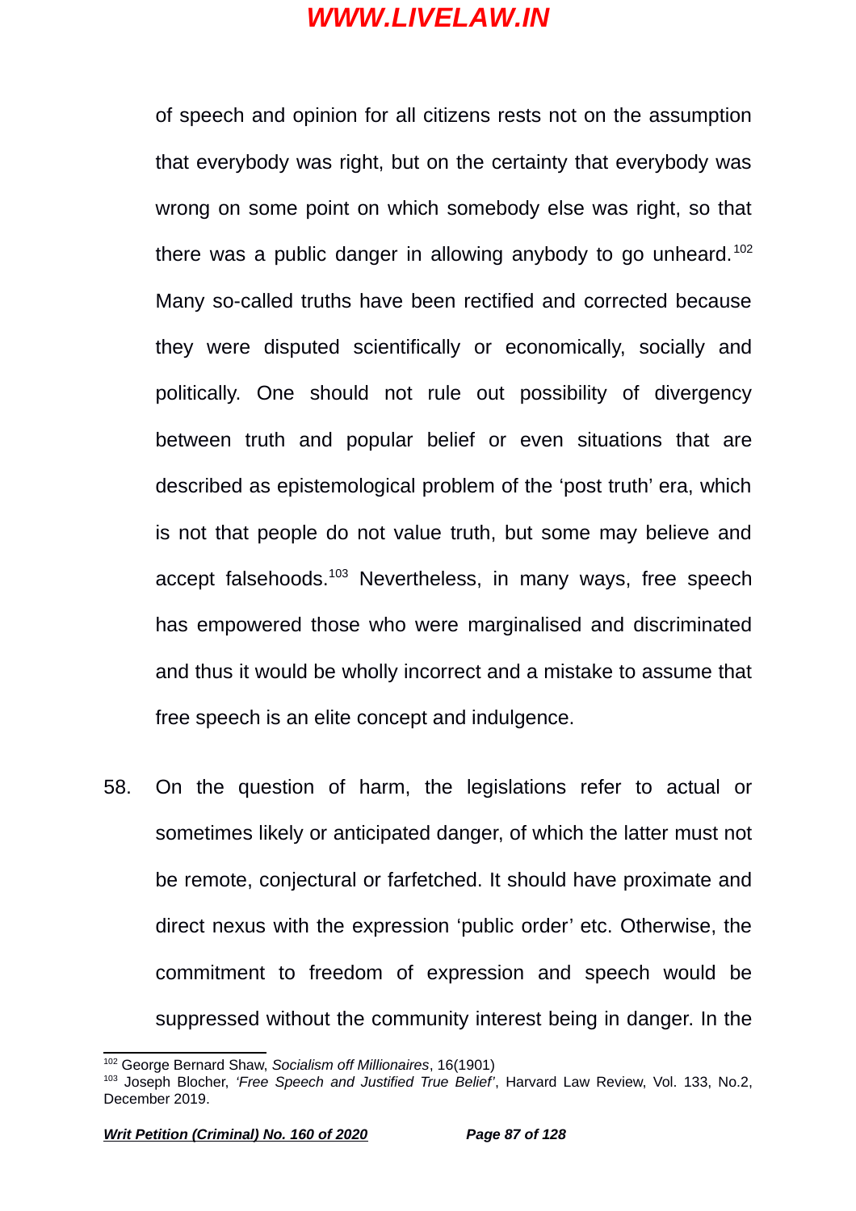of speech and opinion for all citizens rests not on the assumption that everybody was right, but on the certainty that everybody was wrong on some point on which somebody else was right, so that there was a public danger in allowing anybody to go unheard.[102] Many so-called truths have been rectified and corrected because they were disputed scientifically or economically, socially and politically. One should not rule out possibility of divergency between truth and popular belief or even situations that are described as epistemological problem of the 'post truth' era, which is not that people do not value truth, but some may believe and accept falsehoods.[103] Nevertheless, in many ways, free speech has empowered those who were marginalised and discriminated and thus it would be wholly incorrect and a mistake to assume that free speech is an elite concept and indulgence.

58. On the question of harm, the legislations refer to actual or sometimes likely or anticipated danger, of which the latter must not be remote, conjectural or farfetched. It should have proximate and direct nexus with the expression 'public order' etc. Otherwise, the commitment to freedom of expression and speech would be suppressed without the community interest being in danger. In the

---

[102] George Bernard Shaw, *Socialism off Millionaires*, 16(1901)

[103] Joseph Blocher, *'Free Speech and Justified True Belief'*, Harvard Law Review, Vol. 133, No.2, December 2019.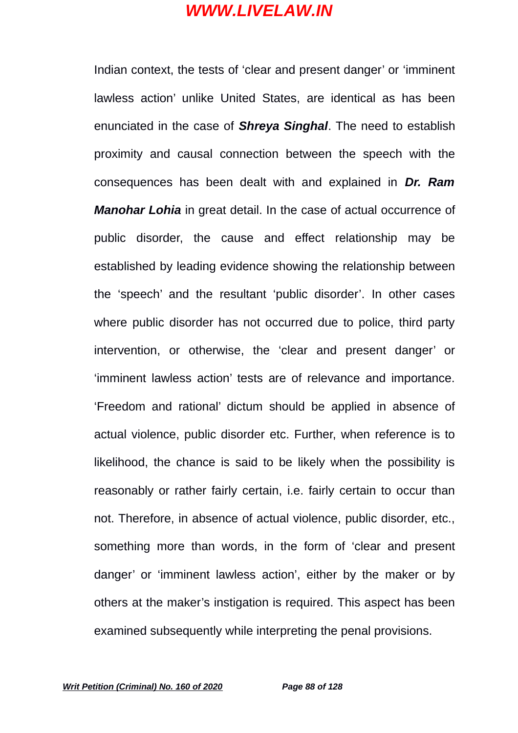Indian context, the tests of 'clear and present danger' or 'imminent lawless action' unlike United States, are identical as has been enunciated in the case of ***Shreya Singhal***. The need to establish proximity and causal connection between the speech with the consequences has been dealt with and explained in ***Dr. Ram Manohar Lohia*** in great detail. In the case of actual occurrence of public disorder, the cause and effect relationship may be established by leading evidence showing the relationship between the 'speech' and the resultant 'public disorder'. In other cases where public disorder has not occurred due to police, third party intervention, or otherwise, the 'clear and present danger' or 'imminent lawless action' tests are of relevance and importance. 'Freedom and rational' dictum should be applied in absence of actual violence, public disorder etc. Further, when reference is to likelihood, the chance is said to be likely when the possibility is reasonably or rather fairly certain, i.e. fairly certain to occur than not. Therefore, in absence of actual violence, public disorder, etc., something more than words, in the form of 'clear and present danger' or 'imminent lawless action', either by the maker or by others at the maker's instigation is required. This aspect has been examined subsequently while interpreting the penal provisions.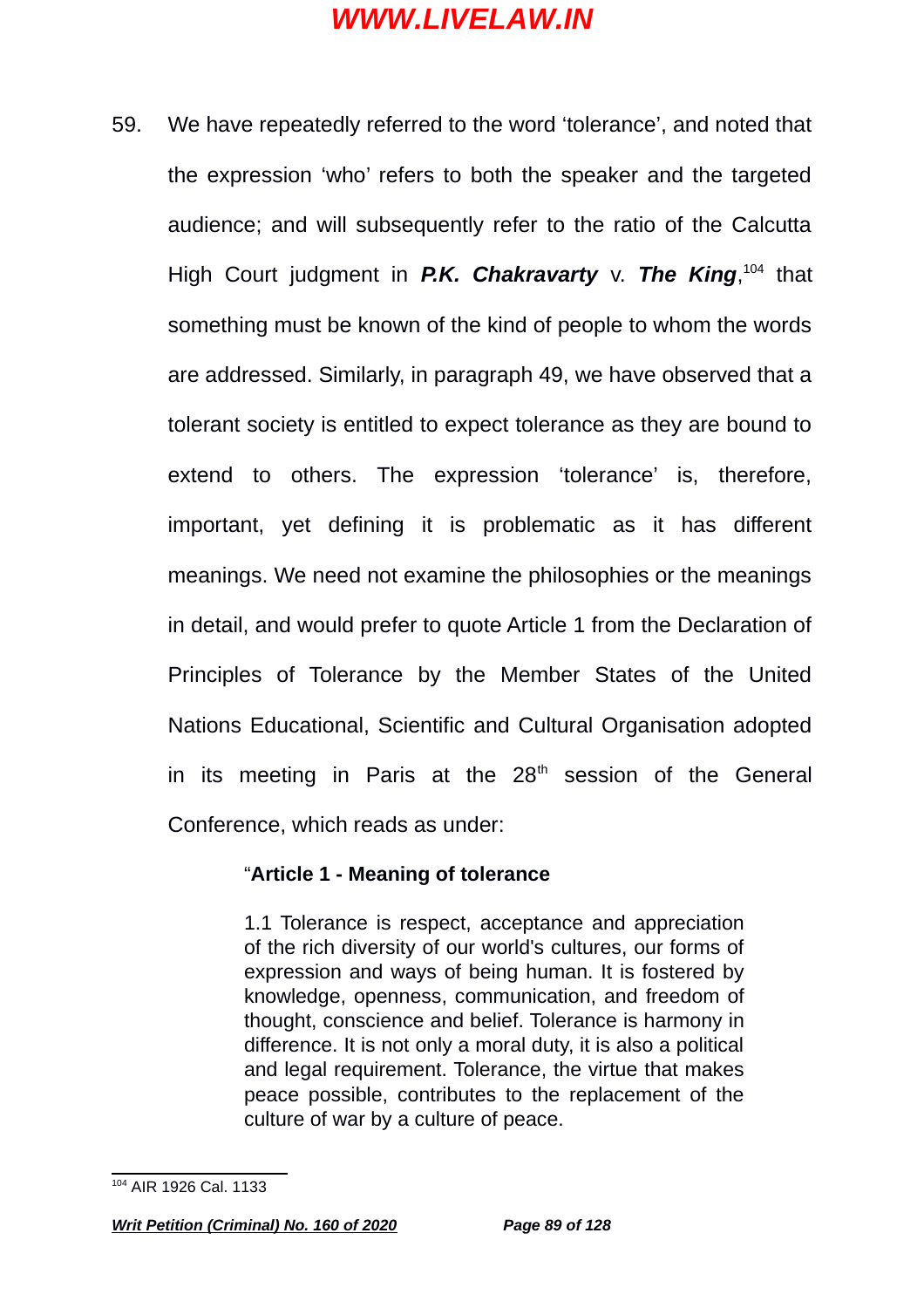59. We have repeatedly referred to the word 'tolerance', and noted that the expression 'who' refers to both the speaker and the targeted audience; and will subsequently refer to the ratio of the Calcutta High Court judgment in ***P.K. Chakravarty*** v. ***The King***,[104] that something must be known of the kind of people to whom the words are addressed. Similarly, in paragraph 49, we have observed that a tolerant society is entitled to expect tolerance as they are bound to extend to others. The expression 'tolerance' is, therefore, important, yet defining it is problematic as it has different meanings. We need not examine the philosophies or the meanings in detail, and would prefer to quote Article 1 from the Declaration of Principles of Tolerance by the Member States of the United Nations Educational, Scientific and Cultural Organisation adopted in its meeting in Paris at the 28th session of the General Conference, which reads as under:

> "**Article 1 - Meaning of tolerance**
>
> 1.1 Tolerance is respect, acceptance and appreciation of the rich diversity of our world's cultures, our forms of expression and ways of being human. It is fostered by knowledge, openness, communication, and freedom of thought, conscience and belief. Tolerance is harmony in difference. It is not only a moral duty, it is also a political and legal requirement. Tolerance, the virtue that makes peace possible, contributes to the replacement of the culture of war by a culture of peace.

---

[104] AIR 1926 Cal. 1133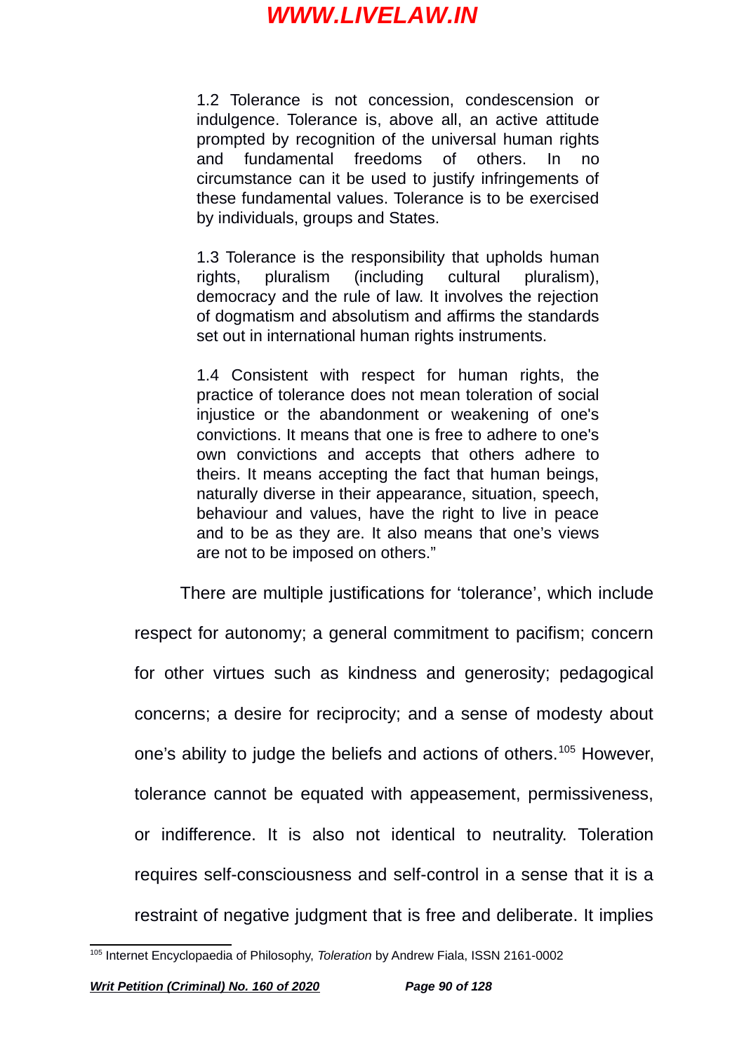> 1.2 Tolerance is not concession, condescension or indulgence. Tolerance is, above all, an active attitude prompted by recognition of the universal human rights and fundamental freedoms of others. In no circumstance can it be used to justify infringements of these fundamental values. Tolerance is to be exercised by individuals, groups and States.
>
> 1.3 Tolerance is the responsibility that upholds human rights, pluralism (including cultural pluralism), democracy and the rule of law. It involves the rejection of dogmatism and absolutism and affirms the standards set out in international human rights instruments.
>
> 1.4 Consistent with respect for human rights, the practice of tolerance does not mean toleration of social injustice or the abandonment or weakening of one's convictions. It means that one is free to adhere to one's own convictions and accepts that others adhere to theirs. It means accepting the fact that human beings, naturally diverse in their appearance, situation, speech, behaviour and values, have the right to live in peace and to be as they are. It also means that one's views are not to be imposed on others."

There are multiple justifications for 'tolerance', which include respect for autonomy; a general commitment to pacifism; concern for other virtues such as kindness and generosity; pedagogical concerns; a desire for reciprocity; and a sense of modesty about one's ability to judge the beliefs and actions of others.[105] However, tolerance cannot be equated with appeasement, permissiveness, or indifference. It is also not identical to neutrality. Toleration requires self-consciousness and self-control in a sense that it is a restraint of negative judgment that is free and deliberate. It implies

---

[105] Internet Encyclopaedia of Philosophy, *Toleration* by Andrew Fiala, ISSN 2161-0002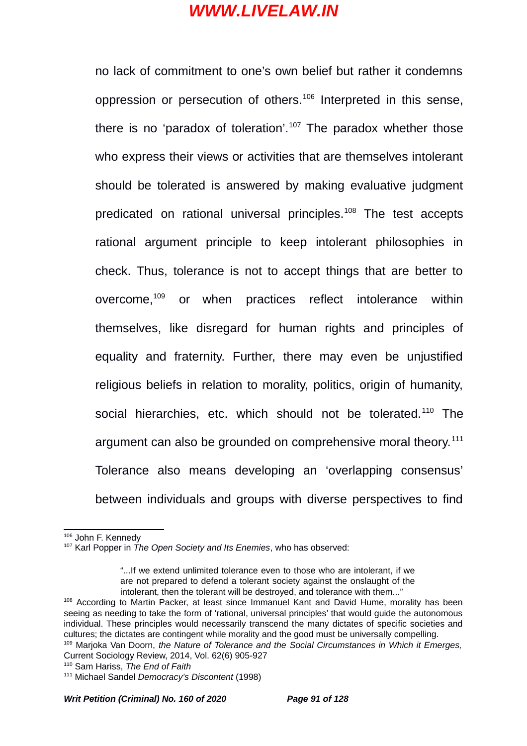no lack of commitment to one's own belief but rather it condemns oppression or persecution of others.[106] Interpreted in this sense, there is no 'paradox of toleration'.[107] The paradox whether those who express their views or activities that are themselves intolerant should be tolerated is answered by making evaluative judgment predicated on rational universal principles.[108] The test accepts rational argument principle to keep intolerant philosophies in check. Thus, tolerance is not to accept things that are better to overcome,[109] or when practices reflect intolerance within themselves, like disregard for human rights and principles of equality and fraternity. Further, there may even be unjustified religious beliefs in relation to morality, politics, origin of humanity, social hierarchies, etc. which should not be tolerated.[110] The argument can also be grounded on comprehensive moral theory.[111] Tolerance also means developing an 'overlapping consensus' between individuals and groups with diverse perspectives to find

---

[106] John F. Kennedy

[107] Karl Popper in *The Open Society and Its Enemies*, who has observed:

> "...If we extend unlimited tolerance even to those who are intolerant, if we are not prepared to defend a tolerant society against the onslaught of the intolerant, then the tolerant will be destroyed, and tolerance with them..."

[108] According to Martin Packer, at least since Immanuel Kant and David Hume, morality has been seeing as needing to take the form of 'rational, universal principles' that would guide the autonomous individual. These principles would necessarily transcend the many dictates of specific societies and cultures; the dictates are contingent while morality and the good must be universally compelling.

[109] Marjoka Van Doorn, *the Nature of Tolerance and the Social Circumstances in Which it Emerges,* Current Sociology Review, 2014, Vol. 62(6) 905-927

[110] Sam Hariss, *The End of Faith*

[111] Michael Sandel *Democracy's Discontent* (1998)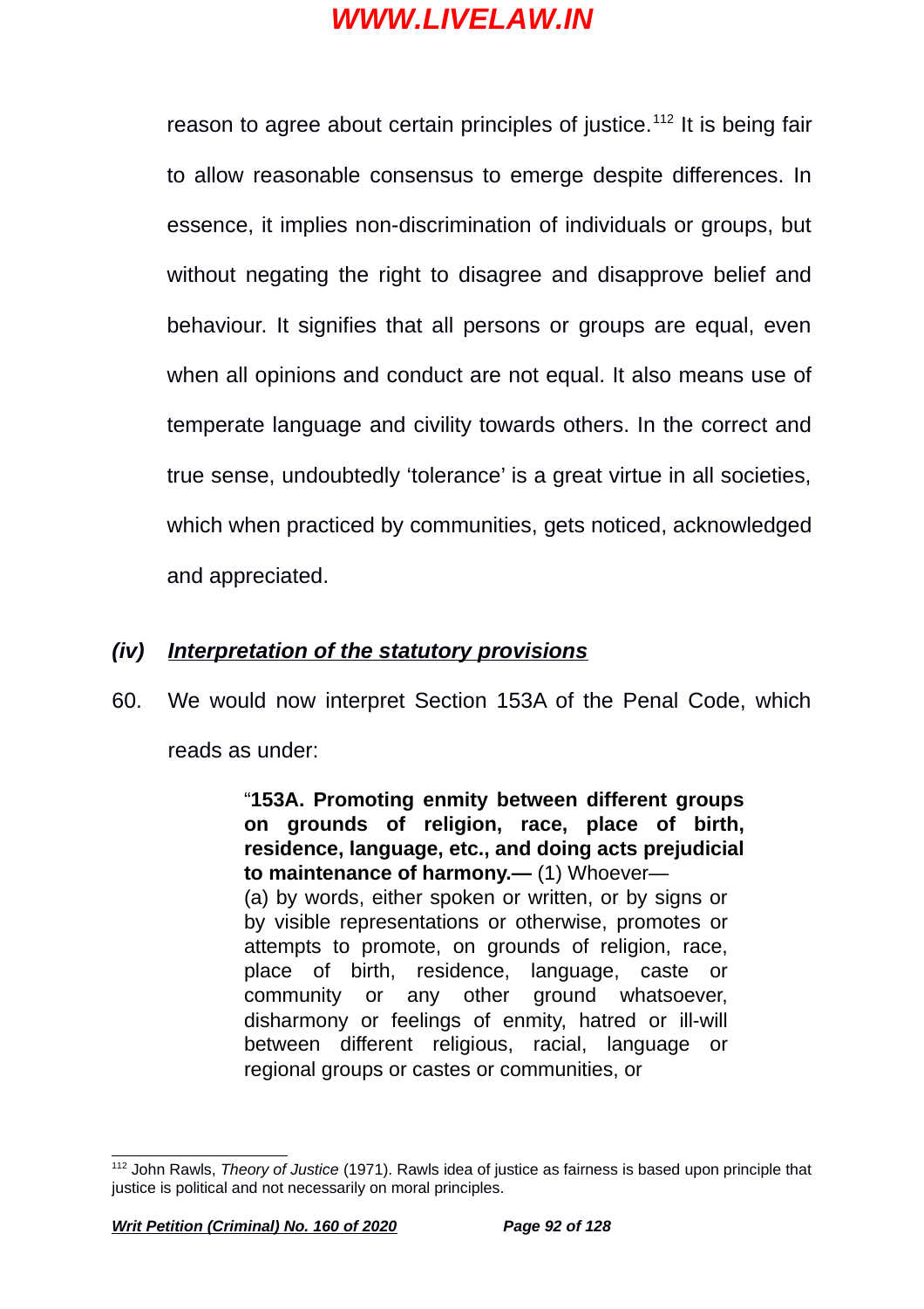reason to agree about certain principles of justice.[112] It is being fair to allow reasonable consensus to emerge despite differences. In essence, it implies non-discrimination of individuals or groups, but without negating the right to disagree and disapprove belief and behaviour. It signifies that all persons or groups are equal, even when all opinions and conduct are not equal. It also means use of temperate language and civility towards others. In the correct and true sense, undoubtedly 'tolerance' is a great virtue in all societies, which when practiced by communities, gets noticed, acknowledged and appreciated.

### *(iv)* ***<u>Interpretation of the statutory provisions</u>***

60. We would now interpret Section 153A of the Penal Code, which reads as under:

> "**153A. Promoting enmity between different groups on grounds of religion, race, place of birth, residence, language, etc., and doing acts prejudicial to maintenance of harmony.—** (1) Whoever—
> (a) by words, either spoken or written, or by signs or by visible representations or otherwise, promotes or attempts to promote, on grounds of religion, race, place of birth, residence, language, caste or community or any other ground whatsoever, disharmony or feelings of enmity, hatred or ill-will between different religious, racial, language or regional groups or castes or communities, or

---

[112] John Rawls, *Theory of Justice* (1971). Rawls idea of justice as fairness is based upon principle that justice is political and not necessarily on moral principles.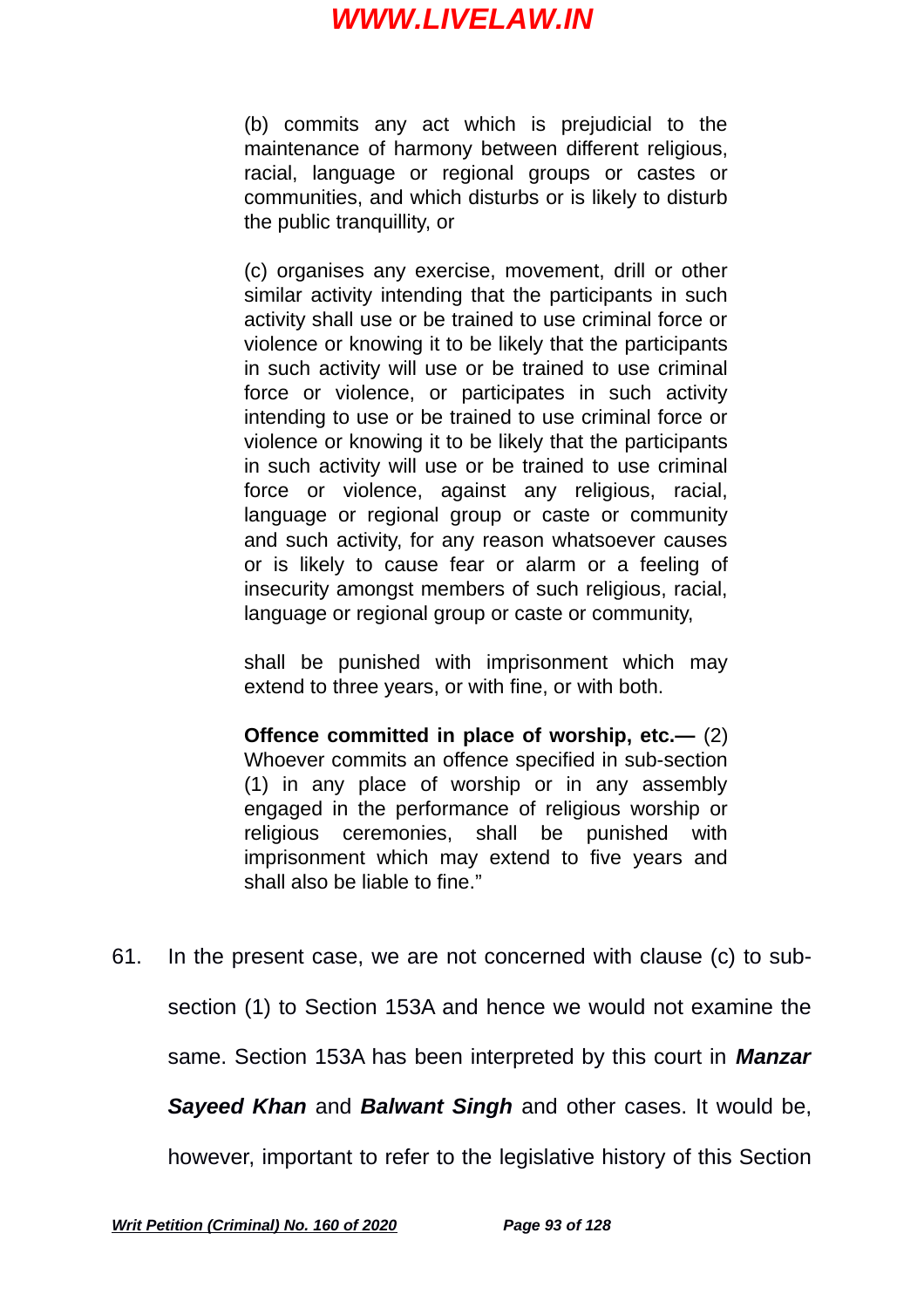> (b) commits any act which is prejudicial to the maintenance of harmony between different religious, racial, language or regional groups or castes or communities, and which disturbs or is likely to disturb the public tranquillity, or
>
> (c) organises any exercise, movement, drill or other similar activity intending that the participants in such activity shall use or be trained to use criminal force or violence or knowing it to be likely that the participants in such activity will use or be trained to use criminal force or violence, or participates in such activity intending to use or be trained to use criminal force or violence or knowing it to be likely that the participants in such activity will use or be trained to use criminal force or violence, against any religious, racial, language or regional group or caste or community and such activity, for any reason whatsoever causes or is likely to cause fear or alarm or a feeling of insecurity amongst members of such religious, racial, language or regional group or caste or community,
>
> shall be punished with imprisonment which may extend to three years, or with fine, or with both.
>
> **Offence committed in place of worship, etc.—** (2) Whoever commits an offence specified in sub-section (1) in any place of worship or in any assembly engaged in the performance of religious worship or religious ceremonies, shall be punished with imprisonment which may extend to five years and shall also be liable to fine."

61. In the present case, we are not concerned with clause (c) to sub-section (1) to Section 153A and hence we would not examine the same. Section 153A has been interpreted by this court in ***Manzar Sayeed Khan*** and ***Balwant Singh*** and other cases. It would be, however, important to refer to the legislative history of this Section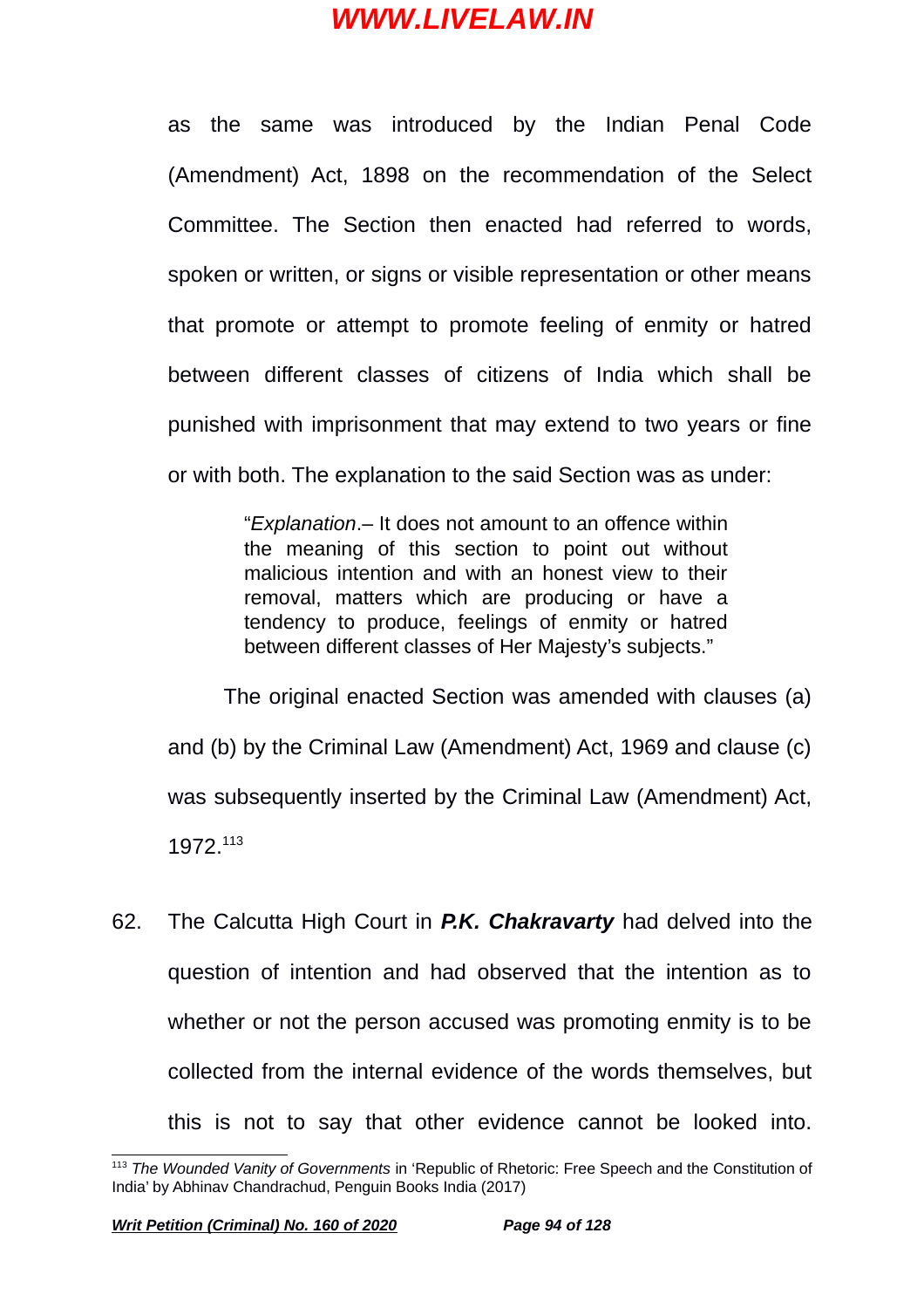as the same was introduced by the Indian Penal Code (Amendment) Act, 1898 on the recommendation of the Select Committee. The Section then enacted had referred to words, spoken or written, or signs or visible representation or other means that promote or attempt to promote feeling of enmity or hatred between different classes of citizens of India which shall be punished with imprisonment that may extend to two years or fine or with both. The explanation to the said Section was as under:

> "*Explanation*.– It does not amount to an offence within the meaning of this section to point out without malicious intention and with an honest view to their removal, matters which are producing or have a tendency to produce, feelings of enmity or hatred between different classes of Her Majesty's subjects."

The original enacted Section was amended with clauses (a) and (b) by the Criminal Law (Amendment) Act, 1969 and clause (c) was subsequently inserted by the Criminal Law (Amendment) Act, 1972.[113]

62. The Calcutta High Court in ***P.K. Chakravarty*** had delved into the question of intention and had observed that the intention as to whether or not the person accused was promoting enmity is to be collected from the internal evidence of the words themselves, but this is not to say that other evidence cannot be looked into.

---

[113] *The Wounded Vanity of Governments* in 'Republic of Rhetoric: Free Speech and the Constitution of India' by Abhinav Chandrachud, Penguin Books India (2017)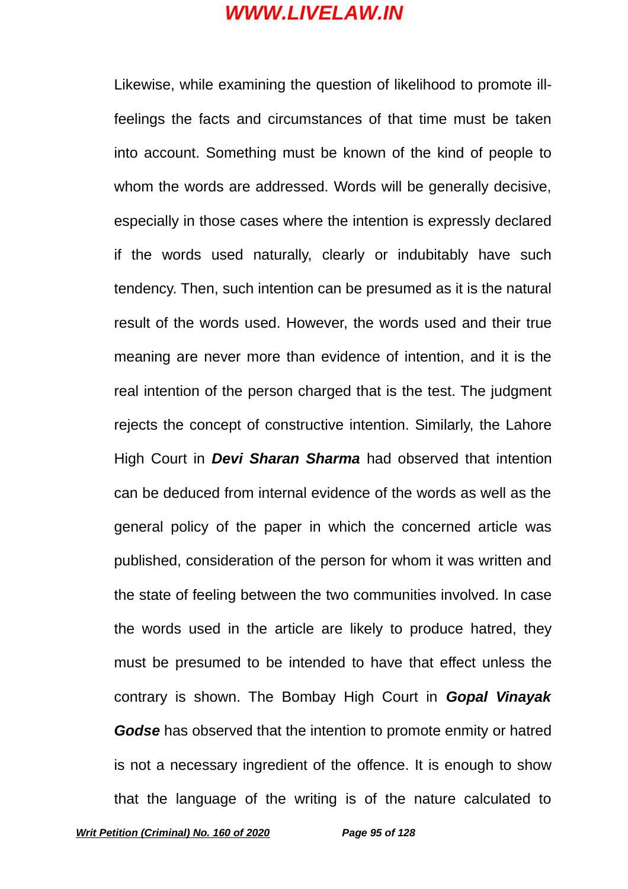Likewise, while examining the question of likelihood to promote ill-feelings the facts and circumstances of that time must be taken into account. Something must be known of the kind of people to whom the words are addressed. Words will be generally decisive, especially in those cases where the intention is expressly declared if the words used naturally, clearly or indubitably have such tendency. Then, such intention can be presumed as it is the natural result of the words used. However, the words used and their true meaning are never more than evidence of intention, and it is the real intention of the person charged that is the test. The judgment rejects the concept of constructive intention. Similarly, the Lahore High Court in ***Devi Sharan Sharma*** had observed that intention can be deduced from internal evidence of the words as well as the general policy of the paper in which the concerned article was published, consideration of the person for whom it was written and the state of feeling between the two communities involved. In case the words used in the article are likely to produce hatred, they must be presumed to be intended to have that effect unless the contrary is shown. The Bombay High Court in ***Gopal Vinayak Godse*** has observed that the intention to promote enmity or hatred is not a necessary ingredient of the offence. It is enough to show that the language of the writing is of the nature calculated to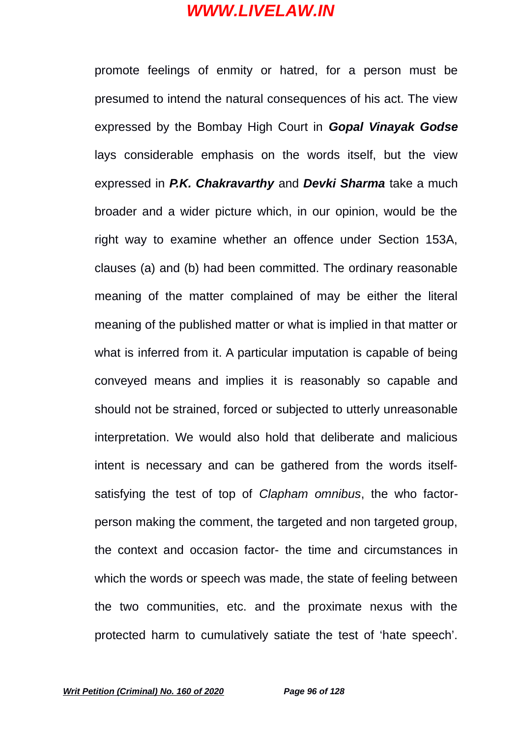promote feelings of enmity or hatred, for a person must be presumed to intend the natural consequences of his act. The view expressed by the Bombay High Court in ***Gopal Vinayak Godse*** lays considerable emphasis on the words itself, but the view expressed in ***P.K. Chakravarthy*** and ***Devki Sharma*** take a much broader and a wider picture which, in our opinion, would be the right way to examine whether an offence under Section 153A, clauses (a) and (b) had been committed. The ordinary reasonable meaning of the matter complained of may be either the literal meaning of the published matter or what is implied in that matter or what is inferred from it. A particular imputation is capable of being conveyed means and implies it is reasonably so capable and should not be strained, forced or subjected to utterly unreasonable interpretation. We would also hold that deliberate and malicious intent is necessary and can be gathered from the words itself-satisfying the test of top of *Clapham omnibus*, the who factor-person making the comment, the targeted and non targeted group, the context and occasion factor- the time and circumstances in which the words or speech was made, the state of feeling between the two communities, etc. and the proximate nexus with the protected harm to cumulatively satiate the test of 'hate speech'.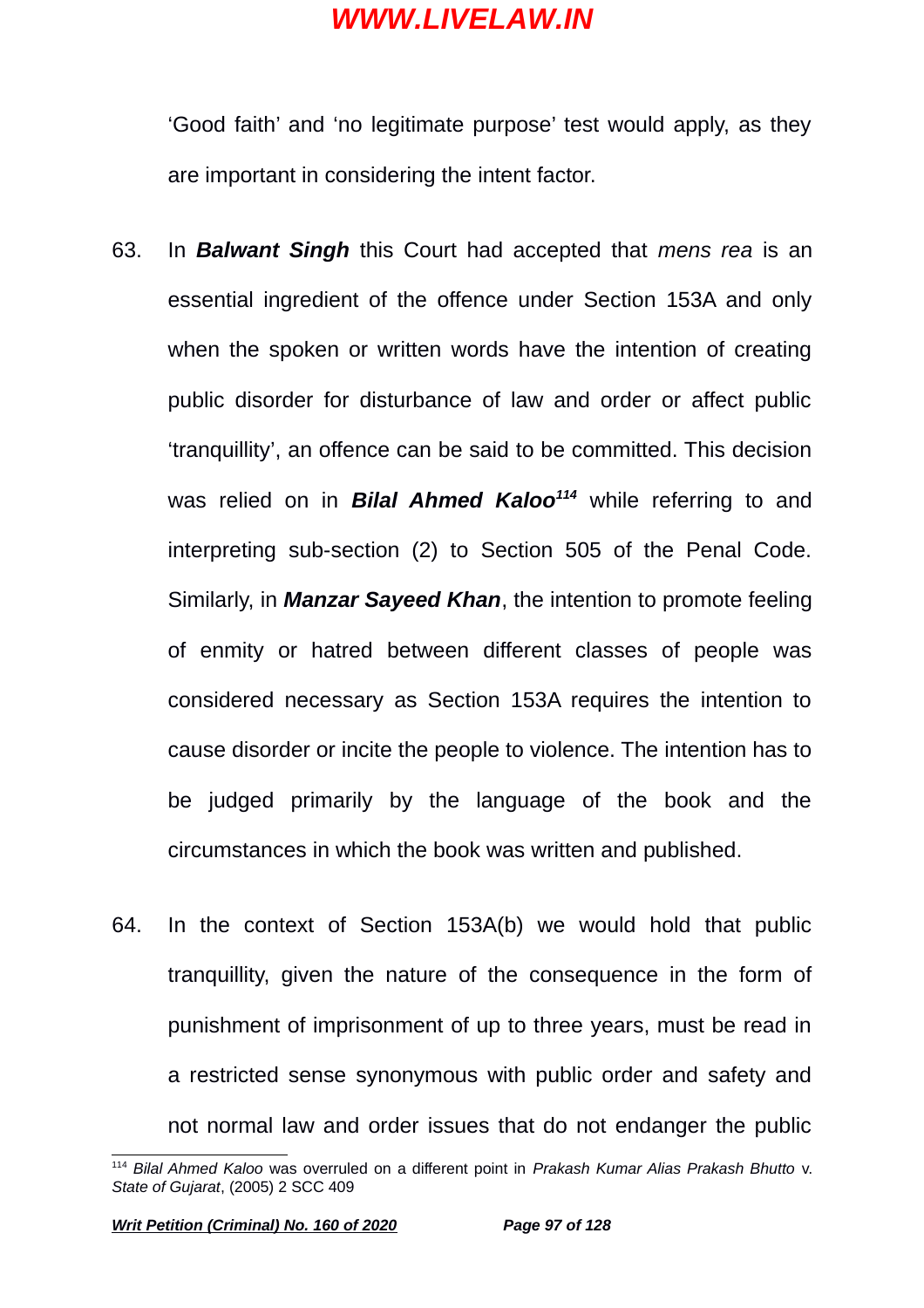‘Good faith’ and ‘no legitimate purpose’ test would apply, as they are important in considering the intent factor.

63. In ***Balwant Singh*** this Court had accepted that *mens rea* is an essential ingredient of the offence under Section 153A and only when the spoken or written words have the intention of creating public disorder for disturbance of law and order or affect public ‘tranquillity’, an offence can be said to be committed. This decision was relied on in ***Bilal Ahmed Kaloo***[114] while referring to and interpreting sub-section (2) to Section 505 of the Penal Code. Similarly, in ***Manzar Sayeed Khan***, the intention to promote feeling of enmity or hatred between different classes of people was considered necessary as Section 153A requires the intention to cause disorder or incite the people to violence. The intention has to be judged primarily by the language of the book and the circumstances in which the book was written and published.

64. In the context of Section 153A(b) we would hold that public tranquillity, given the nature of the consequence in the form of punishment of imprisonment of up to three years, must be read in a restricted sense synonymous with public order and safety and not normal law and order issues that do not endanger the public

---

[114] *Bilal Ahmed Kaloo* was overruled on a different point in *Prakash Kumar Alias Prakash Bhutto* v. *State of Gujarat*, (2005) 2 SCC 409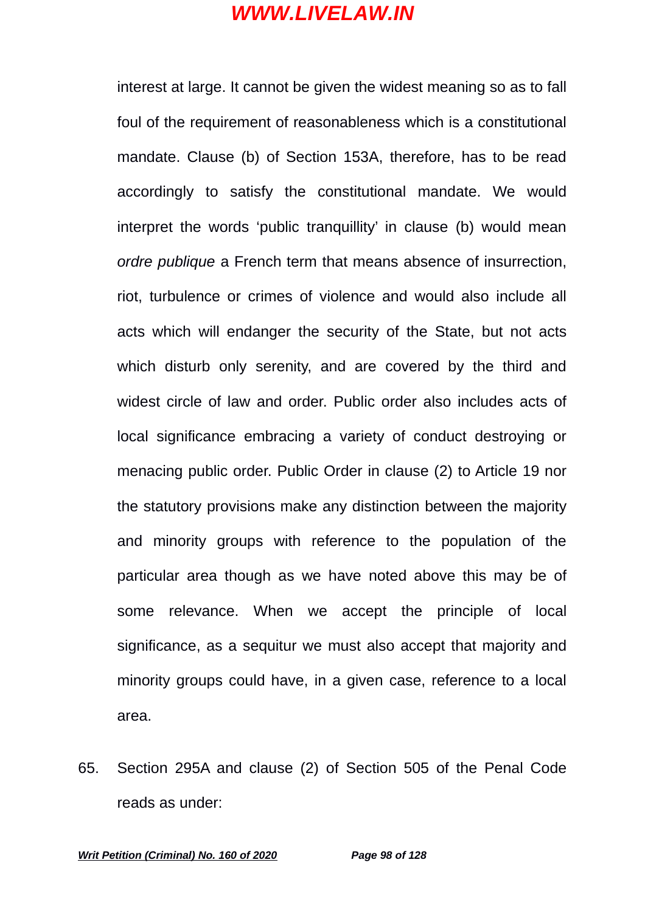interest at large. It cannot be given the widest meaning so as to fall foul of the requirement of reasonableness which is a constitutional mandate. Clause (b) of Section 153A, therefore, has to be read accordingly to satisfy the constitutional mandate. We would interpret the words 'public tranquillity' in clause (b) would mean *ordre publique* a French term that means absence of insurrection, riot, turbulence or crimes of violence and would also include all acts which will endanger the security of the State, but not acts which disturb only serenity, and are covered by the third and widest circle of law and order. Public order also includes acts of local significance embracing a variety of conduct destroying or menacing public order. Public Order in clause (2) to Article 19 nor the statutory provisions make any distinction between the majority and minority groups with reference to the population of the particular area though as we have noted above this may be of some relevance. When we accept the principle of local significance, as a sequitur we must also accept that majority and minority groups could have, in a given case, reference to a local area.

65. Section 295A and clause (2) of Section 505 of the Penal Code reads as under: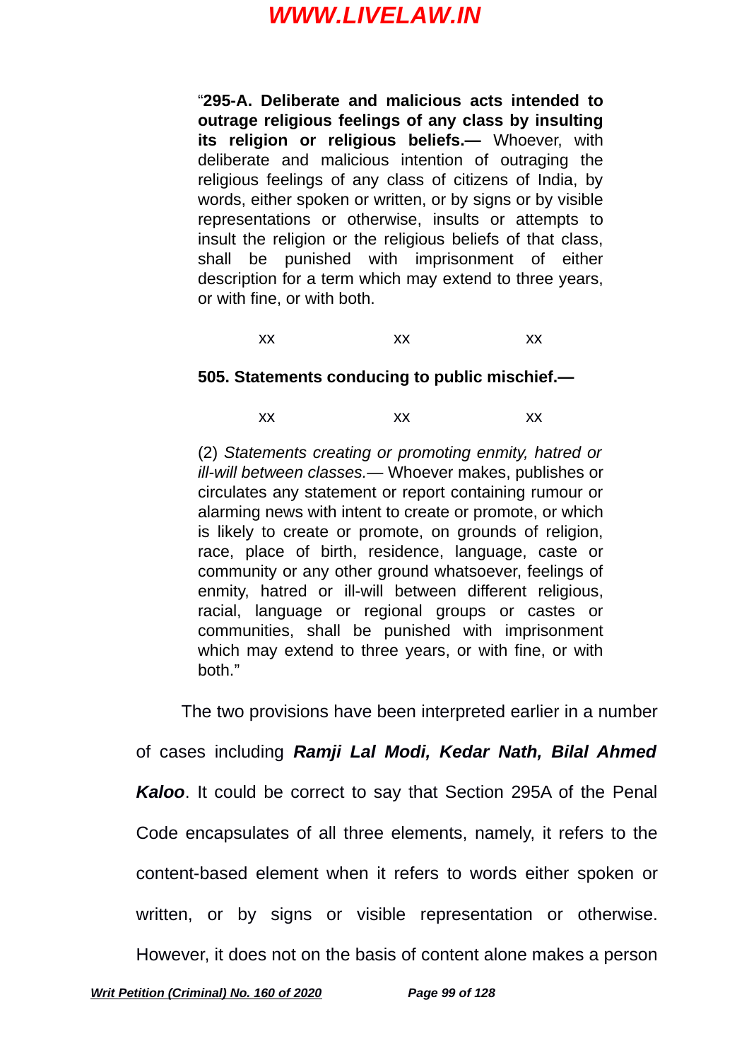"**295-A. Deliberate and malicious acts intended to outrage religious feelings of any class by insulting its religion or religious beliefs.—** Whoever, with deliberate and malicious intention of outraging the religious feelings of any class of citizens of India, by words, either spoken or written, or by signs or by visible representations or otherwise, insults or attempts to insult the religion or the religious beliefs of that class, shall be punished with imprisonment of either description for a term which may extend to three years, or with fine, or with both.

xx xx xx

**505. Statements conducing to public mischief.—**

xx xx xx

(2) *Statements creating or promoting enmity, hatred or ill-will between classes.*— Whoever makes, publishes or circulates any statement or report containing rumour or alarming news with intent to create or promote, or which is likely to create or promote, on grounds of religion, race, place of birth, residence, language, caste or community or any other ground whatsoever, feelings of enmity, hatred or ill-will between different religious, racial, language or regional groups or castes or communities, shall be punished with imprisonment which may extend to three years, or with fine, or with both."

The two provisions have been interpreted earlier in a number of cases including ***Ramji Lal Modi, Kedar Nath, Bilal Ahmed Kaloo***. It could be correct to say that Section 295A of the Penal Code encapsulates of all three elements, namely, it refers to the content-based element when it refers to words either spoken or written, or by signs or visible representation or otherwise. However, it does not on the basis of content alone makes a person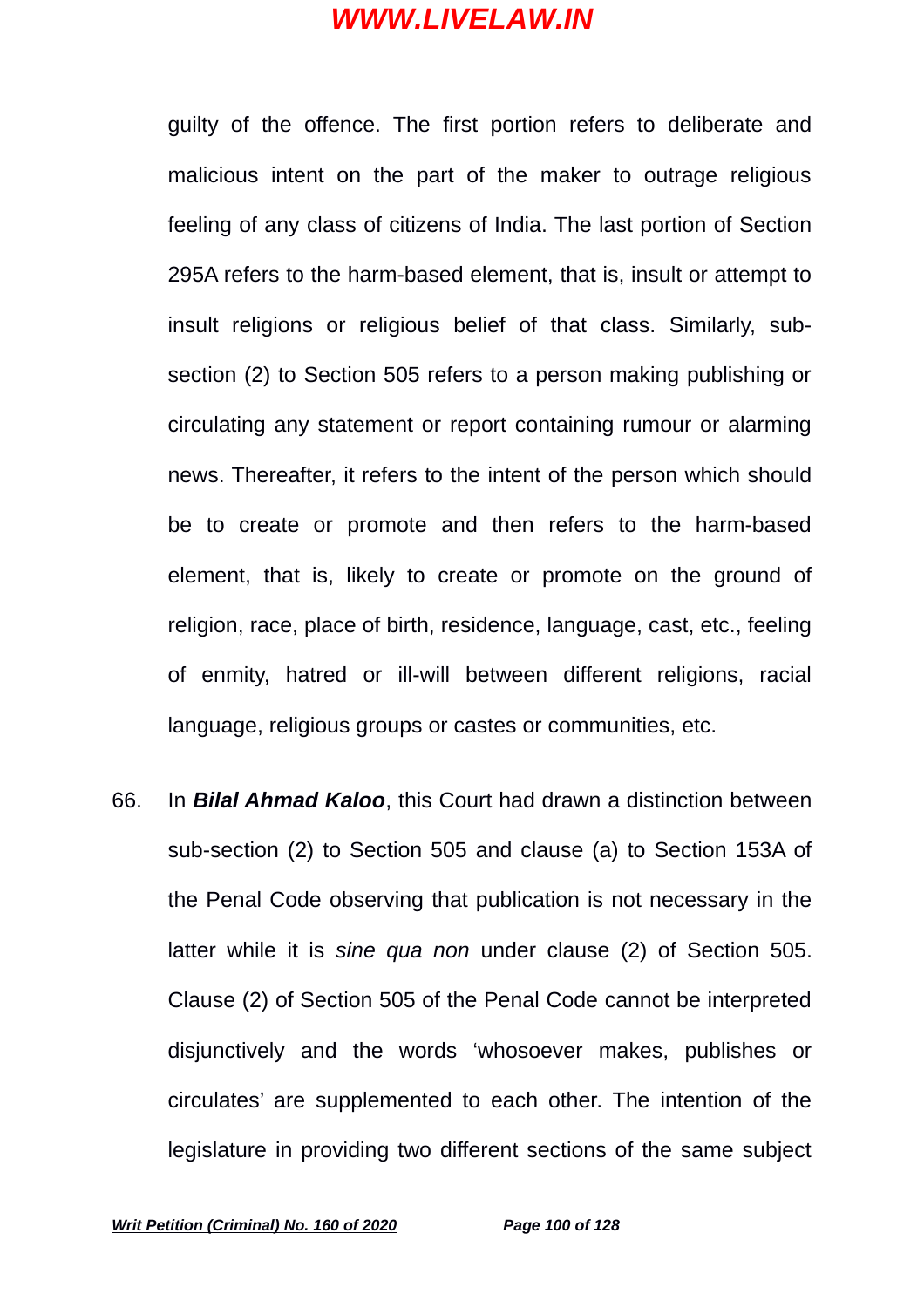guilty of the offence. The first portion refers to deliberate and malicious intent on the part of the maker to outrage religious feeling of any class of citizens of India. The last portion of Section 295A refers to the harm-based element, that is, insult or attempt to insult religions or religious belief of that class. Similarly, sub-section (2) to Section 505 refers to a person making publishing or circulating any statement or report containing rumour or alarming news. Thereafter, it refers to the intent of the person which should be to create or promote and then refers to the harm-based element, that is, likely to create or promote on the ground of religion, race, place of birth, residence, language, cast, etc., feeling of enmity, hatred or ill-will between different religions, racial language, religious groups or castes or communities, etc.

66. In ***Bilal Ahmad Kaloo***, this Court had drawn a distinction between sub-section (2) to Section 505 and clause (a) to Section 153A of the Penal Code observing that publication is not necessary in the latter while it is *sine qua non* under clause (2) of Section 505. Clause (2) of Section 505 of the Penal Code cannot be interpreted disjunctively and the words 'whosoever makes, publishes or circulates' are supplemented to each other. The intention of the legislature in providing two different sections of the same subject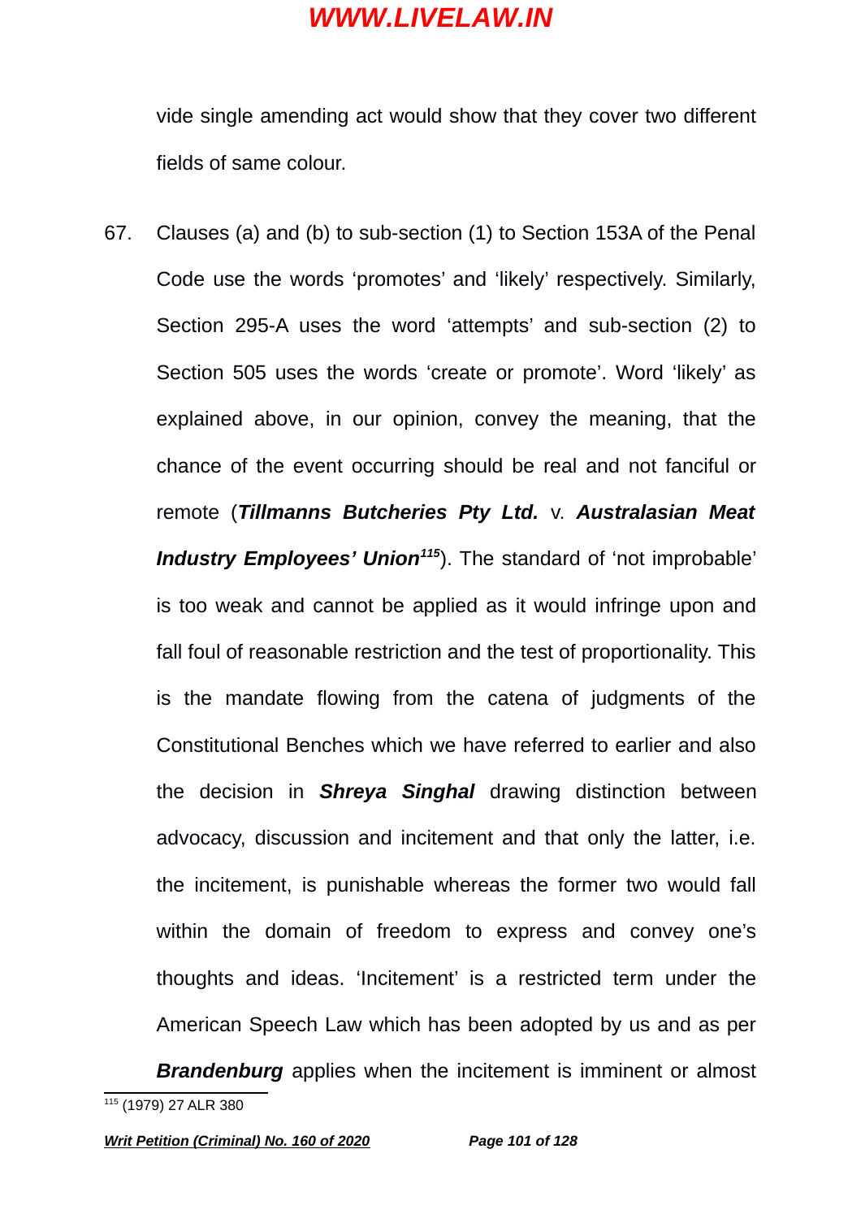vide single amending act would show that they cover two different fields of same colour.

67. Clauses (a) and (b) to sub-section (1) to Section 153A of the Penal Code use the words 'promotes' and 'likely' respectively. Similarly, Section 295-A uses the word 'attempts' and sub-section (2) to Section 505 uses the words 'create or promote'. Word 'likely' as explained above, in our opinion, convey the meaning, that the chance of the event occurring should be real and not fanciful or remote (***Tillmanns Butcheries Pty Ltd.*** v. ***Australasian Meat Industry Employees' Union***[115]). The standard of 'not improbable' is too weak and cannot be applied as it would infringe upon and fall foul of reasonable restriction and the test of proportionality. This is the mandate flowing from the catena of judgments of the Constitutional Benches which we have referred to earlier and also the decision in ***Shreya Singhal*** drawing distinction between advocacy, discussion and incitement and that only the latter, i.e. the incitement, is punishable whereas the former two would fall within the domain of freedom to express and convey one's thoughts and ideas. 'Incitement' is a restricted term under the American Speech Law which has been adopted by us and as per ***Brandenburg*** applies when the incitement is imminent or almost

[115] (1979) 27 ALR 380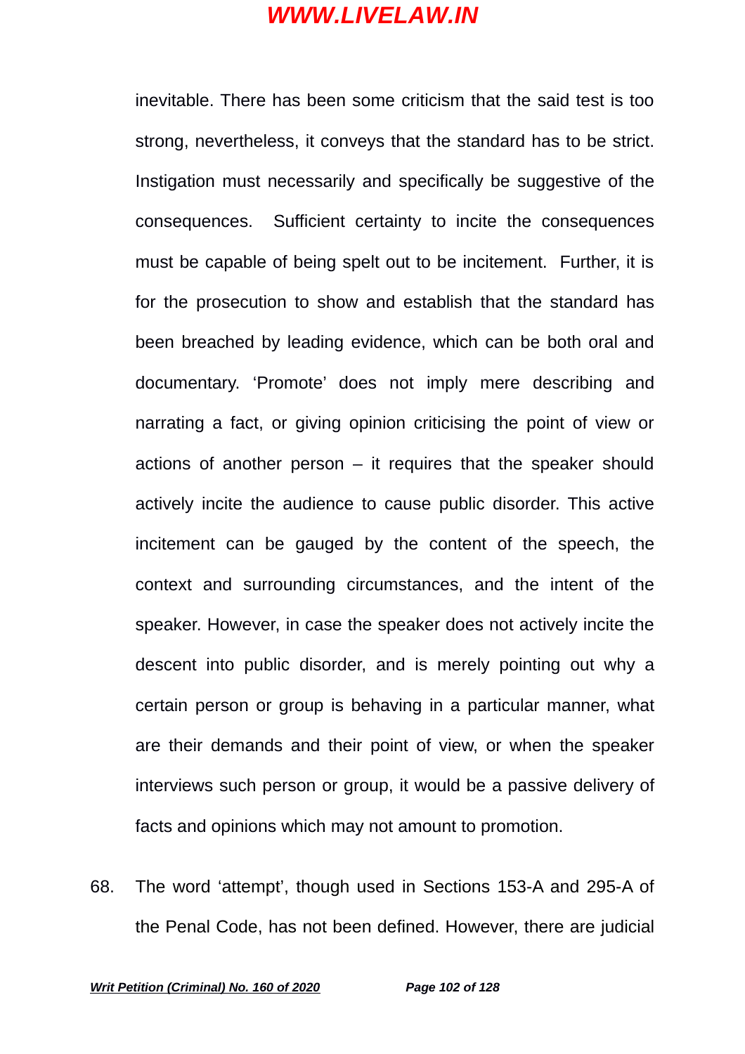inevitable. There has been some criticism that the said test is too strong, nevertheless, it conveys that the standard has to be strict. Instigation must necessarily and specifically be suggestive of the consequences. Sufficient certainty to incite the consequences must be capable of being spelt out to be incitement. Further, it is for the prosecution to show and establish that the standard has been breached by leading evidence, which can be both oral and documentary. 'Promote' does not imply mere describing and narrating a fact, or giving opinion criticising the point of view or actions of another person – it requires that the speaker should actively incite the audience to cause public disorder. This active incitement can be gauged by the content of the speech, the context and surrounding circumstances, and the intent of the speaker. However, in case the speaker does not actively incite the descent into public disorder, and is merely pointing out why a certain person or group is behaving in a particular manner, what are their demands and their point of view, or when the speaker interviews such person or group, it would be a passive delivery of facts and opinions which may not amount to promotion.

68. The word 'attempt', though used in Sections 153-A and 295-A of the Penal Code, has not been defined. However, there are judicial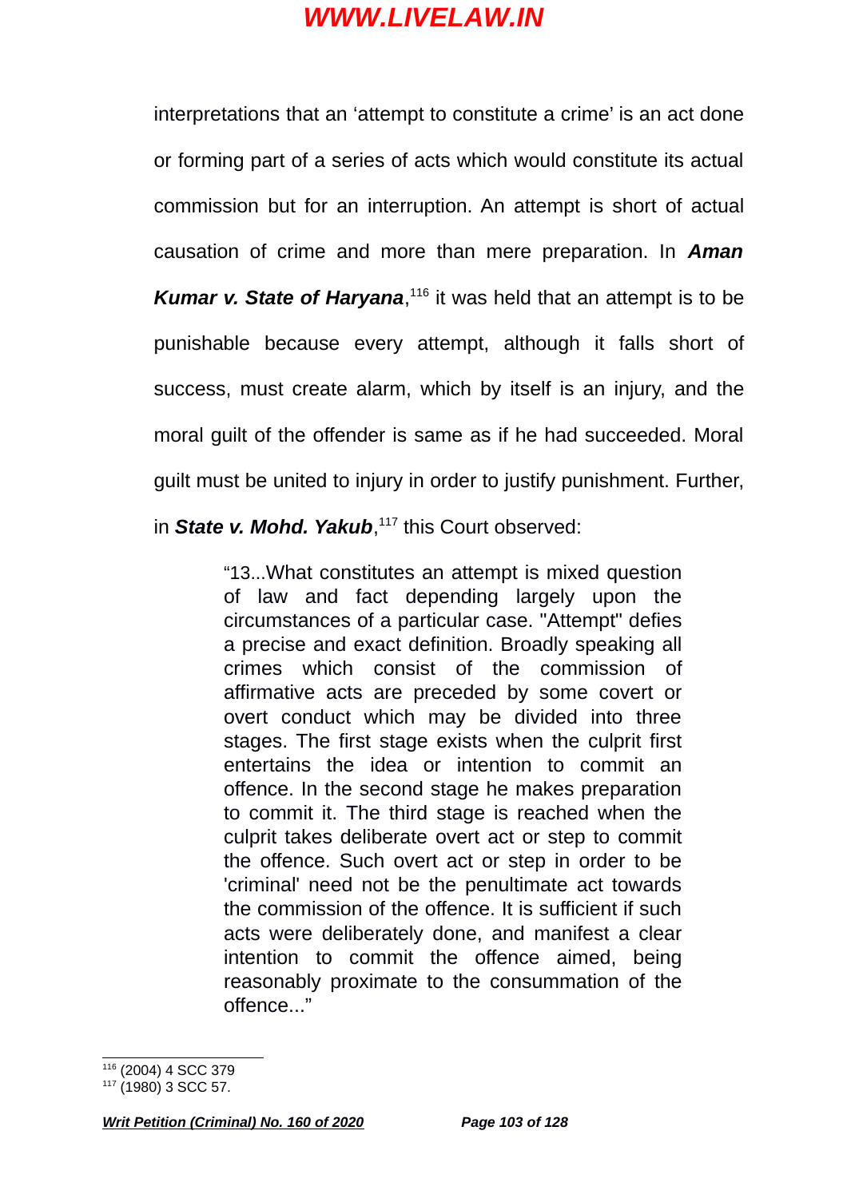interpretations that an 'attempt to constitute a crime' is an act done or forming part of a series of acts which would constitute its actual commission but for an interruption. An attempt is short of actual causation of crime and more than mere preparation. In ***Aman Kumar v. State of Haryana***,[116] it was held that an attempt is to be punishable because every attempt, although it falls short of success, must create alarm, which by itself is an injury, and the moral guilt of the offender is same as if he had succeeded. Moral guilt must be united to injury in order to justify punishment. Further, in ***State v. Mohd. Yakub***,[117] this Court observed:

> "13...What constitutes an attempt is mixed question of law and fact depending largely upon the circumstances of a particular case. "Attempt" defies a precise and exact definition. Broadly speaking all crimes which consist of the commission of affirmative acts are preceded by some covert or overt conduct which may be divided into three stages. The first stage exists when the culprit first entertains the idea or intention to commit an offence. In the second stage he makes preparation to commit it. The third stage is reached when the culprit takes deliberate overt act or step to commit the offence. Such overt act or step in order to be 'criminal' need not be the penultimate act towards the commission of the offence. It is sufficient if such acts were deliberately done, and manifest a clear intention to commit the offence aimed, being reasonably proximate to the consummation of the offence..."

---

[116] (2004) 4 SCC 379

[117] (1980) 3 SCC 57.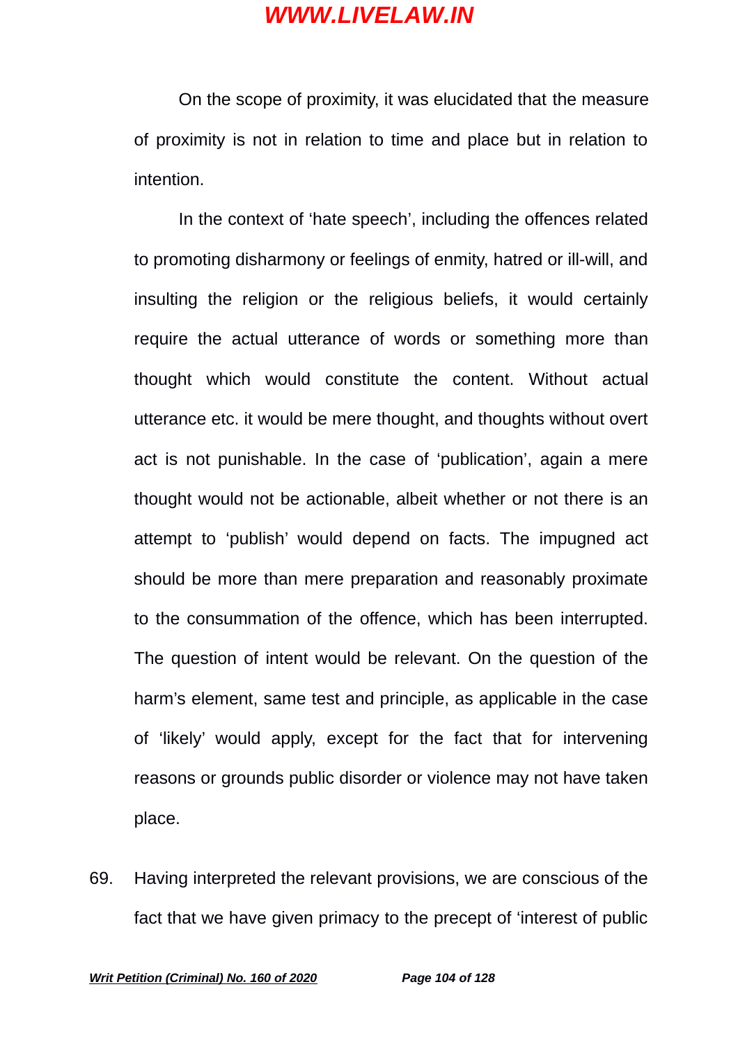On the scope of proximity, it was elucidated that the measure of proximity is not in relation to time and place but in relation to intention.

In the context of 'hate speech', including the offences related to promoting disharmony or feelings of enmity, hatred or ill-will, and insulting the religion or the religious beliefs, it would certainly require the actual utterance of words or something more than thought which would constitute the content. Without actual utterance etc. it would be mere thought, and thoughts without overt act is not punishable. In the case of 'publication', again a mere thought would not be actionable, albeit whether or not there is an attempt to 'publish' would depend on facts. The impugned act should be more than mere preparation and reasonably proximate to the consummation of the offence, which has been interrupted. The question of intent would be relevant. On the question of the harm's element, same test and principle, as applicable in the case of 'likely' would apply, except for the fact that for intervening reasons or grounds public disorder or violence may not have taken place.

69. Having interpreted the relevant provisions, we are conscious of the fact that we have given primacy to the precept of 'interest of public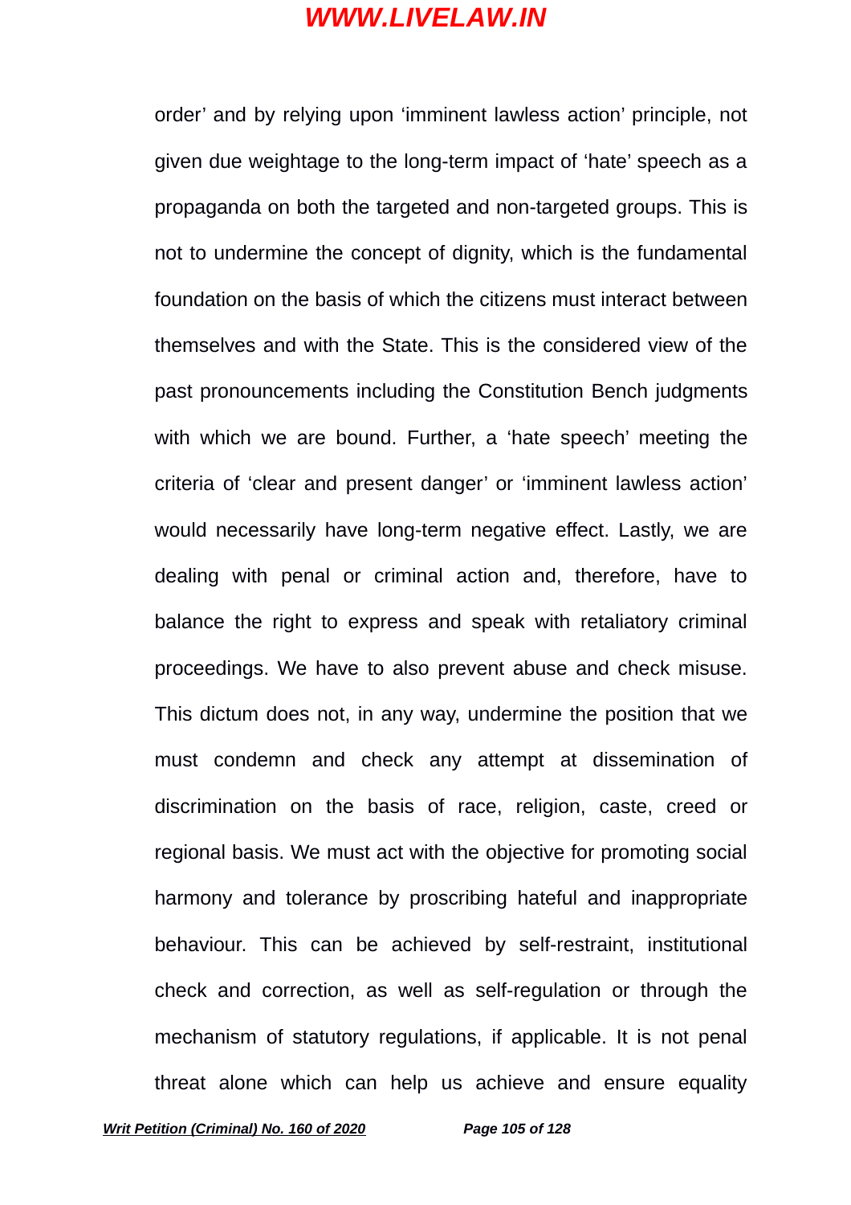order' and by relying upon 'imminent lawless action' principle, not given due weightage to the long-term impact of 'hate' speech as a propaganda on both the targeted and non-targeted groups. This is not to undermine the concept of dignity, which is the fundamental foundation on the basis of which the citizens must interact between themselves and with the State. This is the considered view of the past pronouncements including the Constitution Bench judgments with which we are bound. Further, a 'hate speech' meeting the criteria of 'clear and present danger' or 'imminent lawless action' would necessarily have long-term negative effect. Lastly, we are dealing with penal or criminal action and, therefore, have to balance the right to express and speak with retaliatory criminal proceedings. We have to also prevent abuse and check misuse. This dictum does not, in any way, undermine the position that we must condemn and check any attempt at dissemination of discrimination on the basis of race, religion, caste, creed or regional basis. We must act with the objective for promoting social harmony and tolerance by proscribing hateful and inappropriate behaviour. This can be achieved by self-restraint, institutional check and correction, as well as self-regulation or through the mechanism of statutory regulations, if applicable. It is not penal threat alone which can help us achieve and ensure equality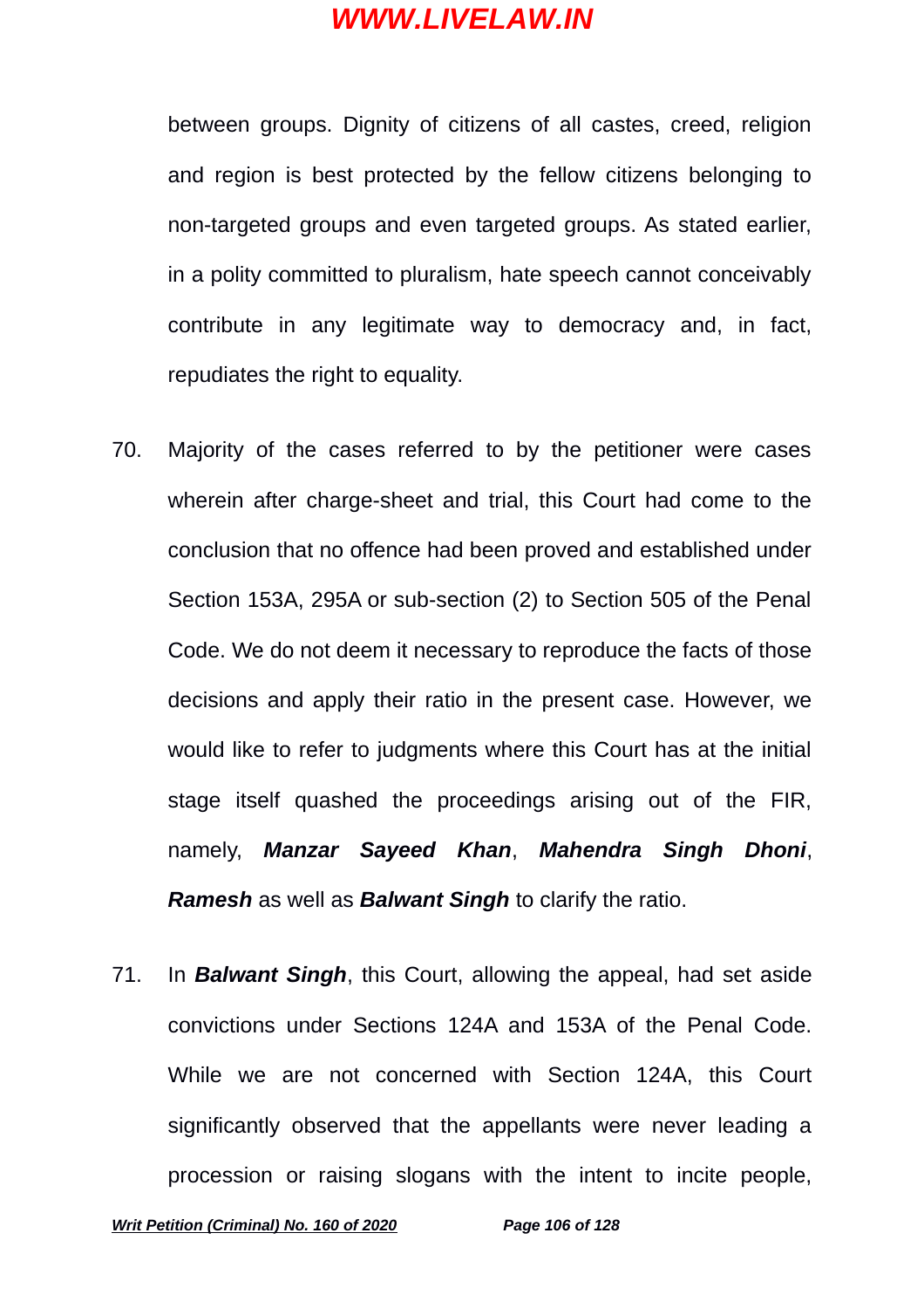between groups. Dignity of citizens of all castes, creed, religion and region is best protected by the fellow citizens belonging to non-targeted groups and even targeted groups. As stated earlier, in a polity committed to pluralism, hate speech cannot conceivably contribute in any legitimate way to democracy and, in fact, repudiates the right to equality.

70. Majority of the cases referred to by the petitioner were cases wherein after charge-sheet and trial, this Court had come to the conclusion that no offence had been proved and established under Section 153A, 295A or sub-section (2) to Section 505 of the Penal Code. We do not deem it necessary to reproduce the facts of those decisions and apply their ratio in the present case. However, we would like to refer to judgments where this Court has at the initial stage itself quashed the proceedings arising out of the FIR, namely, ***Manzar Sayeed Khan***, ***Mahendra Singh Dhoni***, ***Ramesh*** as well as ***Balwant Singh*** to clarify the ratio.

71. In ***Balwant Singh***, this Court, allowing the appeal, had set aside convictions under Sections 124A and 153A of the Penal Code. While we are not concerned with Section 124A, this Court significantly observed that the appellants were never leading a procession or raising slogans with the intent to incite people,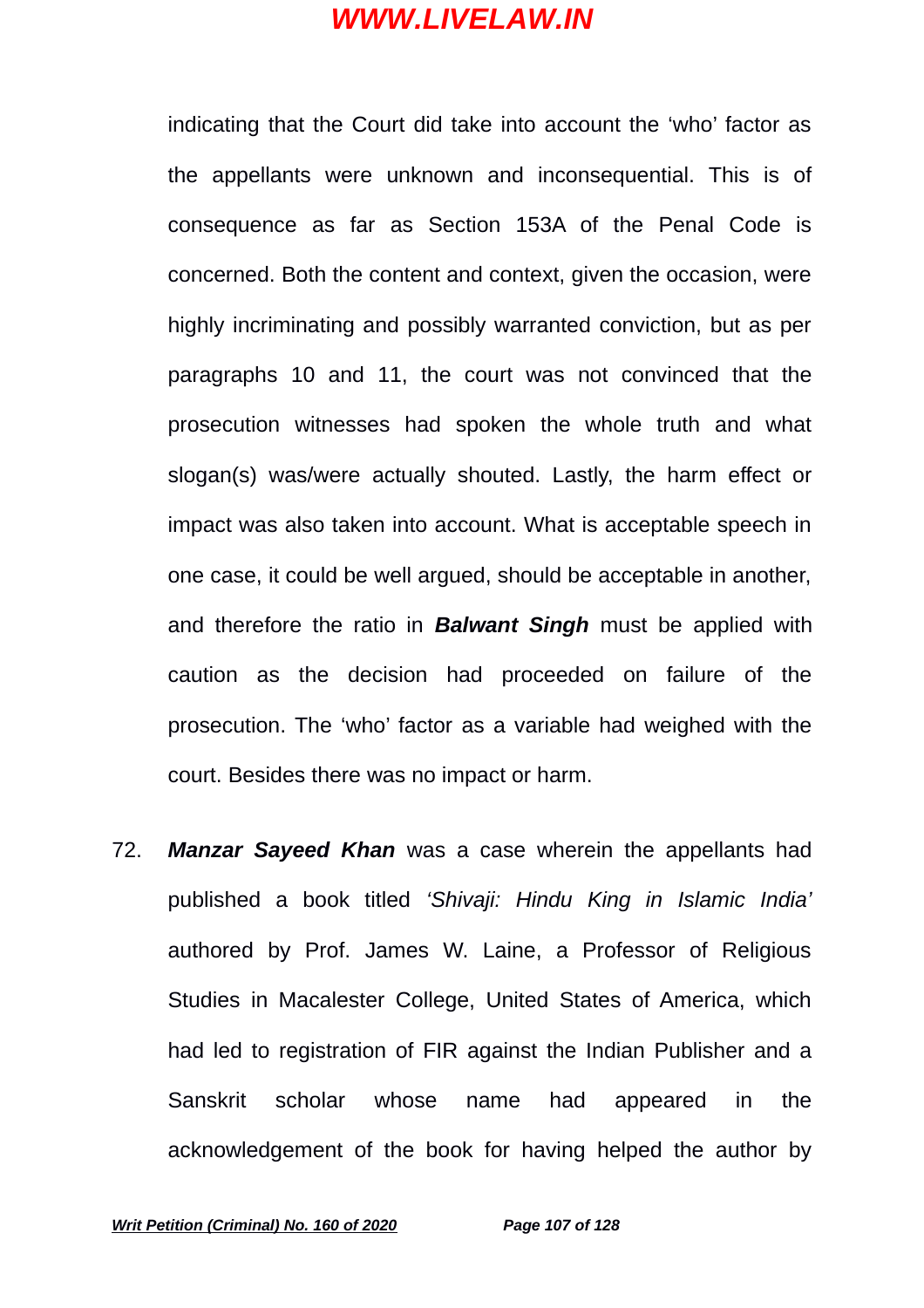indicating that the Court did take into account the 'who' factor as the appellants were unknown and inconsequential. This is of consequence as far as Section 153A of the Penal Code is concerned. Both the content and context, given the occasion, were highly incriminating and possibly warranted conviction, but as per paragraphs 10 and 11, the court was not convinced that the prosecution witnesses had spoken the whole truth and what slogan(s) was/were actually shouted. Lastly, the harm effect or impact was also taken into account. What is acceptable speech in one case, it could be well argued, should be acceptable in another, and therefore the ratio in ***Balwant Singh*** must be applied with caution as the decision had proceeded on failure of the prosecution. The 'who' factor as a variable had weighed with the court. Besides there was no impact or harm.

72. ***Manzar Sayeed Khan*** was a case wherein the appellants had published a book titled *'Shivaji: Hindu King in Islamic India'* authored by Prof. James W. Laine, a Professor of Religious Studies in Macalester College, United States of America, which had led to registration of FIR against the Indian Publisher and a Sanskrit scholar whose name had appeared in the acknowledgement of the book for having helped the author by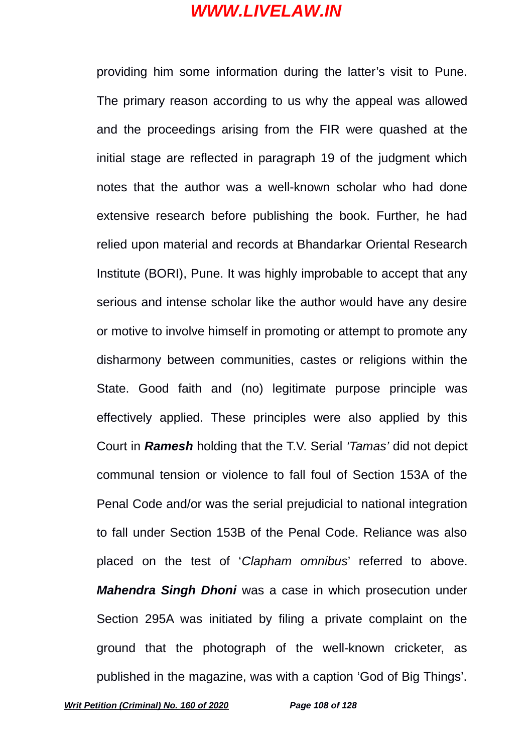providing him some information during the latter's visit to Pune. The primary reason according to us why the appeal was allowed and the proceedings arising from the FIR were quashed at the initial stage are reflected in paragraph 19 of the judgment which notes that the author was a well-known scholar who had done extensive research before publishing the book. Further, he had relied upon material and records at Bhandarkar Oriental Research Institute (BORI), Pune. It was highly improbable to accept that any serious and intense scholar like the author would have any desire or motive to involve himself in promoting or attempt to promote any disharmony between communities, castes or religions within the State. Good faith and (no) legitimate purpose principle was effectively applied. These principles were also applied by this Court in ***Ramesh*** holding that the T.V. Serial *'Tamas'* did not depict communal tension or violence to fall foul of Section 153A of the Penal Code and/or was the serial prejudicial to national integration to fall under Section 153B of the Penal Code. Reliance was also placed on the test of '*Clapham omnibus*' referred to above. ***Mahendra Singh Dhoni*** was a case in which prosecution under Section 295A was initiated by filing a private complaint on the ground that the photograph of the well-known cricketer, as published in the magazine, was with a caption 'God of Big Things'.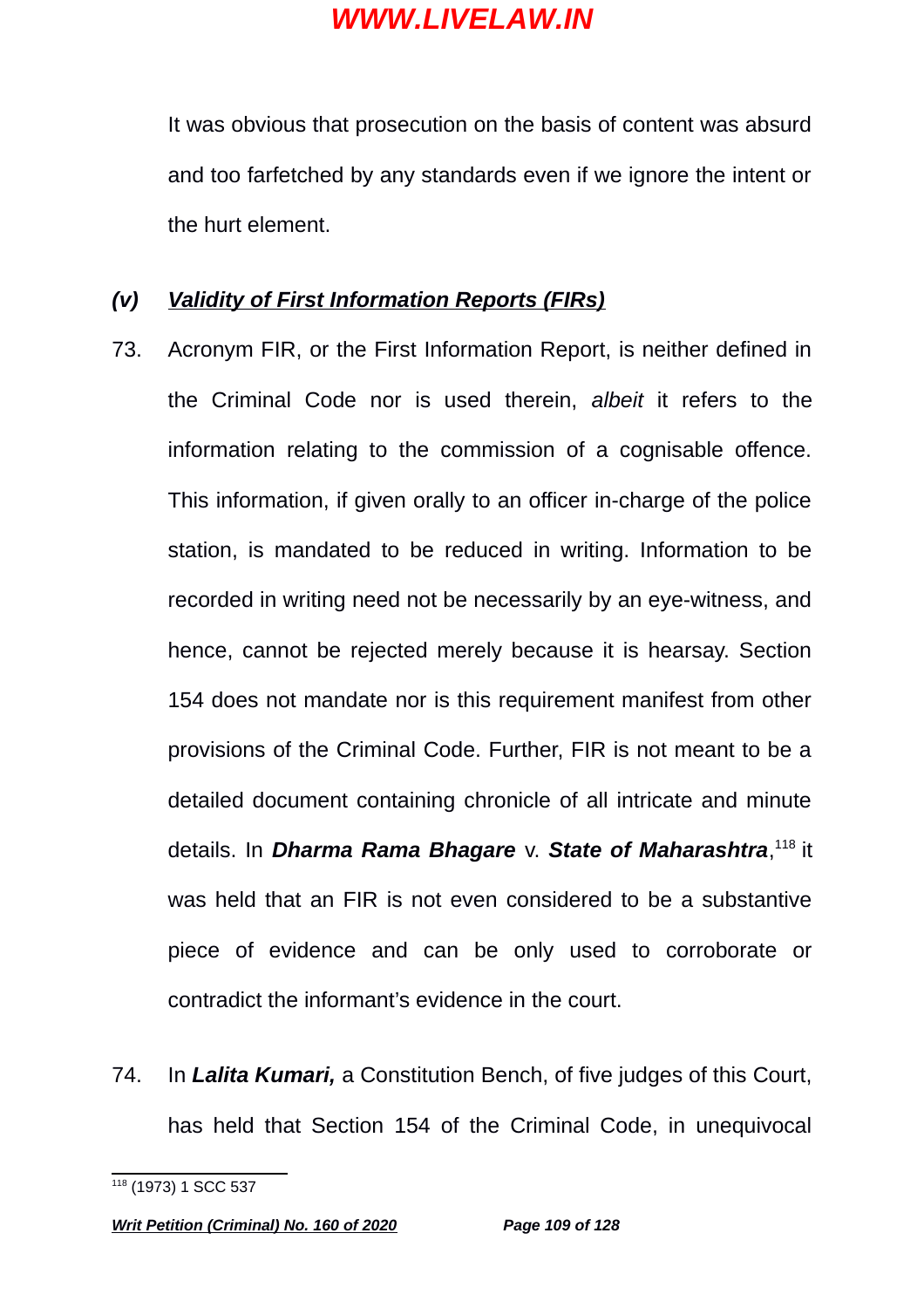It was obvious that prosecution on the basis of content was absurd and too farfetched by any standards even if we ignore the intent or the hurt element.

### *(v)* ***Validity of First Information Reports (FIRs)***

73. Acronym FIR, or the First Information Report, is neither defined in the Criminal Code nor is used therein, *albeit* it refers to the information relating to the commission of a cognisable offence. This information, if given orally to an officer in-charge of the police station, is mandated to be reduced in writing. Information to be recorded in writing need not be necessarily by an eye-witness, and hence, cannot be rejected merely because it is hearsay. Section 154 does not mandate nor is this requirement manifest from other provisions of the Criminal Code. Further, FIR is not meant to be a detailed document containing chronicle of all intricate and minute details. In ***Dharma Rama Bhagare*** v. ***State of Maharashtra***,[118] it was held that an FIR is not even considered to be a substantive piece of evidence and can be only used to corroborate or contradict the informant's evidence in the court.

74. In ***Lalita Kumari,*** a Constitution Bench, of five judges of this Court, has held that Section 154 of the Criminal Code, in unequivocal

---

[118] (1973) 1 SCC 537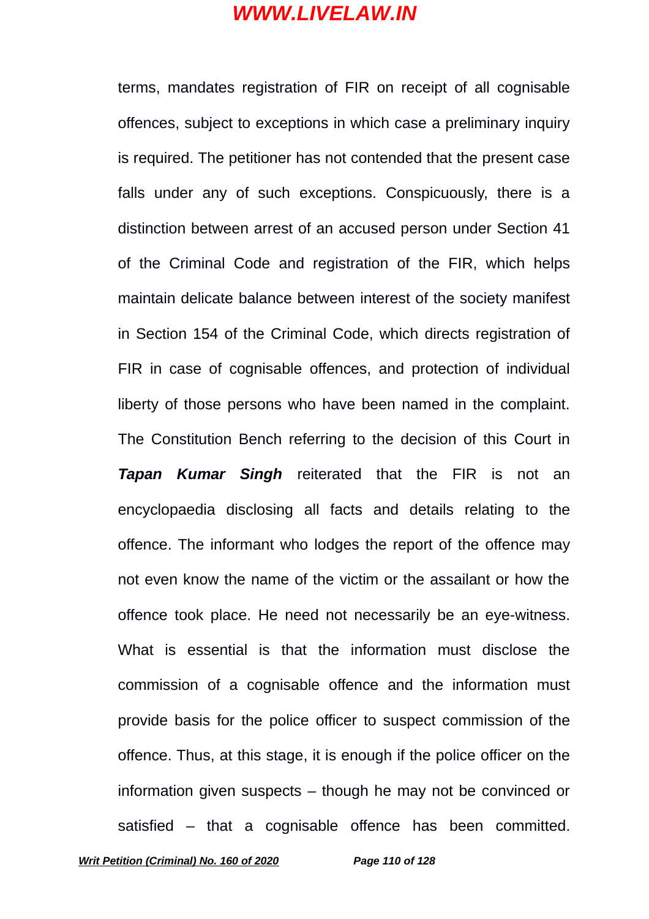terms, mandates registration of FIR on receipt of all cognisable offences, subject to exceptions in which case a preliminary inquiry is required. The petitioner has not contended that the present case falls under any of such exceptions. Conspicuously, there is a distinction between arrest of an accused person under Section 41 of the Criminal Code and registration of the FIR, which helps maintain delicate balance between interest of the society manifest in Section 154 of the Criminal Code, which directs registration of FIR in case of cognisable offences, and protection of individual liberty of those persons who have been named in the complaint. The Constitution Bench referring to the decision of this Court in ***Tapan Kumar Singh*** reiterated that the FIR is not an encyclopaedia disclosing all facts and details relating to the offence. The informant who lodges the report of the offence may not even know the name of the victim or the assailant or how the offence took place. He need not necessarily be an eye-witness. What is essential is that the information must disclose the commission of a cognisable offence and the information must provide basis for the police officer to suspect commission of the offence. Thus, at this stage, it is enough if the police officer on the information given suspects – though he may not be convinced or satisfied – that a cognisable offence has been committed.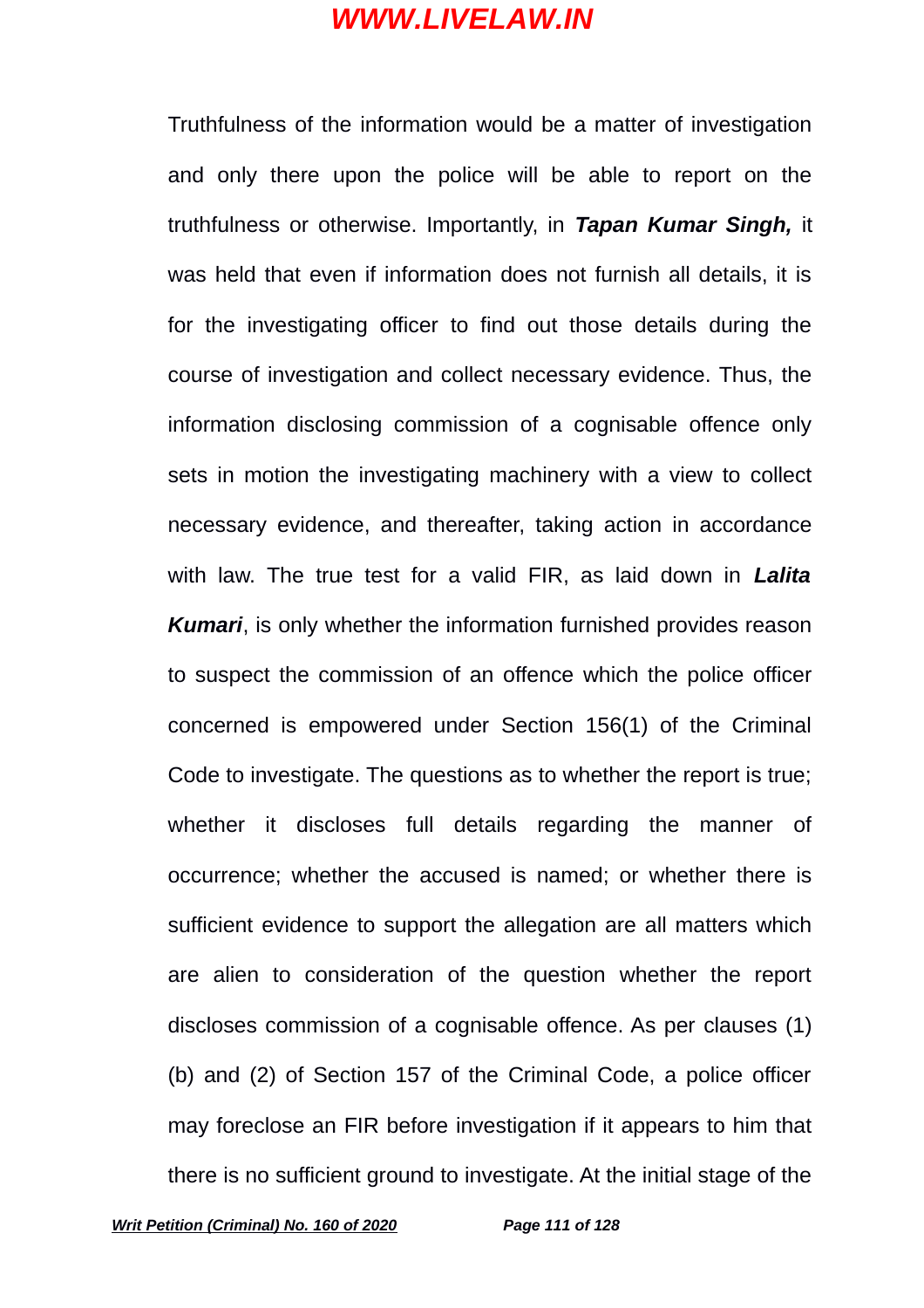Truthfulness of the information would be a matter of investigation and only there upon the police will be able to report on the truthfulness or otherwise. Importantly, in ***Tapan Kumar Singh,*** it was held that even if information does not furnish all details, it is for the investigating officer to find out those details during the course of investigation and collect necessary evidence. Thus, the information disclosing commission of a cognisable offence only sets in motion the investigating machinery with a view to collect necessary evidence, and thereafter, taking action in accordance with law. The true test for a valid FIR, as laid down in ***Lalita Kumari***, is only whether the information furnished provides reason to suspect the commission of an offence which the police officer concerned is empowered under Section 156(1) of the Criminal Code to investigate. The questions as to whether the report is true; whether it discloses full details regarding the manner of occurrence; whether the accused is named; or whether there is sufficient evidence to support the allegation are all matters which are alien to consideration of the question whether the report discloses commission of a cognisable offence. As per clauses (1)(b) and (2) of Section 157 of the Criminal Code, a police officer may foreclose an FIR before investigation if it appears to him that there is no sufficient ground to investigate. At the initial stage of the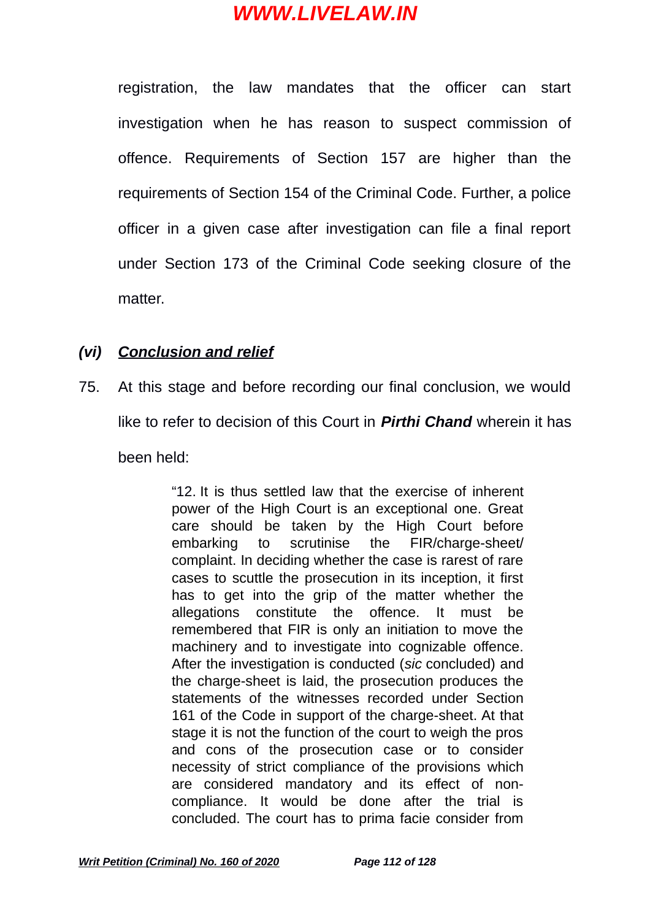registration, the law mandates that the officer can start investigation when he has reason to suspect commission of offence. Requirements of Section 157 are higher than the requirements of Section 154 of the Criminal Code. Further, a police officer in a given case after investigation can file a final report under Section 173 of the Criminal Code seeking closure of the matter.

### *(vi)* ***Conclusion and relief***

75. At this stage and before recording our final conclusion, we would like to refer to decision of this Court in ***Pirthi Chand*** wherein it has been held:

> "12. It is thus settled law that the exercise of inherent power of the High Court is an exceptional one. Great care should be taken by the High Court before embarking to scrutinise the FIR/charge-sheet/ complaint. In deciding whether the case is rarest of rare cases to scuttle the prosecution in its inception, it first has to get into the grip of the matter whether the allegations constitute the offence. It must be remembered that FIR is only an initiation to move the machinery and to investigate into cognizable offence. After the investigation is conducted (*sic* concluded) and the charge-sheet is laid, the prosecution produces the statements of the witnesses recorded under Section 161 of the Code in support of the charge-sheet. At that stage it is not the function of the court to weigh the pros and cons of the prosecution case or to consider necessity of strict compliance of the provisions which are considered mandatory and its effect of non-compliance. It would be done after the trial is concluded. The court has to prima facie consider from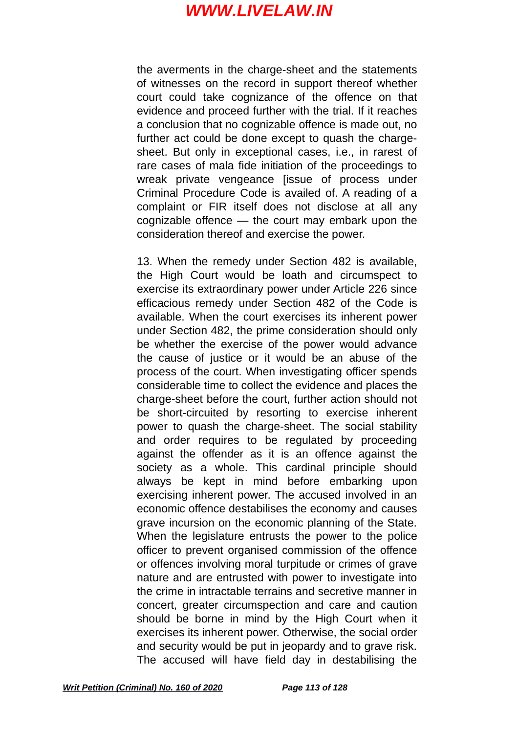the averments in the charge-sheet and the statements of witnesses on the record in support thereof whether court could take cognizance of the offence on that evidence and proceed further with the trial. If it reaches a conclusion that no cognizable offence is made out, no further act could be done except to quash the charge-sheet. But only in exceptional cases, i.e., in rarest of rare cases of mala fide initiation of the proceedings to wreak private vengeance [issue of process under Criminal Procedure Code is availed of. A reading of a complaint or FIR itself does not disclose at all any cognizable offence — the court may embark upon the consideration thereof and exercise the power.

13. When the remedy under Section 482 is available, the High Court would be loath and circumspect to exercise its extraordinary power under Article 226 since efficacious remedy under Section 482 of the Code is available. When the court exercises its inherent power under Section 482, the prime consideration should only be whether the exercise of the power would advance the cause of justice or it would be an abuse of the process of the court. When investigating officer spends considerable time to collect the evidence and places the charge-sheet before the court, further action should not be short-circuited by resorting to exercise inherent power to quash the charge-sheet. The social stability and order requires to be regulated by proceeding against the offender as it is an offence against the society as a whole. This cardinal principle should always be kept in mind before embarking upon exercising inherent power. The accused involved in an economic offence destabilises the economy and causes grave incursion on the economic planning of the State. When the legislature entrusts the power to the police officer to prevent organised commission of the offence or offences involving moral turpitude or crimes of grave nature and are entrusted with power to investigate into the crime in intractable terrains and secretive manner in concert, greater circumspection and care and caution should be borne in mind by the High Court when it exercises its inherent power. Otherwise, the social order and security would be put in jeopardy and to grave risk. The accused will have field day in destabilising the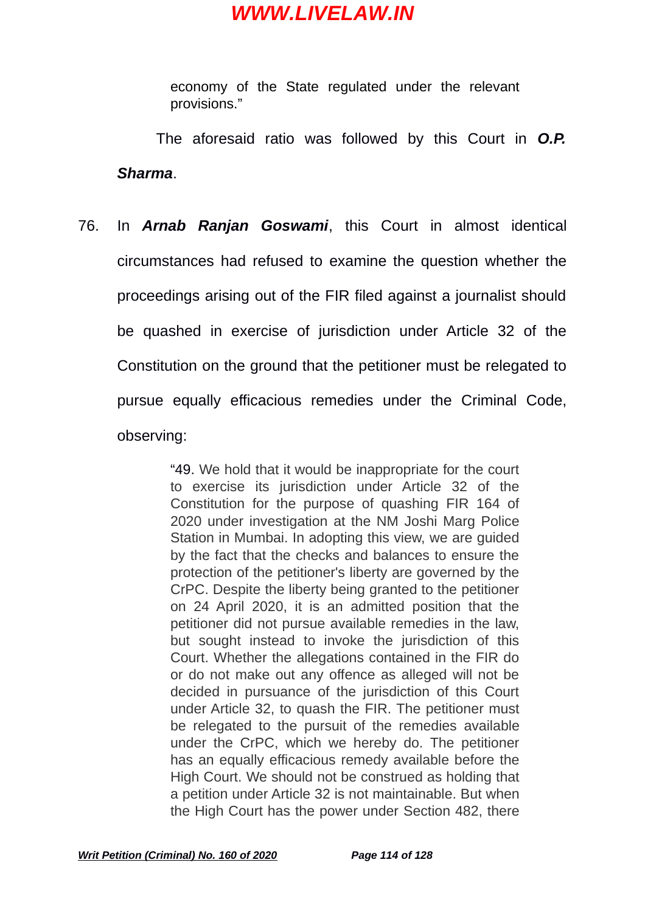economy of the State regulated under the relevant provisions."

The aforesaid ratio was followed by this Court in ***O.P. Sharma***.

76. In ***Arnab Ranjan Goswami***, this Court in almost identical circumstances had refused to examine the question whether the proceedings arising out of the FIR filed against a journalist should be quashed in exercise of jurisdiction under Article 32 of the Constitution on the ground that the petitioner must be relegated to pursue equally efficacious remedies under the Criminal Code, observing:

> "49. We hold that it would be inappropriate for the court to exercise its jurisdiction under Article 32 of the Constitution for the purpose of quashing FIR 164 of 2020 under investigation at the NM Joshi Marg Police Station in Mumbai. In adopting this view, we are guided by the fact that the checks and balances to ensure the protection of the petitioner's liberty are governed by the CrPC. Despite the liberty being granted to the petitioner on 24 April 2020, it is an admitted position that the petitioner did not pursue available remedies in the law, but sought instead to invoke the jurisdiction of this Court. Whether the allegations contained in the FIR do or do not make out any offence as alleged will not be decided in pursuance of the jurisdiction of this Court under Article 32, to quash the FIR. The petitioner must be relegated to the pursuit of the remedies available under the CrPC, which we hereby do. The petitioner has an equally efficacious remedy available before the High Court. We should not be construed as holding that a petition under Article 32 is not maintainable. But when the High Court has the power under Section 482, there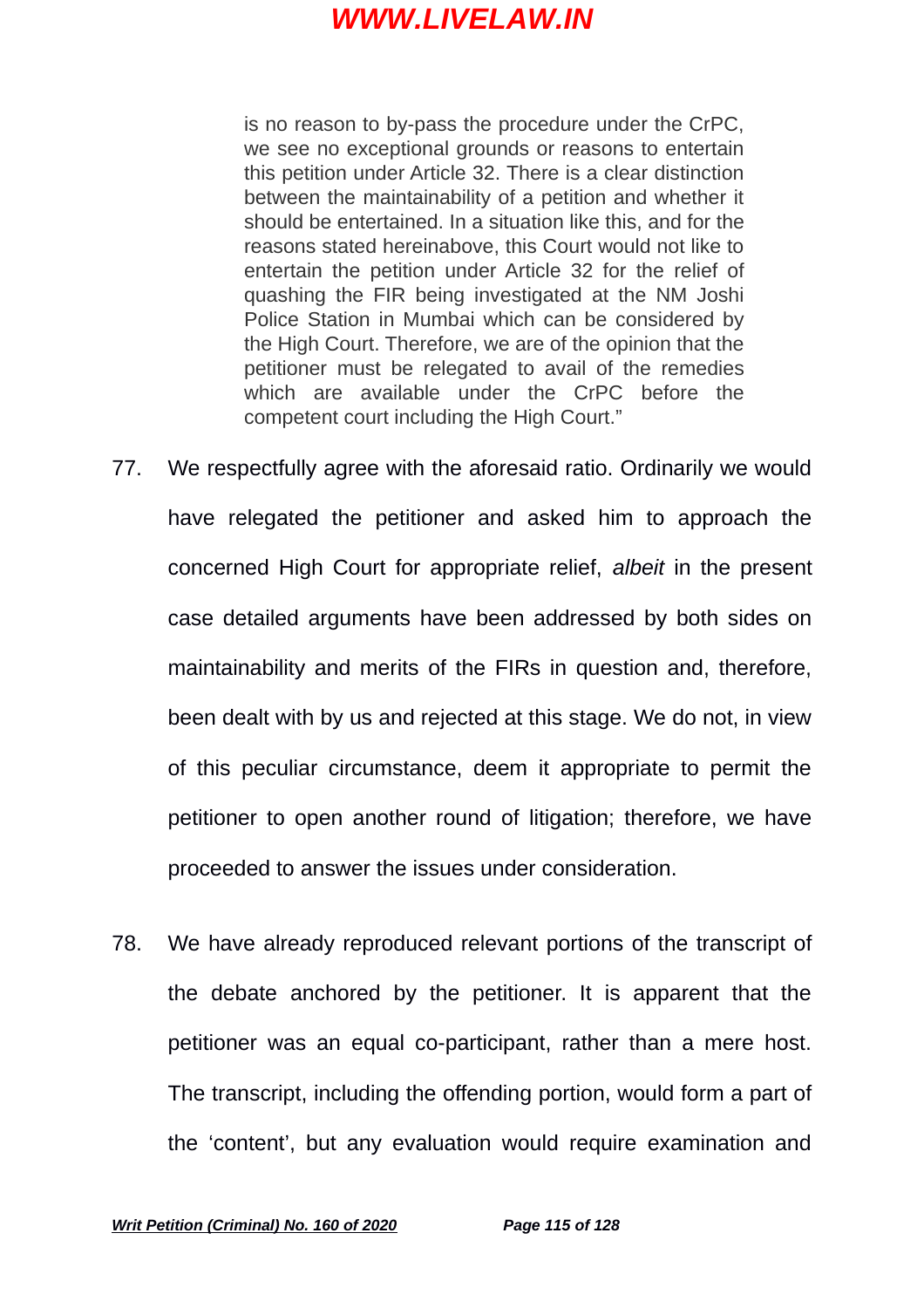> is no reason to by-pass the procedure under the CrPC, we see no exceptional grounds or reasons to entertain this petition under Article 32. There is a clear distinction between the maintainability of a petition and whether it should be entertained. In a situation like this, and for the reasons stated hereinabove, this Court would not like to entertain the petition under Article 32 for the relief of quashing the FIR being investigated at the NM Joshi Police Station in Mumbai which can be considered by the High Court. Therefore, we are of the opinion that the petitioner must be relegated to avail of the remedies which are available under the CrPC before the competent court including the High Court."

77. We respectfully agree with the aforesaid ratio. Ordinarily we would have relegated the petitioner and asked him to approach the concerned High Court for appropriate relief, *albeit* in the present case detailed arguments have been addressed by both sides on maintainability and merits of the FIRs in question and, therefore, been dealt with by us and rejected at this stage. We do not, in view of this peculiar circumstance, deem it appropriate to permit the petitioner to open another round of litigation; therefore, we have proceeded to answer the issues under consideration.

78. We have already reproduced relevant portions of the transcript of the debate anchored by the petitioner. It is apparent that the petitioner was an equal co-participant, rather than a mere host. The transcript, including the offending portion, would form a part of the 'content', but any evaluation would require examination and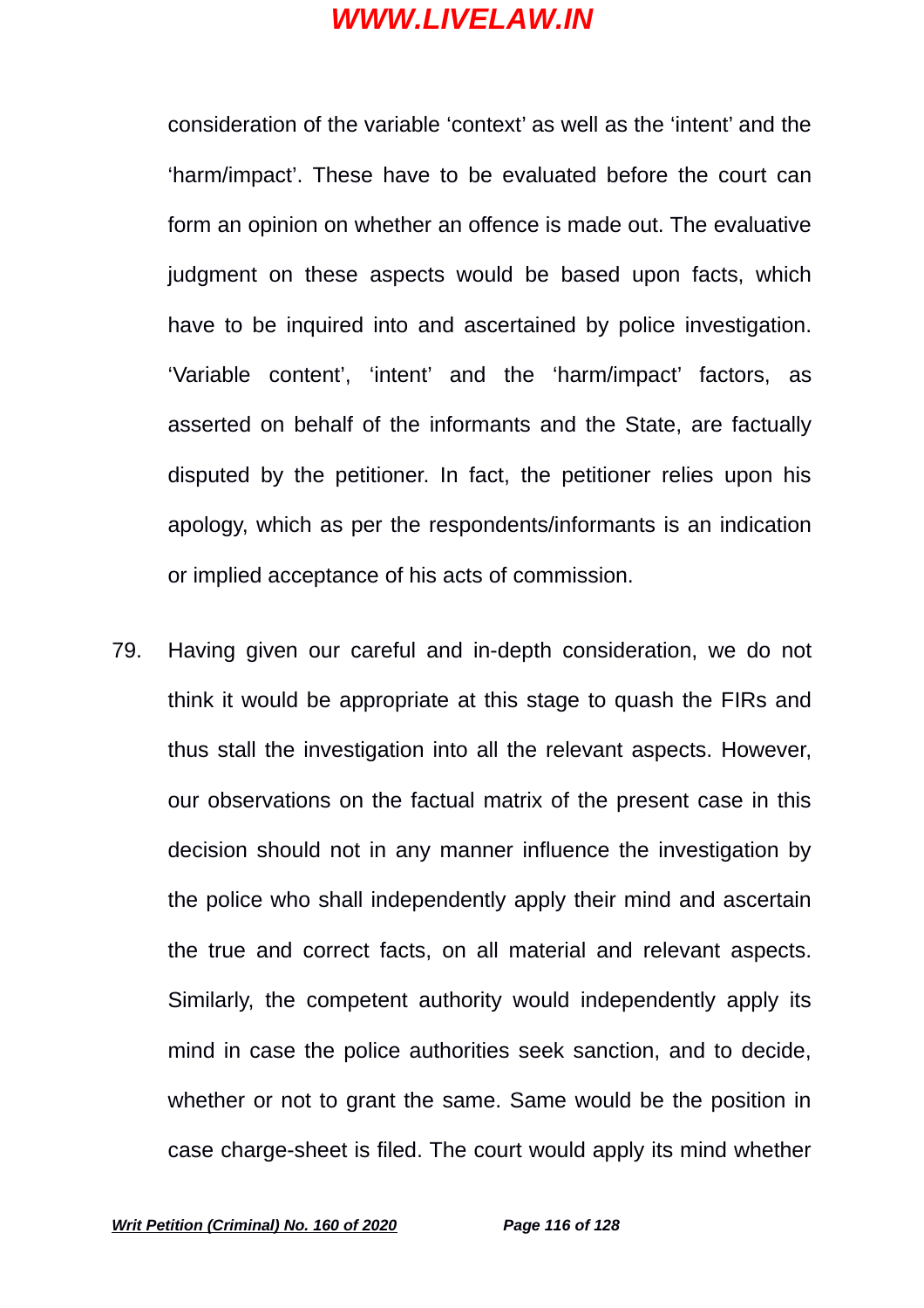consideration of the variable 'context' as well as the 'intent' and the 'harm/impact'. These have to be evaluated before the court can form an opinion on whether an offence is made out. The evaluative judgment on these aspects would be based upon facts, which have to be inquired into and ascertained by police investigation. 'Variable content', 'intent' and the 'harm/impact' factors, as asserted on behalf of the informants and the State, are factually disputed by the petitioner. In fact, the petitioner relies upon his apology, which as per the respondents/informants is an indication or implied acceptance of his acts of commission.

79. Having given our careful and in-depth consideration, we do not think it would be appropriate at this stage to quash the FIRs and thus stall the investigation into all the relevant aspects. However, our observations on the factual matrix of the present case in this decision should not in any manner influence the investigation by the police who shall independently apply their mind and ascertain the true and correct facts, on all material and relevant aspects. Similarly, the competent authority would independently apply its mind in case the police authorities seek sanction, and to decide, whether or not to grant the same. Same would be the position in case charge-sheet is filed. The court would apply its mind whether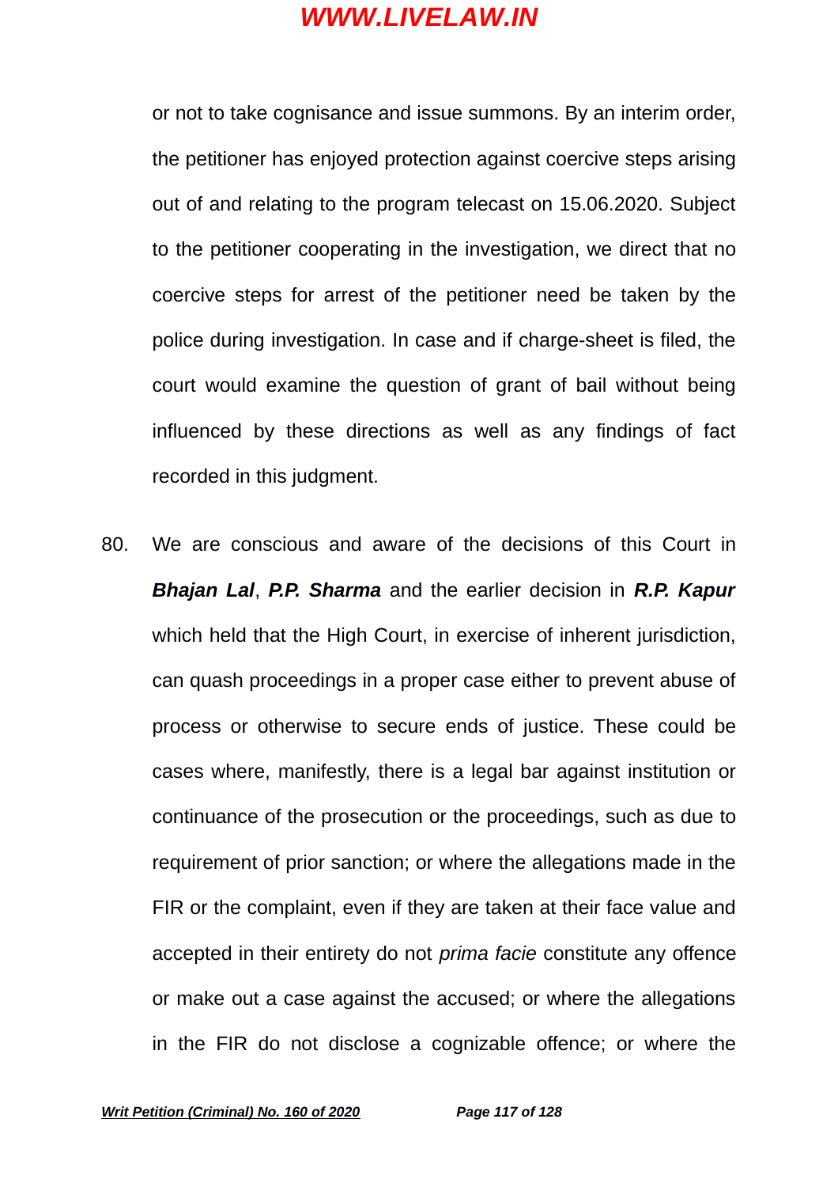or not to take cognisance and issue summons. By an interim order, the petitioner has enjoyed protection against coercive steps arising out of and relating to the program telecast on 15.06.2020. Subject to the petitioner cooperating in the investigation, we direct that no coercive steps for arrest of the petitioner need be taken by the police during investigation. In case and if charge-sheet is filed, the court would examine the question of grant of bail without being influenced by these directions as well as any findings of fact recorded in this judgment.

80. We are conscious and aware of the decisions of this Court in ***Bhajan Lal***, ***P.P. Sharma*** and the earlier decision in ***R.P. Kapur*** which held that the High Court, in exercise of inherent jurisdiction, can quash proceedings in a proper case either to prevent abuse of process or otherwise to secure ends of justice. These could be cases where, manifestly, there is a legal bar against institution or continuance of the prosecution or the proceedings, such as due to requirement of prior sanction; or where the allegations made in the FIR or the complaint, even if they are taken at their face value and accepted in their entirety do not *prima facie* constitute any offence or make out a case against the accused; or where the allegations in the FIR do not disclose a cognizable offence; or where the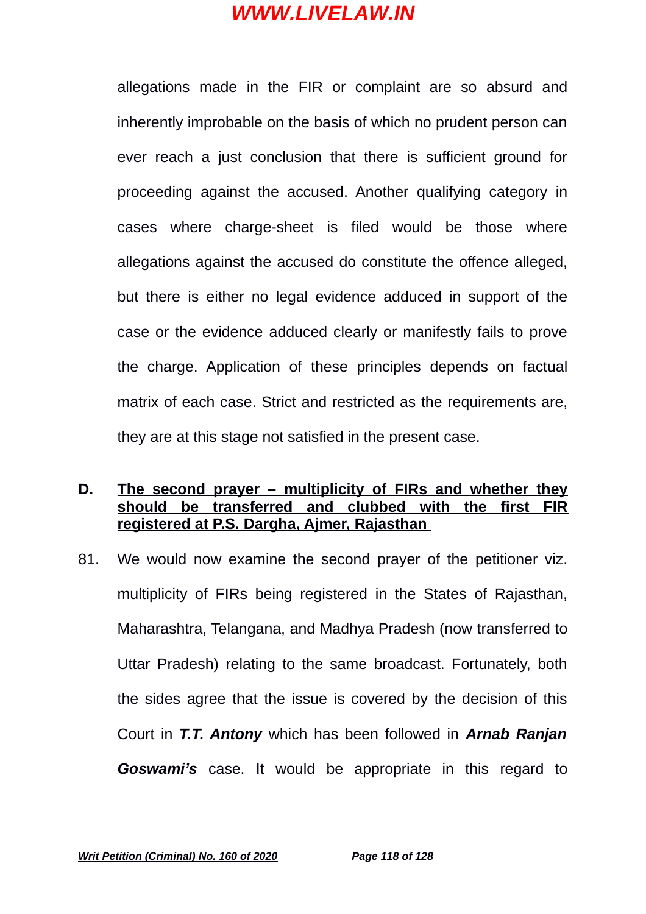allegations made in the FIR or complaint are so absurd and inherently improbable on the basis of which no prudent person can ever reach a just conclusion that there is sufficient ground for proceeding against the accused. Another qualifying category in cases where charge-sheet is filed would be those where allegations against the accused do constitute the offence alleged, but there is either no legal evidence adduced in support of the case or the evidence adduced clearly or manifestly fails to prove the charge. Application of these principles depends on factual matrix of each case. Strict and restricted as the requirements are, they are at this stage not satisfied in the present case.

## D. The second prayer – multiplicity of FIRs and whether they should be transferred and clubbed with the first FIR registered at P.S. Dargha, Ajmer, Rajasthan

81. We would now examine the second prayer of the petitioner viz. multiplicity of FIRs being registered in the States of Rajasthan, Maharashtra, Telangana, and Madhya Pradesh (now transferred to Uttar Pradesh) relating to the same broadcast. Fortunately, both the sides agree that the issue is covered by the decision of this Court in ***T.T. Antony*** which has been followed in ***Arnab Ranjan Goswami's*** case. It would be appropriate in this regard to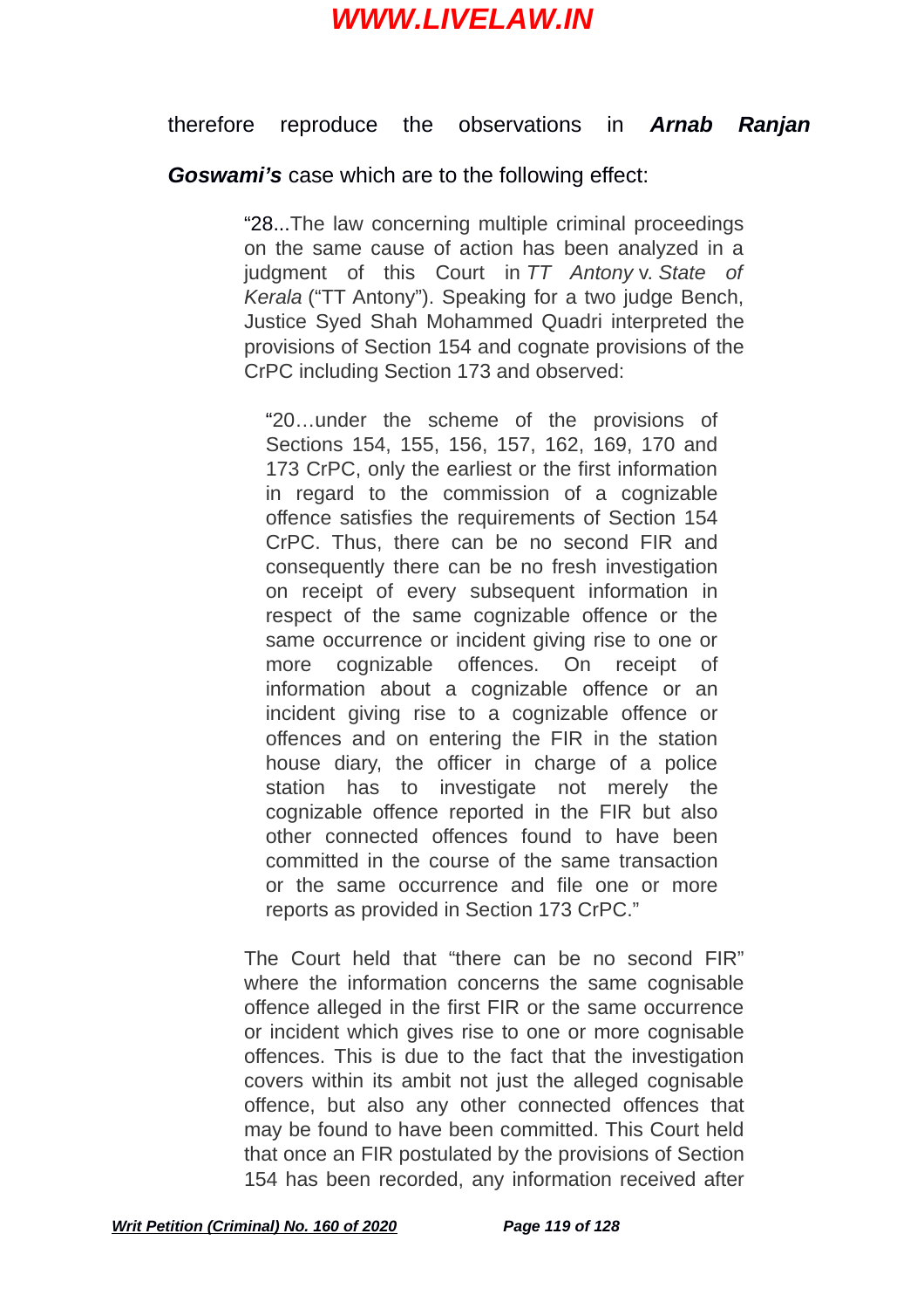therefore reproduce the observations in ***Arnab Ranjan Goswami's*** case which are to the following effect:

> "28...The law concerning multiple criminal proceedings on the same cause of action has been analyzed in a judgment of this Court in *TT Antony* v. *State of Kerala* ("TT Antony"). Speaking for a two judge Bench, Justice Syed Shah Mohammed Quadri interpreted the provisions of Section 154 and cognate provisions of the CrPC including Section 173 and observed:
>
> > "20…under the scheme of the provisions of Sections 154, 155, 156, 157, 162, 169, 170 and 173 CrPC, only the earliest or the first information in regard to the commission of a cognizable offence satisfies the requirements of Section 154 CrPC. Thus, there can be no second FIR and consequently there can be no fresh investigation on receipt of every subsequent information in respect of the same cognizable offence or the same occurrence or incident giving rise to one or more cognizable offences. On receipt of information about a cognizable offence or an incident giving rise to a cognizable offence or offences and on entering the FIR in the station house diary, the officer in charge of a police station has to investigate not merely the cognizable offence reported in the FIR but also other connected offences found to have been committed in the course of the same transaction or the same occurrence and file one or more reports as provided in Section 173 CrPC."
>
> The Court held that "there can be no second FIR" where the information concerns the same cognisable offence alleged in the first FIR or the same occurrence or incident which gives rise to one or more cognisable offences. This is due to the fact that the investigation covers within its ambit not just the alleged cognisable offence, but also any other connected offences that may be found to have been committed. This Court held that once an FIR postulated by the provisions of Section 154 has been recorded, any information received after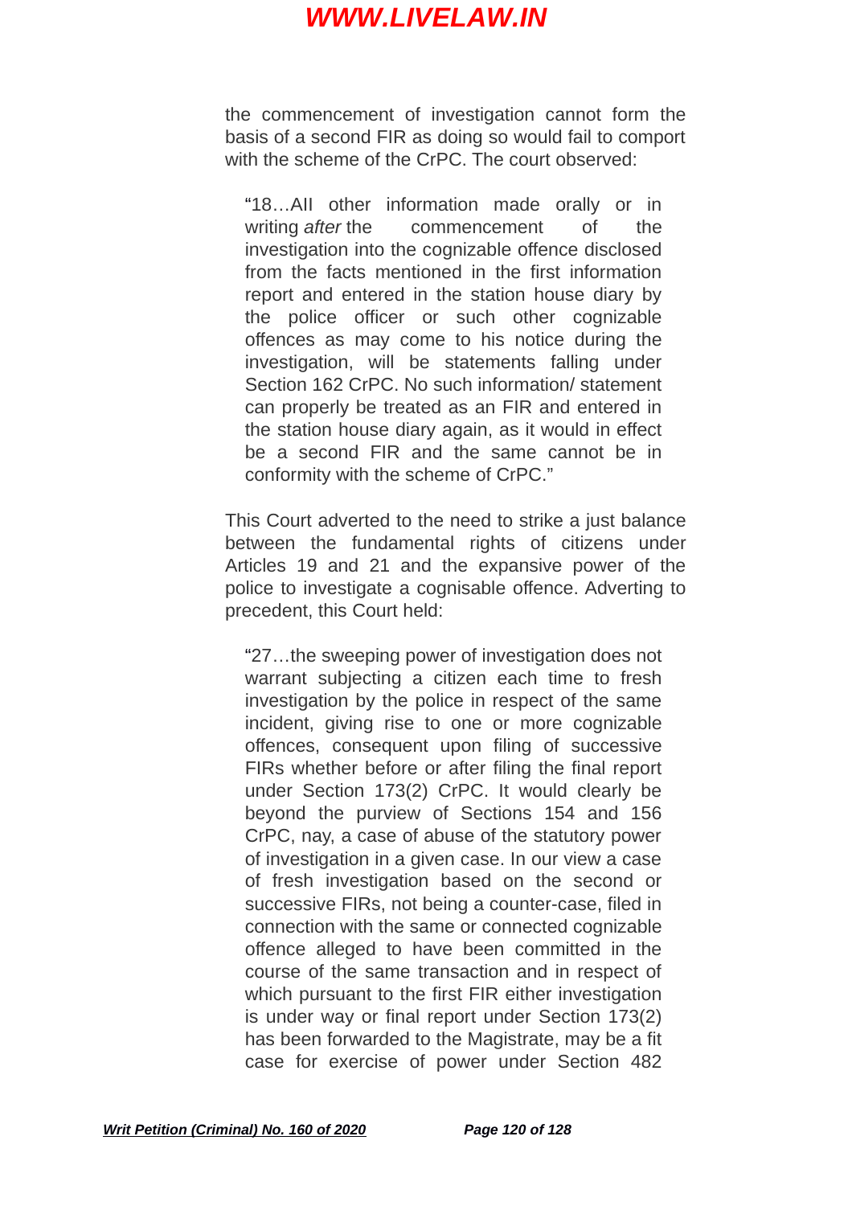the commencement of investigation cannot form the basis of a second FIR as doing so would fail to comport with the scheme of the CrPC. The court observed:

> "18…All other information made orally or in writing *after* the commencement of the investigation into the cognizable offence disclosed from the facts mentioned in the first information report and entered in the station house diary by the police officer or such other cognizable offences as may come to his notice during the investigation, will be statements falling under Section 162 CrPC. No such information/ statement can properly be treated as an FIR and entered in the station house diary again, as it would in effect be a second FIR and the same cannot be in conformity with the scheme of CrPC."

This Court adverted to the need to strike a just balance between the fundamental rights of citizens under Articles 19 and 21 and the expansive power of the police to investigate a cognisable offence. Adverting to precedent, this Court held:

> "27…the sweeping power of investigation does not warrant subjecting a citizen each time to fresh investigation by the police in respect of the same incident, giving rise to one or more cognizable offences, consequent upon filing of successive FIRs whether before or after filing the final report under Section 173(2) CrPC. It would clearly be beyond the purview of Sections 154 and 156 CrPC, nay, a case of abuse of the statutory power of investigation in a given case. In our view a case of fresh investigation based on the second or successive FIRs, not being a counter-case, filed in connection with the same or connected cognizable offence alleged to have been committed in the course of the same transaction and in respect of which pursuant to the first FIR either investigation is under way or final report under Section 173(2) has been forwarded to the Magistrate, may be a fit case for exercise of power under Section 482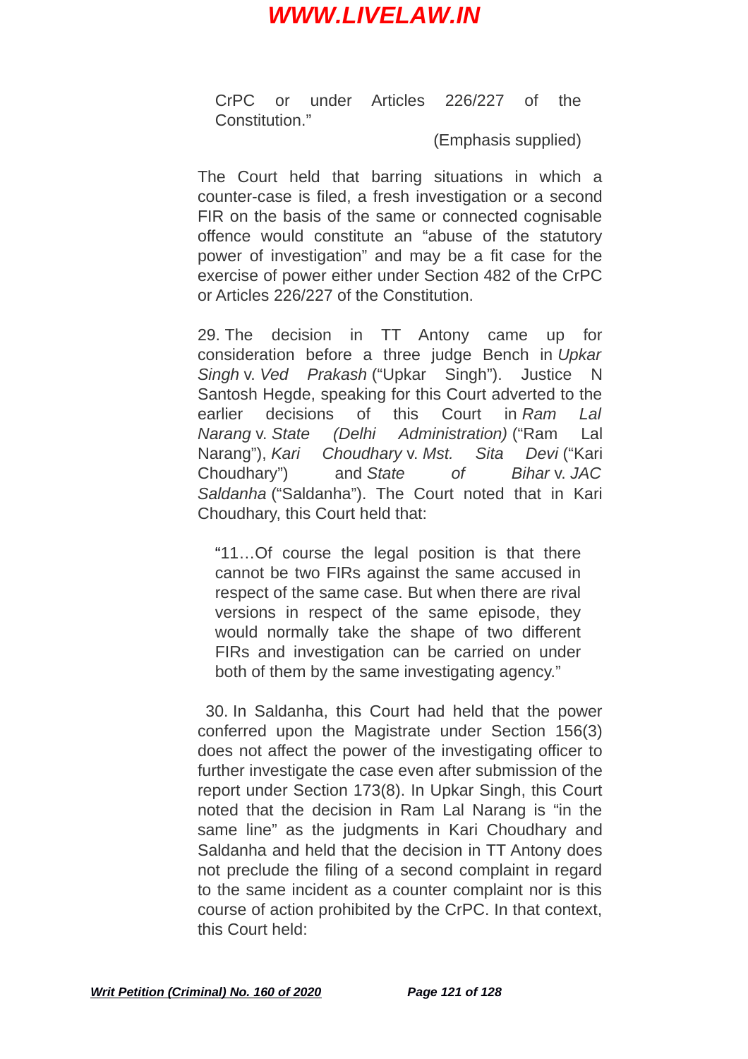> CrPC or under Articles 226/227 of the Constitution."
>
> (Emphasis supplied)

The Court held that barring situations in which a counter-case is filed, a fresh investigation or a second FIR on the basis of the same or connected cognisable offence would constitute an "abuse of the statutory power of investigation" and may be a fit case for the exercise of power either under Section 482 of the CrPC or Articles 226/227 of the Constitution.

29. The decision in TT Antony came up for consideration before a three judge Bench in *Upkar Singh* v. *Ved Prakash* ("Upkar Singh"). Justice N Santosh Hegde, speaking for this Court adverted to the earlier decisions of this Court in *Ram Lal Narang* v. *State (Delhi Administration)* ("Ram Lal Narang"), *Kari Choudhary* v. *Mst. Sita Devi* ("Kari Choudhary") and *State of Bihar* v. *JAC Saldanha* ("Saldanha"). The Court noted that in Kari Choudhary, this Court held that:

> "11…Of course the legal position is that there cannot be two FIRs against the same accused in respect of the same case. But when there are rival versions in respect of the same episode, they would normally take the shape of two different FIRs and investigation can be carried on under both of them by the same investigating agency."

30. In Saldanha, this Court had held that the power conferred upon the Magistrate under Section 156(3) does not affect the power of the investigating officer to further investigate the case even after submission of the report under Section 173(8). In Upkar Singh, this Court noted that the decision in Ram Lal Narang is "in the same line" as the judgments in Kari Choudhary and Saldanha and held that the decision in TT Antony does not preclude the filing of a second complaint in regard to the same incident as a counter complaint nor is this course of action prohibited by the CrPC. In that context, this Court held: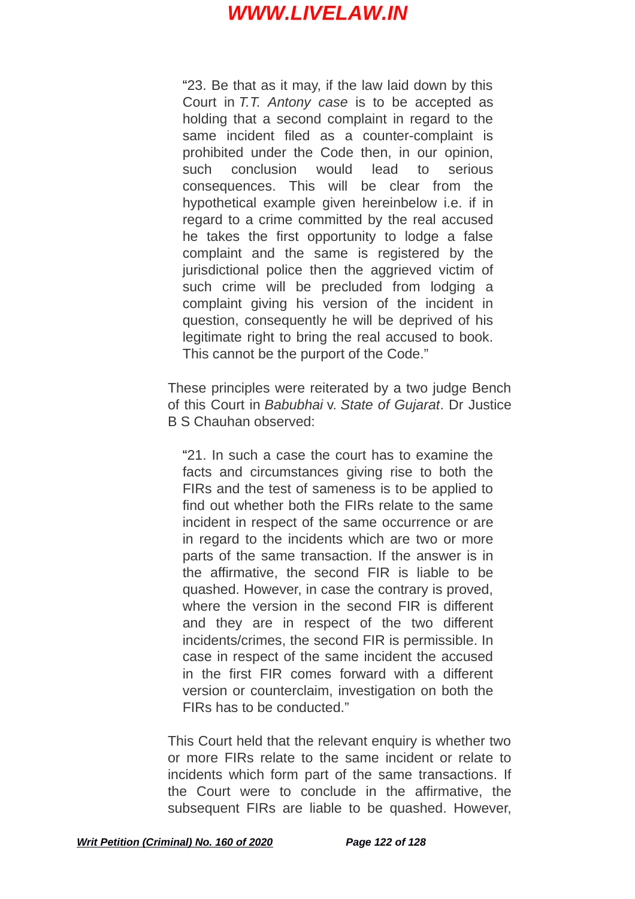> "23. Be that as it may, if the law laid down by this Court in *T.T. Antony case* is to be accepted as holding that a second complaint in regard to the same incident filed as a counter-complaint is prohibited under the Code then, in our opinion, such conclusion would lead to serious consequences. This will be clear from the hypothetical example given hereinbelow i.e. if in regard to a crime committed by the real accused he takes the first opportunity to lodge a false complaint and the same is registered by the jurisdictional police then the aggrieved victim of such crime will be precluded from lodging a complaint giving his version of the incident in question, consequently he will be deprived of his legitimate right to bring the real accused to book. This cannot be the purport of the Code."

These principles were reiterated by a two judge Bench of this Court in *Babubhai* v. *State of Gujarat*. Dr Justice B S Chauhan observed:

> "21. In such a case the court has to examine the facts and circumstances giving rise to both the FIRs and the test of sameness is to be applied to find out whether both the FIRs relate to the same incident in respect of the same occurrence or are in regard to the incidents which are two or more parts of the same transaction. If the answer is in the affirmative, the second FIR is liable to be quashed. However, in case the contrary is proved, where the version in the second FIR is different and they are in respect of the two different incidents/crimes, the second FIR is permissible. In case in respect of the same incident the accused in the first FIR comes forward with a different version or counterclaim, investigation on both the FIRs has to be conducted."

This Court held that the relevant enquiry is whether two or more FIRs relate to the same incident or relate to incidents which form part of the same transactions. If the Court were to conclude in the affirmative, the subsequent FIRs are liable to be quashed. However,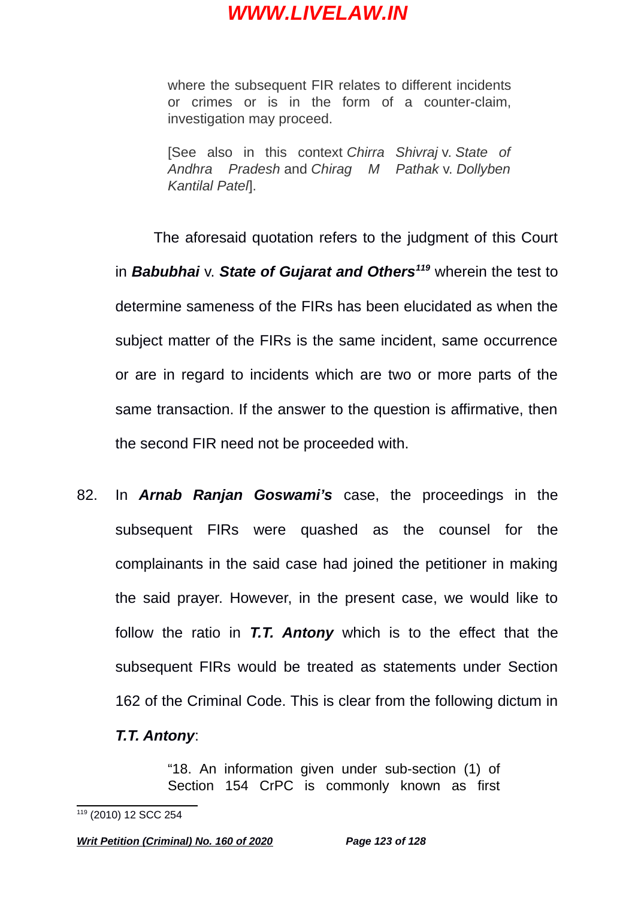> where the subsequent FIR relates to different incidents or crimes or is in the form of a counter-claim, investigation may proceed.
>
> [See also in this context *Chirra Shivraj* v. *State of Andhra Pradesh* and *Chirag M Pathak* v. *Dollyben Kantilal Patel*].

The aforesaid quotation refers to the judgment of this Court in ***Babubhai*** v. ***State of Gujarat and Others***[119] wherein the test to determine sameness of the FIRs has been elucidated as when the subject matter of the FIRs is the same incident, same occurrence or are in regard to incidents which are two or more parts of the same transaction. If the answer to the question is affirmative, then the second FIR need not be proceeded with.

82. In ***Arnab Ranjan Goswami's*** case, the proceedings in the subsequent FIRs were quashed as the counsel for the complainants in the said case had joined the petitioner in making the said prayer. However, in the present case, we would like to follow the ratio in ***T.T. Antony*** which is to the effect that the subsequent FIRs would be treated as statements under Section 162 of the Criminal Code. This is clear from the following dictum in ***T.T. Antony***:

> "18. An information given under sub-section (1) of Section 154 CrPC is commonly known as first

[119] (2010) 12 SCC 254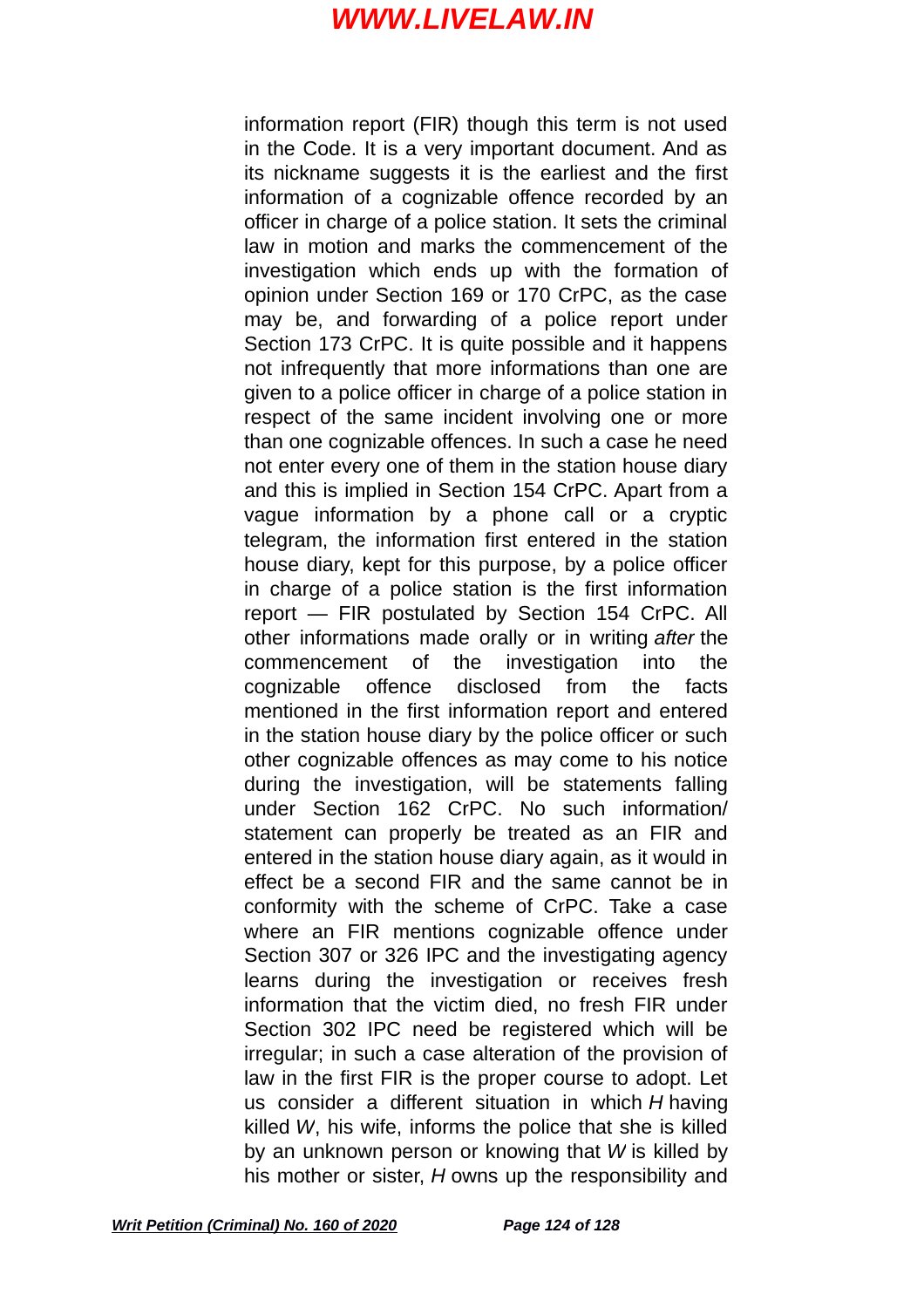information report (FIR) though this term is not used in the Code. It is a very important document. And as its nickname suggests it is the earliest and the first information of a cognizable offence recorded by an officer in charge of a police station. It sets the criminal law in motion and marks the commencement of the investigation which ends up with the formation of opinion under Section 169 or 170 CrPC, as the case may be, and forwarding of a police report under Section 173 CrPC. It is quite possible and it happens not infrequently that more informations than one are given to a police officer in charge of a police station in respect of the same incident involving one or more than one cognizable offences. In such a case he need not enter every one of them in the station house diary and this is implied in Section 154 CrPC. Apart from a vague information by a phone call or a cryptic telegram, the information first entered in the station house diary, kept for this purpose, by a police officer in charge of a police station is the first information report — FIR postulated by Section 154 CrPC. All other informations made orally or in writing *after* the commencement of the investigation into the cognizable offence disclosed from the facts mentioned in the first information report and entered in the station house diary by the police officer or such other cognizable offences as may come to his notice during the investigation, will be statements falling under Section 162 CrPC. No such information/ statement can properly be treated as an FIR and entered in the station house diary again, as it would in effect be a second FIR and the same cannot be in conformity with the scheme of CrPC. Take a case where an FIR mentions cognizable offence under Section 307 or 326 IPC and the investigating agency learns during the investigation or receives fresh information that the victim died, no fresh FIR under Section 302 IPC need be registered which will be irregular; in such a case alteration of the provision of law in the first FIR is the proper course to adopt. Let us consider a different situation in which *H* having killed *W*, his wife, informs the police that she is killed by an unknown person or knowing that *W* is killed by his mother or sister, *H* owns up the responsibility and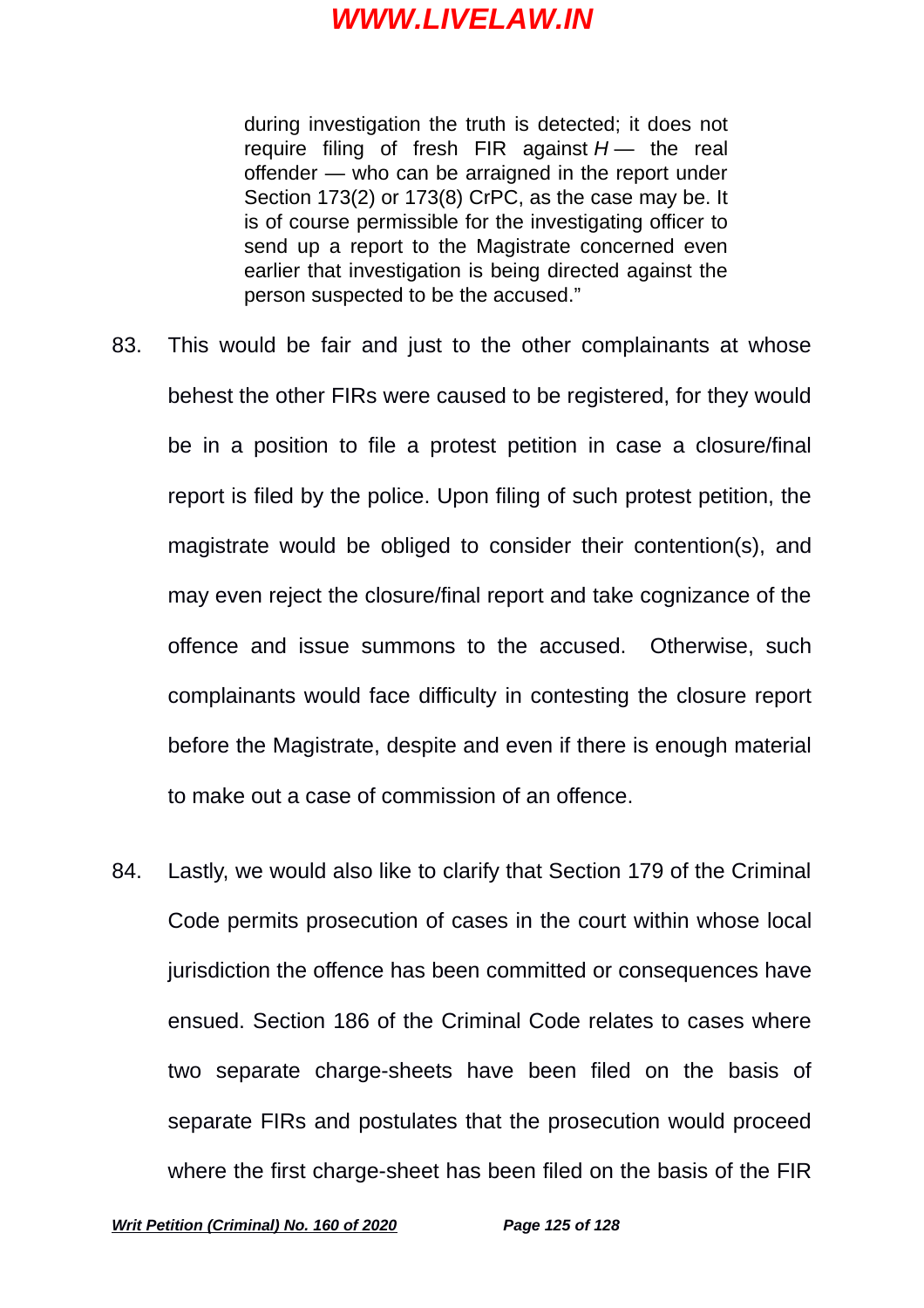> during investigation the truth is detected; it does not require filing of fresh FIR against *H* — the real offender — who can be arraigned in the report under Section 173(2) or 173(8) CrPC, as the case may be. It is of course permissible for the investigating officer to send up a report to the Magistrate concerned even earlier that investigation is being directed against the person suspected to be the accused."

83. This would be fair and just to the other complainants at whose behest the other FIRs were caused to be registered, for they would be in a position to file a protest petition in case a closure/final report is filed by the police. Upon filing of such protest petition, the magistrate would be obliged to consider their contention(s), and may even reject the closure/final report and take cognizance of the offence and issue summons to the accused. Otherwise, such complainants would face difficulty in contesting the closure report before the Magistrate, despite and even if there is enough material to make out a case of commission of an offence.

84. Lastly, we would also like to clarify that Section 179 of the Criminal Code permits prosecution of cases in the court within whose local jurisdiction the offence has been committed or consequences have ensued. Section 186 of the Criminal Code relates to cases where two separate charge-sheets have been filed on the basis of separate FIRs and postulates that the prosecution would proceed where the first charge-sheet has been filed on the basis of the FIR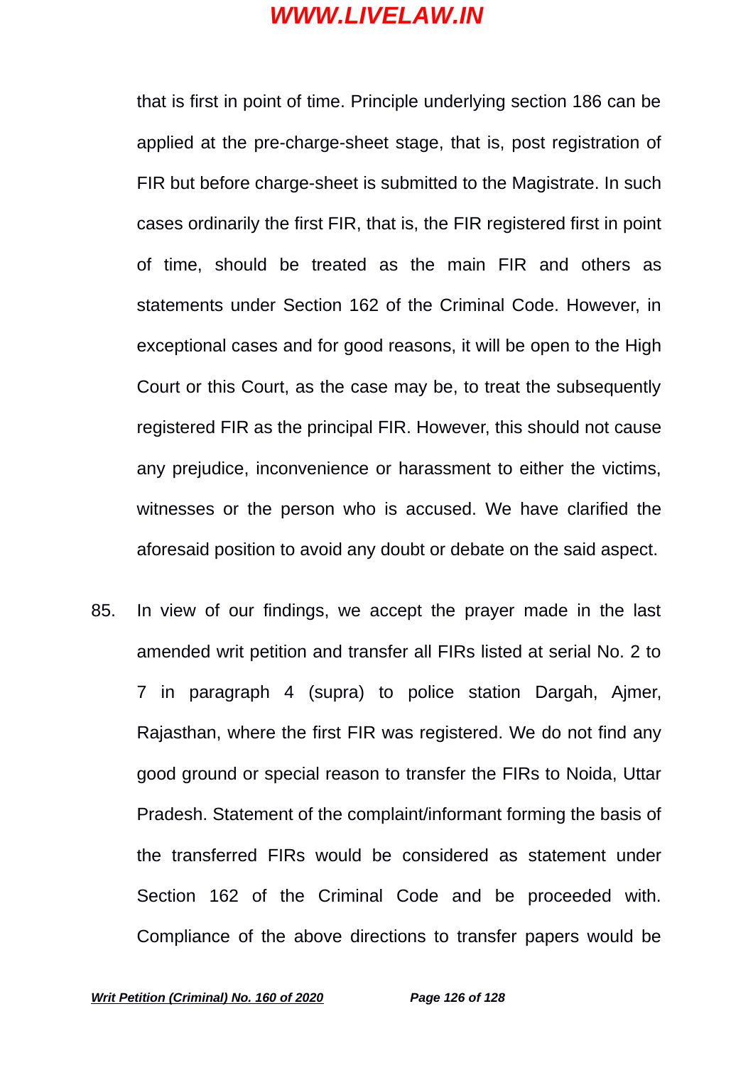that is first in point of time. Principle underlying section 186 can be applied at the pre-charge-sheet stage, that is, post registration of FIR but before charge-sheet is submitted to the Magistrate. In such cases ordinarily the first FIR, that is, the FIR registered first in point of time, should be treated as the main FIR and others as statements under Section 162 of the Criminal Code. However, in exceptional cases and for good reasons, it will be open to the High Court or this Court, as the case may be, to treat the subsequently registered FIR as the principal FIR. However, this should not cause any prejudice, inconvenience or harassment to either the victims, witnesses or the person who is accused. We have clarified the aforesaid position to avoid any doubt or debate on the said aspect.

85. In view of our findings, we accept the prayer made in the last amended writ petition and transfer all FIRs listed at serial No. 2 to 7 in paragraph 4 (supra) to police station Dargah, Ajmer, Rajasthan, where the first FIR was registered. We do not find any good ground or special reason to transfer the FIRs to Noida, Uttar Pradesh. Statement of the complaint/informant forming the basis of the transferred FIRs would be considered as statement under Section 162 of the Criminal Code and be proceeded with. Compliance of the above directions to transfer papers would be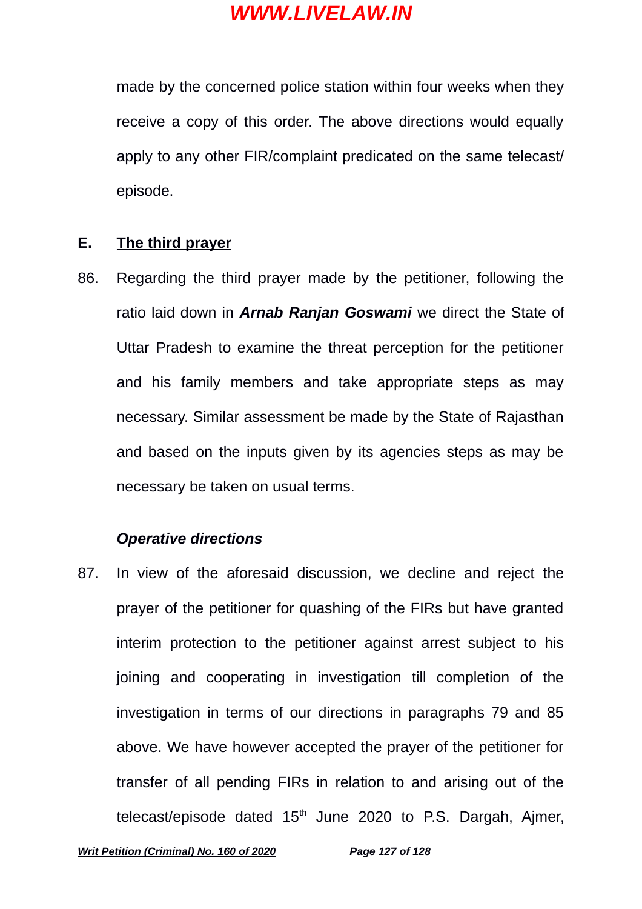made by the concerned police station within four weeks when they receive a copy of this order. The above directions would equally apply to any other FIR/complaint predicated on the same telecast/ episode.

## E. <u>The third prayer</u>

86. Regarding the third prayer made by the petitioner, following the ratio laid down in ***Arnab Ranjan Goswami*** we direct the State of Uttar Pradesh to examine the threat perception for the petitioner and his family members and take appropriate steps as may necessary. Similar assessment be made by the State of Rajasthan and based on the inputs given by its agencies steps as may be necessary be taken on usual terms.

### ***<u>Operative directions</u>***

87. In view of the aforesaid discussion, we decline and reject the prayer of the petitioner for quashing of the FIRs but have granted interim protection to the petitioner against arrest subject to his joining and cooperating in investigation till completion of the investigation in terms of our directions in paragraphs 79 and 85 above. We have however accepted the prayer of the petitioner for transfer of all pending FIRs in relation to and arising out of the telecast/episode dated 15th June 2020 to P.S. Dargah, Ajmer,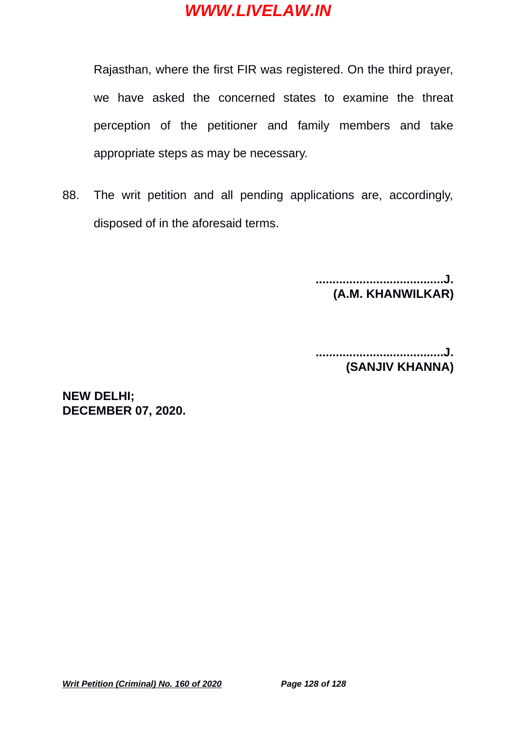Rajasthan, where the first FIR was registered. On the third prayer, we have asked the concerned states to examine the threat perception of the petitioner and family members and take appropriate steps as may be necessary.

88. The writ petition and all pending applications are, accordingly, disposed of in the aforesaid terms.

**.....................................J.**
**(A.M. KHANWILKAR)**

**.....................................J.**
**(SANJIV KHANNA)**

**NEW DELHI;**
**DECEMBER 07, 2020.**